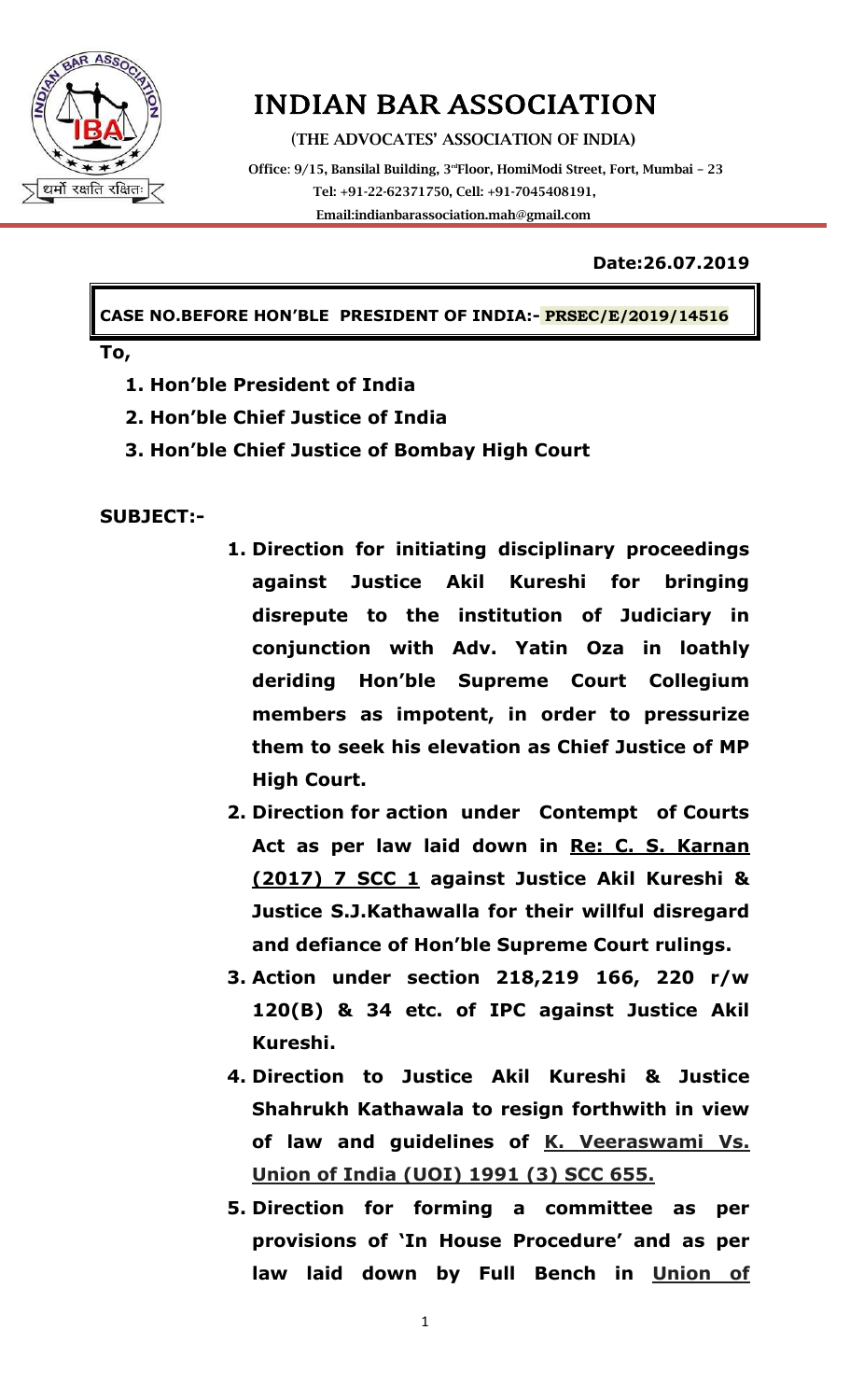# INDIAN BAR ASSOCIATION

(THE ADVOCATES' ASSOCIATION OF INDIA)

Office: 9/15, Bansilal Building, 3rd Floor, HomiModi Street, Fort, Mumbai – 23
Tel: +91-22-62371750, Cell: +91-7045408191,
Email:indianbarassociation.mah@gmail.com

**Date:26.07.2019**

**CASE NO.BEFORE HON'BLE PRESIDENT OF INDIA:- PRSEC/E/2019/14516**

**To,**

1. **Hon'ble President of India**
2. **Hon'ble Chief Justice of India**
3. **Hon'ble Chief Justice of Bombay High Court**

**SUBJECT:-**

1. **Direction for initiating disciplinary proceedings against Justice Akil Kureshi for bringing disrepute to the institution of Judiciary in conjunction with Adv. Yatin Oza in loathly deriding Hon'ble Supreme Court Collegium members as impotent, in order to pressurize them to seek his elevation as Chief Justice of MP High Court.**
2. **Direction for action under Contempt of Courts Act as per law laid down in Re: C. S. Karnan (2017) 7 SCC 1 against Justice Akil Kureshi & Justice S.J.Kathawalla for their willful disregard and defiance of Hon'ble Supreme Court rulings.**
3. **Action under section 218,219 166, 220 r/w 120(B) & 34 etc. of IPC against Justice Akil Kureshi.**
4. **Direction to Justice Akil Kureshi & Justice Shahrukh Kathawala to resign forthwith in view of law and guidelines of K. Veeraswami Vs. Union of India (UOI) 1991 (3) SCC 655.**
5. **Direction for forming a committee as per provisions of 'In House Procedure' and as per law laid down by Full Bench in Union of**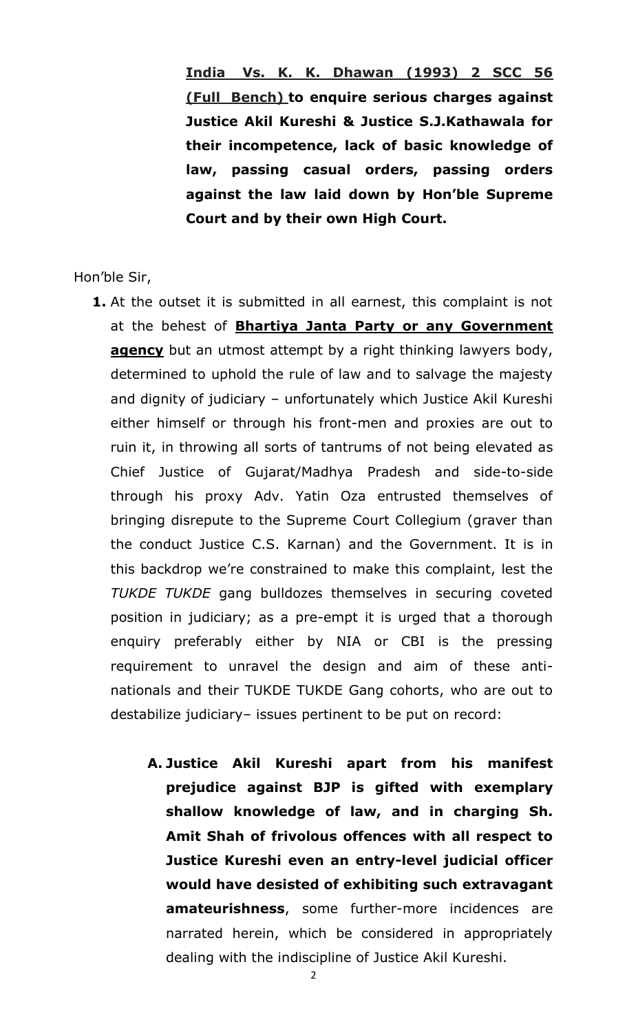**India Vs. K. K. Dhawan (1993) 2 SCC 56 (Full Bench) to enquire serious charges against Justice Akil Kureshi & Justice S.J.Kathawala for their incompetence, lack of basic knowledge of law, passing casual orders, passing orders against the law laid down by Hon'ble Supreme Court and by their own High Court.**

Hon'ble Sir,

1. At the outset it is submitted in all earnest, this complaint is not at the behest of **Bhartiya Janta Party or any Government agency** but an utmost attempt by a right thinking lawyers body, determined to uphold the rule of law and to salvage the majesty and dignity of judiciary – unfortunately which Justice Akil Kureshi either himself or through his front-men and proxies are out to ruin it, in throwing all sorts of tantrums of not being elevated as Chief Justice of Gujarat/Madhya Pradesh and side-to-side through his proxy Adv. Yatin Oza entrusted themselves of bringing disrepute to the Supreme Court Collegium (graver than the conduct Justice C.S. Karnan) and the Government. It is in this backdrop we're constrained to make this complaint, lest the *TUKDE TUKDE* gang bulldozes themselves in securing coveted position in judiciary; as a pre-empt it is urged that a thorough enquiry preferably either by NIA or CBI is the pressing requirement to unravel the design and aim of these anti-nationals and their TUKDE TUKDE Gang cohorts, who are out to destabilize judiciary– issues pertinent to be put on record:

   A. **Justice Akil Kureshi apart from his manifest prejudice against BJP is gifted with exemplary shallow knowledge of law, and in charging Sh. Amit Shah of frivolous offences with all respect to Justice Kureshi even an entry-level judicial officer would have desisted of exhibiting such extravagant amateurishness**, some further-more incidences are narrated herein, which be considered in appropriately dealing with the indiscipline of Justice Akil Kureshi.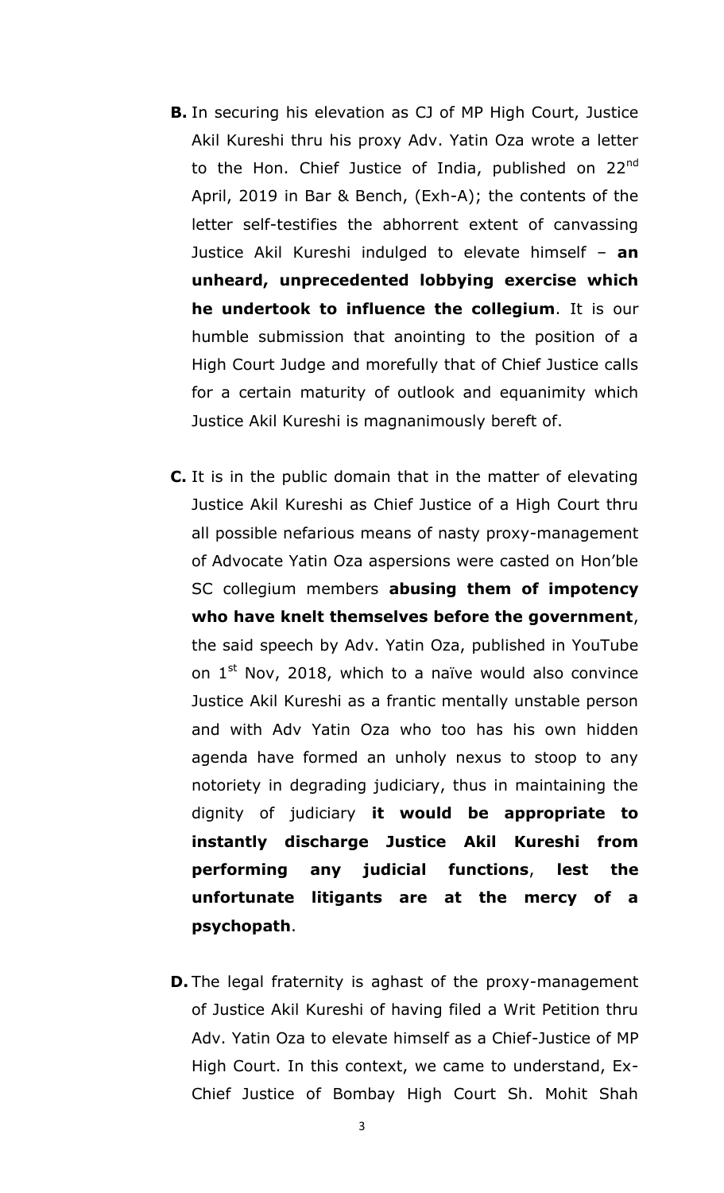**B.** In securing his elevation as CJ of MP High Court, Justice Akil Kureshi thru his proxy Adv. Yatin Oza wrote a letter to the Hon. Chief Justice of India, published on 22nd April, 2019 in Bar & Bench, (Exh-A); the contents of the letter self-testifies the abhorrent extent of canvassing Justice Akil Kureshi indulged to elevate himself – **an unheard, unprecedented lobbying exercise which he undertook to influence the collegium**. It is our humble submission that anointing to the position of a High Court Judge and morefully that of Chief Justice calls for a certain maturity of outlook and equanimity which Justice Akil Kureshi is magnanimously bereft of.

**C.** It is in the public domain that in the matter of elevating Justice Akil Kureshi as Chief Justice of a High Court thru all possible nefarious means of nasty proxy-management of Advocate Yatin Oza aspersions were casted on Hon'ble SC collegium members **abusing them of impotency who have knelt themselves before the government**, the said speech by Adv. Yatin Oza, published in YouTube on 1st Nov, 2018, which to a naïve would also convince Justice Akil Kureshi as a frantic mentally unstable person and with Adv Yatin Oza who too has his own hidden agenda have formed an unholy nexus to stoop to any notoriety in degrading judiciary, thus in maintaining the dignity of judiciary **it would be appropriate to instantly discharge Justice Akil Kureshi from performing any judicial functions**, **lest the unfortunate litigants are at the mercy of a psychopath**.

**D.** The legal fraternity is aghast of the proxy-management of Justice Akil Kureshi of having filed a Writ Petition thru Adv. Yatin Oza to elevate himself as a Chief-Justice of MP High Court. In this context, we came to understand, Ex-Chief Justice of Bombay High Court Sh. Mohit Shah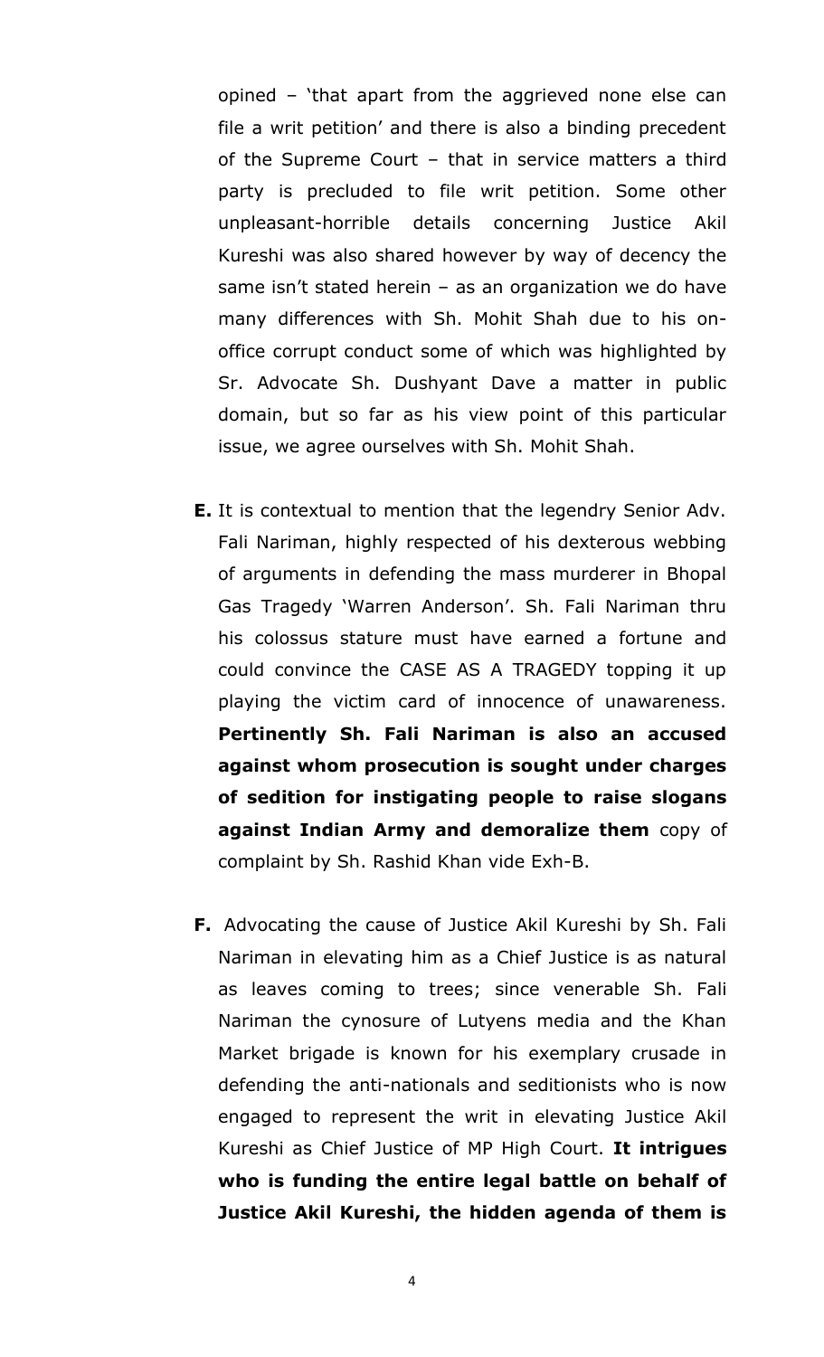opined – 'that apart from the aggrieved none else can file a writ petition' and there is also a binding precedent of the Supreme Court – that in service matters a third party is precluded to file writ petition. Some other unpleasant-horrible details concerning Justice Akil Kureshi was also shared however by way of decency the same isn't stated herein – as an organization we do have many differences with Sh. Mohit Shah due to his on-office corrupt conduct some of which was highlighted by Sr. Advocate Sh. Dushyant Dave a matter in public domain, but so far as his view point of this particular issue, we agree ourselves with Sh. Mohit Shah.

**E.** It is contextual to mention that the legendry Senior Adv. Fali Nariman, highly respected of his dexterous webbing of arguments in defending the mass murderer in Bhopal Gas Tragedy 'Warren Anderson'. Sh. Fali Nariman thru his colossus stature must have earned a fortune and could convince the CASE AS A TRAGEDY topping it up playing the victim card of innocence of unawareness. **Pertinently Sh. Fali Nariman is also an accused against whom prosecution is sought under charges of sedition for instigating people to raise slogans against Indian Army and demoralize them** copy of complaint by Sh. Rashid Khan vide Exh-B.

**F.** Advocating the cause of Justice Akil Kureshi by Sh. Fali Nariman in elevating him as a Chief Justice is as natural as leaves coming to trees; since venerable Sh. Fali Nariman the cynosure of Lutyens media and the Khan Market brigade is known for his exemplary crusade in defending the anti-nationals and seditionists who is now engaged to represent the writ in elevating Justice Akil Kureshi as Chief Justice of MP High Court. **It intrigues who is funding the entire legal battle on behalf of Justice Akil Kureshi, the hidden agenda of them is**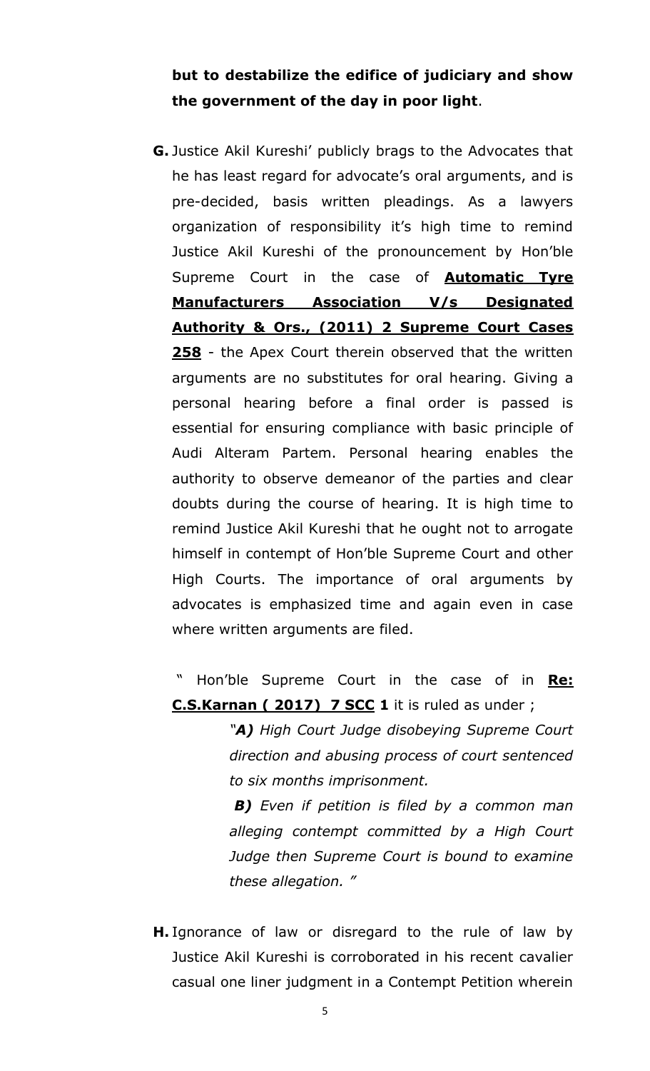**but to destabilize the edifice of judiciary and show the government of the day in poor light**.

**G.** Justice Akil Kureshi' publicly brags to the Advocates that he has least regard for advocate's oral arguments, and is pre-decided, basis written pleadings. As a lawyers organization of responsibility it's high time to remind Justice Akil Kureshi of the pronouncement by Hon'ble Supreme Court in the case of **<u>Automatic Tyre Manufacturers Association V/s Designated Authority & Ors., (2011) 2 Supreme Court Cases 258</u>** - the Apex Court therein observed that the written arguments are no substitutes for oral hearing. Giving a personal hearing before a final order is passed is essential for ensuring compliance with basic principle of Audi Alteram Partem. Personal hearing enables the authority to observe demeanor of the parties and clear doubts during the course of hearing. It is high time to remind Justice Akil Kureshi that he ought not to arrogate himself in contempt of Hon'ble Supreme Court and other High Courts. The importance of oral arguments by advocates is emphasized time and again even in case where written arguments are filed.

" Hon'ble Supreme Court in the case of in **<u>Re: C.S.Karnan ( 2017) 7 SCC</u> 1** it is ruled as under ;

> *"**A)** High Court Judge disobeying Supreme Court direction and abusing process of court sentenced to six months imprisonment.*
>
> ***B)** Even if petition is filed by a common man alleging contempt committed by a High Court Judge then Supreme Court is bound to examine these allegation. "*

**H.** Ignorance of law or disregard to the rule of law by Justice Akil Kureshi is corroborated in his recent cavalier casual one liner judgment in a Contempt Petition wherein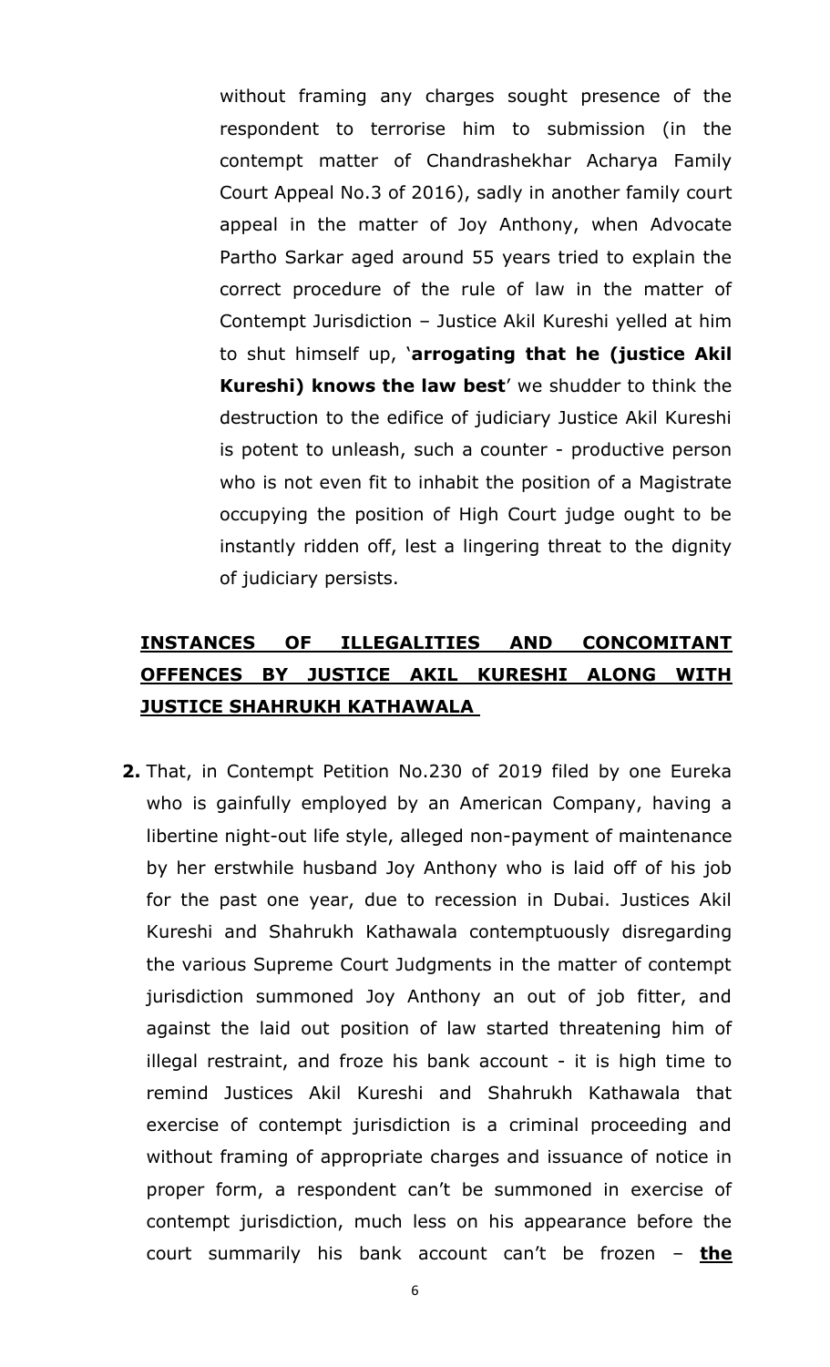without framing any charges sought presence of the respondent to terrorise him to submission (in the contempt matter of Chandrashekhar Acharya Family Court Appeal No.3 of 2016), sadly in another family court appeal in the matter of Joy Anthony, when Advocate Partho Sarkar aged around 55 years tried to explain the correct procedure of the rule of law in the matter of Contempt Jurisdiction – Justice Akil Kureshi yelled at him to shut himself up, '**arrogating that he (justice Akil Kureshi) knows the law best**' we shudder to think the destruction to the edifice of judiciary Justice Akil Kureshi is potent to unleash, such a counter - productive person who is not even fit to inhabit the position of a Magistrate occupying the position of High Court judge ought to be instantly ridden off, lest a lingering threat to the dignity of judiciary persists.

## **INSTANCES OF ILLEGALITIES AND CONCOMITANT OFFENCES BY JUSTICE AKIL KURESHI ALONG WITH JUSTICE SHAHRUKH KATHAWALA**

**2.** That, in Contempt Petition No.230 of 2019 filed by one Eureka who is gainfully employed by an American Company, having a libertine night-out life style, alleged non-payment of maintenance by her erstwhile husband Joy Anthony who is laid off of his job for the past one year, due to recession in Dubai. Justices Akil Kureshi and Shahrukh Kathawala contemptuously disregarding the various Supreme Court Judgments in the matter of contempt jurisdiction summoned Joy Anthony an out of job fitter, and against the laid out position of law started threatening him of illegal restraint, and froze his bank account - it is high time to remind Justices Akil Kureshi and Shahrukh Kathawala that exercise of contempt jurisdiction is a criminal proceeding and without framing of appropriate charges and issuance of notice in proper form, a respondent can't be summoned in exercise of contempt jurisdiction, much less on his appearance before the court summarily his bank account can't be frozen – **the**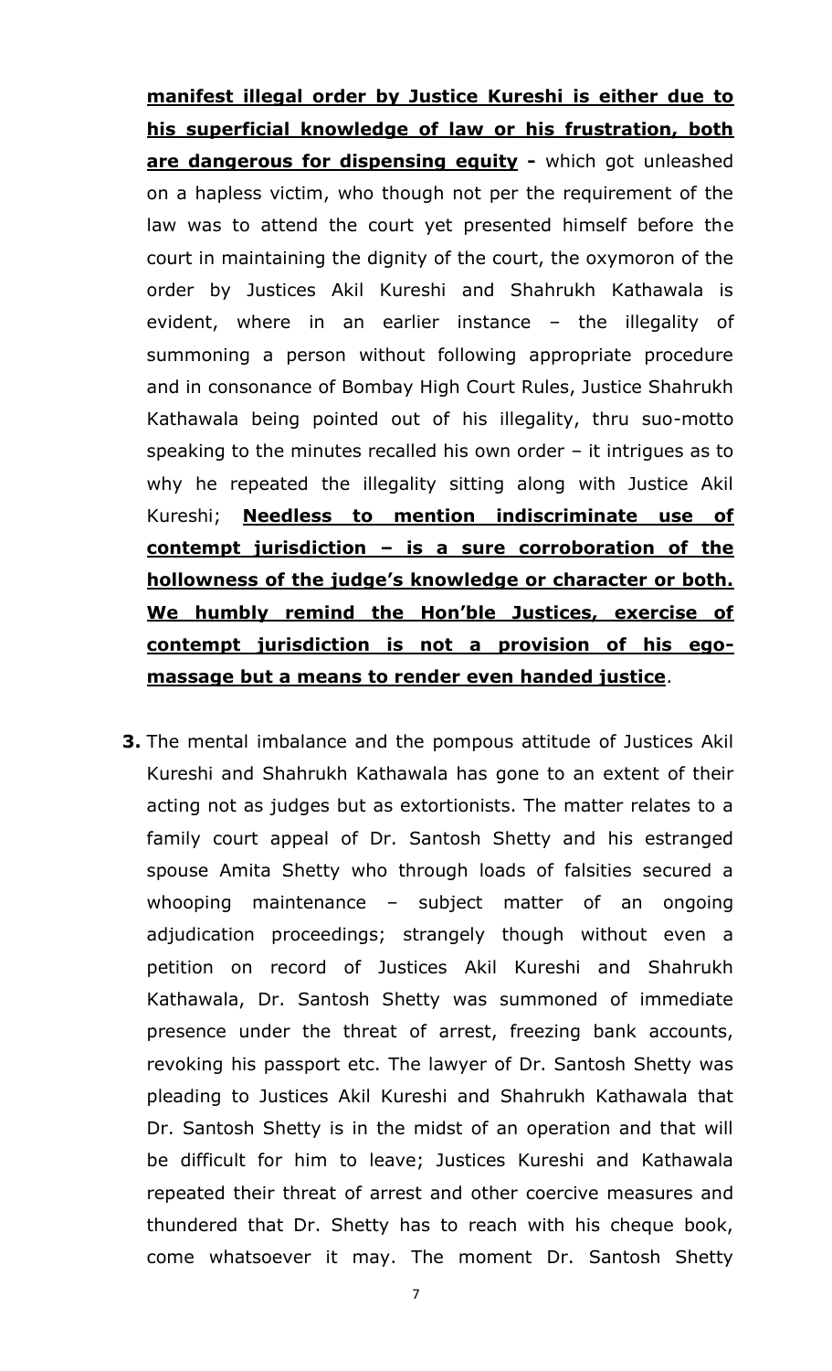**manifest illegal order by Justice Kureshi is either due to his superficial knowledge of law or his frustration, both are dangerous for dispensing equity -** which got unleashed on a hapless victim, who though not per the requirement of the law was to attend the court yet presented himself before the court in maintaining the dignity of the court, the oxymoron of the order by Justices Akil Kureshi and Shahrukh Kathawala is evident, where in an earlier instance – the illegality of summoning a person without following appropriate procedure and in consonance of Bombay High Court Rules, Justice Shahrukh Kathawala being pointed out of his illegality, thru suo-motto speaking to the minutes recalled his own order – it intrigues as to why he repeated the illegality sitting along with Justice Akil Kureshi; **Needless to mention indiscriminate use of contempt jurisdiction – is a sure corroboration of the hollowness of the judge's knowledge or character or both. We humbly remind the Hon'ble Justices, exercise of contempt jurisdiction is not a provision of his ego-massage but a means to render even handed justice**.

**3.** The mental imbalance and the pompous attitude of Justices Akil Kureshi and Shahrukh Kathawala has gone to an extent of their acting not as judges but as extortionists. The matter relates to a family court appeal of Dr. Santosh Shetty and his estranged spouse Amita Shetty who through loads of falsities secured a whooping maintenance – subject matter of an ongoing adjudication proceedings; strangely though without even a petition on record of Justices Akil Kureshi and Shahrukh Kathawala, Dr. Santosh Shetty was summoned of immediate presence under the threat of arrest, freezing bank accounts, revoking his passport etc. The lawyer of Dr. Santosh Shetty was pleading to Justices Akil Kureshi and Shahrukh Kathawala that Dr. Santosh Shetty is in the midst of an operation and that will be difficult for him to leave; Justices Kureshi and Kathawala repeated their threat of arrest and other coercive measures and thundered that Dr. Shetty has to reach with his cheque book, come whatsoever it may. The moment Dr. Santosh Shetty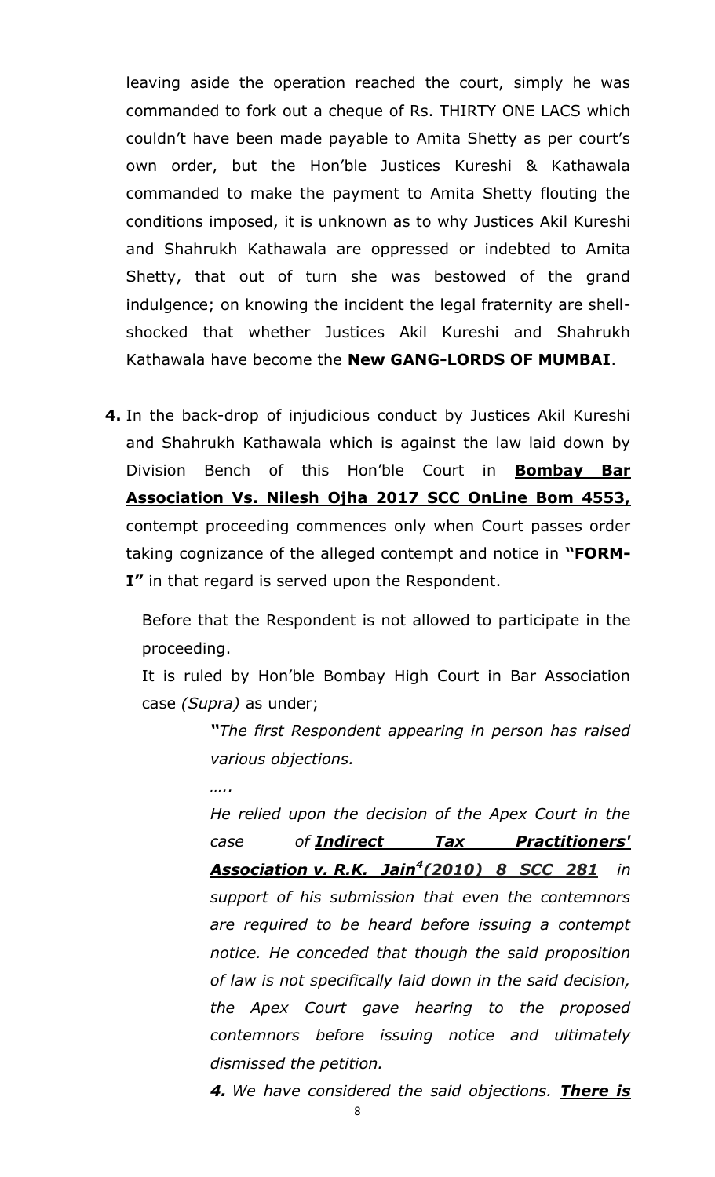leaving aside the operation reached the court, simply he was commanded to fork out a cheque of Rs. THIRTY ONE LACS which couldn't have been made payable to Amita Shetty as per court's own order, but the Hon'ble Justices Kureshi & Kathawala commanded to make the payment to Amita Shetty flouting the conditions imposed, it is unknown as to why Justices Akil Kureshi and Shahrukh Kathawala are oppressed or indebted to Amita Shetty, that out of turn she was bestowed of the grand indulgence; on knowing the incident the legal fraternity are shell-shocked that whether Justices Akil Kureshi and Shahrukh Kathawala have become the **New GANG-LORDS OF MUMBAI**.

**4.** In the back-drop of injudicious conduct by Justices Akil Kureshi and Shahrukh Kathawala which is against the law laid down by Division Bench of this Hon'ble Court in **<u>Bombay Bar Association Vs. Nilesh Ojha 2017 SCC OnLine Bom 4553,</u>** contempt proceeding commences only when Court passes order taking cognizance of the alleged contempt and notice in **"FORM-I"** in that regard is served upon the Respondent.

Before that the Respondent is not allowed to participate in the proceeding.

It is ruled by Hon'ble Bombay High Court in Bar Association case *(Supra)* as under;

> *"The first Respondent appearing in person has raised various objections.*
>
> *…..*
>
> *He relied upon the decision of the Apex Court in the case of **<u>Indirect Tax Practitioners' Association v. R.K. Jain[4](2010) 8 SCC 281</u>** in support of his submission that even the contemnors are required to be heard before issuing a contempt notice. He conceded that though the said proposition of law is not specifically laid down in the said decision, the Apex Court gave hearing to the proposed contemnors before issuing notice and ultimately dismissed the petition.*
>
> ***4.*** *We have considered the said objections. **<u>There is</u>***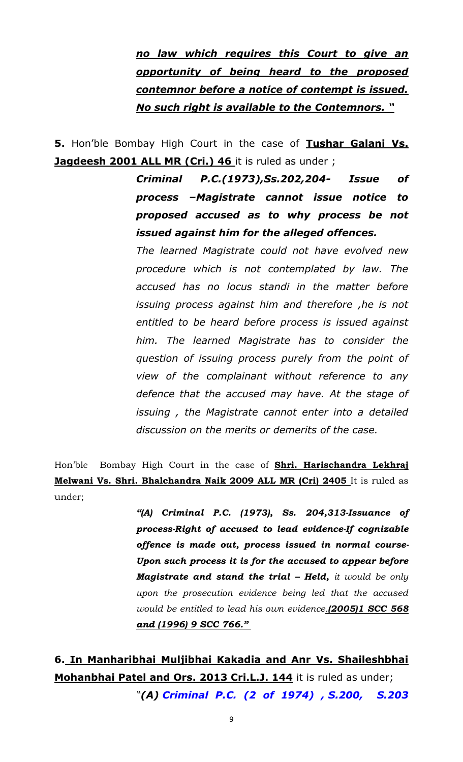***<u>no law which requires this Court to give an opportunity of being heard to the proposed contemnor before a notice of contempt is issued. No such right is available to the Contemnors. "</u>***

**5.** Hon'ble Bombay High Court in the case of **<u>Tushar Galani Vs. Jagdeesh 2001 ALL MR (Cri.) 46</u>** it is ruled as under ;

> ***Criminal P.C.(1973),Ss.202,204- Issue of process –Magistrate cannot issue notice to proposed accused as to why process be not issued against him for the alleged offences.***
>
> *The learned Magistrate could not have evolved new procedure which is not contemplated by law. The accused has no locus standi in the matter before issuing process against him and therefore ,he is not entitled to be heard before process is issued against him. The learned Magistrate has to consider the question of issuing process purely from the point of view of the complainant without reference to any defence that the accused may have. At the stage of issuing , the Magistrate cannot enter into a detailed discussion on the merits or demerits of the case.*

Hon'ble Bombay High Court in the case of **<u>Shri. Harischandra Lekhraj Melwani Vs. Shri. Bhalchandra Naik 2009 ALL MR (Cri) 2405</u>** It is ruled as under;

> ***"(A) Criminal P.C. (1973), Ss. 204,313-Issuance of process-Right of accused to lead evidence-If cognizable offence is made out, process issued in normal course-Upon such process it is for the accused to appear before Magistrate and stand the trial – Held,*** *it would be only upon the prosecution evidence being led that the accused would be entitled to lead his own evidence.* ***<u>(2005)1 SCC 568 and (1996) 9 SCC 766."</u>***

**6. <u>In Manharibhai Muljibhai Kakadia and Anr Vs. Shaileshbhai Mohanbhai Patel and Ors. 2013 Cri.L.J. 144</u>** it is ruled as under;

> *"****(A) Criminal P.C. (2 of 1974) , S.200, S.203***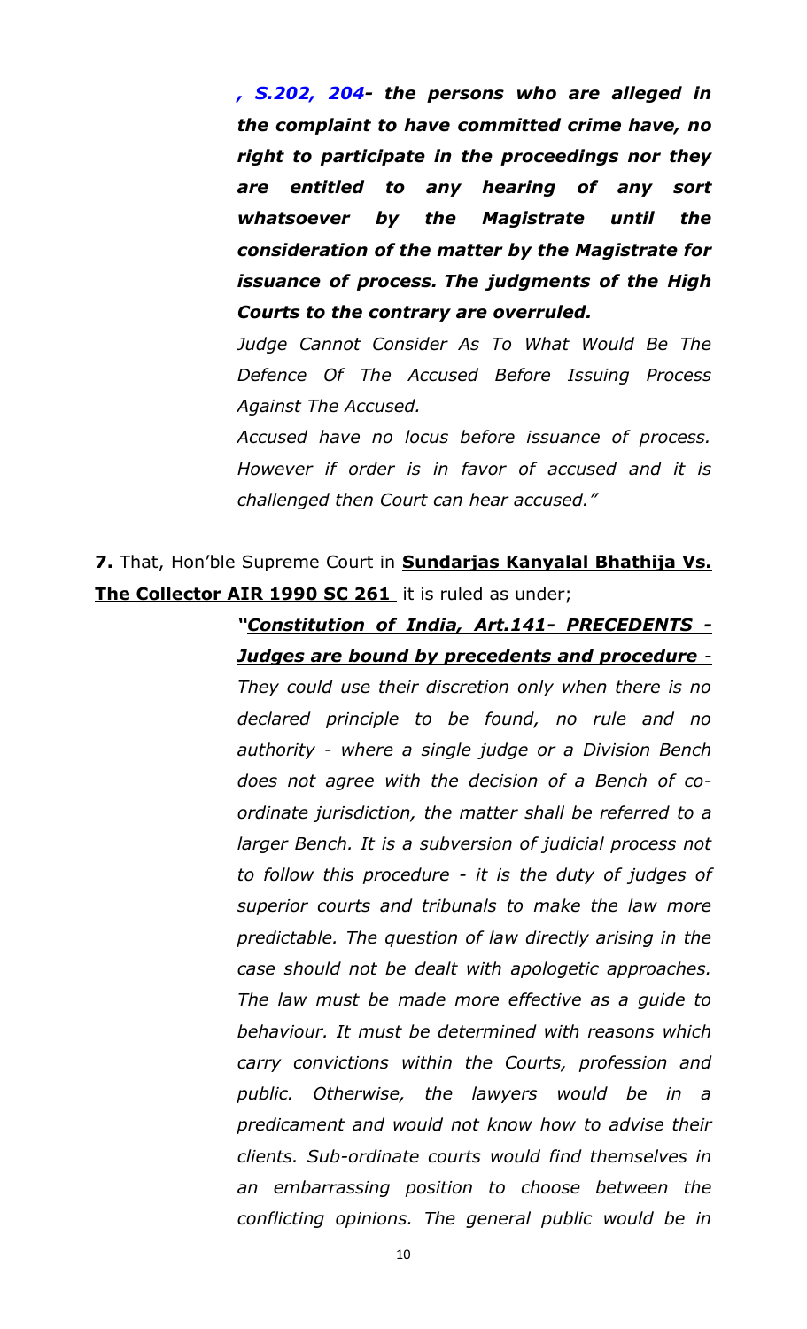***, S.202, 204- the persons who are alleged in the complaint to have committed crime have, no right to participate in the proceedings nor they are entitled to any hearing of any sort whatsoever by the Magistrate until the consideration of the matter by the Magistrate for issuance of process. The judgments of the High Courts to the contrary are overruled.***

*Judge Cannot Consider As To What Would Be The Defence Of The Accused Before Issuing Process Against The Accused.*

*Accused have no locus before issuance of process. However if order is in favor of accused and it is challenged then Court can hear accused."*

**7.** That, Hon'ble Supreme Court in **<u>Sundarjas Kanyalal Bhathija Vs. The Collector AIR 1990 SC 261</u>** it is ruled as under;

> ***<u>"Constitution of India, Art.141- PRECEDENTS - Judges are bound by precedents and procedure</u>*** *- They could use their discretion only when there is no declared principle to be found, no rule and no authority - where a single judge or a Division Bench does not agree with the decision of a Bench of co-ordinate jurisdiction, the matter shall be referred to a larger Bench. It is a subversion of judicial process not to follow this procedure - it is the duty of judges of superior courts and tribunals to make the law more predictable. The question of law directly arising in the case should not be dealt with apologetic approaches. The law must be made more effective as a guide to behaviour. It must be determined with reasons which carry convictions within the Courts, profession and public. Otherwise, the lawyers would be in a predicament and would not know how to advise their clients. Sub-ordinate courts would find themselves in an embarrassing position to choose between the conflicting opinions. The general public would be in*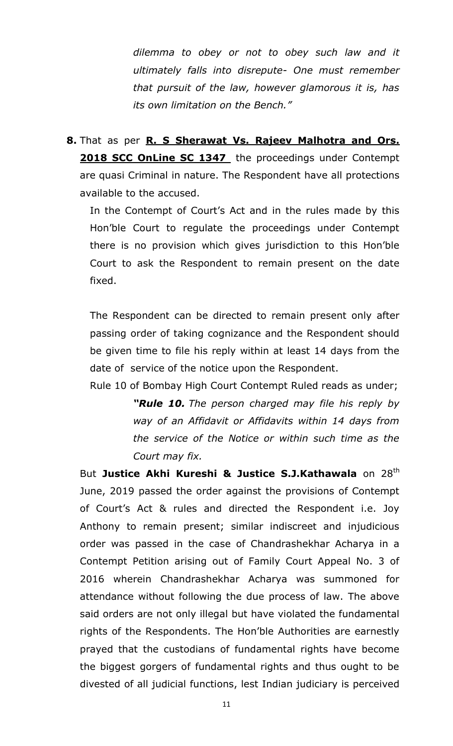*dilemma to obey or not to obey such law and it ultimately falls into disrepute- One must remember that pursuit of the law, however glamorous it is, has its own limitation on the Bench."*

**8.** That as per **R. S Sherawat Vs. Rajeev Malhotra and Ors. 2018 SCC OnLine SC 1347** the proceedings under Contempt are quasi Criminal in nature. The Respondent have all protections available to the accused.

In the Contempt of Court's Act and in the rules made by this Hon'ble Court to regulate the proceedings under Contempt there is no provision which gives jurisdiction to this Hon'ble Court to ask the Respondent to remain present on the date fixed.

The Respondent can be directed to remain present only after passing order of taking cognizance and the Respondent should be given time to file his reply within at least 14 days from the date of service of the notice upon the Respondent.

Rule 10 of Bombay High Court Contempt Ruled reads as under;

> ***"Rule 10.*** *The person charged may file his reply by way of an Affidavit or Affidavits within 14 days from the service of the Notice or within such time as the Court may fix.*

But **Justice Akhi Kureshi & Justice S.J.Kathawala** on 28th June, 2019 passed the order against the provisions of Contempt of Court's Act & rules and directed the Respondent i.e. Joy Anthony to remain present; similar indiscreet and injudicious order was passed in the case of Chandrashekhar Acharya in a Contempt Petition arising out of Family Court Appeal No. 3 of 2016 wherein Chandrashekhar Acharya was summoned for attendance without following the due process of law. The above said orders are not only illegal but have violated the fundamental rights of the Respondents. The Hon'ble Authorities are earnestly prayed that the custodians of fundamental rights have become the biggest gorgers of fundamental rights and thus ought to be divested of all judicial functions, lest Indian judiciary is perceived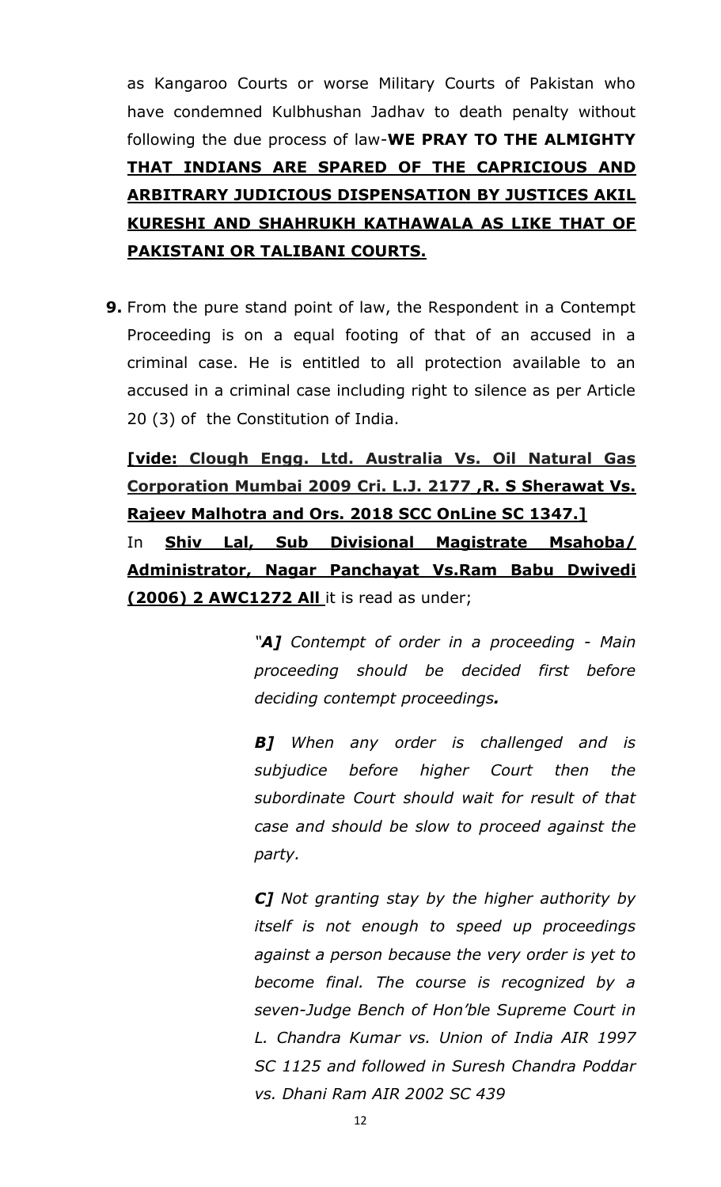as Kangaroo Courts or worse Military Courts of Pakistan who have condemned Kulbhushan Jadhav to death penalty without following the due process of law-**WE PRAY TO THE ALMIGHTY <u>THAT INDIANS ARE SPARED OF THE CAPRICIOUS AND ARBITRARY JUDICIOUS DISPENSATION BY JUSTICES AKIL KURESHI AND SHAHRUKH KATHAWALA AS LIKE THAT OF PAKISTANI OR TALIBANI COURTS.</u>**

**9.** From the pure stand point of law, the Respondent in a Contempt Proceeding is on a equal footing of that of an accused in a criminal case. He is entitled to all protection available to an accused in a criminal case including right to silence as per Article 20 (3) of the Constitution of India.

**<u>[vide: Clough Engg. Ltd. Australia Vs. Oil Natural Gas Corporation Mumbai 2009 Cri. L.J. 2177 ,R. S Sherawat Vs. Rajeev Malhotra and Ors. 2018 SCC OnLine SC 1347.]</u>**

In **<u>Shiv Lal, Sub Divisional Magistrate Msahoba/ Administrator, Nagar Panchayat Vs.Ram Babu Dwivedi (2006) 2 AWC1272 All</u>** it is read as under;

> *"**A]** Contempt of order in a proceeding - Main proceeding should be decided first before deciding contempt proceedings.*
>
> ***B]** When any order is challenged and is subjudice before higher Court then the subordinate Court should wait for result of that case and should be slow to proceed against the party.*
>
> ***C]** Not granting stay by the higher authority by itself is not enough to speed up proceedings against a person because the very order is yet to become final. The course is recognized by a seven-Judge Bench of Hon'ble Supreme Court in L. Chandra Kumar vs. Union of India AIR 1997 SC 1125 and followed in Suresh Chandra Poddar vs. Dhani Ram AIR 2002 SC 439*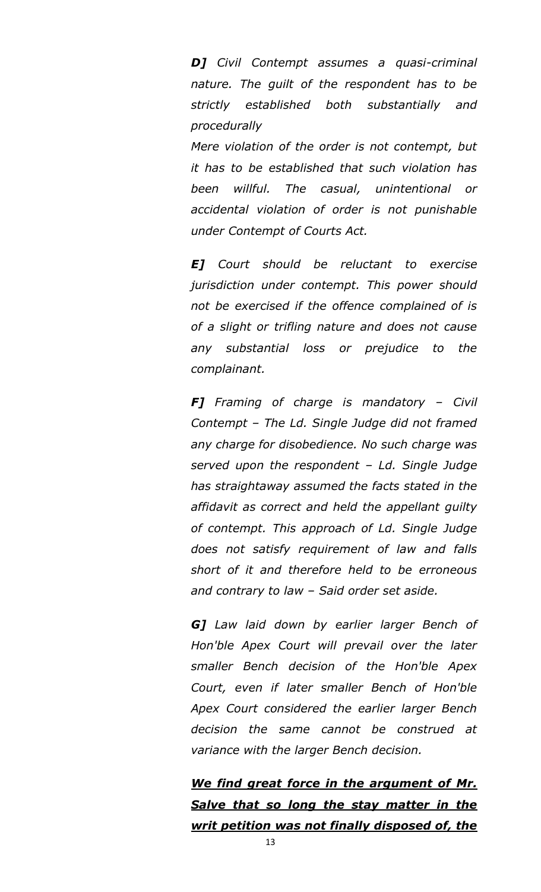***D]*** *Civil Contempt assumes a quasi-criminal nature. The guilt of the respondent has to be strictly established both substantially and procedurally*

*Mere violation of the order is not contempt, but it has to be established that such violation has been willful. The casual, unintentional or accidental violation of order is not punishable under Contempt of Courts Act.*

***E]*** *Court should be reluctant to exercise jurisdiction under contempt. This power should not be exercised if the offence complained of is of a slight or trifling nature and does not cause any substantial loss or prejudice to the complainant.*

***F]*** *Framing of charge is mandatory – Civil Contempt – The Ld. Single Judge did not framed any charge for disobedience. No such charge was served upon the respondent – Ld. Single Judge has straightaway assumed the facts stated in the affidavit as correct and held the appellant guilty of contempt. This approach of Ld. Single Judge does not satisfy requirement of law and falls short of it and therefore held to be erroneous and contrary to law – Said order set aside.*

***G]*** *Law laid down by earlier larger Bench of Hon'ble Apex Court will prevail over the later smaller Bench decision of the Hon'ble Apex Court, even if later smaller Bench of Hon'ble Apex Court considered the earlier larger Bench decision the same cannot be construed at variance with the larger Bench decision.*

***<u>We find great force in the argument of Mr. Salve that so long the stay matter in the writ petition was not finally disposed of, the</u>***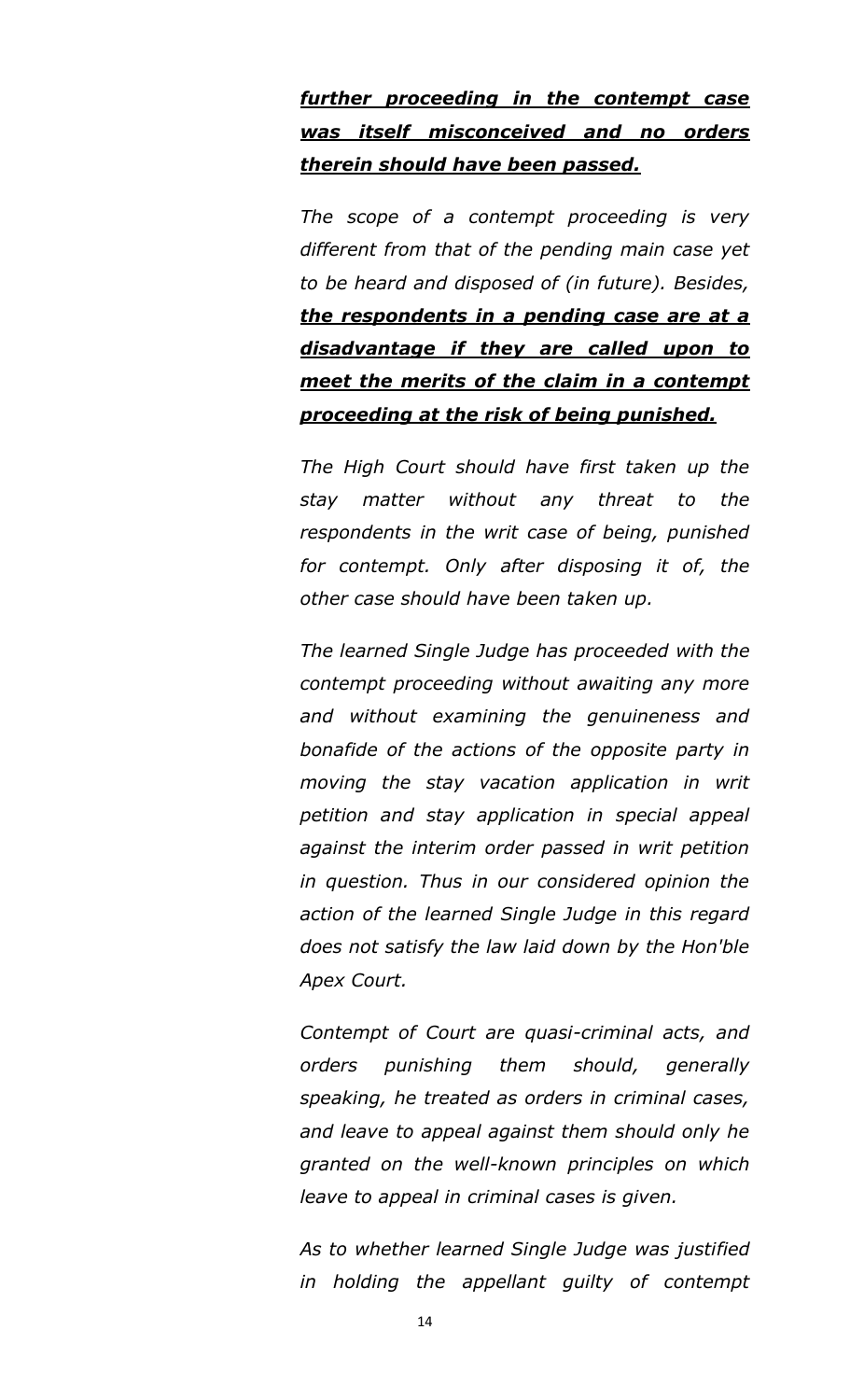***further proceeding in the contempt case was itself misconceived and no orders therein should have been passed.***

*The scope of a contempt proceeding is very different from that of the pending main case yet to be heard and disposed of (in future). Besides,* ***the respondents in a pending case are at a disadvantage if they are called upon to meet the merits of the claim in a contempt proceeding at the risk of being punished.***

*The High Court should have first taken up the stay matter without any threat to the respondents in the writ case of being, punished for contempt. Only after disposing it of, the other case should have been taken up.*

*The learned Single Judge has proceeded with the contempt proceeding without awaiting any more and without examining the genuineness and bonafide of the actions of the opposite party in moving the stay vacation application in writ petition and stay application in special appeal against the interim order passed in writ petition in question. Thus in our considered opinion the action of the learned Single Judge in this regard does not satisfy the law laid down by the Hon'ble Apex Court.*

*Contempt of Court are quasi-criminal acts, and orders punishing them should, generally speaking, he treated as orders in criminal cases, and leave to appeal against them should only he granted on the well-known principles on which leave to appeal in criminal cases is given.*

*As to whether learned Single Judge was justified in holding the appellant guilty of contempt*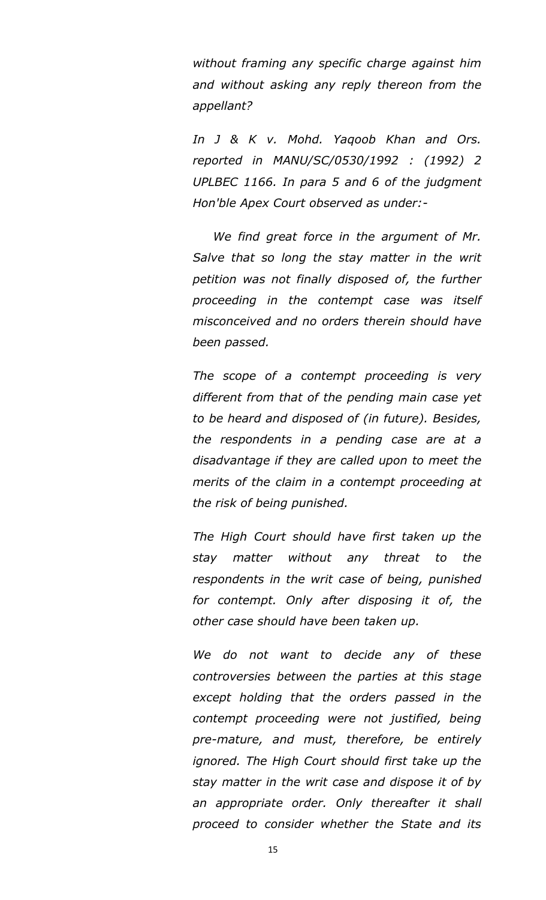*without framing any specific charge against him and without asking any reply thereon from the appellant?*

*In J & K v. Mohd. Yaqoob Khan and Ors. reported in MANU/SC/0530/1992 : (1992) 2 UPLBEC 1166. In para 5 and 6 of the judgment Hon'ble Apex Court observed as under:-*

*We find great force in the argument of Mr. Salve that so long the stay matter in the writ petition was not finally disposed of, the further proceeding in the contempt case was itself misconceived and no orders therein should have been passed.*

*The scope of a contempt proceeding is very different from that of the pending main case yet to be heard and disposed of (in future). Besides, the respondents in a pending case are at a disadvantage if they are called upon to meet the merits of the claim in a contempt proceeding at the risk of being punished.*

*The High Court should have first taken up the stay matter without any threat to the respondents in the writ case of being, punished for contempt. Only after disposing it of, the other case should have been taken up.*

*We do not want to decide any of these controversies between the parties at this stage except holding that the orders passed in the contempt proceeding were not justified, being pre-mature, and must, therefore, be entirely ignored. The High Court should first take up the stay matter in the writ case and dispose it of by an appropriate order. Only thereafter it shall proceed to consider whether the State and its*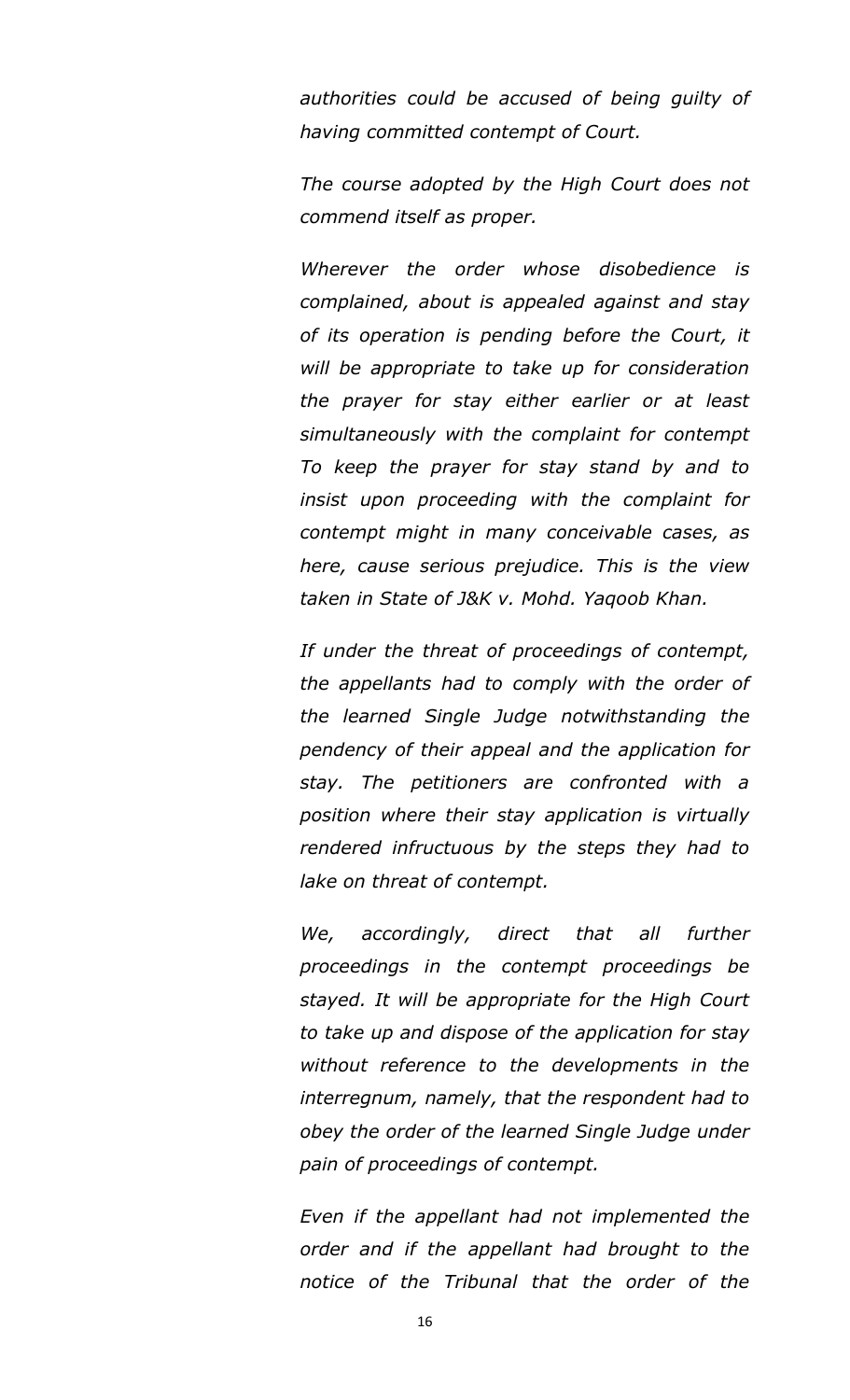*authorities could be accused of being guilty of having committed contempt of Court.*

*The course adopted by the High Court does not commend itself as proper.*

*Wherever the order whose disobedience is complained, about is appealed against and stay of its operation is pending before the Court, it will be appropriate to take up for consideration the prayer for stay either earlier or at least simultaneously with the complaint for contempt To keep the prayer for stay stand by and to insist upon proceeding with the complaint for contempt might in many conceivable cases, as here, cause serious prejudice. This is the view taken in State of J&K v. Mohd. Yaqoob Khan.*

*If under the threat of proceedings of contempt, the appellants had to comply with the order of the learned Single Judge notwithstanding the pendency of their appeal and the application for stay. The petitioners are confronted with a position where their stay application is virtually rendered infructuous by the steps they had to lake on threat of contempt.*

*We, accordingly, direct that all further proceedings in the contempt proceedings be stayed. It will be appropriate for the High Court to take up and dispose of the application for stay without reference to the developments in the interregnum, namely, that the respondent had to obey the order of the learned Single Judge under pain of proceedings of contempt.*

*Even if the appellant had not implemented the order and if the appellant had brought to the notice of the Tribunal that the order of the*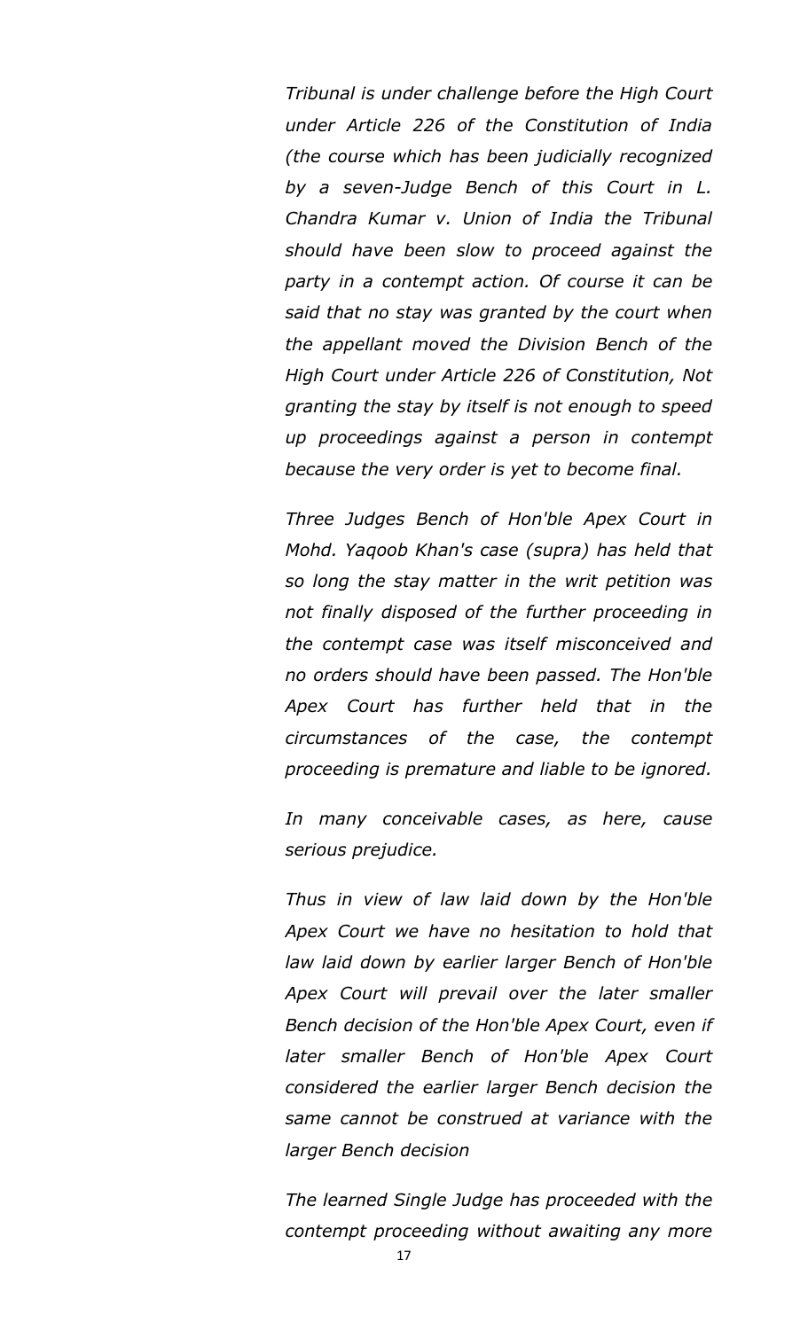*Tribunal is under challenge before the High Court under Article 226 of the Constitution of India (the course which has been judicially recognized by a seven-Judge Bench of this Court in L. Chandra Kumar v. Union of India the Tribunal should have been slow to proceed against the party in a contempt action. Of course it can be said that no stay was granted by the court when the appellant moved the Division Bench of the High Court under Article 226 of Constitution, Not granting the stay by itself is not enough to speed up proceedings against a person in contempt because the very order is yet to become final.*

*Three Judges Bench of Hon'ble Apex Court in Mohd. Yaqoob Khan's case (supra) has held that so long the stay matter in the writ petition was not finally disposed of the further proceeding in the contempt case was itself misconceived and no orders should have been passed. The Hon'ble Apex Court has further held that in the circumstances of the case, the contempt proceeding is premature and liable to be ignored.*

*In many conceivable cases, as here, cause serious prejudice.*

*Thus in view of law laid down by the Hon'ble Apex Court we have no hesitation to hold that law laid down by earlier larger Bench of Hon'ble Apex Court will prevail over the later smaller Bench decision of the Hon'ble Apex Court, even if later smaller Bench of Hon'ble Apex Court considered the earlier larger Bench decision the same cannot be construed at variance with the larger Bench decision*

*The learned Single Judge has proceeded with the contempt proceeding without awaiting any more*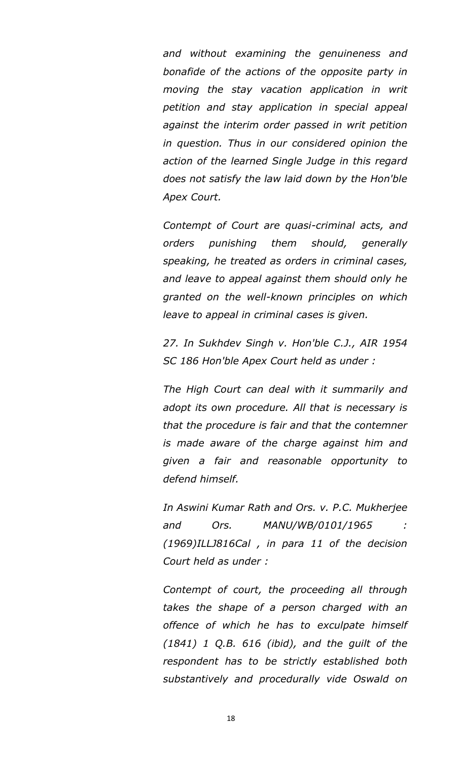*and without examining the genuineness and bonafide of the actions of the opposite party in moving the stay vacation application in writ petition and stay application in special appeal against the interim order passed in writ petition in question. Thus in our considered opinion the action of the learned Single Judge in this regard does not satisfy the law laid down by the Hon'ble Apex Court.*

*Contempt of Court are quasi-criminal acts, and orders punishing them should, generally speaking, he treated as orders in criminal cases, and leave to appeal against them should only he granted on the well-known principles on which leave to appeal in criminal cases is given.*

*27. In Sukhdev Singh v. Hon'ble C.J., AIR 1954 SC 186 Hon'ble Apex Court held as under :*

*The High Court can deal with it summarily and adopt its own procedure. All that is necessary is that the procedure is fair and that the contemner is made aware of the charge against him and given a fair and reasonable opportunity to defend himself.*

*In Aswini Kumar Rath and Ors. v. P.C. Mukherjee and Ors. MANU/WB/0101/1965 : (1969)ILLJ816Cal , in para 11 of the decision Court held as under :*

*Contempt of court, the proceeding all through takes the shape of a person charged with an offence of which he has to exculpate himself (1841) 1 Q.B. 616 (ibid), and the guilt of the respondent has to be strictly established both substantively and procedurally vide Oswald on*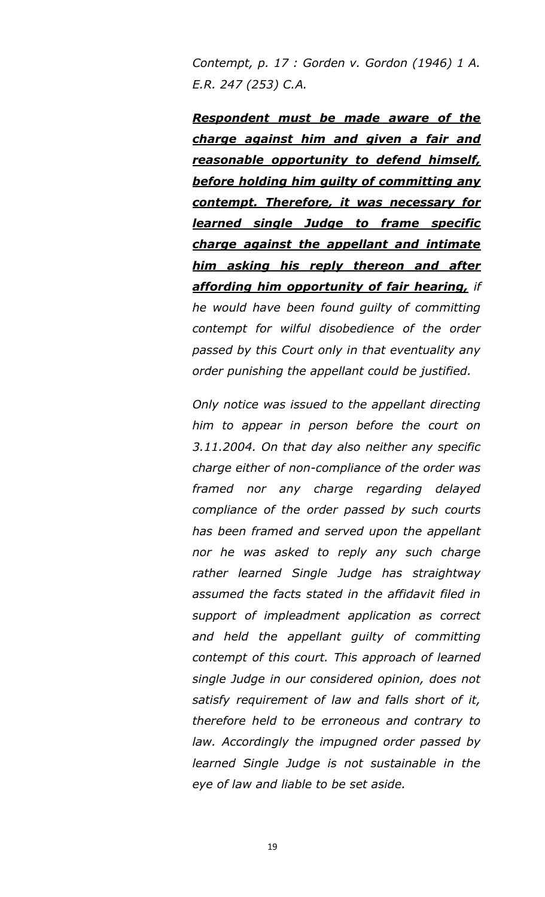*Contempt, p. 17 : Gorden v. Gordon (1946) 1 A. E.R. 247 (253) C.A.*

***<u>Respondent must be made aware of the charge against him and given a fair and reasonable opportunity to defend himself, before holding him guilty of committing any contempt. Therefore, it was necessary for learned single Judge to frame specific charge against the appellant and intimate him asking his reply thereon and after affording him opportunity of fair hearing,</u>*** *if he would have been found guilty of committing contempt for wilful disobedience of the order passed by this Court only in that eventuality any order punishing the appellant could be justified.*

*Only notice was issued to the appellant directing him to appear in person before the court on 3.11.2004. On that day also neither any specific charge either of non-compliance of the order was framed nor any charge regarding delayed compliance of the order passed by such courts has been framed and served upon the appellant nor he was asked to reply any such charge rather learned Single Judge has straightway assumed the facts stated in the affidavit filed in support of impleadment application as correct and held the appellant guilty of committing contempt of this court. This approach of learned single Judge in our considered opinion, does not satisfy requirement of law and falls short of it, therefore held to be erroneous and contrary to law. Accordingly the impugned order passed by learned Single Judge is not sustainable in the eye of law and liable to be set aside.*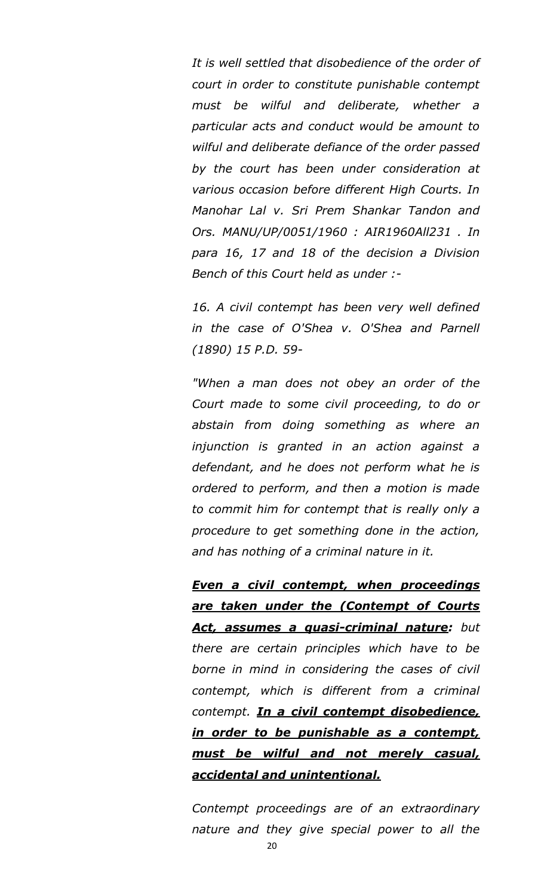*It is well settled that disobedience of the order of court in order to constitute punishable contempt must be wilful and deliberate, whether a particular acts and conduct would be amount to wilful and deliberate defiance of the order passed by the court has been under consideration at various occasion before different High Courts. In Manohar Lal v. Sri Prem Shankar Tandon and Ors. MANU/UP/0051/1960 : AIR1960All231 . In para 16, 17 and 18 of the decision a Division Bench of this Court held as under :-*

*16. A civil contempt has been very well defined in the case of O'Shea v. O'Shea and Parnell (1890) 15 P.D. 59-*

*"When a man does not obey an order of the Court made to some civil proceeding, to do or abstain from doing something as where an injunction is granted in an action against a defendant, and he does not perform what he is ordered to perform, and then a motion is made to commit him for contempt that is really only a procedure to get something done in the action, and has nothing of a criminal nature in it.*

***<u>Even a civil contempt, when proceedings are taken under the (Contempt of Courts Act, assumes a quasi-criminal nature</u>:*** *but there are certain principles which have to be borne in mind in considering the cases of civil contempt, which is different from a criminal contempt.* ***<u>In a civil contempt disobedience, in order to be punishable as a contempt, must be wilful and not merely casual, accidental and unintentional.</u>***

*Contempt proceedings are of an extraordinary nature and they give special power to all the*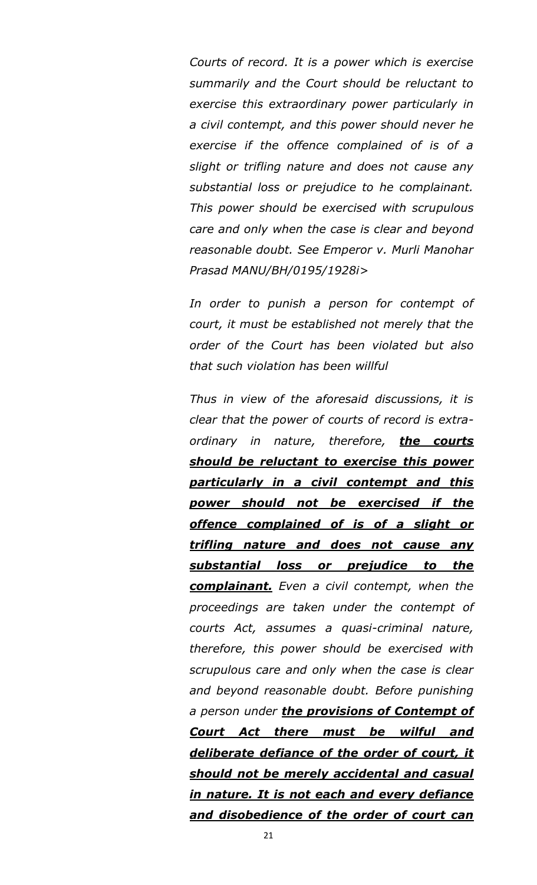*Courts of record. It is a power which is exercise summarily and the Court should be reluctant to exercise this extraordinary power particularly in a civil contempt, and this power should never he exercise if the offence complained of is of a slight or trifling nature and does not cause any substantial loss or prejudice to he complainant. This power should be exercised with scrupulous care and only when the case is clear and beyond reasonable doubt. See Emperor v. Murli Manohar Prasad MANU/BH/0195/1928i>*

*In order to punish a person for contempt of court, it must be established not merely that the order of the Court has been violated but also that such violation has been willful*

*Thus in view of the aforesaid discussions, it is clear that the power of courts of record is extra-ordinary in nature, therefore, **<u>the courts should be reluctant to exercise this power particularly in a civil contempt and this power should not be exercised if the offence complained of is of a slight or trifling nature and does not cause any substantial loss or prejudice to the complainant.</u>** Even a civil contempt, when the proceedings are taken under the contempt of courts Act, assumes a quasi-criminal nature, therefore, this power should be exercised with scrupulous care and only when the case is clear and beyond reasonable doubt. Before punishing a person under **<u>the provisions of Contempt of Court Act there must be wilful and deliberate defiance of the order of court, it should not be merely accidental and casual in nature. It is not each and every defiance and disobedience of the order of court can</u>***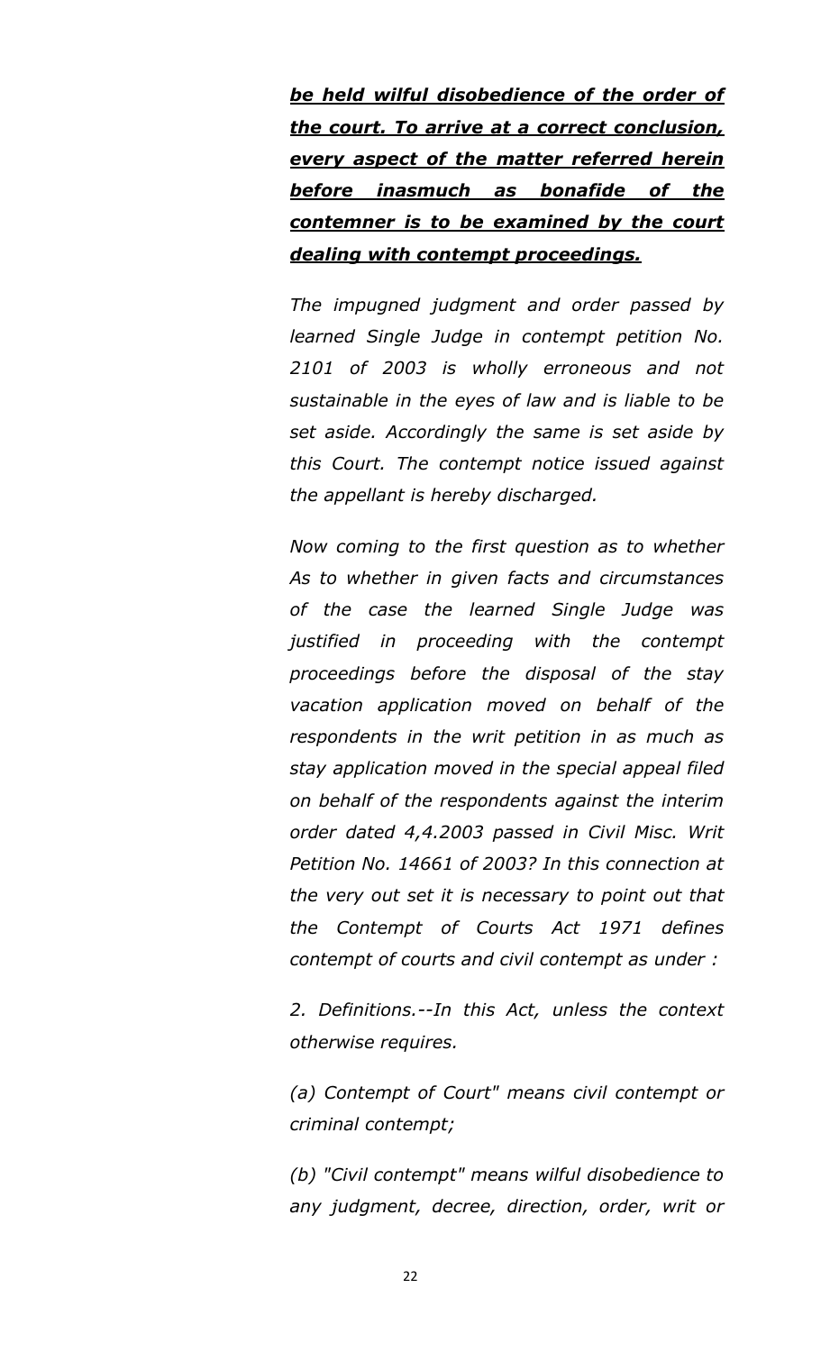***be held wilful disobedience of the order of the court. To arrive at a correct conclusion, every aspect of the matter referred herein before inasmuch as bonafide of the contemner is to be examined by the court dealing with contempt proceedings.***

*The impugned judgment and order passed by learned Single Judge in contempt petition No. 2101 of 2003 is wholly erroneous and not sustainable in the eyes of law and is liable to be set aside. Accordingly the same is set aside by this Court. The contempt notice issued against the appellant is hereby discharged.*

*Now coming to the first question as to whether As to whether in given facts and circumstances of the case the learned Single Judge was justified in proceeding with the contempt proceedings before the disposal of the stay vacation application moved on behalf of the respondents in the writ petition in as much as stay application moved in the special appeal filed on behalf of the respondents against the interim order dated 4,4.2003 passed in Civil Misc. Writ Petition No. 14661 of 2003? In this connection at the very out set it is necessary to point out that the Contempt of Courts Act 1971 defines contempt of courts and civil contempt as under :*

*2. Definitions.--In this Act, unless the context otherwise requires.*

*(a) Contempt of Court" means civil contempt or criminal contempt;*

*(b) "Civil contempt" means wilful disobedience to any judgment, decree, direction, order, writ or*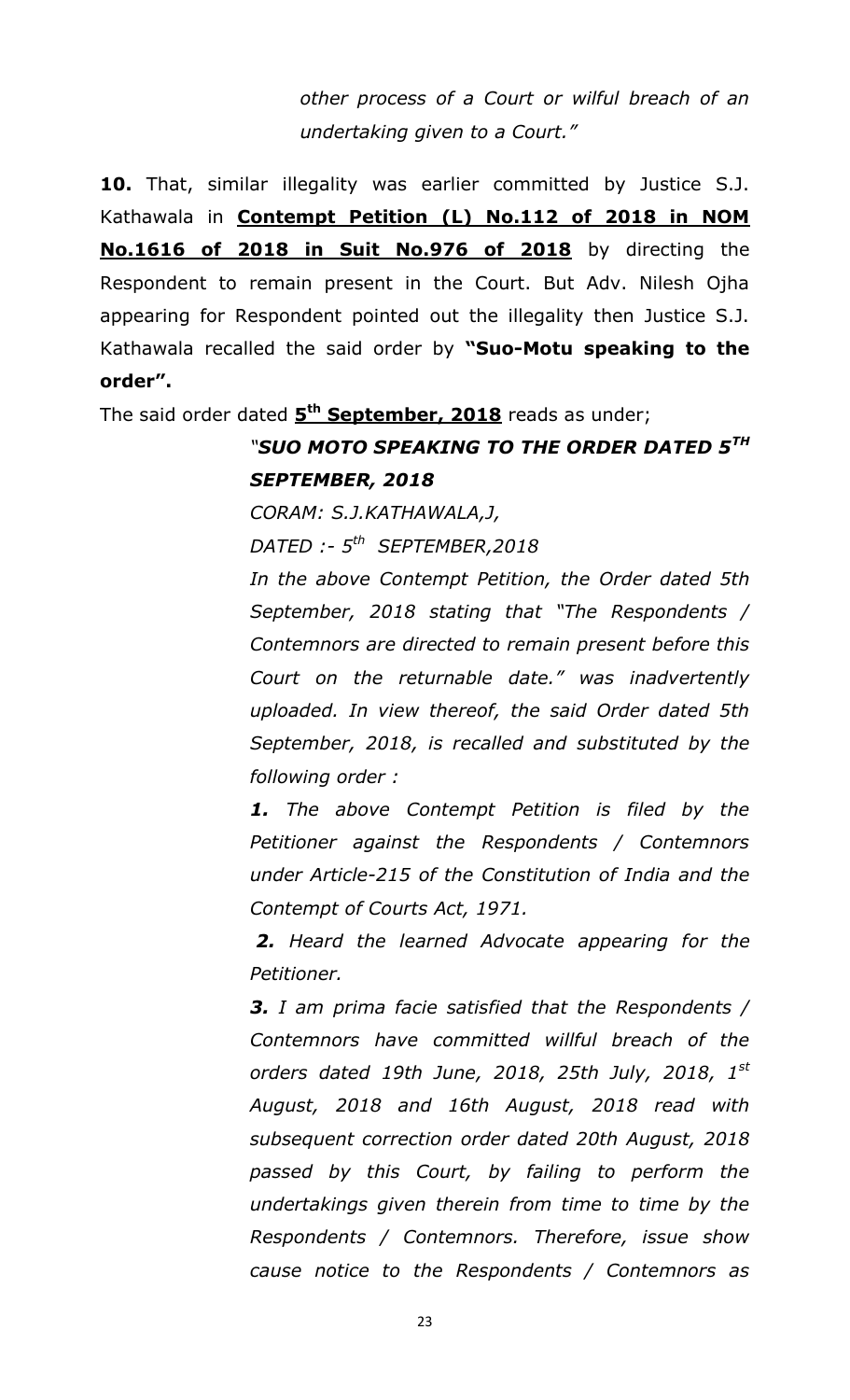*other process of a Court or wilful breach of an undertaking given to a Court."*

**10.** That, similar illegality was earlier committed by Justice S.J. Kathawala in **Contempt Petition (L) No.112 of 2018 in NOM No.1616 of 2018 in Suit No.976 of 2018** by directing the Respondent to remain present in the Court. But Adv. Nilesh Ojha appearing for Respondent pointed out the illegality then Justice S.J. Kathawala recalled the said order by **"Suo-Motu speaking to the order".**

The said order dated **5th September, 2018** reads as under;

> ***"SUO MOTO SPEAKING TO THE ORDER DATED 5TH SEPTEMBER, 2018***
>
> *CORAM: S.J.KATHAWALA,J,*
>
> *DATED :- 5th SEPTEMBER,2018*
>
> *In the above Contempt Petition, the Order dated 5th September, 2018 stating that "The Respondents / Contemnors are directed to remain present before this Court on the returnable date." was inadvertently uploaded. In view thereof, the said Order dated 5th September, 2018, is recalled and substituted by the following order :*
>
> ***1.*** *The above Contempt Petition is filed by the Petitioner against the Respondents / Contemnors under Article-215 of the Constitution of India and the Contempt of Courts Act, 1971.*
>
> ***2.*** *Heard the learned Advocate appearing for the Petitioner.*
>
> ***3.*** *I am prima facie satisfied that the Respondents / Contemnors have committed willful breach of the orders dated 19th June, 2018, 25th July, 2018, 1st August, 2018 and 16th August, 2018 read with subsequent correction order dated 20th August, 2018 passed by this Court, by failing to perform the undertakings given therein from time to time by the Respondents / Contemnors. Therefore, issue show cause notice to the Respondents / Contemnors as*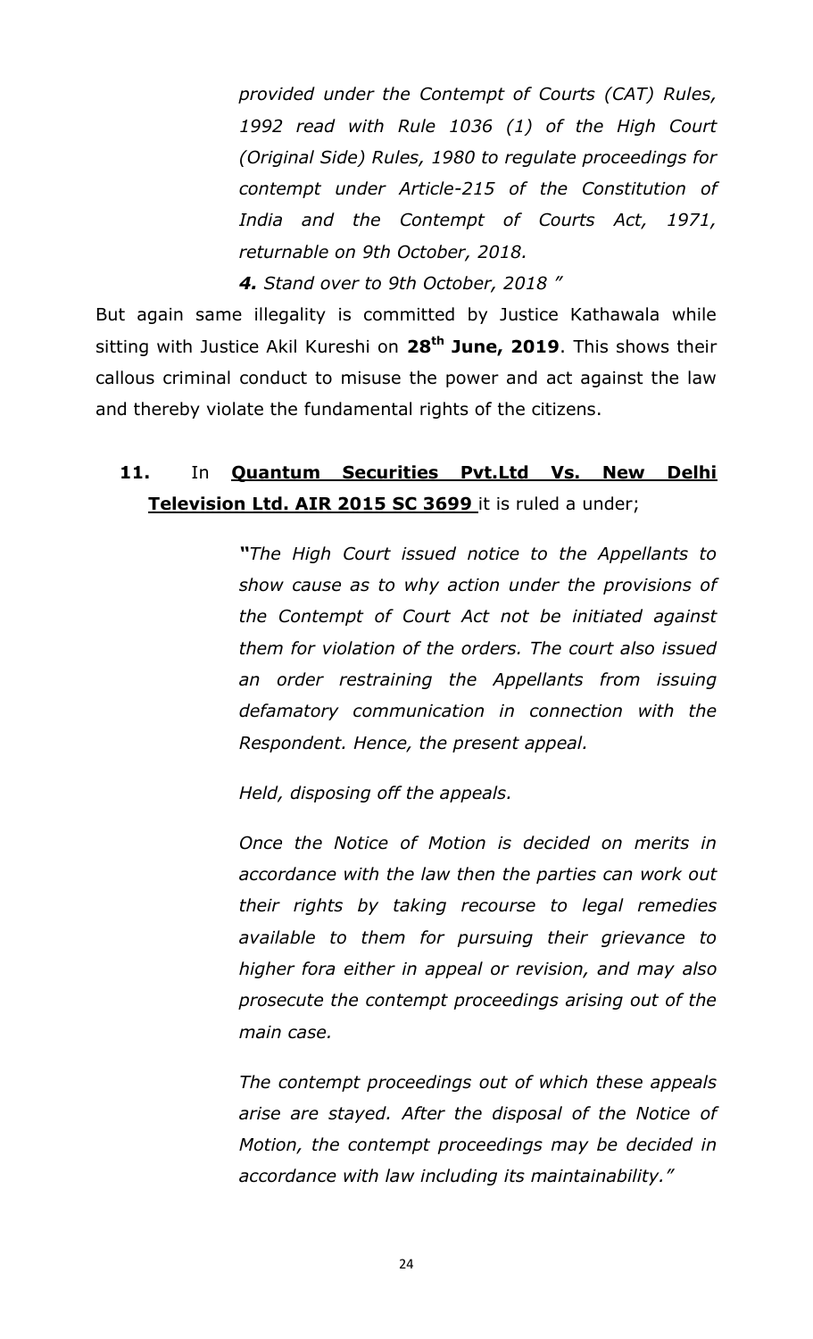*provided under the Contempt of Courts (CAT) Rules, 1992 read with Rule 1036 (1) of the High Court (Original Side) Rules, 1980 to regulate proceedings for contempt under Article-215 of the Constitution of India and the Contempt of Courts Act, 1971, returnable on 9th October, 2018.*

***4.*** *Stand over to 9th October, 2018 "*

But again same illegality is committed by Justice Kathawala while sitting with Justice Akil Kureshi on **28th June, 2019**. This shows their callous criminal conduct to misuse the power and act against the law and thereby violate the fundamental rights of the citizens.

**11.** In **Quantum Securities Pvt.Ltd Vs. New Delhi Television Ltd. AIR 2015 SC 3699** it is ruled a under;

> ***"****The High Court issued notice to the Appellants to show cause as to why action under the provisions of the Contempt of Court Act not be initiated against them for violation of the orders. The court also issued an order restraining the Appellants from issuing defamatory communication in connection with the Respondent. Hence, the present appeal.*
>
> *Held, disposing off the appeals.*
>
> *Once the Notice of Motion is decided on merits in accordance with the law then the parties can work out their rights by taking recourse to legal remedies available to them for pursuing their grievance to higher fora either in appeal or revision, and may also prosecute the contempt proceedings arising out of the main case.*
>
> *The contempt proceedings out of which these appeals arise are stayed. After the disposal of the Notice of Motion, the contempt proceedings may be decided in accordance with law including its maintainability."*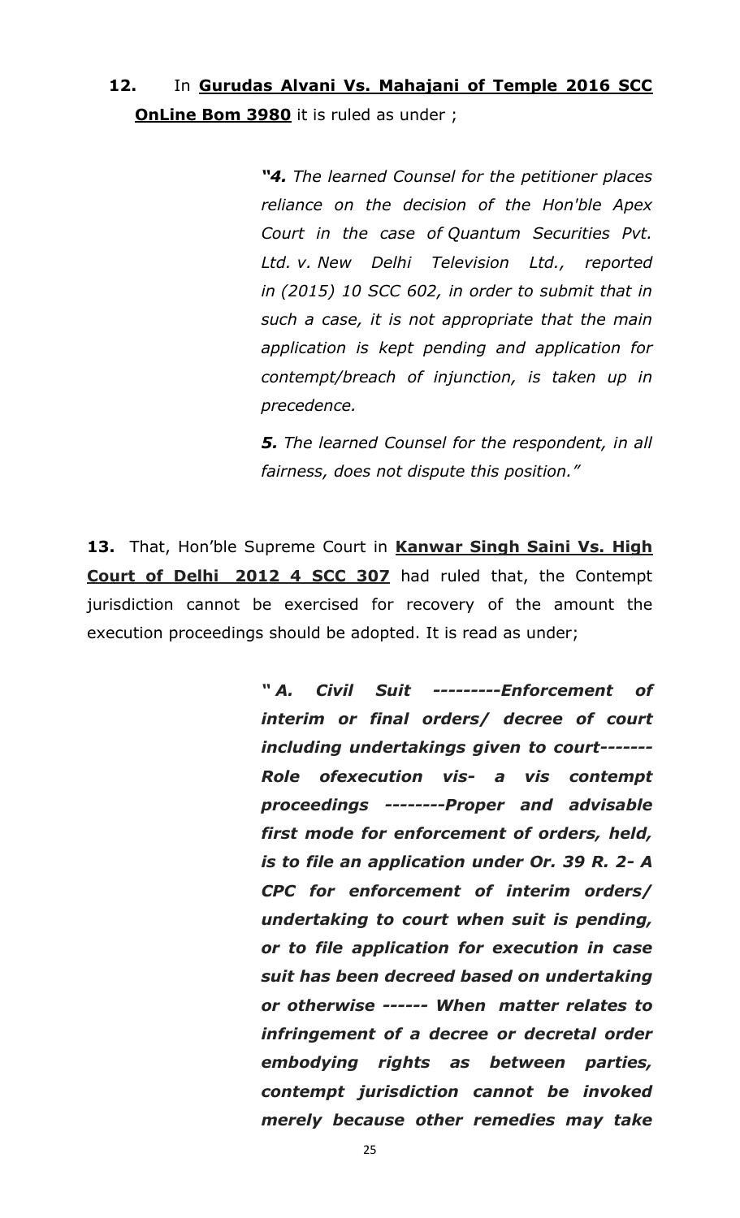**12.** In **Gurudas Alvani Vs. Mahajani of Temple 2016 SCC OnLine Bom 3980** it is ruled as under ;

> ***"4.*** *The learned Counsel for the petitioner places reliance on the decision of the Hon'ble Apex Court in the case of Quantum Securities Pvt. Ltd. v. New Delhi Television Ltd., reported in (2015) 10 SCC 602, in order to submit that in such a case, it is not appropriate that the main application is kept pending and application for contempt/breach of injunction, is taken up in precedence.*
>
> ***5.*** *The learned Counsel for the respondent, in all fairness, does not dispute this position."*

**13.** That, Hon'ble Supreme Court in **Kanwar Singh Saini Vs. High Court of Delhi 2012 4 SCC 307** had ruled that, the Contempt jurisdiction cannot be exercised for recovery of the amount the execution proceedings should be adopted. It is read as under;

> ***" A. Civil Suit ---------Enforcement of interim or final orders/ decree of court including undertakings given to court------- Role ofexecution vis- a vis contempt proceedings --------Proper and advisable first mode for enforcement of orders, held, is to file an application under Or. 39 R. 2- A CPC for enforcement of interim orders/ undertaking to court when suit is pending, or to file application for execution in case suit has been decreed based on undertaking or otherwise ------ When matter relates to infringement of a decree or decretal order embodying rights as between parties, contempt jurisdiction cannot be invoked merely because other remedies may take***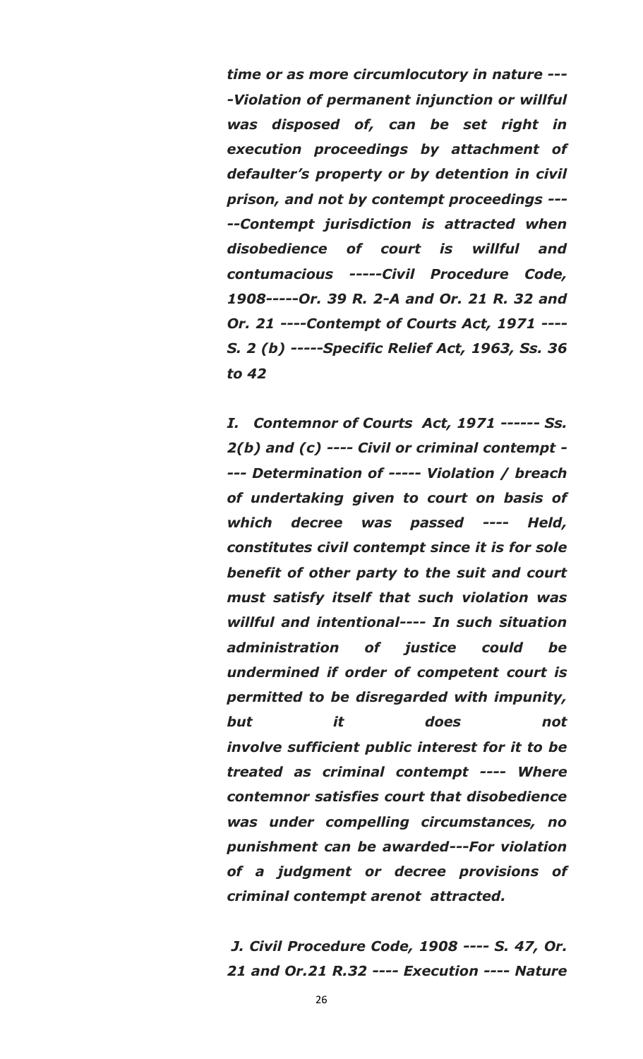***time or as more circumlocutory in nature ----Violation of permanent injunction or willful was disposed of, can be set right in execution proceedings by attachment of defaulter's property or by detention in civil prison, and not by contempt proceedings -----Contempt jurisdiction is attracted when disobedience of court is willful and contumacious -----Civil Procedure Code, 1908-----Or. 39 R. 2-A and Or. 21 R. 32 and Or. 21 ----Contempt of Courts Act, 1971 ---- S. 2 (b) -----Specific Relief Act, 1963, Ss. 36 to 42***

***I. Contemnor of Courts Act, 1971 ------ Ss. 2(b) and (c) ---- Civil or criminal contempt ---- Determination of ----- Violation / breach of undertaking given to court on basis of which decree was passed ---- Held, constitutes civil contempt since it is for sole benefit of other party to the suit and court must satisfy itself that such violation was willful and intentional---- In such situation administration of justice could be undermined if order of competent court is permitted to be disregarded with impunity, but it does not involve sufficient public interest for it to be treated as criminal contempt ---- Where contemnor satisfies court that disobedience was under compelling circumstances, no punishment can be awarded---For violation of a judgment or decree provisions of criminal contempt arenot attracted.***

***J. Civil Procedure Code, 1908 ---- S. 47, Or. 21 and Or.21 R.32 ---- Execution ---- Nature***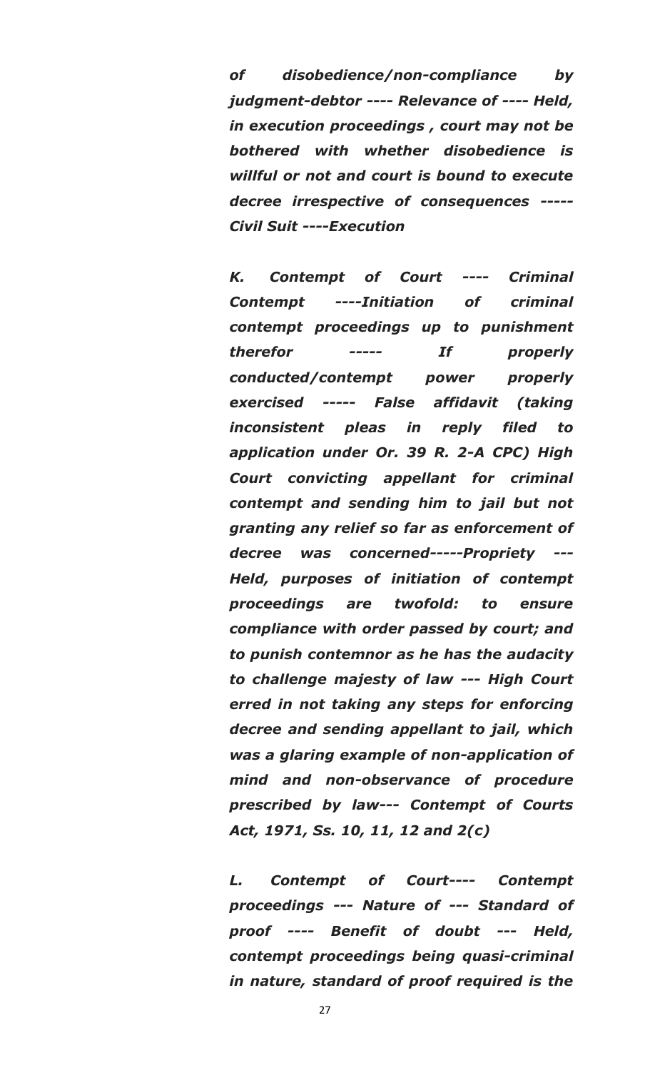***of disobedience/non-compliance by judgment-debtor ---- Relevance of ---- Held, in execution proceedings , court may not be bothered with whether disobedience is willful or not and court is bound to execute decree irrespective of consequences ----- Civil Suit ----Execution***

***K. Contempt of Court ---- Criminal Contempt ----Initiation of criminal contempt proceedings up to punishment therefor ----- If properly conducted/contempt power properly exercised ----- False affidavit (taking inconsistent pleas in reply filed to application under Or. 39 R. 2-A CPC) High Court convicting appellant for criminal contempt and sending him to jail but not granting any relief so far as enforcement of decree was concerned-----Propriety --- Held, purposes of initiation of contempt proceedings are twofold: to ensure compliance with order passed by court; and to punish contemnor as he has the audacity to challenge majesty of law --- High Court erred in not taking any steps for enforcing decree and sending appellant to jail, which was a glaring example of non-application of mind and non-observance of procedure prescribed by law--- Contempt of Courts Act, 1971, Ss. 10, 11, 12 and 2(c)***

***L. Contempt of Court---- Contempt proceedings --- Nature of --- Standard of proof ---- Benefit of doubt --- Held, contempt proceedings being quasi-criminal in nature, standard of proof required is the***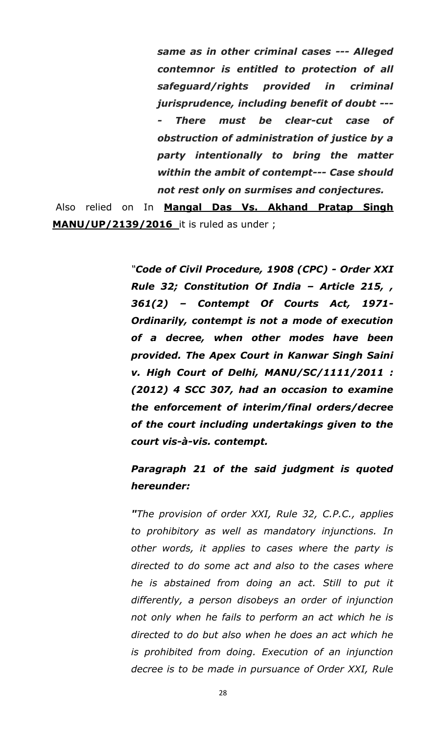> ***same as in other criminal cases --- Alleged contemnor is entitled to protection of all safeguard/rights provided in criminal jurisprudence, including benefit of doubt ---- There must be clear-cut case of obstruction of administration of justice by a party intentionally to bring the matter within the ambit of contempt--- Case should not rest only on surmises and conjectures.***

Also relied on In **Mangal Das Vs. Akhand Pratap Singh MANU/UP/2139/2016** it is ruled as under ;

> ***"Code of Civil Procedure, 1908 (CPC) - Order XXI Rule 32; Constitution Of India – Article 215, , 361(2) – Contempt Of Courts Act, 1971- Ordinarily, contempt is not a mode of execution of a decree, when other modes have been provided. The Apex Court in Kanwar Singh Saini v. High Court of Delhi, MANU/SC/1111/2011 : (2012) 4 SCC 307, had an occasion to examine the enforcement of interim/final orders/decree of the court including undertakings given to the court vis-à-vis. contempt.***
>
> ***Paragraph 21 of the said judgment is quoted hereunder:***
>
> ***"****The provision of order XXI, Rule 32, C.P.C., applies to prohibitory as well as mandatory injunctions. In other words, it applies to cases where the party is directed to do some act and also to the cases where he is abstained from doing an act. Still to put it differently, a person disobeys an order of injunction not only when he fails to perform an act which he is directed to do but also when he does an act which he is prohibited from doing. Execution of an injunction decree is to be made in pursuance of Order XXI, Rule*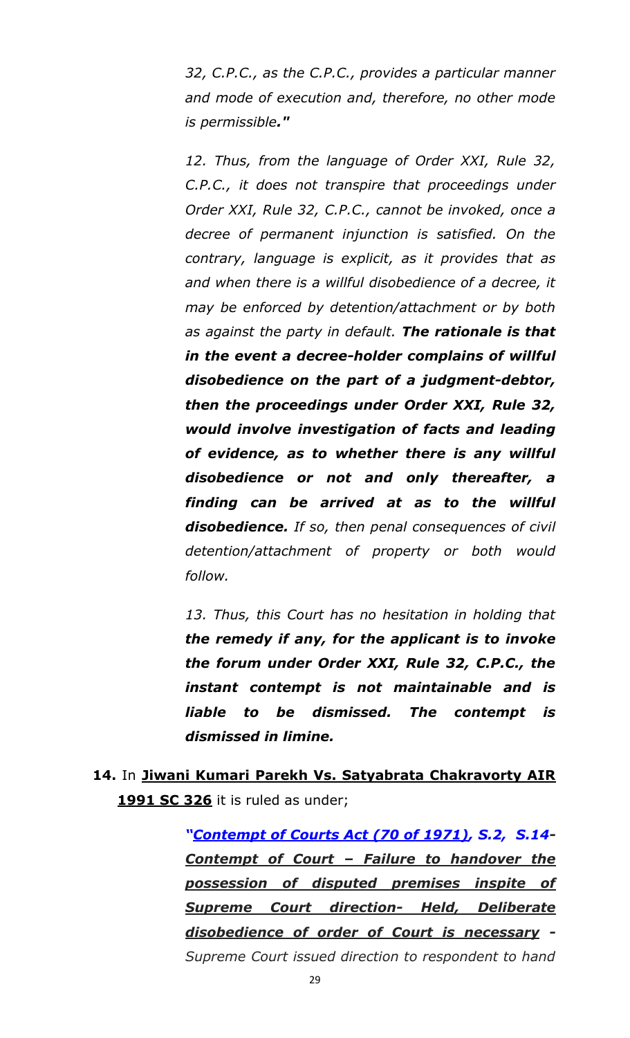*32, C.P.C., as the C.P.C., provides a particular manner and mode of execution and, therefore, no other mode is permissible."*

*12. Thus, from the language of Order XXI, Rule 32, C.P.C., it does not transpire that proceedings under Order XXI, Rule 32, C.P.C., cannot be invoked, once a decree of permanent injunction is satisfied. On the contrary, language is explicit, as it provides that as and when there is a willful disobedience of a decree, it may be enforced by detention/attachment or by both as against the party in default. **The rationale is that in the event a decree-holder complains of willful disobedience on the part of a judgment-debtor, then the proceedings under Order XXI, Rule 32, would involve investigation of facts and leading of evidence, as to whether there is any willful disobedience or not and only thereafter, a finding can be arrived at as to the willful disobedience.** If so, then penal consequences of civil detention/attachment of property or both would follow.*

*13. Thus, this Court has no hesitation in holding that **the remedy if any, for the applicant is to invoke the forum under Order XXI, Rule 32, C.P.C., the instant contempt is not maintainable and is liable to be dismissed. The contempt is dismissed in limine.***

**14.** In **Jiwani Kumari Parekh Vs. Satyabrata Chakravorty AIR 1991 SC 326** it is ruled as under;

> ***"Contempt of Courts Act (70 of 1971), S.2, S.14- Contempt of Court – Failure to handover the possession of disputed premises inspite of Supreme Court direction- Held, Deliberate disobedience of order of Court is necessary -*** *Supreme Court issued direction to respondent to hand*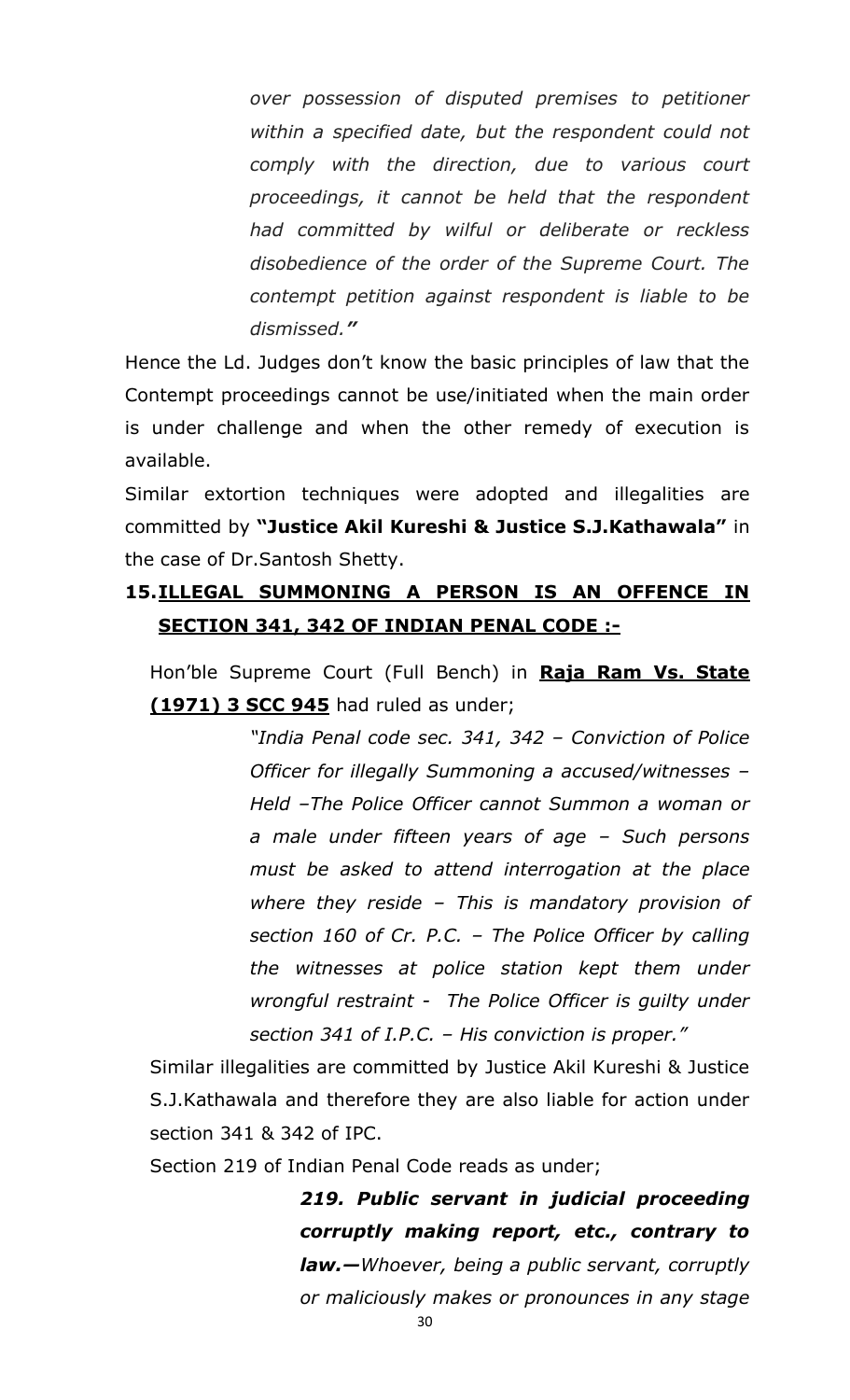> *over possession of disputed premises to petitioner within a specified date, but the respondent could not comply with the direction, due to various court proceedings, it cannot be held that the respondent had committed by wilful or deliberate or reckless disobedience of the order of the Supreme Court. The contempt petition against respondent is liable to be dismissed."*

Hence the Ld. Judges don't know the basic principles of law that the Contempt proceedings cannot be use/initiated when the main order is under challenge and when the other remedy of execution is available.

Similar extortion techniques were adopted and illegalities are committed by **"Justice Akil Kureshi & Justice S.J.Kathawala"** in the case of Dr.Santosh Shetty.

## 15. <u>ILLEGAL SUMMONING A PERSON IS AN OFFENCE IN SECTION 341, 342 OF INDIAN PENAL CODE :-</u>

Hon'ble Supreme Court (Full Bench) in **<u>Raja Ram Vs. State (1971) 3 SCC 945</u>** had ruled as under;

> *"India Penal code sec. 341, 342 – Conviction of Police Officer for illegally Summoning a accused/witnesses – Held –The Police Officer cannot Summon a woman or a male under fifteen years of age – Such persons must be asked to attend interrogation at the place where they reside – This is mandatory provision of section 160 of Cr. P.C. – The Police Officer by calling the witnesses at police station kept them under wrongful restraint - The Police Officer is guilty under section 341 of I.P.C. – His conviction is proper."*

Similar illegalities are committed by Justice Akil Kureshi & Justice S.J.Kathawala and therefore they are also liable for action under section 341 & 342 of IPC.

Section 219 of Indian Penal Code reads as under;

> ***219. Public servant in judicial proceeding corruptly making report, etc., contrary to law.—*** *Whoever, being a public servant, corruptly or maliciously makes or pronounces in any stage*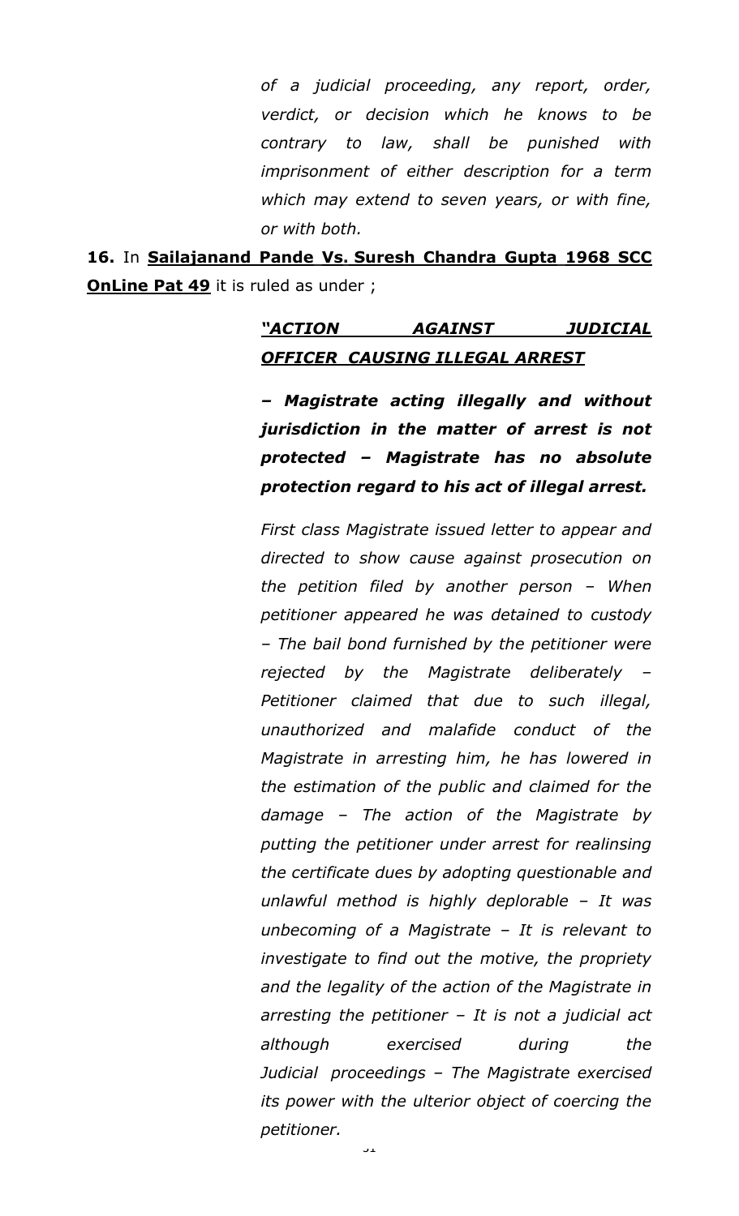*of a judicial proceeding, any report, order, verdict, or decision which he knows to be contrary to law, shall be punished with imprisonment of either description for a term which may extend to seven years, or with fine, or with both.*

**16.** In **Sailajanand Pande Vs. Suresh Chandra Gupta 1968 SCC OnLine Pat 49** it is ruled as under ;

> ***"ACTION AGAINST JUDICIAL OFFICER CAUSING ILLEGAL ARREST***
>
> ***– Magistrate acting illegally and without jurisdiction in the matter of arrest is not protected – Magistrate has no absolute protection regard to his act of illegal arrest.***
>
> *First class Magistrate issued letter to appear and directed to show cause against prosecution on the petition filed by another person – When petitioner appeared he was detained to custody – The bail bond furnished by the petitioner were rejected by the Magistrate deliberately – Petitioner claimed that due to such illegal, unauthorized and malafide conduct of the Magistrate in arresting him, he has lowered in the estimation of the public and claimed for the damage – The action of the Magistrate by putting the petitioner under arrest for realinsing the certificate dues by adopting questionable and unlawful method is highly deplorable – It was unbecoming of a Magistrate – It is relevant to investigate to find out the motive, the propriety and the legality of the action of the Magistrate in arresting the petitioner – It is not a judicial act although exercised during the Judicial proceedings – The Magistrate exercised its power with the ulterior object of coercing the petitioner.*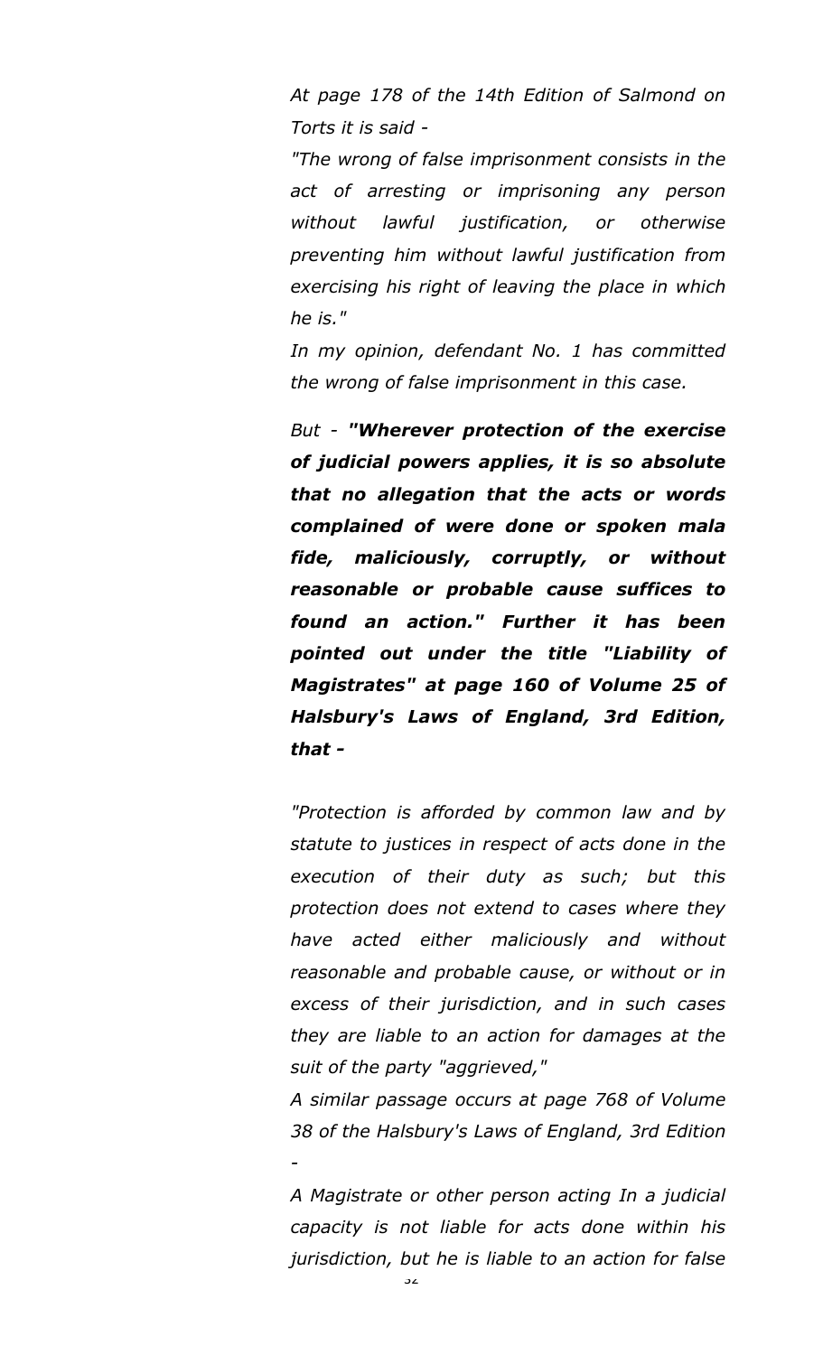*At page 178 of the 14th Edition of Salmond on Torts it is said -*

*"The wrong of false imprisonment consists in the act of arresting or imprisoning any person without lawful justification, or otherwise preventing him without lawful justification from exercising his right of leaving the place in which he is."*

*In my opinion, defendant No. 1 has committed the wrong of false imprisonment in this case.*

*But - **"Wherever protection of the exercise of judicial powers applies, it is so absolute that no allegation that the acts or words complained of were done or spoken mala fide, maliciously, corruptly, or without reasonable or probable cause suffices to found an action." Further it has been pointed out under the title "Liability of Magistrates" at page 160 of Volume 25 of Halsbury's Laws of England, 3rd Edition, that -***

*"Protection is afforded by common law and by statute to justices in respect of acts done in the execution of their duty as such; but this protection does not extend to cases where they have acted either maliciously and without reasonable and probable cause, or without or in excess of their jurisdiction, and in such cases they are liable to an action for damages at the suit of the party "aggrieved,"*

*A similar passage occurs at page 768 of Volume 38 of the Halsbury's Laws of England, 3rd Edition -*

*A Magistrate or other person acting In a judicial capacity is not liable for acts done within his jurisdiction, but he is liable to an action for false*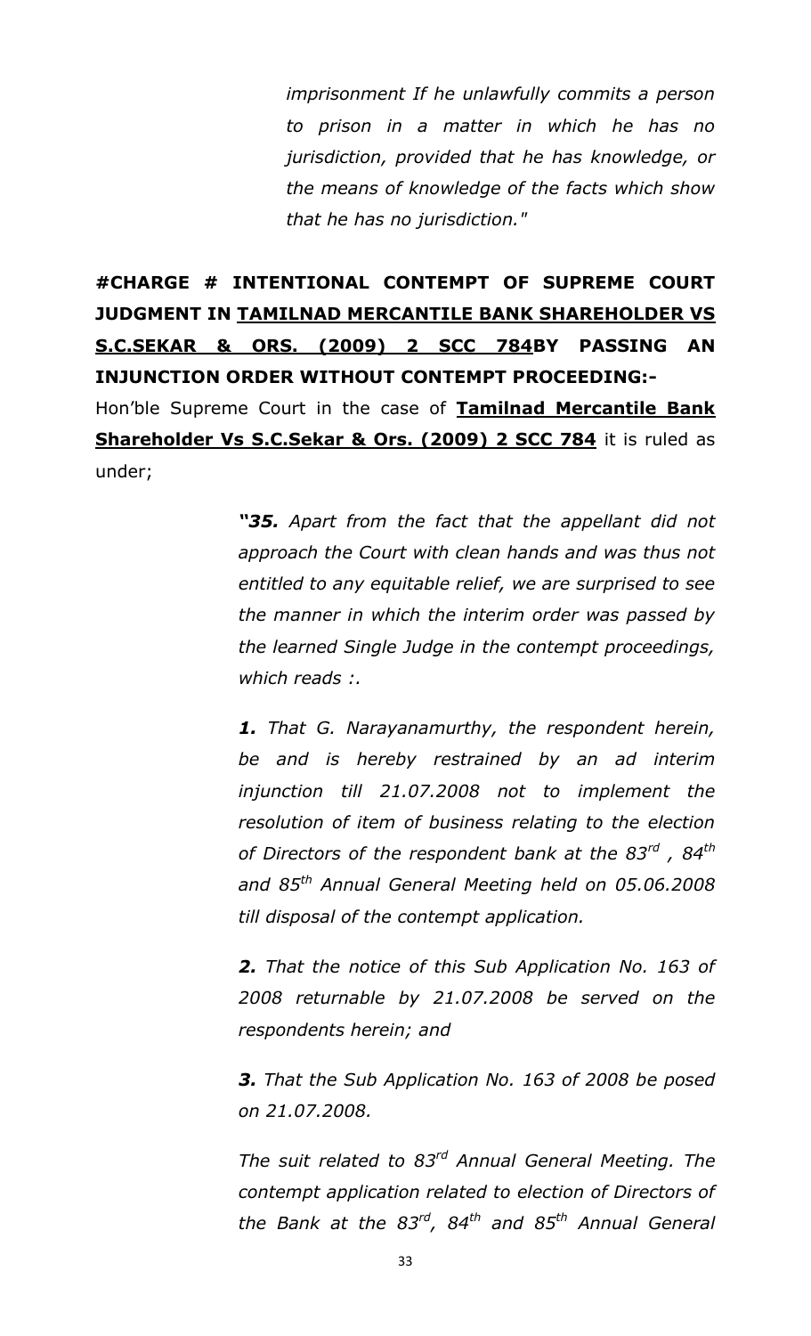*imprisonment If he unlawfully commits a person to prison in a matter in which he has no jurisdiction, provided that he has knowledge, or the means of knowledge of the facts which show that he has no jurisdiction."*

**#CHARGE # INTENTIONAL CONTEMPT OF SUPREME COURT JUDGMENT IN <u>TAMILNAD MERCANTILE BANK SHAREHOLDER VS S.C.SEKAR & ORS. (2009) 2 SCC 784</u>BY PASSING AN INJUNCTION ORDER WITHOUT CONTEMPT PROCEEDING:-**

Hon'ble Supreme Court in the case of **<u>Tamilnad Mercantile Bank Shareholder Vs S.C.Sekar & Ors. (2009) 2 SCC 784</u>** it is ruled as under;

> ***"35.*** *Apart from the fact that the appellant did not approach the Court with clean hands and was thus not entitled to any equitable relief, we are surprised to see the manner in which the interim order was passed by the learned Single Judge in the contempt proceedings, which reads :.*
>
> ***1.*** *That G. Narayanamurthy, the respondent herein, be and is hereby restrained by an ad interim injunction till 21.07.2008 not to implement the resolution of item of business relating to the election of Directors of the respondent bank at the 83rd , 84th and 85th Annual General Meeting held on 05.06.2008 till disposal of the contempt application.*
>
> ***2.*** *That the notice of this Sub Application No. 163 of 2008 returnable by 21.07.2008 be served on the respondents herein; and*
>
> ***3.*** *That the Sub Application No. 163 of 2008 be posed on 21.07.2008.*
>
> *The suit related to 83rd Annual General Meeting. The contempt application related to election of Directors of the Bank at the 83rd, 84th and 85th Annual General*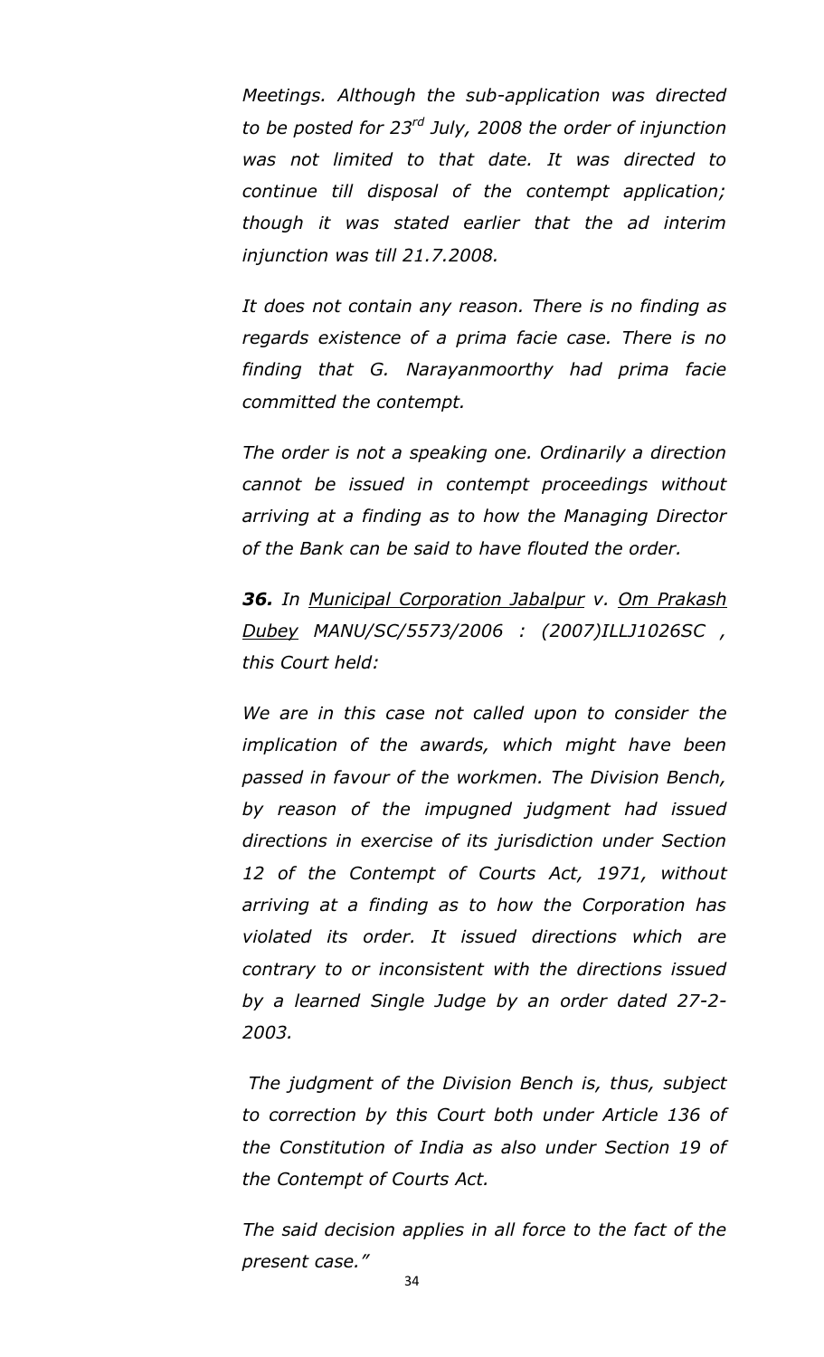*Meetings. Although the sub-application was directed to be posted for 23rd July, 2008 the order of injunction was not limited to that date. It was directed to continue till disposal of the contempt application; though it was stated earlier that the ad interim injunction was till 21.7.2008.*

*It does not contain any reason. There is no finding as regards existence of a prima facie case. There is no finding that G. Narayanmoorthy had prima facie committed the contempt.*

*The order is not a speaking one. Ordinarily a direction cannot be issued in contempt proceedings without arriving at a finding as to how the Managing Director of the Bank can be said to have flouted the order.*

***36.** In <u>Municipal Corporation Jabalpur</u> v. <u>Om Prakash Dubey</u> MANU/SC/5573/2006 : (2007)ILLJ1026SC , this Court held:*

*We are in this case not called upon to consider the implication of the awards, which might have been passed in favour of the workmen. The Division Bench, by reason of the impugned judgment had issued directions in exercise of its jurisdiction under Section 12 of the Contempt of Courts Act, 1971, without arriving at a finding as to how the Corporation has violated its order. It issued directions which are contrary to or inconsistent with the directions issued by a learned Single Judge by an order dated 27-2-2003.*

*The judgment of the Division Bench is, thus, subject to correction by this Court both under Article 136 of the Constitution of India as also under Section 19 of the Contempt of Courts Act.*

*The said decision applies in all force to the fact of the present case."*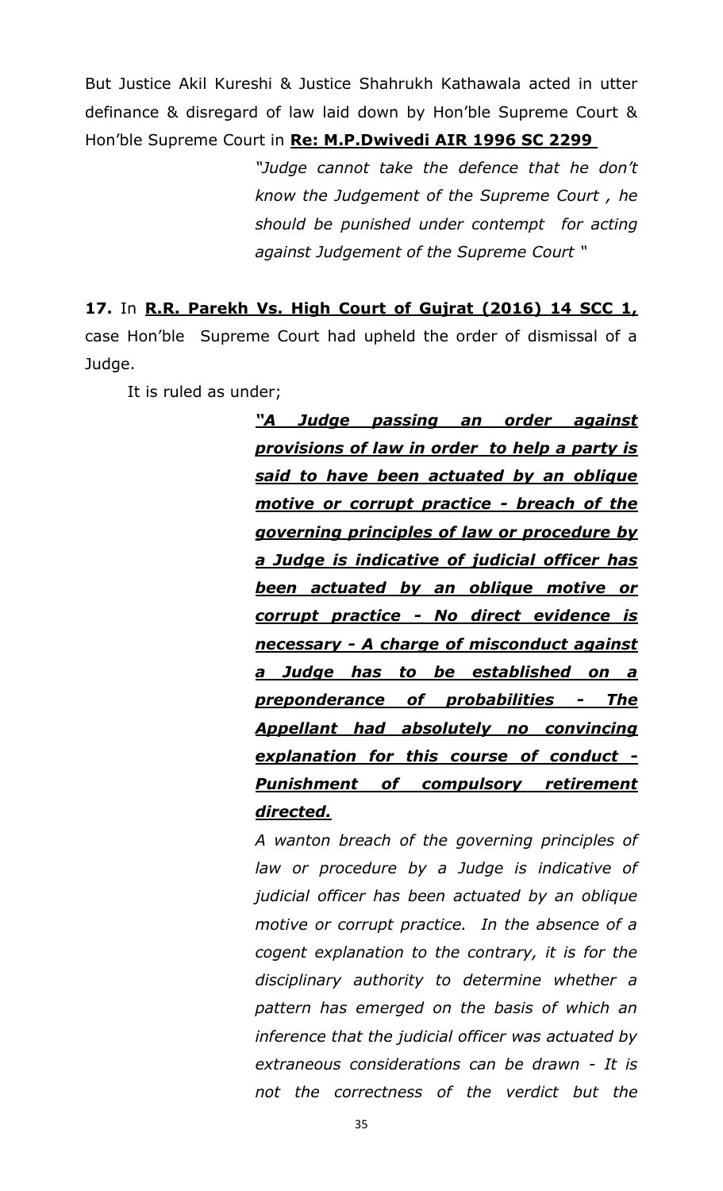But Justice Akil Kureshi & Justice Shahrukh Kathawala acted in utter definance & disregard of law laid down by Hon'ble Supreme Court & Hon'ble Supreme Court in **Re: M.P.Dwivedi AIR 1996 SC 2299**

> *"Judge cannot take the defence that he don't know the Judgement of the Supreme Court , he should be punished under contempt for acting against Judgement of the Supreme Court "*

**17.** In **R.R. Parekh Vs. High Court of Gujrat (2016) 14 SCC 1,** case Hon'ble Supreme Court had upheld the order of dismissal of a Judge.

It is ruled as under;

> ***"A Judge passing an order against provisions of law in order to help a party is said to have been actuated by an oblique motive or corrupt practice - breach of the governing principles of law or procedure by a Judge is indicative of judicial officer has been actuated by an oblique motive or corrupt practice - No direct evidence is necessary - A charge of misconduct against a Judge has to be established on a preponderance of probabilities - The Appellant had absolutely no convincing explanation for this course of conduct - Punishment of compulsory retirement directed.***
>
> *A wanton breach of the governing principles of law or procedure by a Judge is indicative of judicial officer has been actuated by an oblique motive or corrupt practice. In the absence of a cogent explanation to the contrary, it is for the disciplinary authority to determine whether a pattern has emerged on the basis of which an inference that the judicial officer was actuated by extraneous considerations can be drawn - It is not the correctness of the verdict but the*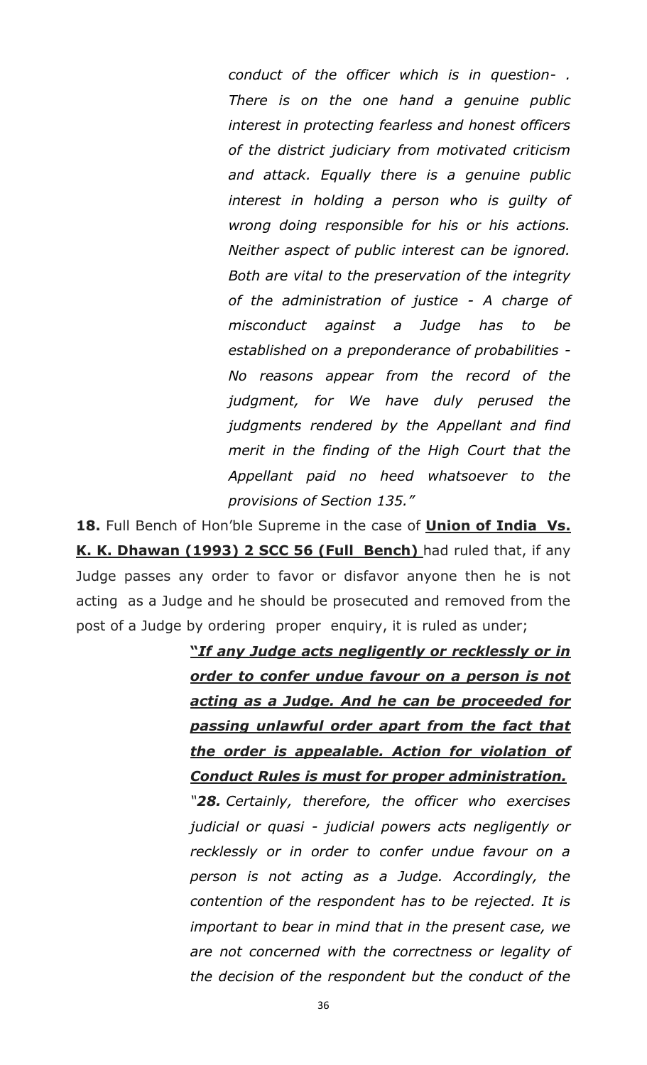> *conduct of the officer which is in question- . There is on the one hand a genuine public interest in protecting fearless and honest officers of the district judiciary from motivated criticism and attack. Equally there is a genuine public interest in holding a person who is guilty of wrong doing responsible for his or his actions. Neither aspect of public interest can be ignored. Both are vital to the preservation of the integrity of the administration of justice - A charge of misconduct against a Judge has to be established on a preponderance of probabilities - No reasons appear from the record of the judgment, for We have duly perused the judgments rendered by the Appellant and find merit in the finding of the High Court that the Appellant paid no heed whatsoever to the provisions of Section 135."*

**18.** Full Bench of Hon'ble Supreme in the case of **<u>Union of India Vs. K. K. Dhawan (1993) 2 SCC 56 (Full Bench)</u>** had ruled that, if any Judge passes any order to favor or disfavor anyone then he is not acting as a Judge and he should be prosecuted and removed from the post of a Judge by ordering proper enquiry, it is ruled as under;

> ***<u>"If any Judge acts negligently or recklessly or in order to confer undue favour on a person is not acting as a Judge. And he can be proceeded for passing unlawful order apart from the fact that the order is appealable. Action for violation of Conduct Rules is must for proper administration.</u>***
>
> *"**28.** Certainly, therefore, the officer who exercises judicial or quasi - judicial powers acts negligently or recklessly or in order to confer undue favour on a person is not acting as a Judge. Accordingly, the contention of the respondent has to be rejected. It is important to bear in mind that in the present case, we are not concerned with the correctness or legality of the decision of the respondent but the conduct of the*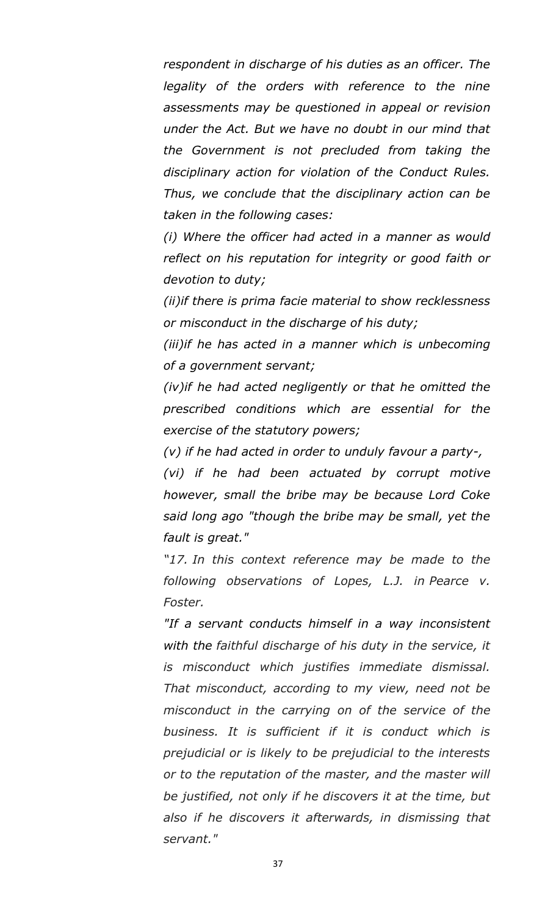*respondent in discharge of his duties as an officer. The legality of the orders with reference to the nine assessments may be questioned in appeal or revision under the Act. But we have no doubt in our mind that the Government is not precluded from taking the disciplinary action for violation of the Conduct Rules. Thus, we conclude that the disciplinary action can be taken in the following cases:*

*(i) Where the officer had acted in a manner as would reflect on his reputation for integrity or good faith or devotion to duty;*

*(ii)if there is prima facie material to show recklessness or misconduct in the discharge of his duty;*

*(iii)if he has acted in a manner which is unbecoming of a government servant;*

*(iv)if he had acted negligently or that he omitted the prescribed conditions which are essential for the exercise of the statutory powers;*

*(v) if he had acted in order to unduly favour a party-,*

*(vi) if he had been actuated by corrupt motive however, small the bribe may be because Lord Coke said long ago "though the bribe may be small, yet the fault is great."*

*"17. In this context reference may be made to the following observations of Lopes, L.J. in Pearce v. Foster.*

*"If a servant conducts himself in a way inconsistent with the faithful discharge of his duty in the service, it is misconduct which justifies immediate dismissal. That misconduct, according to my view, need not be misconduct in the carrying on of the service of the business. It is sufficient if it is conduct which is prejudicial or is likely to be prejudicial to the interests or to the reputation of the master, and the master will be justified, not only if he discovers it at the time, but also if he discovers it afterwards, in dismissing that servant."*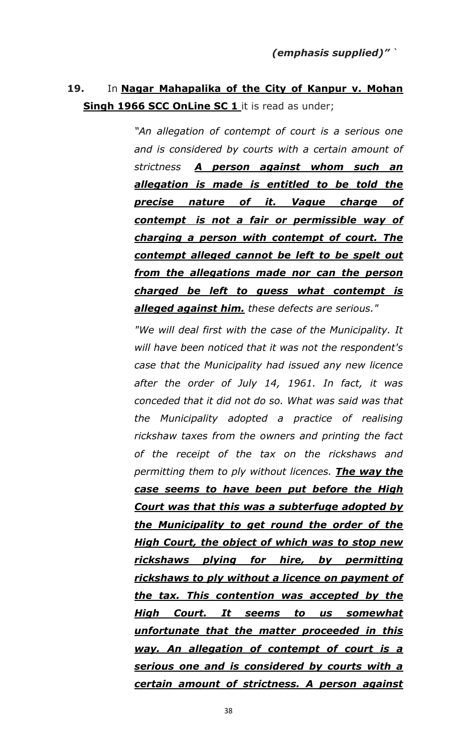*(emphasis supplied)"* `

**19.** In **<u>Nagar Mahapalika of the City of Kanpur v. Mohan Singh 1966 SCC OnLine SC 1</u>** it is read as under;

> *"An allegation of contempt of court is a serious one and is considered by courts with a certain amount of strictness* ***<u>A person against whom such an allegation is made is entitled to be told the precise nature of it. Vague charge of contempt is not a fair or permissible way of charging a person with contempt of court. The contempt alleged cannot be left to be spelt out from the allegations made nor can the person charged be left to guess what contempt is alleged against him.</u>*** *these defects are serious."*
>
> *"We will deal first with the case of the Municipality. It will have been noticed that it was not the respondent's case that the Municipality had issued any new licence after the order of July 14, 1961. In fact, it was conceded that it did not do so. What was said was that the Municipality adopted a practice of realising rickshaw taxes from the owners and printing the fact of the receipt of the tax on the rickshaws and permitting them to ply without licences.* ***<u>The way the case seems to have been put before the High Court was that this was a subterfuge adopted by the Municipality to get round the order of the High Court, the object of which was to stop new rickshaws plying for hire, by permitting rickshaws to ply without a licence on payment of the tax. This contention was accepted by the High Court. It seems to us somewhat unfortunate that the matter proceeded in this way. An allegation of contempt of court is a serious one and is considered by courts with a certain amount of strictness. A person against</u>***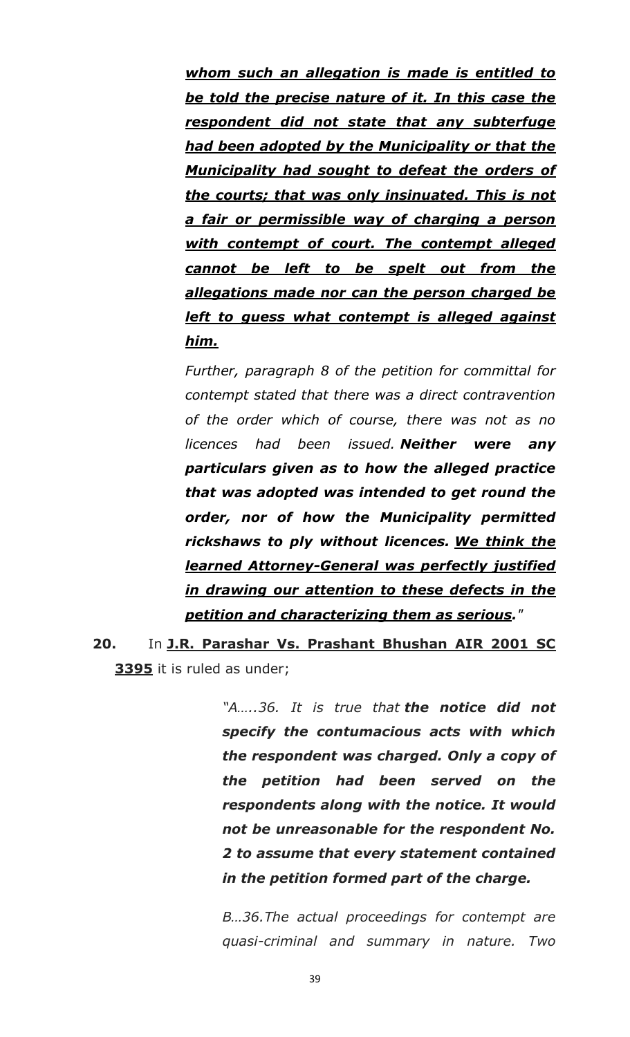***<u>whom such an allegation is made is entitled to be told the precise nature of it. In this case the respondent did not state that any subterfuge had been adopted by the Municipality or that the Municipality had sought to defeat the orders of the courts; that was only insinuated. This is not a fair or permissible way of charging a person with contempt of court. The contempt alleged cannot be left to be spelt out from the allegations made nor can the person charged be left to guess what contempt is alleged against him.</u>***

*Further, paragraph 8 of the petition for committal for contempt stated that there was a direct contravention of the order which of course, there was not as no licences had been issued.* ***Neither were any particulars given as to how the alleged practice that was adopted was intended to get round the order, nor of how the Municipality permitted rickshaws to ply without licences. <u>We think the learned Attorney-General was perfectly justified in drawing our attention to these defects in the petition and characterizing them as serious</u>.***"

**20.** In **<u>J.R. Parashar Vs. Prashant Bhushan AIR 2001 SC 3395</u>** it is ruled as under;

> *"A…..36. It is true that* ***the notice did not specify the contumacious acts with which the respondent was charged. Only a copy of the petition had been served on the respondents along with the notice. It would not be unreasonable for the respondent No. 2 to assume that every statement contained in the petition formed part of the charge.***
>
> *B…36.The actual proceedings for contempt are quasi-criminal and summary in nature. Two*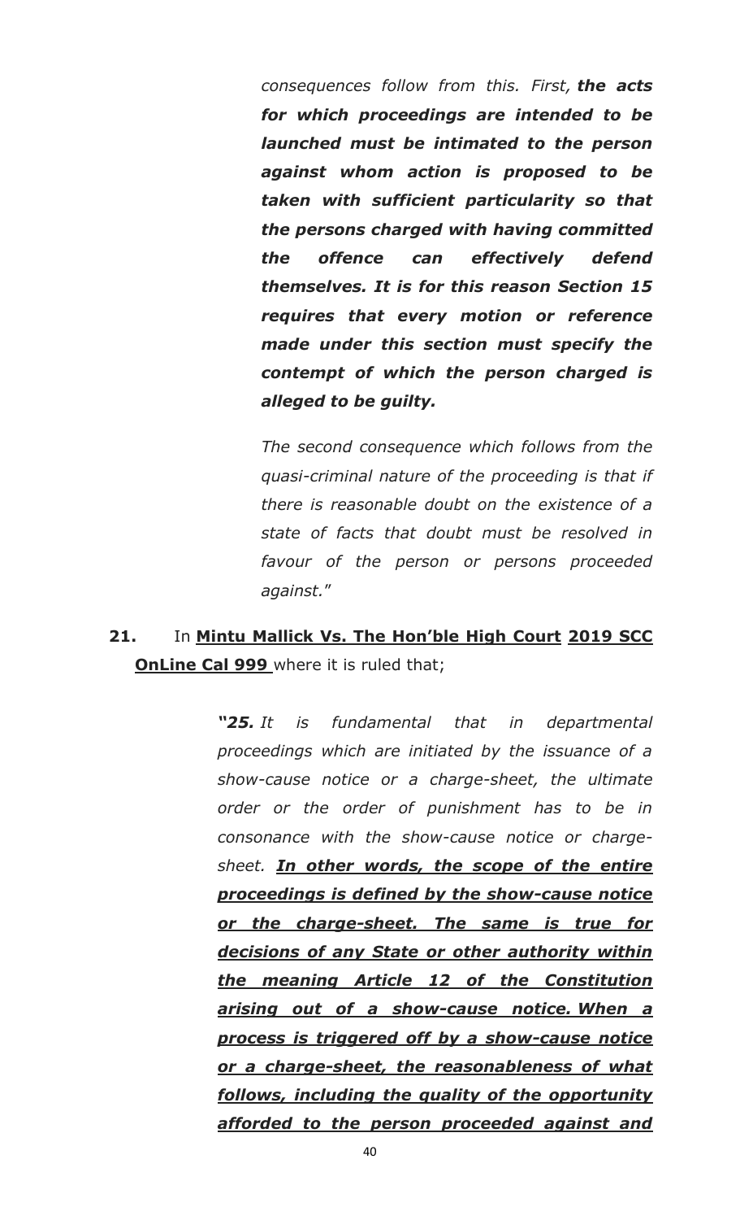*consequences follow from this. First, **the acts for which proceedings are intended to be launched must be intimated to the person against whom action is proposed to be taken with sufficient particularity so that the persons charged with having committed the offence can effectively defend themselves. It is for this reason Section 15 requires that every motion or reference made under this section must specify the contempt of which the person charged is alleged to be guilty.***

*The second consequence which follows from the quasi-criminal nature of the proceeding is that if there is reasonable doubt on the existence of a state of facts that doubt must be resolved in favour of the person or persons proceeded against.*"

**21.** In **<u>Mintu Mallick Vs. The Hon'ble High Court</u>** **<u>2019 SCC OnLine Cal 999</u>** where it is ruled that;

> ***"25.*** *It is fundamental that in departmental proceedings which are initiated by the issuance of a show-cause notice or a charge-sheet, the ultimate order or the order of punishment has to be in consonance with the show-cause notice or charge-sheet.* ***<u>In other words, the scope of the entire proceedings is defined by the show-cause notice or the charge-sheet. The same is true for decisions of any State or other authority within the meaning Article 12 of the Constitution arising out of a show-cause notice. When a process is triggered off by a show-cause notice or a charge-sheet, the reasonableness of what follows, including the quality of the opportunity afforded to the person proceeded against and</u>***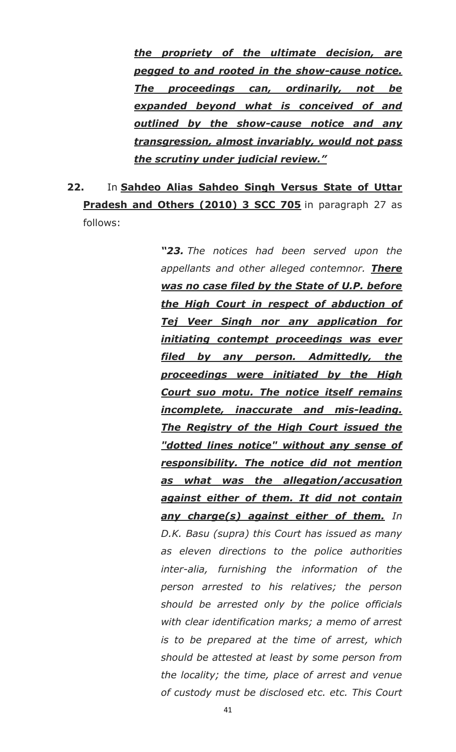> ***<u>the propriety of the ultimate decision, are pegged to and rooted in the show-cause notice. The proceedings can, ordinarily, not be expanded beyond what is conceived of and outlined by the show-cause notice and any transgression, almost invariably, would not pass the scrutiny under judicial review."</u>***

**22.** In **<u>Sahdeo Alias Sahdeo Singh Versus State of Uttar Pradesh and Others (2010) 3 SCC 705</u>** in paragraph 27 as follows:

> *"**23.** The notices had been served upon the appellants and other alleged contemnor. **<u>There was no case filed by the State of U.P. before the High Court in respect of abduction of Tej Veer Singh nor any application for initiating contempt proceedings was ever filed by any person. Admittedly, the proceedings were initiated by the High Court suo motu. The notice itself remains incomplete, inaccurate and mis-leading. The Registry of the High Court issued the "dotted lines notice" without any sense of responsibility. The notice did not mention as what was the allegation/accusation against either of them. It did not contain any charge(s) against either of them.</u>** In D.K. Basu (supra) this Court has issued as many as eleven directions to the police authorities inter-alia, furnishing the information of the person arrested to his relatives; the person should be arrested only by the police officials with clear identification marks; a memo of arrest is to be prepared at the time of arrest, which should be attested at least by some person from the locality; the time, place of arrest and venue of custody must be disclosed etc. etc. This Court*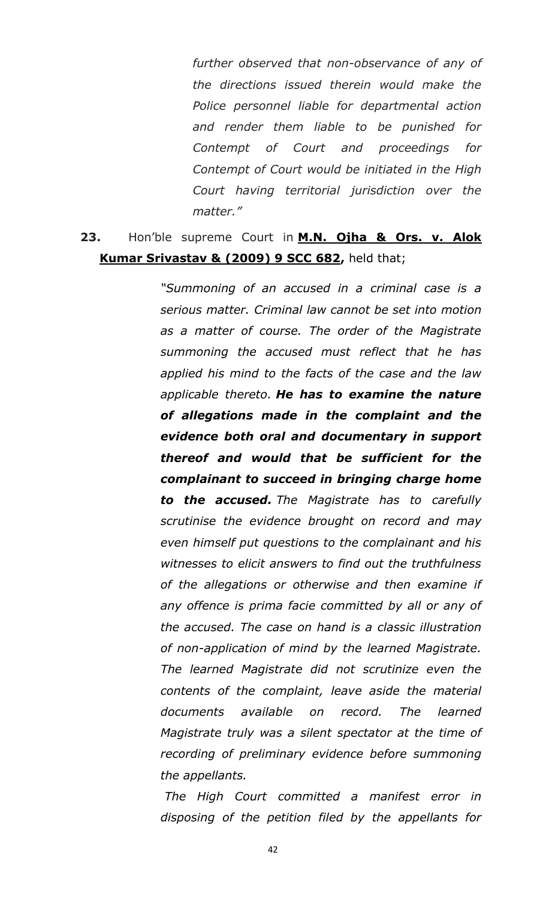> *further observed that non-observance of any of the directions issued therein would make the Police personnel liable for departmental action and render them liable to be punished for Contempt of Court and proceedings for Contempt of Court would be initiated in the High Court having territorial jurisdiction over the matter."*

**23.** Hon'ble supreme Court in **M.N. Ojha & Ors. v. Alok Kumar Srivastav & (2009) 9 SCC 682,** held that;

> *"Summoning of an accused in a criminal case is a serious matter. Criminal law cannot be set into motion as a matter of course. The order of the Magistrate summoning the accused must reflect that he has applied his mind to the facts of the case and the law applicable thereto.* ***He has to examine the nature of allegations made in the complaint and the evidence both oral and documentary in support thereof and would that be sufficient for the complainant to succeed in bringing charge home to the accused.*** *The Magistrate has to carefully scrutinise the evidence brought on record and may even himself put questions to the complainant and his witnesses to elicit answers to find out the truthfulness of the allegations or otherwise and then examine if any offence is prima facie committed by all or any of the accused. The case on hand is a classic illustration of non-application of mind by the learned Magistrate. The learned Magistrate did not scrutinize even the contents of the complaint, leave aside the material documents available on record. The learned Magistrate truly was a silent spectator at the time of recording of preliminary evidence before summoning the appellants.*
>
> *The High Court committed a manifest error in disposing of the petition filed by the appellants for*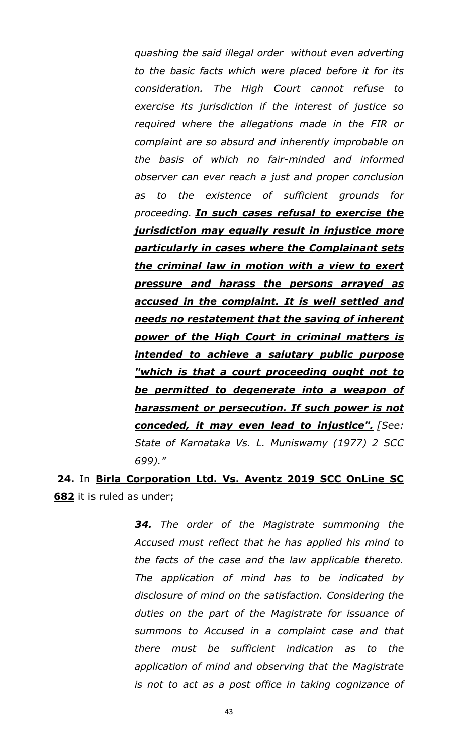*quashing the said illegal order without even adverting to the basic facts which were placed before it for its consideration. The High Court cannot refuse to exercise its jurisdiction if the interest of justice so required where the allegations made in the FIR or complaint are so absurd and inherently improbable on the basis of which no fair-minded and informed observer can ever reach a just and proper conclusion as to the existence of sufficient grounds for proceeding.* ***<u>In such cases refusal to exercise the jurisdiction may equally result in injustice more particularly in cases where the Complainant sets the criminal law in motion with a view to exert pressure and harass the persons arrayed as accused in the complaint. It is well settled and needs no restatement that the saving of inherent power of the High Court in criminal matters is intended to achieve a salutary public purpose "which is that a court proceeding ought not to be permitted to degenerate into a weapon of harassment or persecution. If such power is not conceded, it may even lead to injustice".</u>*** *[See: State of Karnataka Vs. L. Muniswamy (1977) 2 SCC 699)."*

**24.** In **<u>Birla Corporation Ltd. Vs. Aventz 2019 SCC OnLine SC 682</u>** it is ruled as under;

> ***34.*** *The order of the Magistrate summoning the Accused must reflect that he has applied his mind to the facts of the case and the law applicable thereto. The application of mind has to be indicated by disclosure of mind on the satisfaction. Considering the duties on the part of the Magistrate for issuance of summons to Accused in a complaint case and that there must be sufficient indication as to the application of mind and observing that the Magistrate is not to act as a post office in taking cognizance of*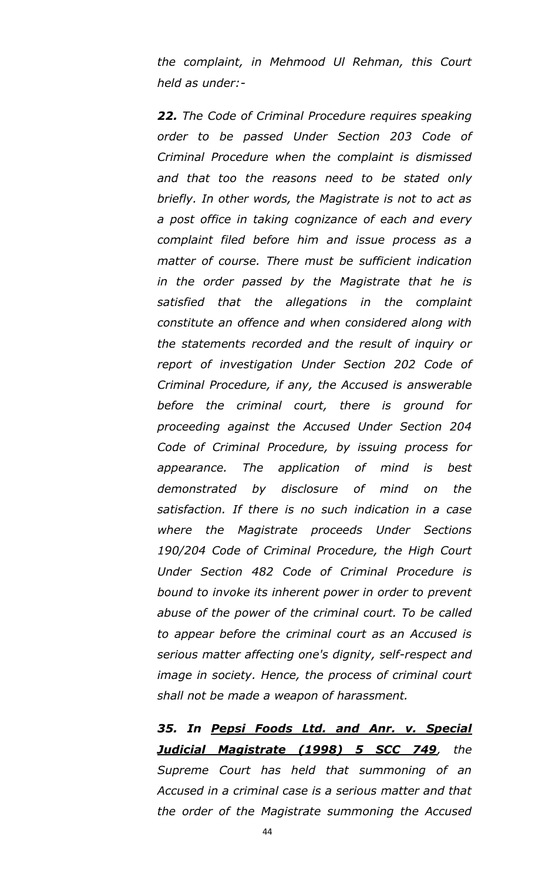*the complaint, in Mehmood Ul Rehman, this Court held as under:-*

***22.** The Code of Criminal Procedure requires speaking order to be passed Under Section 203 Code of Criminal Procedure when the complaint is dismissed and that too the reasons need to be stated only briefly. In other words, the Magistrate is not to act as a post office in taking cognizance of each and every complaint filed before him and issue process as a matter of course. There must be sufficient indication in the order passed by the Magistrate that he is satisfied that the allegations in the complaint constitute an offence and when considered along with the statements recorded and the result of inquiry or report of investigation Under Section 202 Code of Criminal Procedure, if any, the Accused is answerable before the criminal court, there is ground for proceeding against the Accused Under Section 204 Code of Criminal Procedure, by issuing process for appearance. The application of mind is best demonstrated by disclosure of mind on the satisfaction. If there is no such indication in a case where the Magistrate proceeds Under Sections 190/204 Code of Criminal Procedure, the High Court Under Section 482 Code of Criminal Procedure is bound to invoke its inherent power in order to prevent abuse of the power of the criminal court. To be called to appear before the criminal court as an Accused is serious matter affecting one's dignity, self-respect and image in society. Hence, the process of criminal court shall not be made a weapon of harassment.*

***35. In <u>Pepsi Foods Ltd. and Anr. v. Special Judicial Magistrate (1998) 5 SCC 749</u>**, the Supreme Court has held that summoning of an Accused in a criminal case is a serious matter and that the order of the Magistrate summoning the Accused*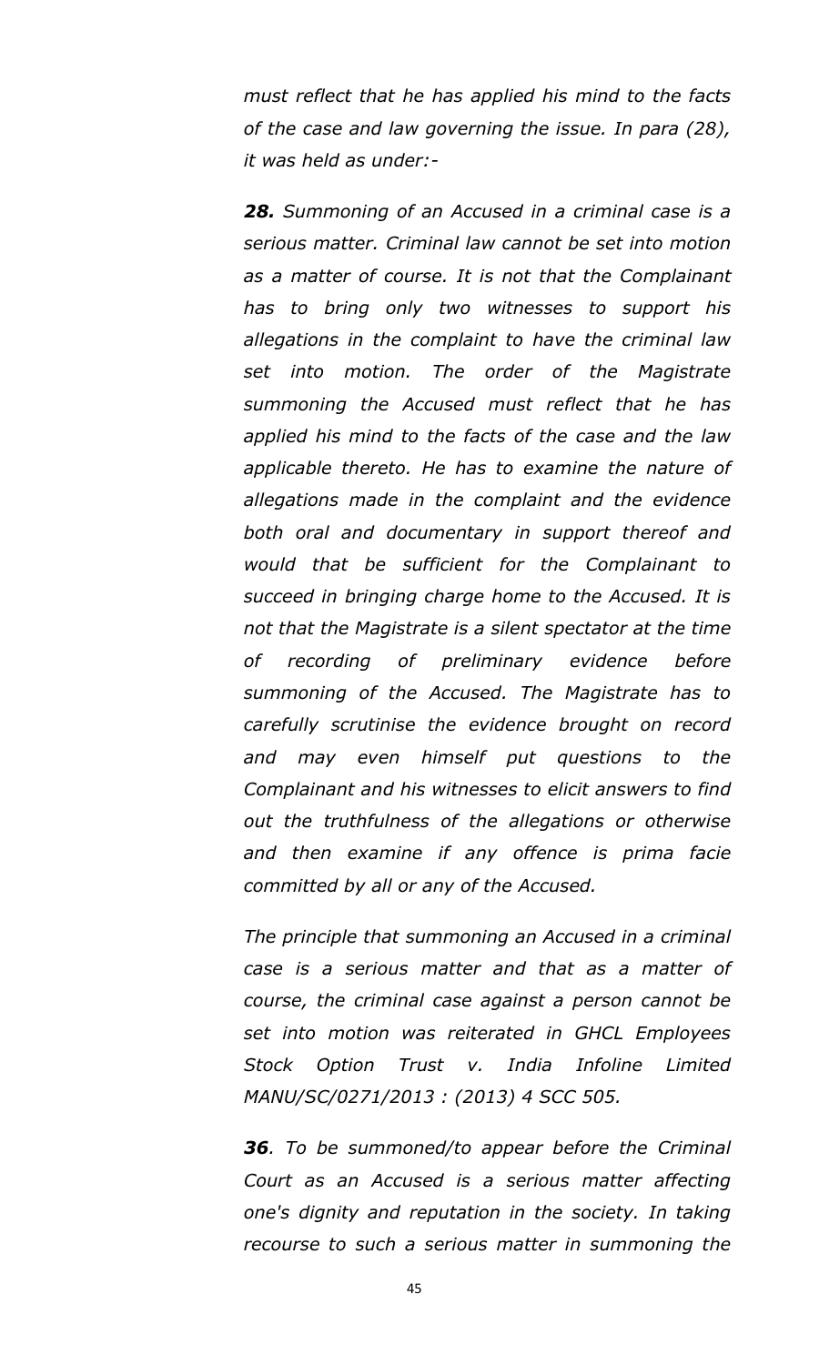*must reflect that he has applied his mind to the facts of the case and law governing the issue. In para (28), it was held as under:-*

***28.** Summoning of an Accused in a criminal case is a serious matter. Criminal law cannot be set into motion as a matter of course. It is not that the Complainant has to bring only two witnesses to support his allegations in the complaint to have the criminal law set into motion. The order of the Magistrate summoning the Accused must reflect that he has applied his mind to the facts of the case and the law applicable thereto. He has to examine the nature of allegations made in the complaint and the evidence both oral and documentary in support thereof and would that be sufficient for the Complainant to succeed in bringing charge home to the Accused. It is not that the Magistrate is a silent spectator at the time of recording of preliminary evidence before summoning of the Accused. The Magistrate has to carefully scrutinise the evidence brought on record and may even himself put questions to the Complainant and his witnesses to elicit answers to find out the truthfulness of the allegations or otherwise and then examine if any offence is prima facie committed by all or any of the Accused.*

*The principle that summoning an Accused in a criminal case is a serious matter and that as a matter of course, the criminal case against a person cannot be set into motion was reiterated in GHCL Employees Stock Option Trust v. India Infoline Limited MANU/SC/0271/2013 : (2013) 4 SCC 505.*

***36**. To be summoned/to appear before the Criminal Court as an Accused is a serious matter affecting one's dignity and reputation in the society. In taking recourse to such a serious matter in summoning the*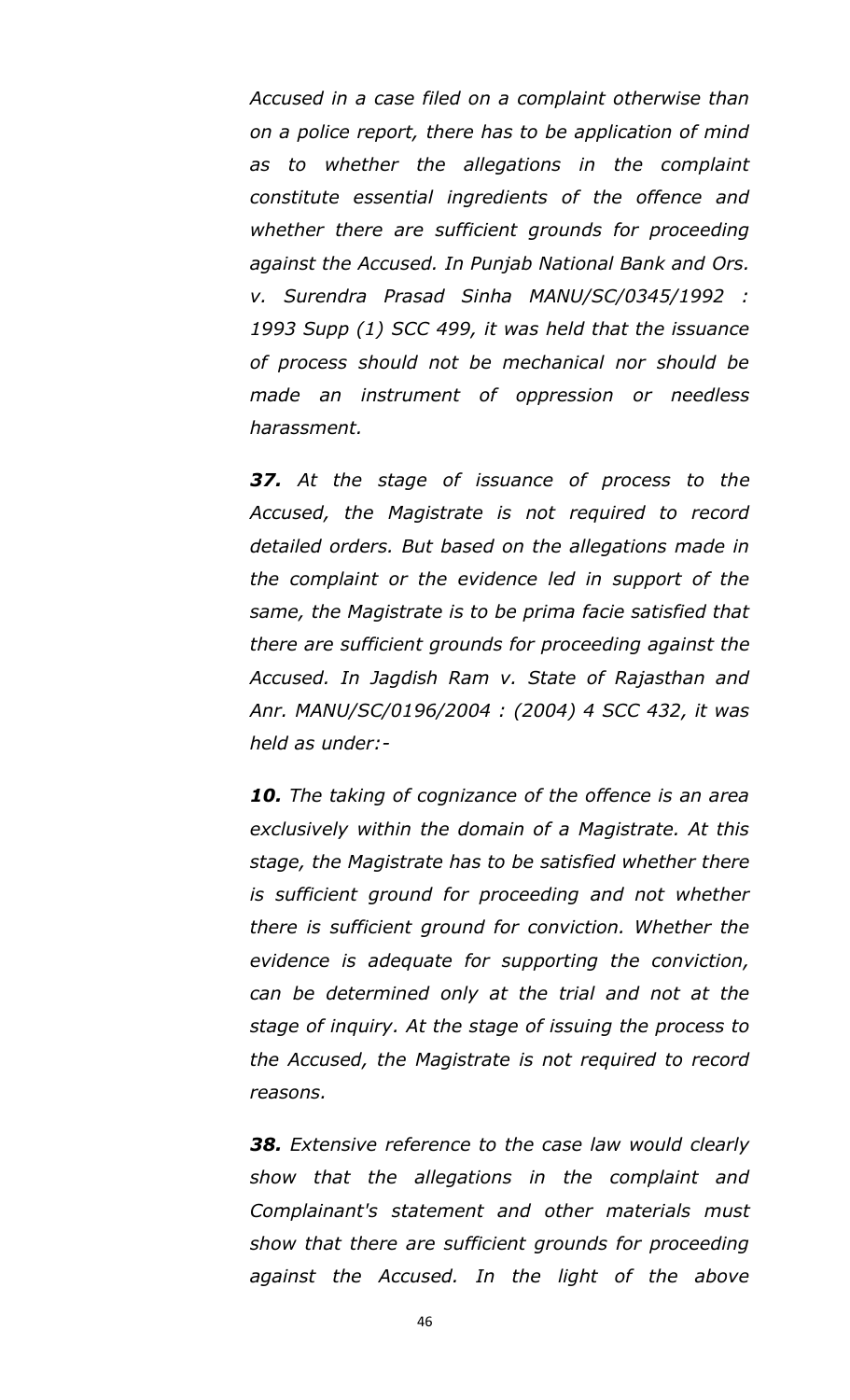*Accused in a case filed on a complaint otherwise than on a police report, there has to be application of mind as to whether the allegations in the complaint constitute essential ingredients of the offence and whether there are sufficient grounds for proceeding against the Accused. In Punjab National Bank and Ors. v. Surendra Prasad Sinha MANU/SC/0345/1992 : 1993 Supp (1) SCC 499, it was held that the issuance of process should not be mechanical nor should be made an instrument of oppression or needless harassment.*

***37.** At the stage of issuance of process to the Accused, the Magistrate is not required to record detailed orders. But based on the allegations made in the complaint or the evidence led in support of the same, the Magistrate is to be prima facie satisfied that there are sufficient grounds for proceeding against the Accused. In Jagdish Ram v. State of Rajasthan and Anr. MANU/SC/0196/2004 : (2004) 4 SCC 432, it was held as under:-*

***10.** The taking of cognizance of the offence is an area exclusively within the domain of a Magistrate. At this stage, the Magistrate has to be satisfied whether there is sufficient ground for proceeding and not whether there is sufficient ground for conviction. Whether the evidence is adequate for supporting the conviction, can be determined only at the trial and not at the stage of inquiry. At the stage of issuing the process to the Accused, the Magistrate is not required to record reasons.*

***38.** Extensive reference to the case law would clearly show that the allegations in the complaint and Complainant's statement and other materials must show that there are sufficient grounds for proceeding against the Accused. In the light of the above*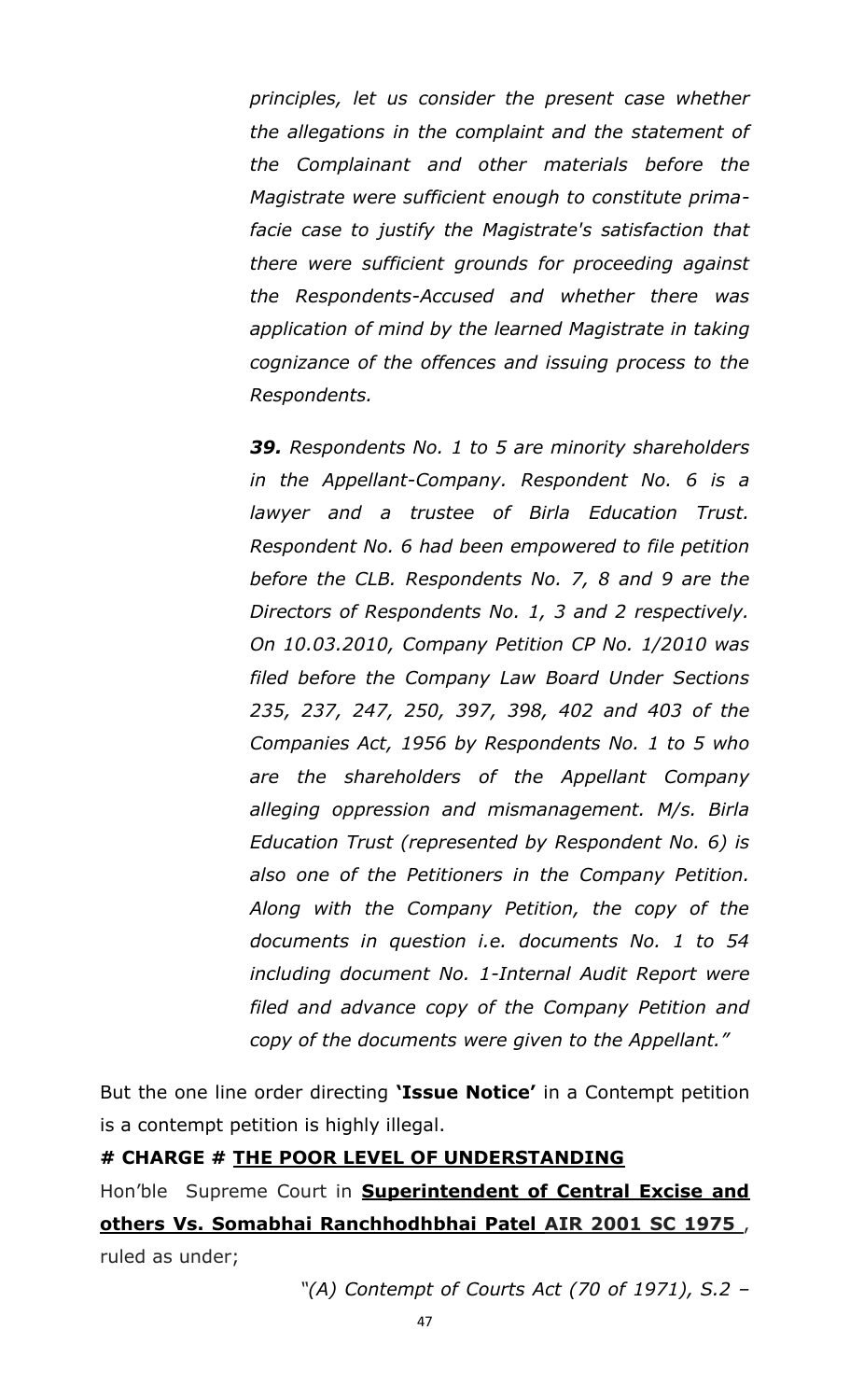*principles, let us consider the present case whether the allegations in the complaint and the statement of the Complainant and other materials before the Magistrate were sufficient enough to constitute prima-facie case to justify the Magistrate's satisfaction that there were sufficient grounds for proceeding against the Respondents-Accused and whether there was application of mind by the learned Magistrate in taking cognizance of the offences and issuing process to the Respondents.*

***39.*** *Respondents No. 1 to 5 are minority shareholders in the Appellant-Company. Respondent No. 6 is a lawyer and a trustee of Birla Education Trust. Respondent No. 6 had been empowered to file petition before the CLB. Respondents No. 7, 8 and 9 are the Directors of Respondents No. 1, 3 and 2 respectively. On 10.03.2010, Company Petition CP No. 1/2010 was filed before the Company Law Board Under Sections 235, 237, 247, 250, 397, 398, 402 and 403 of the Companies Act, 1956 by Respondents No. 1 to 5 who are the shareholders of the Appellant Company alleging oppression and mismanagement. M/s. Birla Education Trust (represented by Respondent No. 6) is also one of the Petitioners in the Company Petition. Along with the Company Petition, the copy of the documents in question i.e. documents No. 1 to 54 including document No. 1-Internal Audit Report were filed and advance copy of the Company Petition and copy of the documents were given to the Appellant."*

But the one line order directing **'Issue Notice'** in a Contempt petition is a contempt petition is highly illegal.

**# CHARGE # <u>THE POOR LEVEL OF UNDERSTANDING</u>**

Hon'ble Supreme Court in **<u>Superintendent of Central Excise and others Vs. Somabhai Ranchhodhbhai Patel AIR 2001 SC 1975</u>** , ruled as under;

*"(A) Contempt of Courts Act (70 of 1971), S.2 –*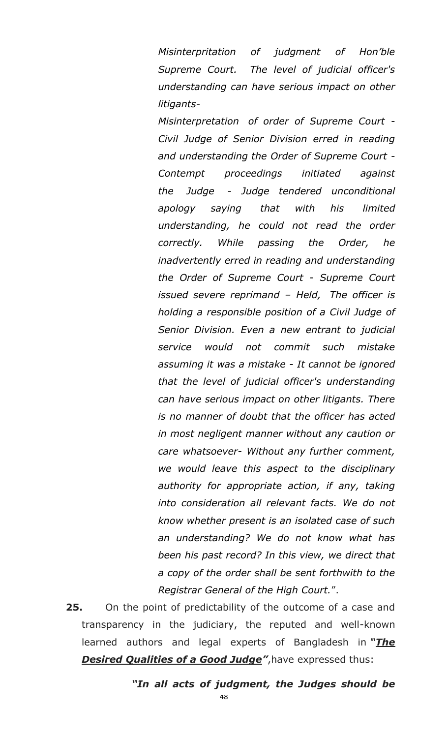*Misinterpritation of judgment of Hon'ble Supreme Court. The level of judicial officer's understanding can have serious impact on other litigants-*

*Misinterpretation of order of Supreme Court - Civil Judge of Senior Division erred in reading and understanding the Order of Supreme Court - Contempt proceedings initiated against the Judge - Judge tendered unconditional apology saying that with his limited understanding, he could not read the order correctly. While passing the Order, he inadvertently erred in reading and understanding the Order of Supreme Court - Supreme Court issued severe reprimand – Held, The officer is holding a responsible position of a Civil Judge of Senior Division. Even a new entrant to judicial service would not commit such mistake assuming it was a mistake - It cannot be ignored that the level of judicial officer's understanding can have serious impact on other litigants. There is no manner of doubt that the officer has acted in most negligent manner without any caution or care whatsoever- Without any further comment, we would leave this aspect to the disciplinary authority for appropriate action, if any, taking into consideration all relevant facts. We do not know whether present is an isolated case of such an understanding? We do not know what has been his past record? In this view, we direct that a copy of the order shall be sent forthwith to the Registrar General of the High Court.*".

**25.** On the point of predictability of the outcome of a case and transparency in the judiciary, the reputed and well-known learned authors and legal experts of Bangladesh in ***"The Desired Qualities of a Good Judge"***,have expressed thus:

***"In all acts of judgment, the Judges should be***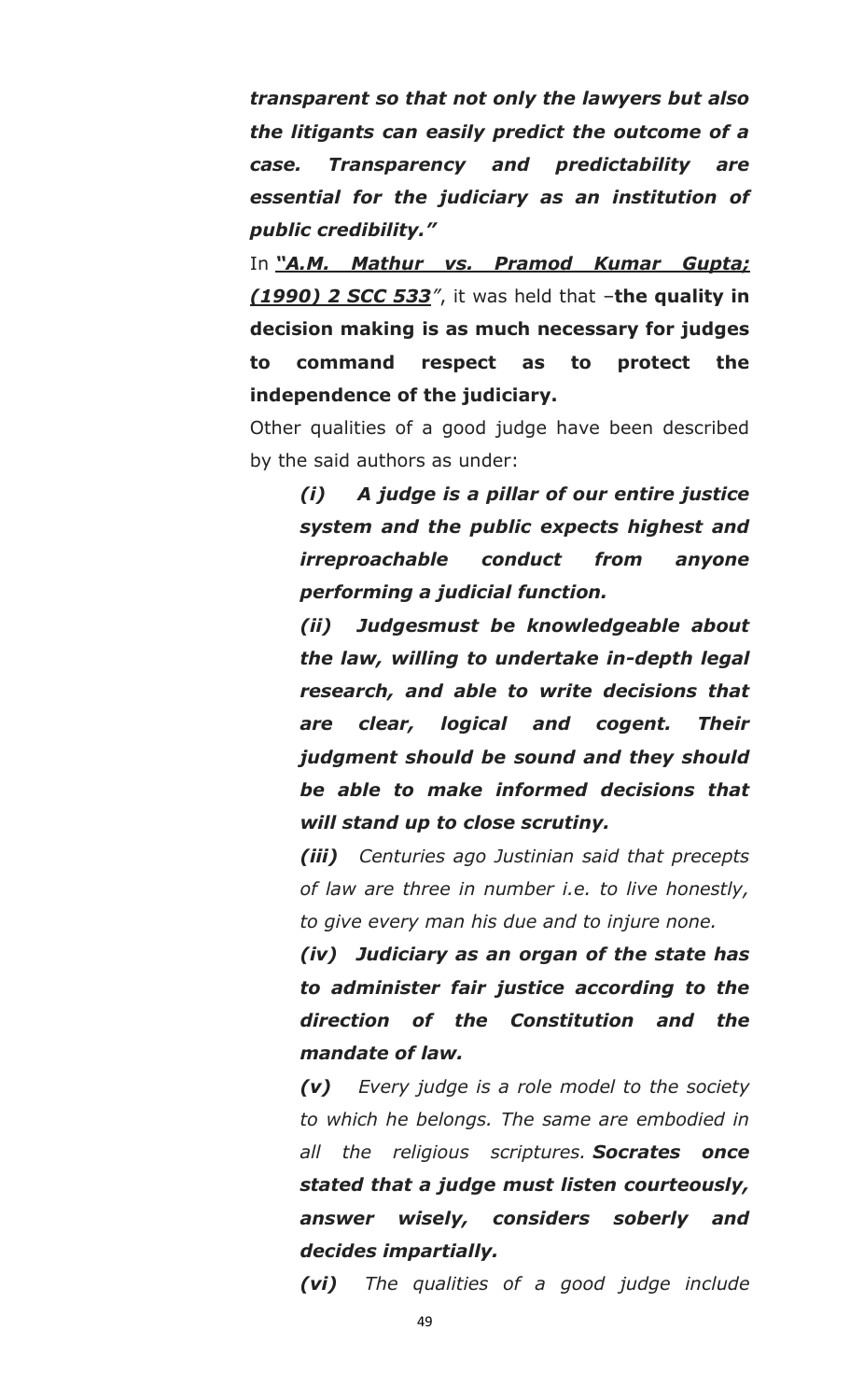***transparent so that not only the lawyers but also the litigants can easily predict the outcome of a case. Transparency and predictability are essential for the judiciary as an institution of public credibility."***

In ***"A.M. Mathur vs. Pramod Kumar Gupta; (1990) 2 SCC 533"***, it was held that –**the quality in decision making is as much necessary for judges to command respect as to protect the independence of the judiciary.**

Other qualities of a good judge have been described by the said authors as under:

> ***(i) A judge is a pillar of our entire justice system and the public expects highest and irreproachable conduct from anyone performing a judicial function.***
>
> ***(ii) Judgesmust be knowledgeable about the law, willing to undertake in-depth legal research, and able to write decisions that are clear, logical and cogent. Their judgment should be sound and they should be able to make informed decisions that will stand up to close scrutiny.***
>
> ***(iii)*** *Centuries ago Justinian said that precepts of law are three in number i.e. to live honestly, to give every man his due and to injure none.*
>
> ***(iv) Judiciary as an organ of the state has to administer fair justice according to the direction of the Constitution and the mandate of law.***
>
> ***(v)*** *Every judge is a role model to the society to which he belongs. The same are embodied in all the religious scriptures.* ***Socrates once stated that a judge must listen courteously, answer wisely, considers soberly and decides impartially.***
>
> ***(vi)*** *The qualities of a good judge include*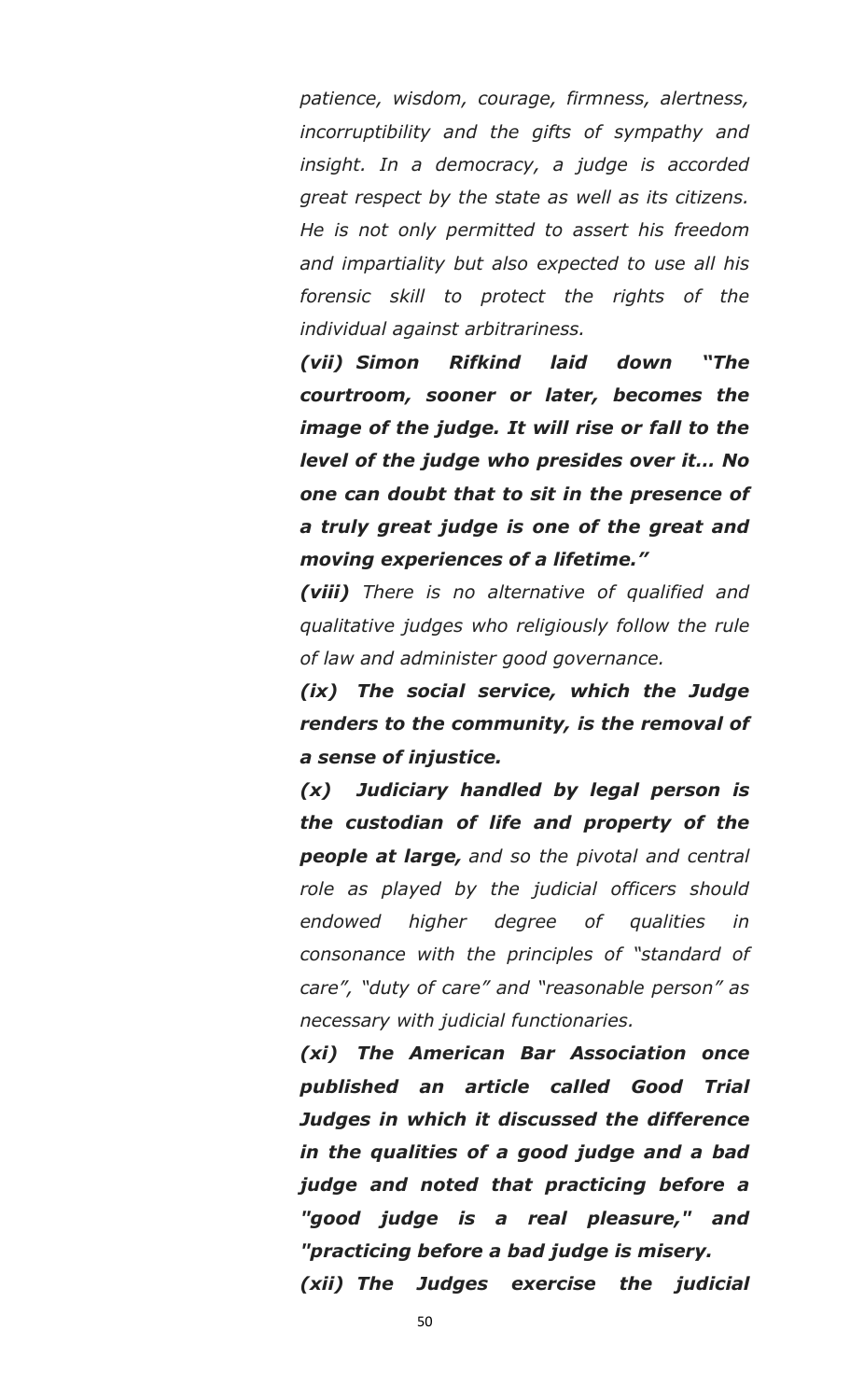*patience, wisdom, courage, firmness, alertness, incorruptibility and the gifts of sympathy and insight. In a democracy, a judge is accorded great respect by the state as well as its citizens. He is not only permitted to assert his freedom and impartiality but also expected to use all his forensic skill to protect the rights of the individual against arbitrariness.*

***(vii) Simon Rifkind laid down "The courtroom, sooner or later, becomes the image of the judge. It will rise or fall to the level of the judge who presides over it... No one can doubt that to sit in the presence of a truly great judge is one of the great and moving experiences of a lifetime."***

***(viii)*** *There is no alternative of qualified and qualitative judges who religiously follow the rule of law and administer good governance.*

***(ix) The social service, which the Judge renders to the community, is the removal of a sense of injustice.***

***(x) Judiciary handled by legal person is the custodian of life and property of the people at large,*** *and so the pivotal and central role as played by the judicial officers should endowed higher degree of qualities in consonance with the principles of "standard of care", "duty of care" and "reasonable person" as necessary with judicial functionaries.*

***(xi) The American Bar Association once published an article called Good Trial Judges in which it discussed the difference in the qualities of a good judge and a bad judge and noted that practicing before a "good judge is a real pleasure," and "practicing before a bad judge is misery.***

***(xii) The Judges exercise the judicial***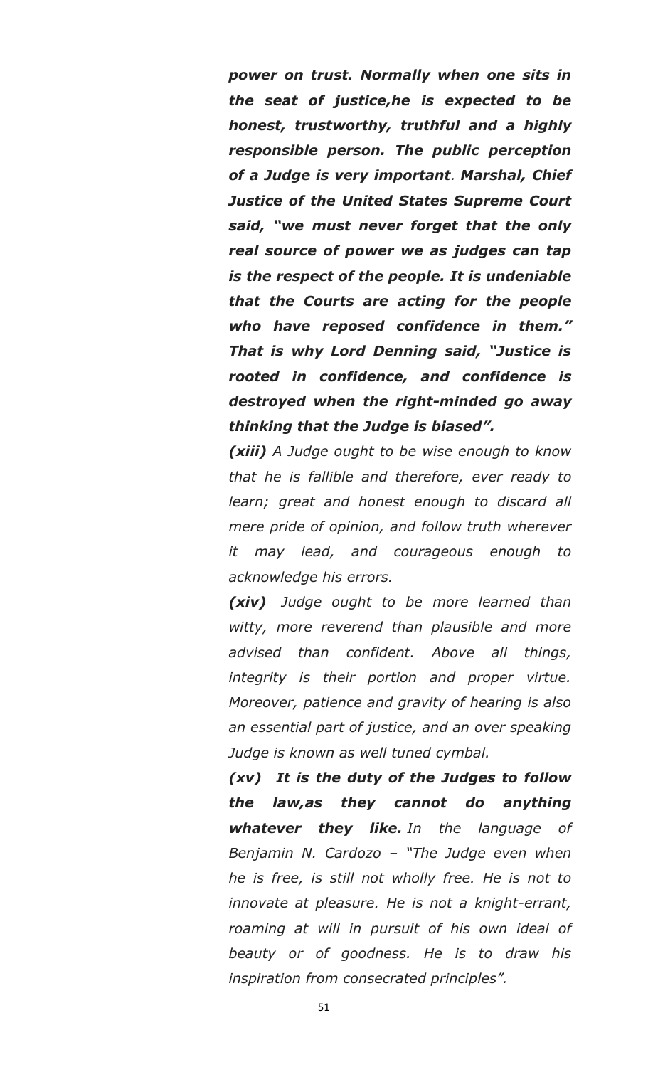***power on trust. Normally when one sits in the seat of justice,he is expected to be honest, trustworthy, truthful and a highly responsible person. The public perception of a Judge is very important. Marshal, Chief Justice of the United States Supreme Court said, "we must never forget that the only real source of power we as judges can tap is the respect of the people. It is undeniable that the Courts are acting for the people who have reposed confidence in them." That is why Lord Denning said, "Justice is rooted in confidence, and confidence is destroyed when the right-minded go away thinking that the Judge is biased".***

***(xiii)*** *A Judge ought to be wise enough to know that he is fallible and therefore, ever ready to learn; great and honest enough to discard all mere pride of opinion, and follow truth wherever it may lead, and courageous enough to acknowledge his errors.*

***(xiv)*** *Judge ought to be more learned than witty, more reverend than plausible and more advised than confident. Above all things, integrity is their portion and proper virtue. Moreover, patience and gravity of hearing is also an essential part of justice, and an over speaking Judge is known as well tuned cymbal.*

***(xv) It is the duty of the Judges to follow the law,as they cannot do anything whatever they like.*** *In the language of Benjamin N. Cardozo – "The Judge even when he is free, is still not wholly free. He is not to innovate at pleasure. He is not a knight-errant, roaming at will in pursuit of his own ideal of beauty or of goodness. He is to draw his inspiration from consecrated principles".*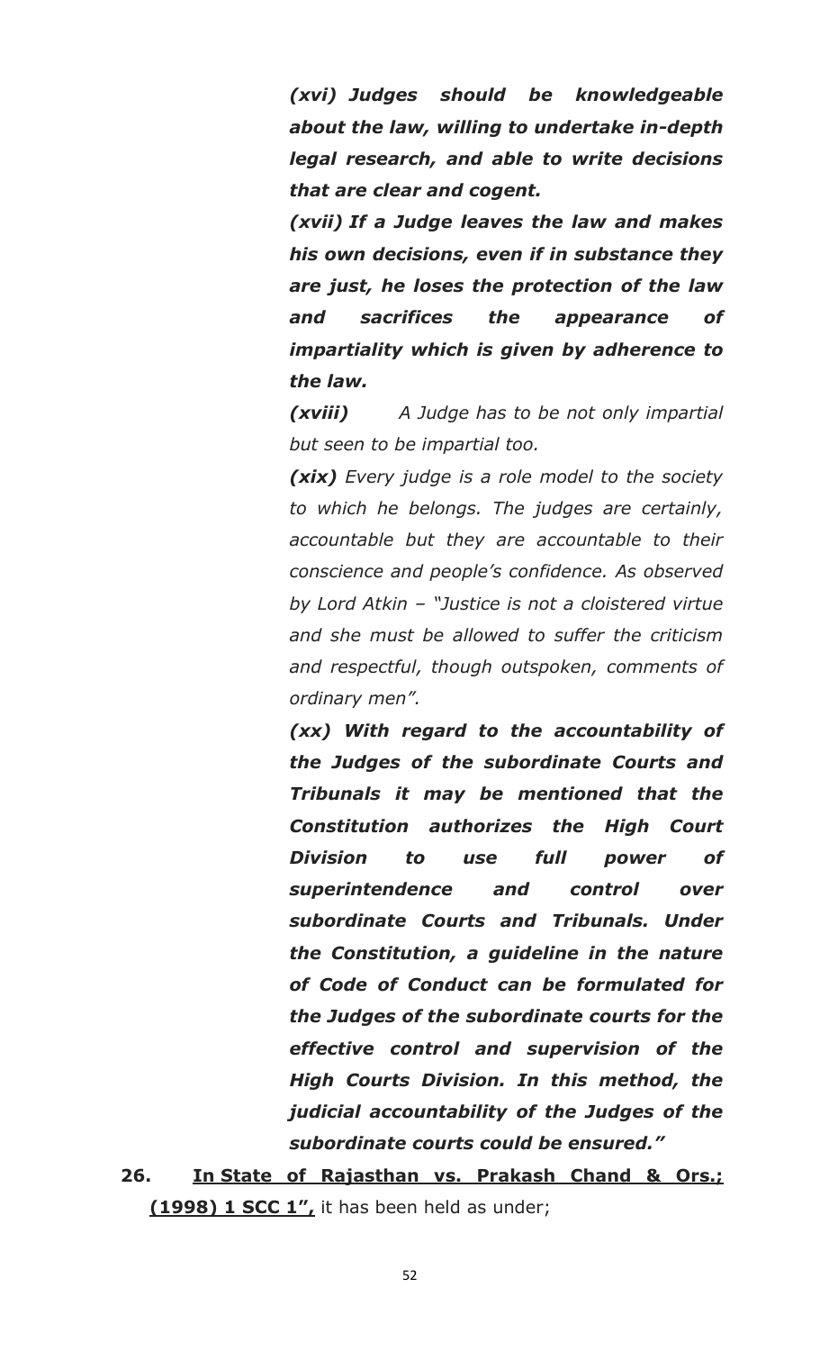***(xvi) Judges should be knowledgeable about the law, willing to undertake in-depth legal research, and able to write decisions that are clear and cogent.***

***(xvii) If a Judge leaves the law and makes his own decisions, even if in substance they are just, he loses the protection of the law and sacrifices the appearance of impartiality which is given by adherence to the law.***

***(xviii)*** *A Judge has to be not only impartial but seen to be impartial too.*

***(xix)*** *Every judge is a role model to the society to which he belongs. The judges are certainly, accountable but they are accountable to their conscience and people's confidence. As observed by Lord Atkin – "Justice is not a cloistered virtue and she must be allowed to suffer the criticism and respectful, though outspoken, comments of ordinary men".*

***(xx) With regard to the accountability of the Judges of the subordinate Courts and Tribunals it may be mentioned that the Constitution authorizes the High Court Division to use full power of superintendence and control over subordinate Courts and Tribunals. Under the Constitution, a guideline in the nature of Code of Conduct can be formulated for the Judges of the subordinate courts for the effective control and supervision of the High Courts Division. In this method, the judicial accountability of the Judges of the subordinate courts could be ensured."***

**26.** **<u>In State of Rajasthan vs. Prakash Chand & Ors.; (1998) 1 SCC 1",</u>** it has been held as under;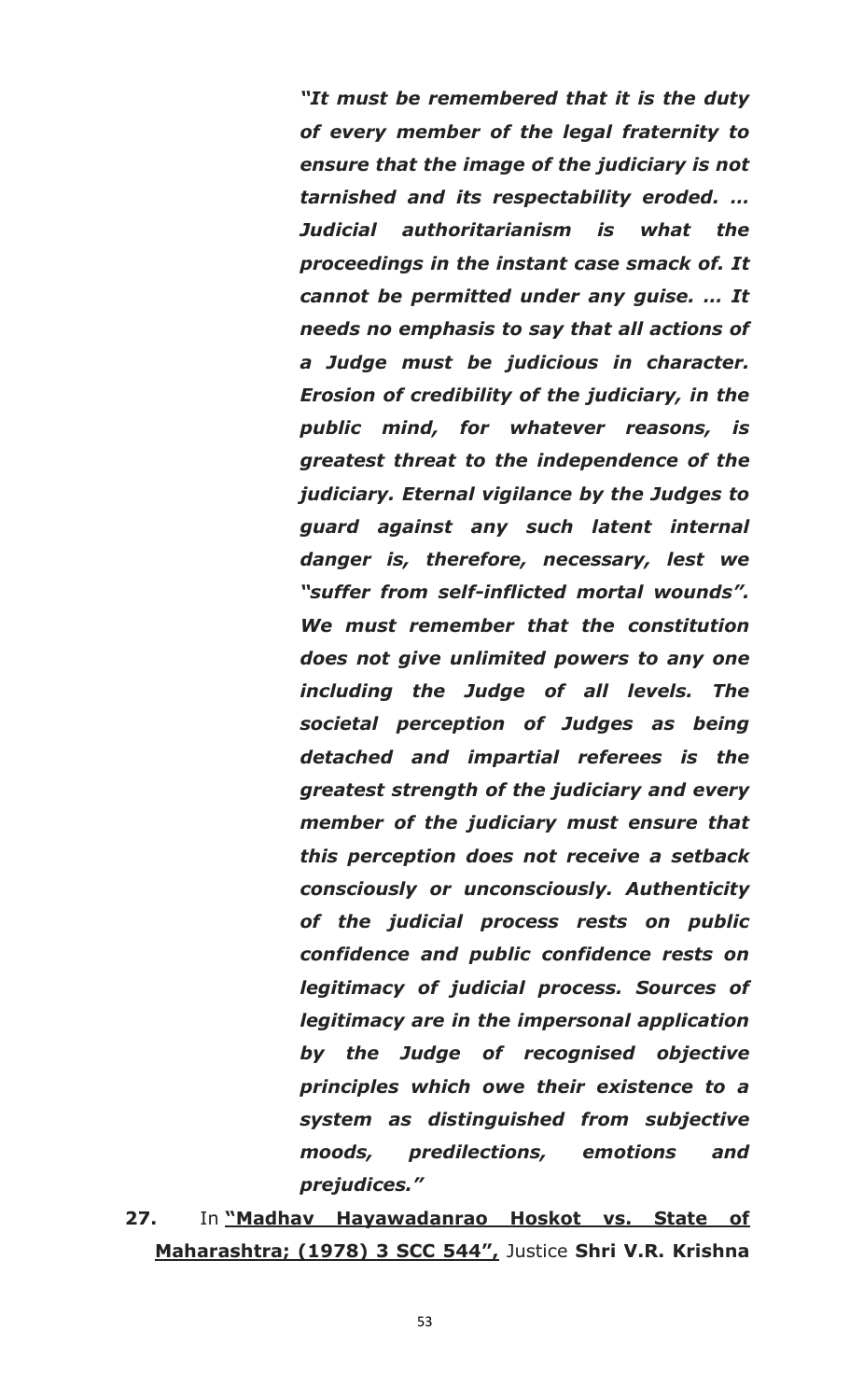> ***"It must be remembered that it is the duty of every member of the legal fraternity to ensure that the image of the judiciary is not tarnished and its respectability eroded. … Judicial authoritarianism is what the proceedings in the instant case smack of. It cannot be permitted under any guise. … It needs no emphasis to say that all actions of a Judge must be judicious in character. Erosion of credibility of the judiciary, in the public mind, for whatever reasons, is greatest threat to the independence of the judiciary. Eternal vigilance by the Judges to guard against any such latent internal danger is, therefore, necessary, lest we "suffer from self-inflicted mortal wounds". We must remember that the constitution does not give unlimited powers to any one including the Judge of all levels. The societal perception of Judges as being detached and impartial referees is the greatest strength of the judiciary and every member of the judiciary must ensure that this perception does not receive a setback consciously or unconsciously. Authenticity of the judicial process rests on public confidence and public confidence rests on legitimacy of judicial process. Sources of legitimacy are in the impersonal application by the Judge of recognised objective principles which owe their existence to a system as distinguished from subjective moods, predilections, emotions and prejudices."***

**27.** In **"Madhav Hayawadanrao Hoskot vs. State of Maharashtra; (1978) 3 SCC 544",** Justice **Shri V.R. Krishna**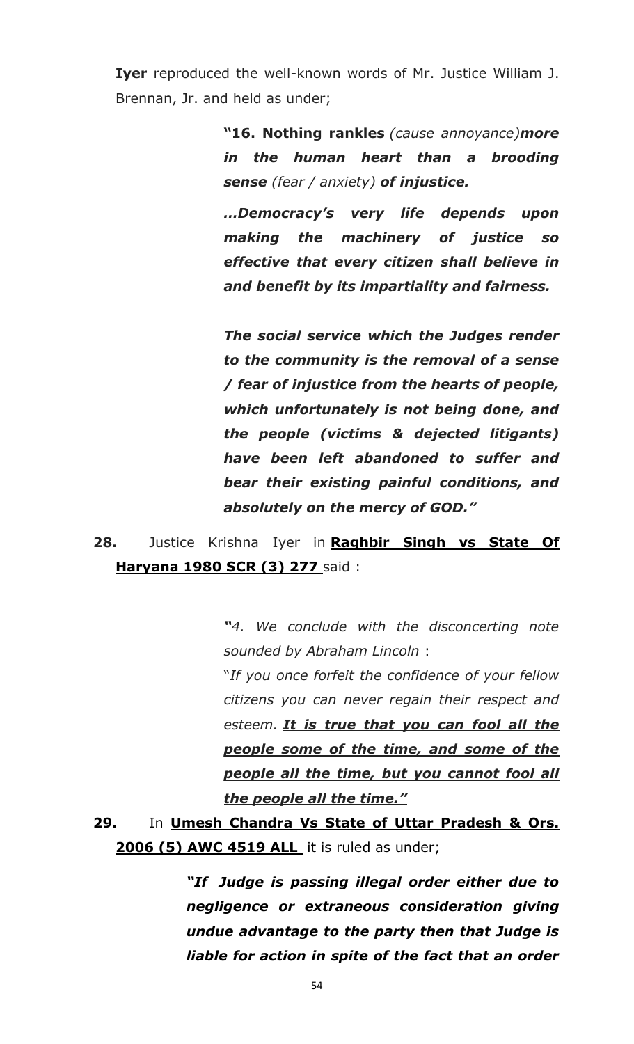**Iyer** reproduced the well-known words of Mr. Justice William J. Brennan, Jr. and held as under;

> **"16. Nothing rankles** *(cause annoyance)* ***more in the human heart than a brooding sense*** *(fear / anxiety)* ***of injustice.***
>
> ***…Democracy's very life depends upon making the machinery of justice so effective that every citizen shall believe in and benefit by its impartiality and fairness.***
>
> ***The social service which the Judges render to the community is the removal of a sense / fear of injustice from the hearts of people, which unfortunately is not being done, and the people (victims & dejected litigants) have been left abandoned to suffer and bear their existing painful conditions, and absolutely on the mercy of GOD."***

**28.** Justice Krishna Iyer in **<u>Raghbir Singh vs State Of Haryana 1980 SCR (3) 277</u>** said :

> ***"****4. We conclude with the disconcerting note sounded by Abraham Lincoln* :
>
> "*If you once forfeit the confidence of your fellow citizens you can never regain their respect and esteem.* ***<u>It is true that you can fool all the people some of the time, and some of the people all the time, but you cannot fool all the people all the time."</u>***

**29.** In **<u>Umesh Chandra Vs State of Uttar Pradesh & Ors. 2006 (5) AWC 4519 ALL</u>** it is ruled as under;

> ***"If Judge is passing illegal order either due to negligence or extraneous consideration giving undue advantage to the party then that Judge is liable for action in spite of the fact that an order***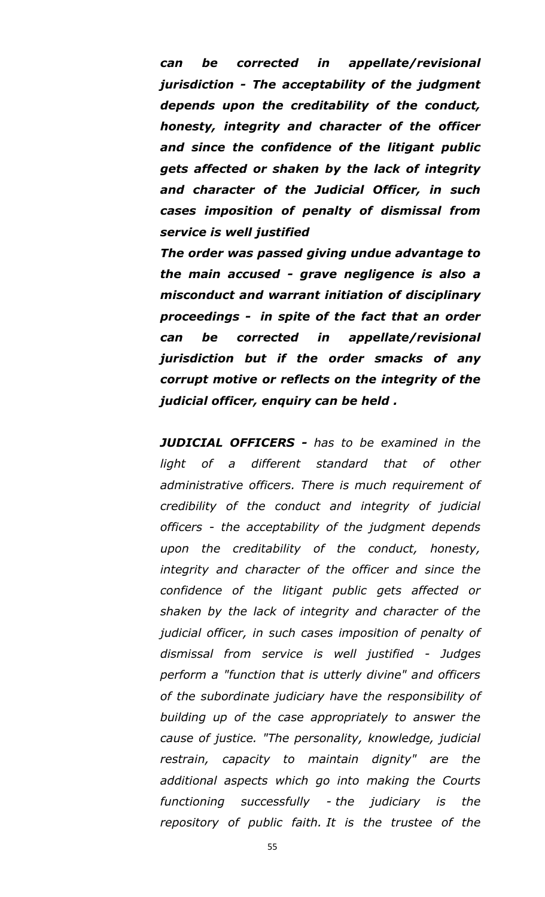***can be corrected in appellate/revisional jurisdiction - The acceptability of the judgment depends upon the creditability of the conduct, honesty, integrity and character of the officer and since the confidence of the litigant public gets affected or shaken by the lack of integrity and character of the Judicial Officer, in such cases imposition of penalty of dismissal from service is well justified***

***The order was passed giving undue advantage to the main accused - grave negligence is also a misconduct and warrant initiation of disciplinary proceedings - in spite of the fact that an order can be corrected in appellate/revisional jurisdiction but if the order smacks of any corrupt motive or reflects on the integrity of the judicial officer, enquiry can be held .***

***JUDICIAL OFFICERS -*** *has to be examined in the light of a different standard that of other administrative officers. There is much requirement of credibility of the conduct and integrity of judicial officers - the acceptability of the judgment depends upon the creditability of the conduct, honesty, integrity and character of the officer and since the confidence of the litigant public gets affected or shaken by the lack of integrity and character of the judicial officer, in such cases imposition of penalty of dismissal from service is well justified - Judges perform a "function that is utterly divine" and officers of the subordinate judiciary have the responsibility of building up of the case appropriately to answer the cause of justice. "The personality, knowledge, judicial restrain, capacity to maintain dignity" are the additional aspects which go into making the Courts functioning successfully - the judiciary is the repository of public faith. It is the trustee of the*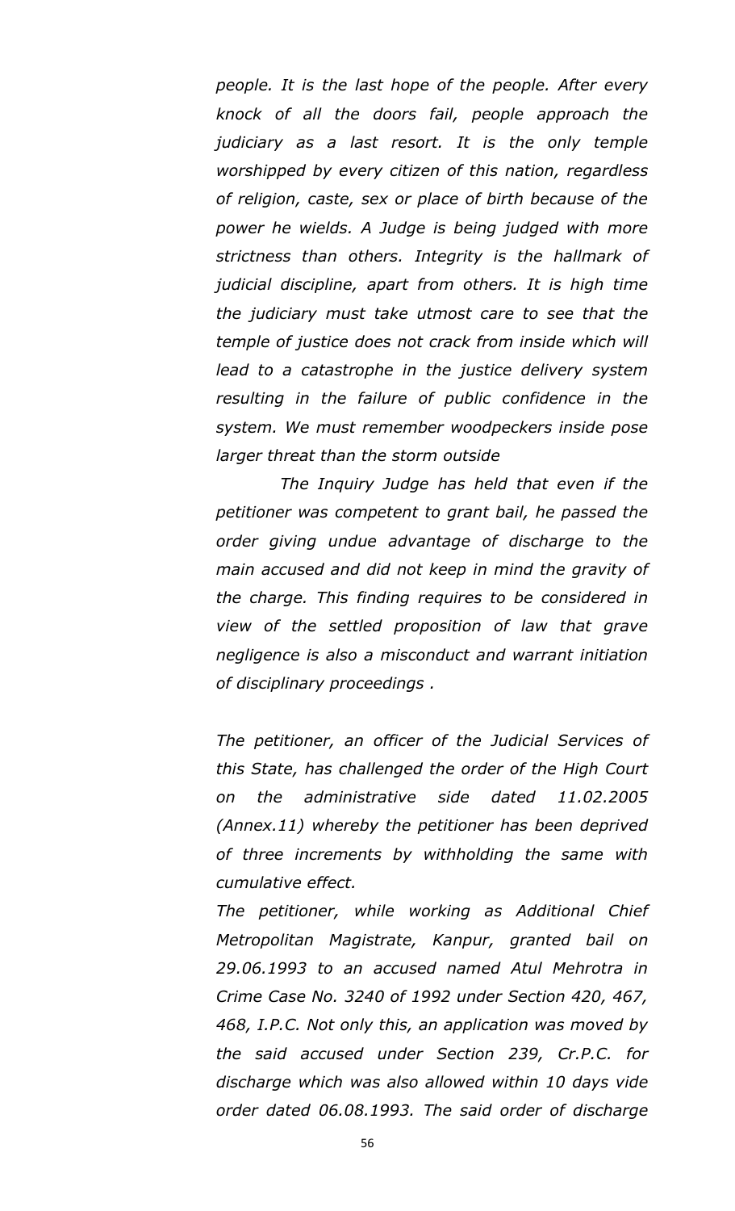*people. It is the last hope of the people. After every knock of all the doors fail, people approach the judiciary as a last resort. It is the only temple worshipped by every citizen of this nation, regardless of religion, caste, sex or place of birth because of the power he wields. A Judge is being judged with more strictness than others. Integrity is the hallmark of judicial discipline, apart from others. It is high time the judiciary must take utmost care to see that the temple of justice does not crack from inside which will lead to a catastrophe in the justice delivery system resulting in the failure of public confidence in the system. We must remember woodpeckers inside pose larger threat than the storm outside*

*The Inquiry Judge has held that even if the petitioner was competent to grant bail, he passed the order giving undue advantage of discharge to the main accused and did not keep in mind the gravity of the charge. This finding requires to be considered in view of the settled proposition of law that grave negligence is also a misconduct and warrant initiation of disciplinary proceedings .*

*The petitioner, an officer of the Judicial Services of this State, has challenged the order of the High Court on the administrative side dated 11.02.2005 (Annex.11) whereby the petitioner has been deprived of three increments by withholding the same with cumulative effect.*

*The petitioner, while working as Additional Chief Metropolitan Magistrate, Kanpur, granted bail on 29.06.1993 to an accused named Atul Mehrotra in Crime Case No. 3240 of 1992 under Section 420, 467, 468, I.P.C. Not only this, an application was moved by the said accused under Section 239, Cr.P.C. for discharge which was also allowed within 10 days vide order dated 06.08.1993. The said order of discharge*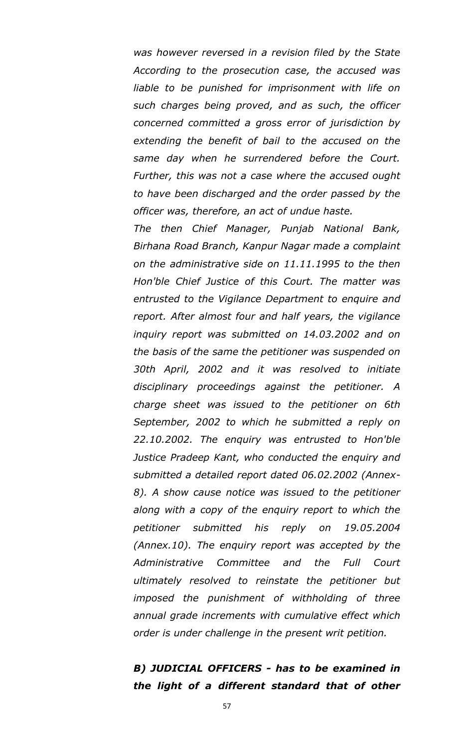*was however reversed in a revision filed by the State According to the prosecution case, the accused was liable to be punished for imprisonment with life on such charges being proved, and as such, the officer concerned committed a gross error of jurisdiction by extending the benefit of bail to the accused on the same day when he surrendered before the Court. Further, this was not a case where the accused ought to have been discharged and the order passed by the officer was, therefore, an act of undue haste.*

*The then Chief Manager, Punjab National Bank, Birhana Road Branch, Kanpur Nagar made a complaint on the administrative side on 11.11.1995 to the then Hon'ble Chief Justice of this Court. The matter was entrusted to the Vigilance Department to enquire and report. After almost four and half years, the vigilance inquiry report was submitted on 14.03.2002 and on the basis of the same the petitioner was suspended on 30th April, 2002 and it was resolved to initiate disciplinary proceedings against the petitioner. A charge sheet was issued to the petitioner on 6th September, 2002 to which he submitted a reply on 22.10.2002. The enquiry was entrusted to Hon'ble Justice Pradeep Kant, who conducted the enquiry and submitted a detailed report dated 06.02.2002 (Annex-8). A show cause notice was issued to the petitioner along with a copy of the enquiry report to which the petitioner submitted his reply on 19.05.2004 (Annex.10). The enquiry report was accepted by the Administrative Committee and the Full Court ultimately resolved to reinstate the petitioner but imposed the punishment of withholding of three annual grade increments with cumulative effect which order is under challenge in the present writ petition.*

***B) JUDICIAL OFFICERS - has to be examined in the light of a different standard that of other***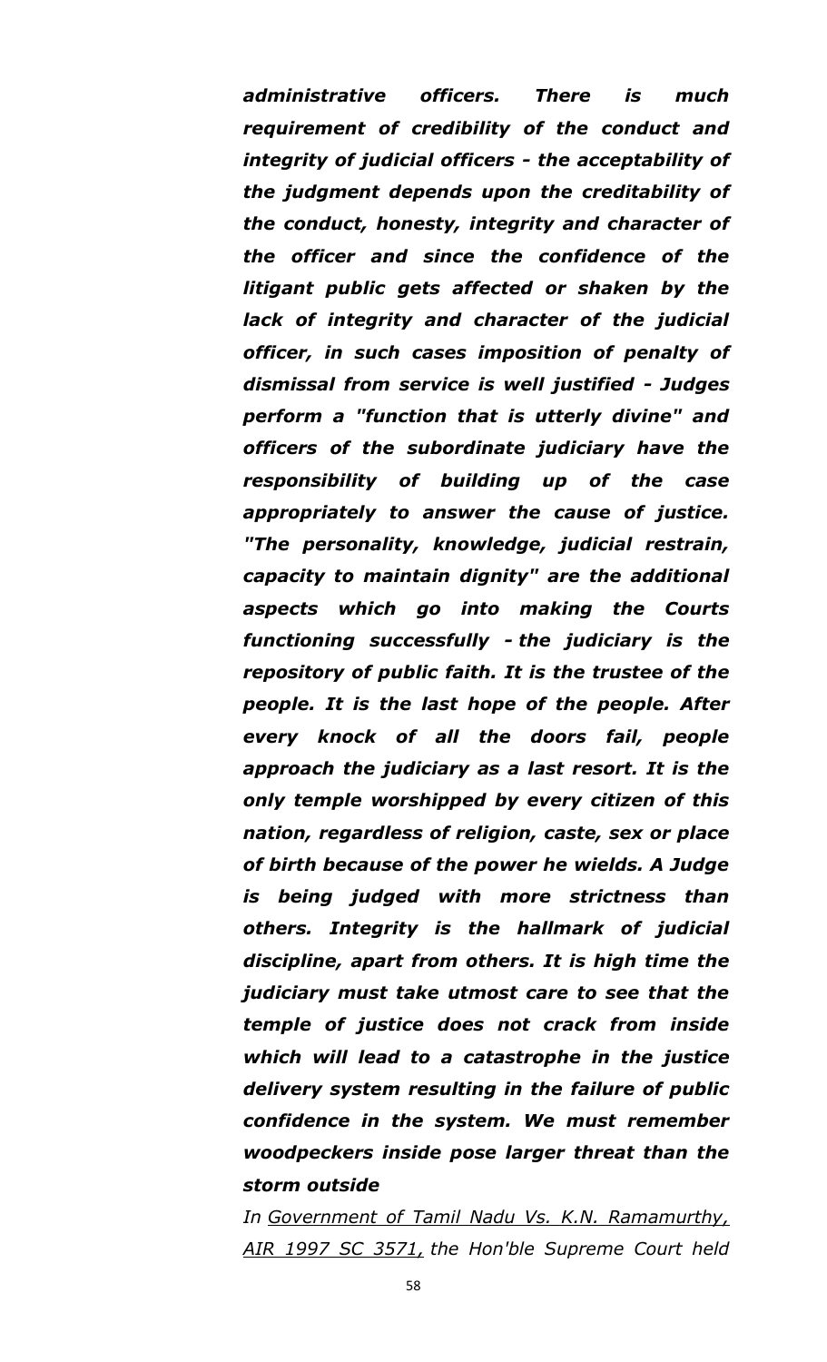***administrative officers. There is much requirement of credibility of the conduct and integrity of judicial officers - the acceptability of the judgment depends upon the creditability of the conduct, honesty, integrity and character of the officer and since the confidence of the litigant public gets affected or shaken by the lack of integrity and character of the judicial officer, in such cases imposition of penalty of dismissal from service is well justified - Judges perform a "function that is utterly divine" and officers of the subordinate judiciary have the responsibility of building up of the case appropriately to answer the cause of justice. "The personality, knowledge, judicial restrain, capacity to maintain dignity" are the additional aspects which go into making the Courts functioning successfully - the judiciary is the repository of public faith. It is the trustee of the people. It is the last hope of the people. After every knock of all the doors fail, people approach the judiciary as a last resort. It is the only temple worshipped by every citizen of this nation, regardless of religion, caste, sex or place of birth because of the power he wields. A Judge is being judged with more strictness than others. Integrity is the hallmark of judicial discipline, apart from others. It is high time the judiciary must take utmost care to see that the temple of justice does not crack from inside which will lead to a catastrophe in the justice delivery system resulting in the failure of public confidence in the system. We must remember woodpeckers inside pose larger threat than the storm outside***

*In <u>Government of Tamil Nadu Vs. K.N. Ramamurthy, AIR 1997 SC 3571,</u> the Hon'ble Supreme Court held*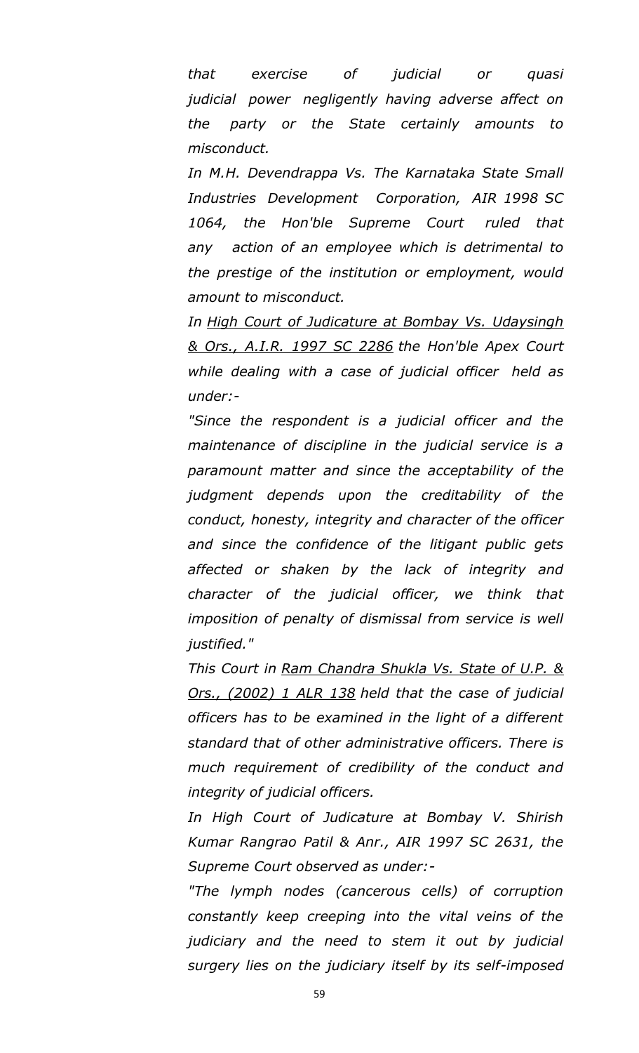*that exercise of judicial or quasi judicial power negligently having adverse affect on the party or the State certainly amounts to misconduct.*

*In M.H. Devendrappa Vs. The Karnataka State Small Industries Development Corporation, AIR 1998 SC 1064, the Hon'ble Supreme Court ruled that any action of an employee which is detrimental to the prestige of the institution or employment, would amount to misconduct.*

*In <u>High Court of Judicature at Bombay Vs. Udaysingh & Ors., A.I.R. 1997 SC 2286</u> the Hon'ble Apex Court while dealing with a case of judicial officer held as under:-*

*"Since the respondent is a judicial officer and the maintenance of discipline in the judicial service is a paramount matter and since the acceptability of the judgment depends upon the creditability of the conduct, honesty, integrity and character of the officer and since the confidence of the litigant public gets affected or shaken by the lack of integrity and character of the judicial officer, we think that imposition of penalty of dismissal from service is well justified."*

*This Court in <u>Ram Chandra Shukla Vs. State of U.P. & Ors., (2002) 1 ALR 138</u> held that the case of judicial officers has to be examined in the light of a different standard that of other administrative officers. There is much requirement of credibility of the conduct and integrity of judicial officers.*

*In High Court of Judicature at Bombay V. Shirish Kumar Rangrao Patil & Anr., AIR 1997 SC 2631, the Supreme Court observed as under:-*

*"The lymph nodes (cancerous cells) of corruption constantly keep creeping into the vital veins of the judiciary and the need to stem it out by judicial surgery lies on the judiciary itself by its self-imposed*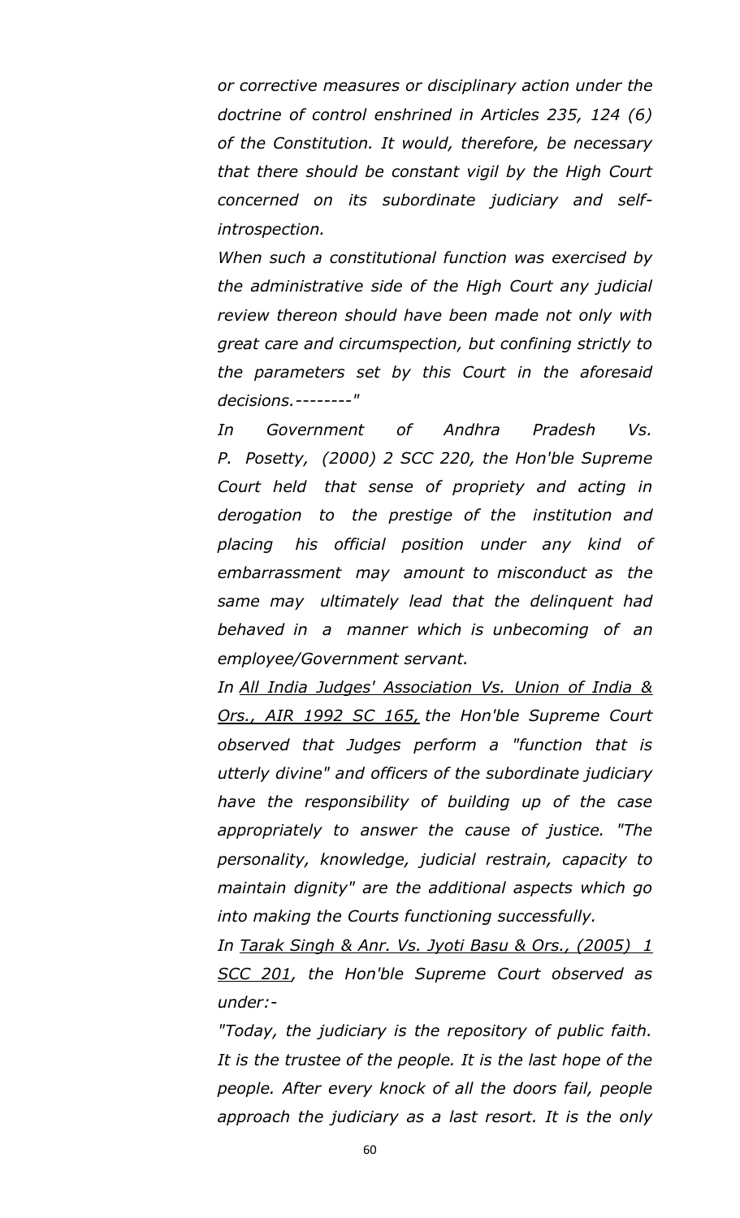*or corrective measures or disciplinary action under the doctrine of control enshrined in Articles 235, 124 (6) of the Constitution. It would, therefore, be necessary that there should be constant vigil by the High Court concerned on its subordinate judiciary and self-introspection.*

*When such a constitutional function was exercised by the administrative side of the High Court any judicial review thereon should have been made not only with great care and circumspection, but confining strictly to the parameters set by this Court in the aforesaid decisions.--------"*

*In Government of Andhra Pradesh Vs. P. Posetty, (2000) 2 SCC 220, the Hon'ble Supreme Court held that sense of propriety and acting in derogation to the prestige of the institution and placing his official position under any kind of embarrassment may amount to misconduct as the same may ultimately lead that the delinquent had behaved in a manner which is unbecoming of an employee/Government servant.*

*In <u>All India Judges' Association Vs. Union of India & Ors., AIR 1992 SC 165,</u> the Hon'ble Supreme Court observed that Judges perform a "function that is utterly divine" and officers of the subordinate judiciary have the responsibility of building up of the case appropriately to answer the cause of justice. "The personality, knowledge, judicial restrain, capacity to maintain dignity" are the additional aspects which go into making the Courts functioning successfully.*

*In <u>Tarak Singh & Anr. Vs. Jyoti Basu & Ors., (2005) 1 SCC 201</u>, the Hon'ble Supreme Court observed as under:-*

*"Today, the judiciary is the repository of public faith. It is the trustee of the people. It is the last hope of the people. After every knock of all the doors fail, people approach the judiciary as a last resort. It is the only*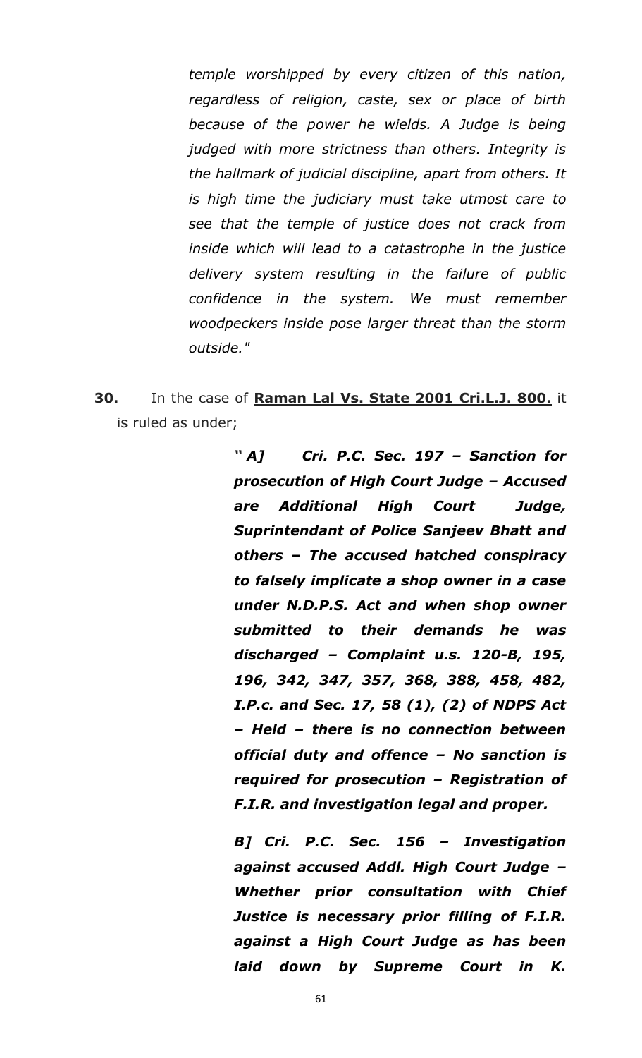*temple worshipped by every citizen of this nation, regardless of religion, caste, sex or place of birth because of the power he wields. A Judge is being judged with more strictness than others. Integrity is the hallmark of judicial discipline, apart from others. It is high time the judiciary must take utmost care to see that the temple of justice does not crack from inside which will lead to a catastrophe in the justice delivery system resulting in the failure of public confidence in the system. We must remember woodpeckers inside pose larger threat than the storm outside."*

**30.** In the case of **Raman Lal Vs. State 2001 Cri.L.J. 800.** it is ruled as under;

> ***" A] Cri. P.C. Sec. 197 – Sanction for prosecution of High Court Judge – Accused are Additional High Court Judge, Suprintendant of Police Sanjeev Bhatt and others – The accused hatched conspiracy to falsely implicate a shop owner in a case under N.D.P.S. Act and when shop owner submitted to their demands he was discharged – Complaint u.s. 120-B, 195, 196, 342, 347, 357, 368, 388, 458, 482, I.P.c. and Sec. 17, 58 (1), (2) of NDPS Act – Held – there is no connection between official duty and offence – No sanction is required for prosecution – Registration of F.I.R. and investigation legal and proper.***
>
> ***B] Cri. P.C. Sec. 156 – Investigation against accused Addl. High Court Judge – Whether prior consultation with Chief Justice is necessary prior filling of F.I.R. against a High Court Judge as has been laid down by Supreme Court in K.***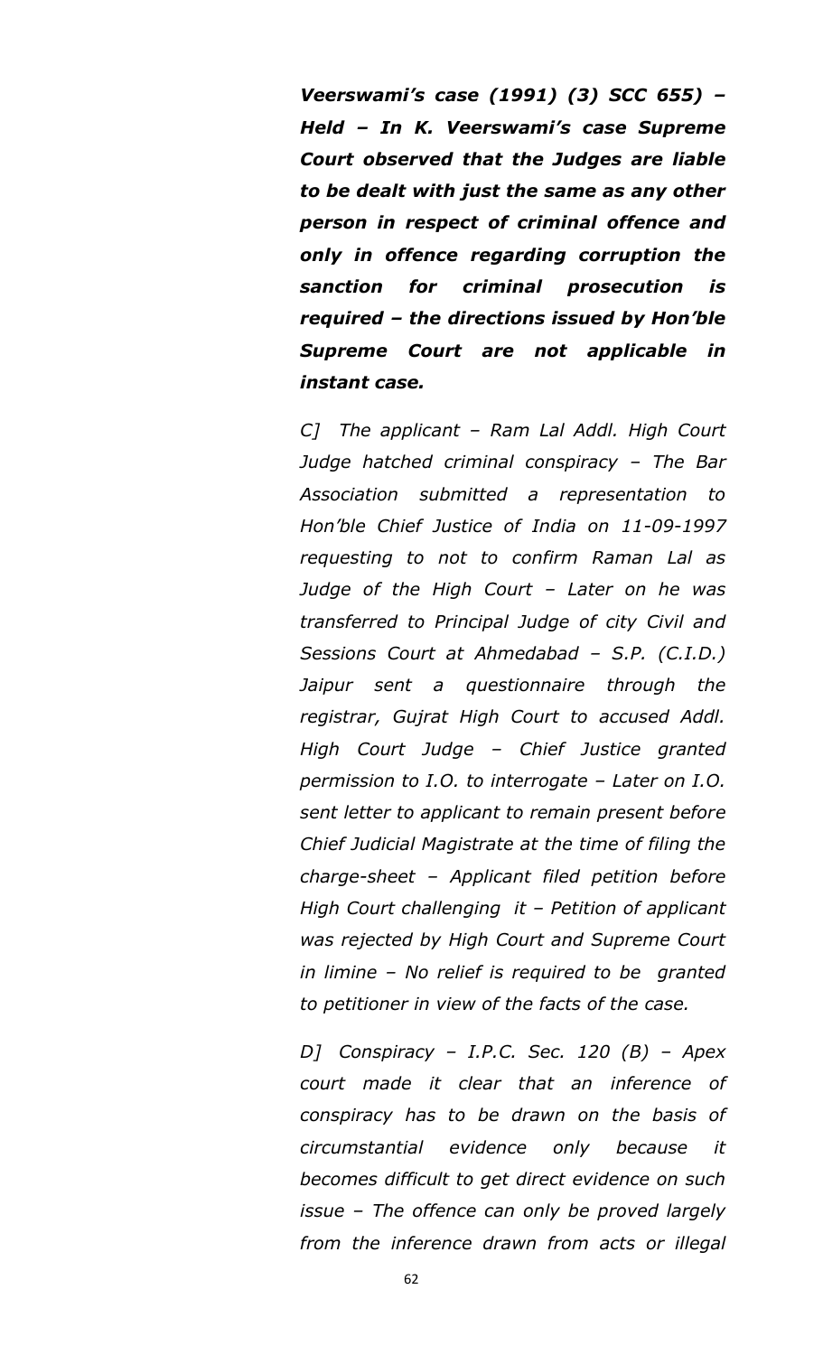***Veerswami's case (1991) (3) SCC 655) – Held – In K. Veerswami's case Supreme Court observed that the Judges are liable to be dealt with just the same as any other person in respect of criminal offence and only in offence regarding corruption the sanction for criminal prosecution is required – the directions issued by Hon'ble Supreme Court are not applicable in instant case.***

*C] The applicant – Ram Lal Addl. High Court Judge hatched criminal conspiracy – The Bar Association submitted a representation to Hon'ble Chief Justice of India on 11-09-1997 requesting to not to confirm Raman Lal as Judge of the High Court – Later on he was transferred to Principal Judge of city Civil and Sessions Court at Ahmedabad – S.P. (C.I.D.) Jaipur sent a questionnaire through the registrar, Gujrat High Court to accused Addl. High Court Judge – Chief Justice granted permission to I.O. to interrogate – Later on I.O. sent letter to applicant to remain present before Chief Judicial Magistrate at the time of filing the charge-sheet – Applicant filed petition before High Court challenging it – Petition of applicant was rejected by High Court and Supreme Court in limine – No relief is required to be granted to petitioner in view of the facts of the case.*

*D] Conspiracy – I.P.C. Sec. 120 (B) – Apex court made it clear that an inference of conspiracy has to be drawn on the basis of circumstantial evidence only because it becomes difficult to get direct evidence on such issue – The offence can only be proved largely from the inference drawn from acts or illegal*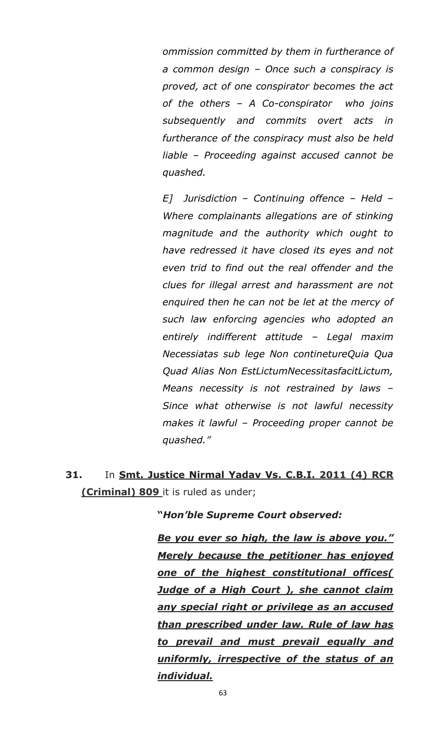*ommission committed by them in furtherance of a common design – Once such a conspiracy is proved, act of one conspirator becomes the act of the others – A Co-conspirator who joins subsequently and commits overt acts in furtherance of the conspiracy must also be held liable – Proceeding against accused cannot be quashed.*

*E] Jurisdiction – Continuing offence – Held – Where complainants allegations are of stinking magnitude and the authority which ought to have redressed it have closed its eyes and not even trid to find out the real offender and the clues for illegal arrest and harassment are not enquired then he can not be let at the mercy of such law enforcing agencies who adopted an entirely indifferent attitude – Legal maxim Necessiatas sub lege Non contineture Quia Qua Quad Alias Non EstLictumNecessitasfacitLictum, Means necessity is not restrained by laws – Since what otherwise is not lawful necessity makes it lawful – Proceeding proper cannot be quashed."*

**31.** In **<u>Smt. Justice Nirmal Yadav Vs. C.B.I. 2011 (4) RCR (Criminal) 809</u>** it is ruled as under;

**"*Hon'ble Supreme Court observed:***

***<u>Be you ever so high, the law is above you." Merely because the petitioner has enjoyed one of the highest constitutional offices( Judge of a High Court ), she cannot claim any special right or privilege as an accused than prescribed under law. Rule of law has to prevail and must prevail equally and uniformly, irrespective of the status of an individual.</u>***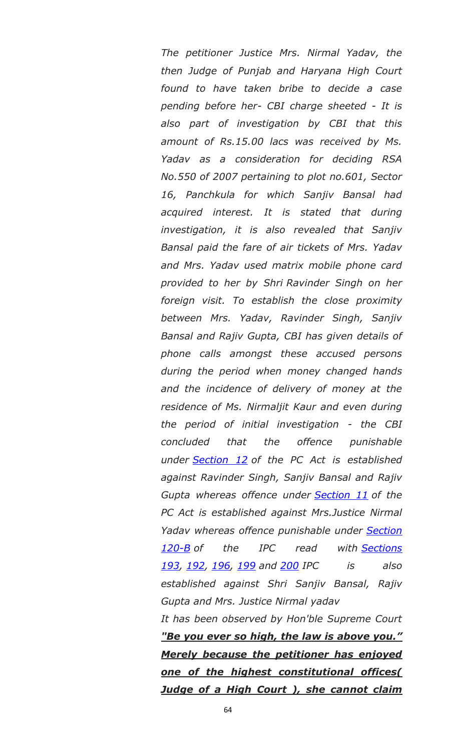*The petitioner Justice Mrs. Nirmal Yadav, the then Judge of Punjab and Haryana High Court found to have taken bribe to decide a case pending before her- CBI charge sheeted - It is also part of investigation by CBI that this amount of Rs.15.00 lacs was received by Ms. Yadav as a consideration for deciding RSA No.550 of 2007 pertaining to plot no.601, Sector 16, Panchkula for which Sanjiv Bansal had acquired interest. It is stated that during investigation, it is also revealed that Sanjiv Bansal paid the fare of air tickets of Mrs. Yadav and Mrs. Yadav used matrix mobile phone card provided to her by Shri Ravinder Singh on her foreign visit. To establish the close proximity between Mrs. Yadav, Ravinder Singh, Sanjiv Bansal and Rajiv Gupta, CBI has given details of phone calls amongst these accused persons during the period when money changed hands and the incidence of delivery of money at the residence of Ms. Nirmaljit Kaur and even during the period of initial investigation - the CBI concluded that the offence punishable under Section 12 of the PC Act is established against Ravinder Singh, Sanjiv Bansal and Rajiv Gupta whereas offence under Section 11 of the PC Act is established against Mrs.Justice Nirmal Yadav whereas offence punishable under Section 120-B of the IPC read with Sections 193, 192, 196, 199 and 200 IPC is also established against Shri Sanjiv Bansal, Rajiv Gupta and Mrs. Justice Nirmal yadav*

*It has been observed by Hon'ble Supreme Court* ***"Be you ever so high, the law is above you." Merely because the petitioner has enjoyed one of the highest constitutional offices( Judge of a High Court ), she cannot claim***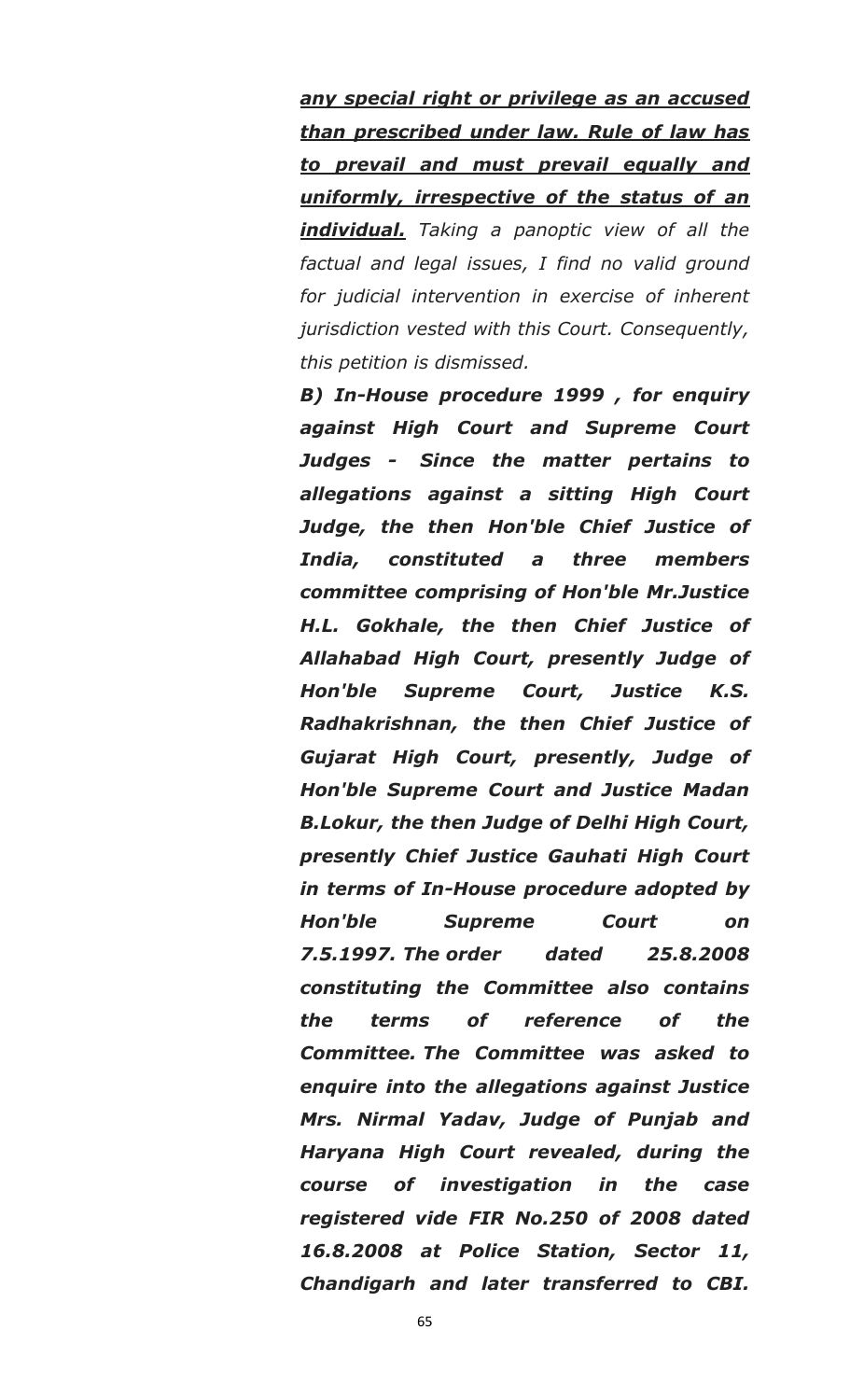***any special right or privilege as an accused than prescribed under law. Rule of law has to prevail and must prevail equally and uniformly, irrespective of the status of an individual.*** *Taking a panoptic view of all the factual and legal issues, I find no valid ground for judicial intervention in exercise of inherent jurisdiction vested with this Court. Consequently, this petition is dismissed.*

***B) In-House procedure 1999 , for enquiry against High Court and Supreme Court Judges - Since the matter pertains to allegations against a sitting High Court Judge, the then Hon'ble Chief Justice of India, constituted a three members committee comprising of Hon'ble Mr.Justice H.L. Gokhale, the then Chief Justice of Allahabad High Court, presently Judge of Hon'ble Supreme Court, Justice K.S. Radhakrishnan, the then Chief Justice of Gujarat High Court, presently, Judge of Hon'ble Supreme Court and Justice Madan B.Lokur, the then Judge of Delhi High Court, presently Chief Justice Gauhati High Court in terms of In-House procedure adopted by Hon'ble Supreme Court on 7.5.1997. The order dated 25.8.2008 constituting the Committee also contains the terms of reference of the Committee. The Committee was asked to enquire into the allegations against Justice Mrs. Nirmal Yadav, Judge of Punjab and Haryana High Court revealed, during the course of investigation in the case registered vide FIR No.250 of 2008 dated 16.8.2008 at Police Station, Sector 11, Chandigarh and later transferred to CBI.***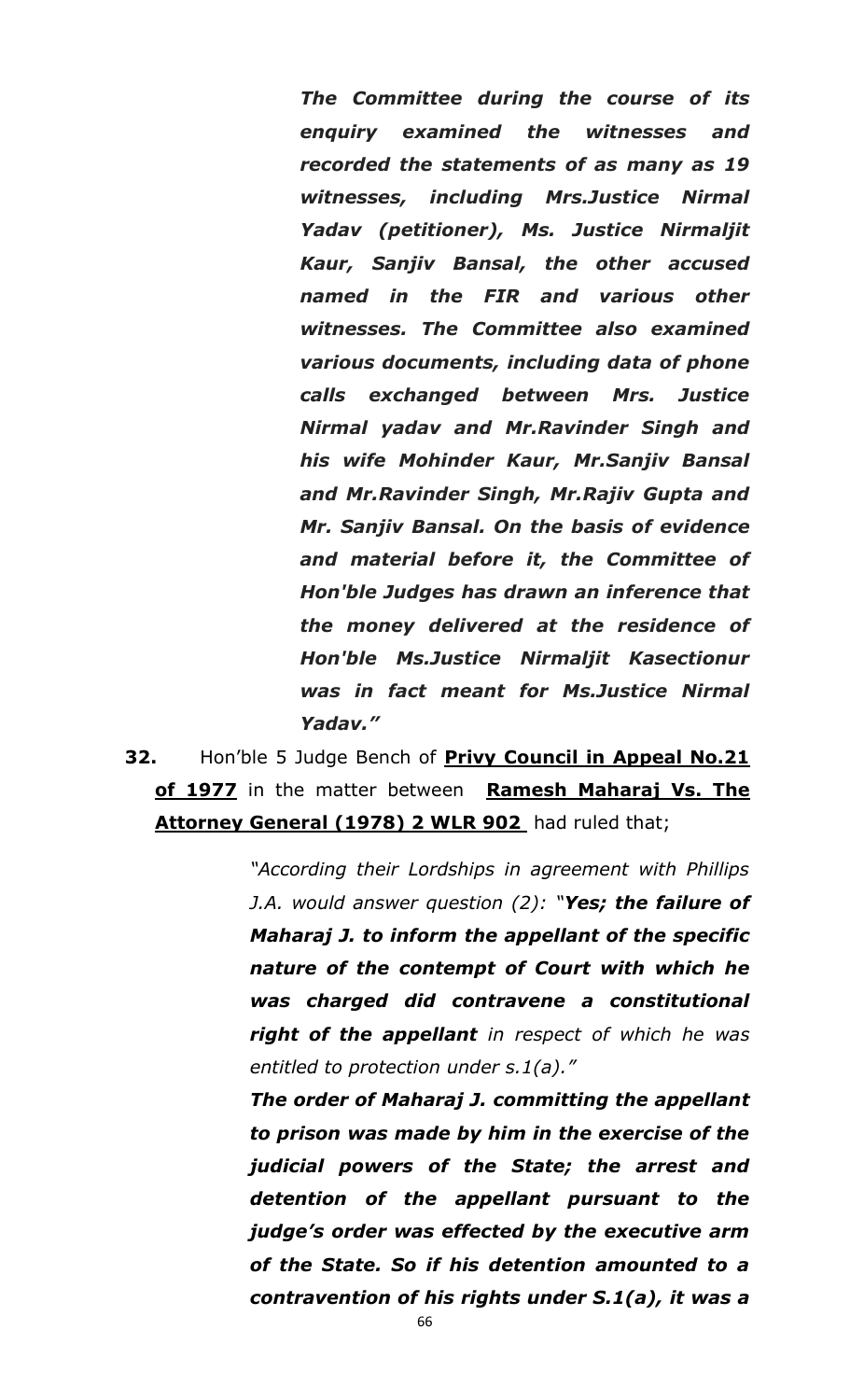> ***The Committee during the course of its enquiry examined the witnesses and recorded the statements of as many as 19 witnesses, including Mrs.Justice Nirmal Yadav (petitioner), Ms. Justice Nirmaljit Kaur, Sanjiv Bansal, the other accused named in the FIR and various other witnesses. The Committee also examined various documents, including data of phone calls exchanged between Mrs. Justice Nirmal yadav and Mr.Ravinder Singh and his wife Mohinder Kaur, Mr.Sanjiv Bansal and Mr.Ravinder Singh, Mr.Rajiv Gupta and Mr. Sanjiv Bansal. On the basis of evidence and material before it, the Committee of Hon'ble Judges has drawn an inference that the money delivered at the residence of Hon'ble Ms.Justice Nirmaljit Kasectionur was in fact meant for Ms.Justice Nirmal Yadav."***

**32.** Hon'ble 5 Judge Bench of **<u>Privy Council in Appeal No.21 of 1977</u>** in the matter between **<u>Ramesh Maharaj Vs. The Attorney General (1978) 2 WLR 902</u>** had ruled that;

> *"According their Lordships in agreement with Phillips J.A. would answer question (2): "**Yes; the failure of Maharaj J. to inform the appellant of the specific nature of the contempt of Court with which he was charged did contravene a constitutional right of the appellant** in respect of which he was entitled to protection under s.1(a)."*
>
> ***The order of Maharaj J. committing the appellant to prison was made by him in the exercise of the judicial powers of the State; the arrest and detention of the appellant pursuant to the judge's order was effected by the executive arm of the State. So if his detention amounted to a contravention of his rights under S.1(a), it was a***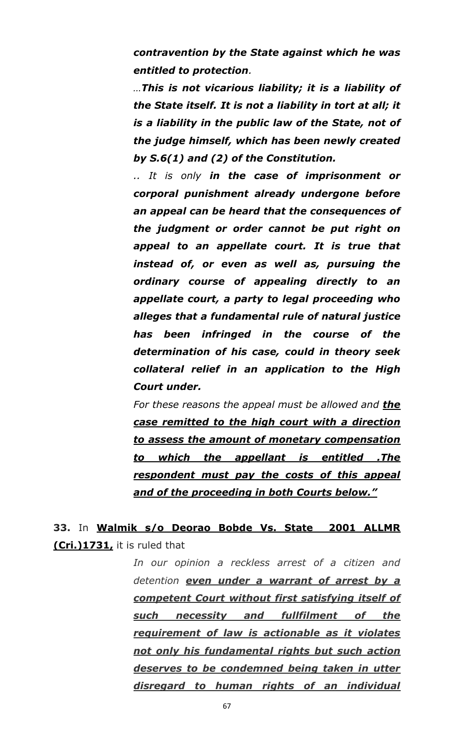> ***contravention by the State against which he was entitled to protection***.
>
> *…**This is not vicarious liability; it is a liability of the State itself. It is not a liability in tort at all; it is a liability in the public law of the State, not of the judge himself, which has been newly created by S.6(1) and (2) of the Constitution.***
>
> *.. It is only **in the case of imprisonment or corporal punishment already undergone before an appeal can be heard that the consequences of the judgment or order cannot be put right on appeal to an appellate court. It is true that instead of, or even as well as, pursuing the ordinary course of appealing directly to an appellate court, a party to legal proceeding who alleges that a fundamental rule of natural justice has been infringed in the course of the determination of his case, could in theory seek collateral relief in an application to the High Court under.***
>
> *For these reasons the appeal must be allowed and **the case remitted to the high court with a direction to assess the amount of monetary compensation to which the appellant is entitled .The respondent must pay the costs of this appeal and of the proceeding in both Courts below."***

**33.** In **Walmik s/o Deorao Bobde Vs. State 2001 ALLMR (Cri.)1731,** it is ruled that

> *In our opinion a reckless arrest of a citizen and detention **even under a warrant of arrest by a competent Court without first satisfying itself of such necessity and fullfilment of the requirement of law is actionable as it violates not only his fundamental rights but such action deserves to be condemned being taken in utter disregard to human rights of an individual***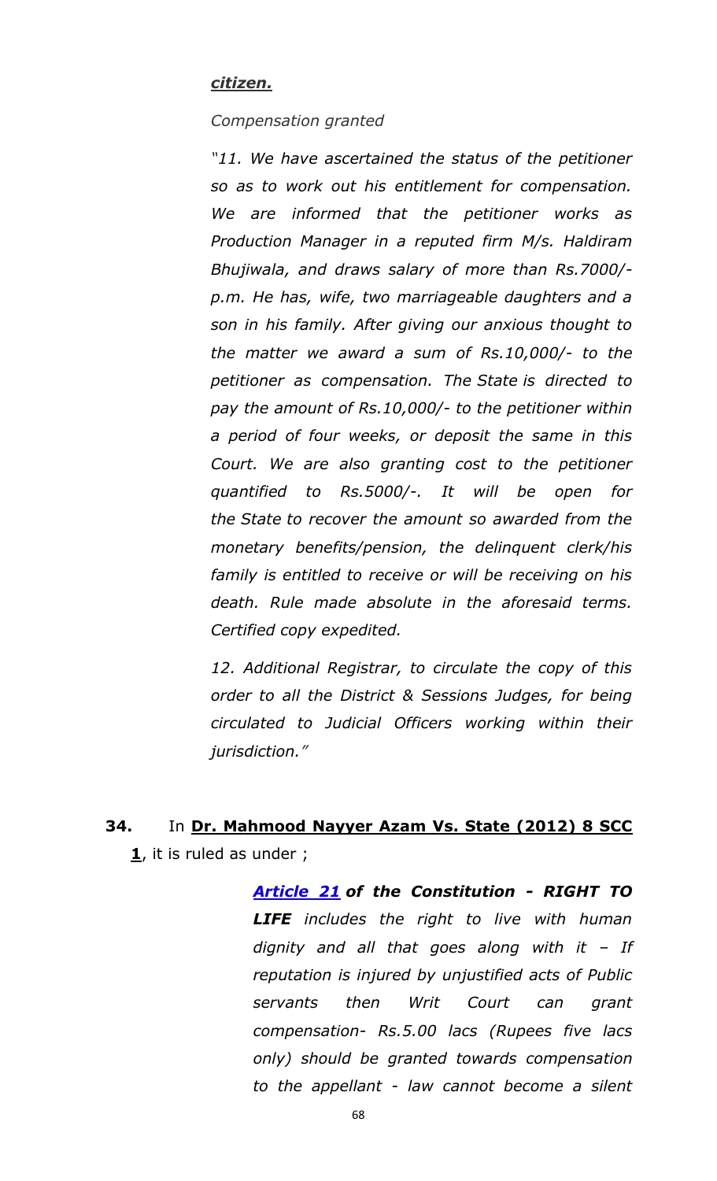***citizen.***

*Compensation granted*

*"11. We have ascertained the status of the petitioner so as to work out his entitlement for compensation. We are informed that the petitioner works as Production Manager in a reputed firm M/s. Haldiram Bhujiwala, and draws salary of more than Rs.7000/- p.m. He has, wife, two marriageable daughters and a son in his family. After giving our anxious thought to the matter we award a sum of Rs.10,000/- to the petitioner as compensation. The State is directed to pay the amount of Rs.10,000/- to the petitioner within a period of four weeks, or deposit the same in this Court. We are also granting cost to the petitioner quantified to Rs.5000/-. It will be open for the State to recover the amount so awarded from the monetary benefits/pension, the delinquent clerk/his family is entitled to receive or will be receiving on his death. Rule made absolute in the aforesaid terms. Certified copy expedited.*

*12. Additional Registrar, to circulate the copy of this order to all the District & Sessions Judges, for being circulated to Judicial Officers working within their jurisdiction."*

**34.** In **Dr. Mahmood Nayyer Azam Vs. State (2012) 8 SCC 1**, it is ruled as under ;

> ***Article 21 of the Constitution - RIGHT TO LIFE*** *includes the right to live with human dignity and all that goes along with it – If reputation is injured by unjustified acts of Public servants then Writ Court can grant compensation- Rs.5.00 lacs (Rupees five lacs only) should be granted towards compensation to the appellant - law cannot become a silent*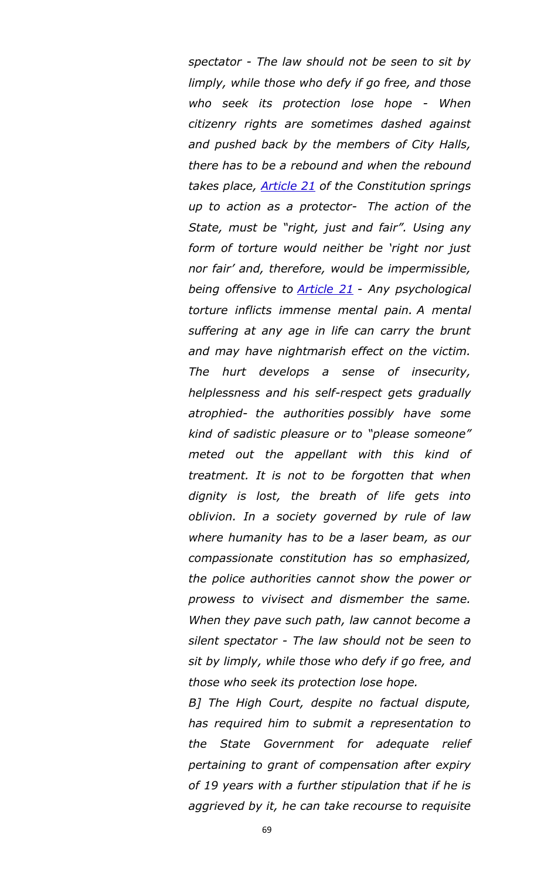*spectator - The law should not be seen to sit by limply, while those who defy if go free, and those who seek its protection lose hope - When citizenry rights are sometimes dashed against and pushed back by the members of City Halls, there has to be a rebound and when the rebound takes place, Article 21 of the Constitution springs up to action as a protector- The action of the State, must be "right, just and fair". Using any form of torture would neither be 'right nor just nor fair' and, therefore, would be impermissible, being offensive to Article 21 - Any psychological torture inflicts immense mental pain. A mental suffering at any age in life can carry the brunt and may have nightmarish effect on the victim. The hurt develops a sense of insecurity, helplessness and his self-respect gets gradually atrophied- the authorities possibly have some kind of sadistic pleasure or to "please someone" meted out the appellant with this kind of treatment. It is not to be forgotten that when dignity is lost, the breath of life gets into oblivion. In a society governed by rule of law where humanity has to be a laser beam, as our compassionate constitution has so emphasized, the police authorities cannot show the power or prowess to vivisect and dismember the same. When they pave such path, law cannot become a silent spectator - The law should not be seen to sit by limply, while those who defy if go free, and those who seek its protection lose hope.*

*B] The High Court, despite no factual dispute, has required him to submit a representation to the State Government for adequate relief pertaining to grant of compensation after expiry of 19 years with a further stipulation that if he is aggrieved by it, he can take recourse to requisite*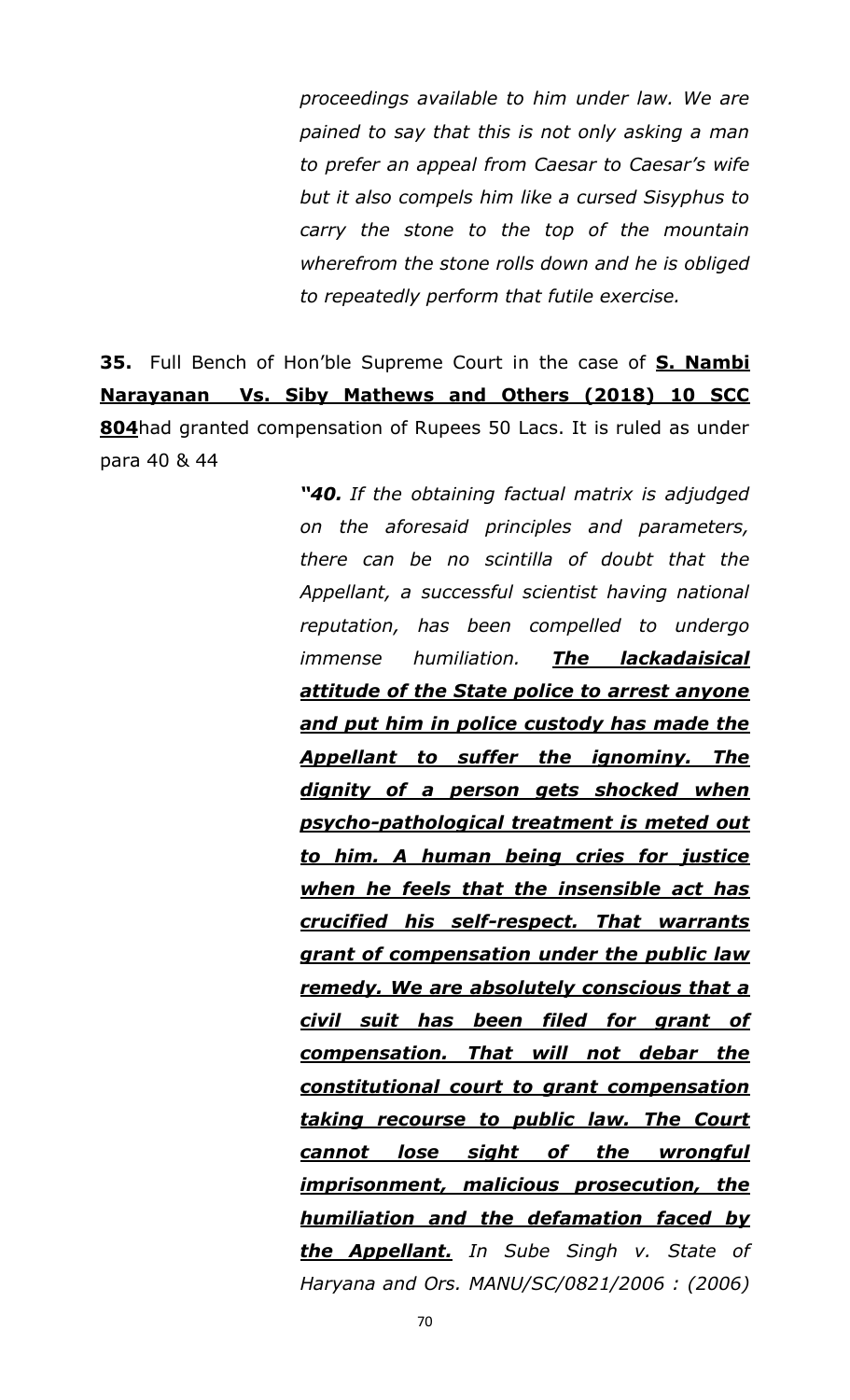> *proceedings available to him under law. We are pained to say that this is not only asking a man to prefer an appeal from Caesar to Caesar's wife but it also compels him like a cursed Sisyphus to carry the stone to the top of the mountain wherefrom the stone rolls down and he is obliged to repeatedly perform that futile exercise.*

**35.** Full Bench of Hon'ble Supreme Court in the case of **<u>S. Nambi Narayanan Vs. Siby Mathews and Others (2018) 10 SCC 804</u>**had granted compensation of Rupees 50 Lacs. It is ruled as under para 40 & 44

> ***"40.** If the obtaining factual matrix is adjudged on the aforesaid principles and parameters, there can be no scintilla of doubt that the Appellant, a successful scientist having national reputation, has been compelled to undergo immense humiliation.* ***<u>The lackadaisical attitude of the State police to arrest anyone and put him in police custody has made the Appellant to suffer the ignominy. The dignity of a person gets shocked when psycho-pathological treatment is meted out to him. A human being cries for justice when he feels that the insensible act has crucified his self-respect. That warrants grant of compensation under the public law remedy. We are absolutely conscious that a civil suit has been filed for grant of compensation. That will not debar the constitutional court to grant compensation taking recourse to public law. The Court cannot lose sight of the wrongful imprisonment, malicious prosecution, the humiliation and the defamation faced by the Appellant.</u>*** *In Sube Singh v. State of Haryana and Ors. MANU/SC/0821/2006 : (2006)*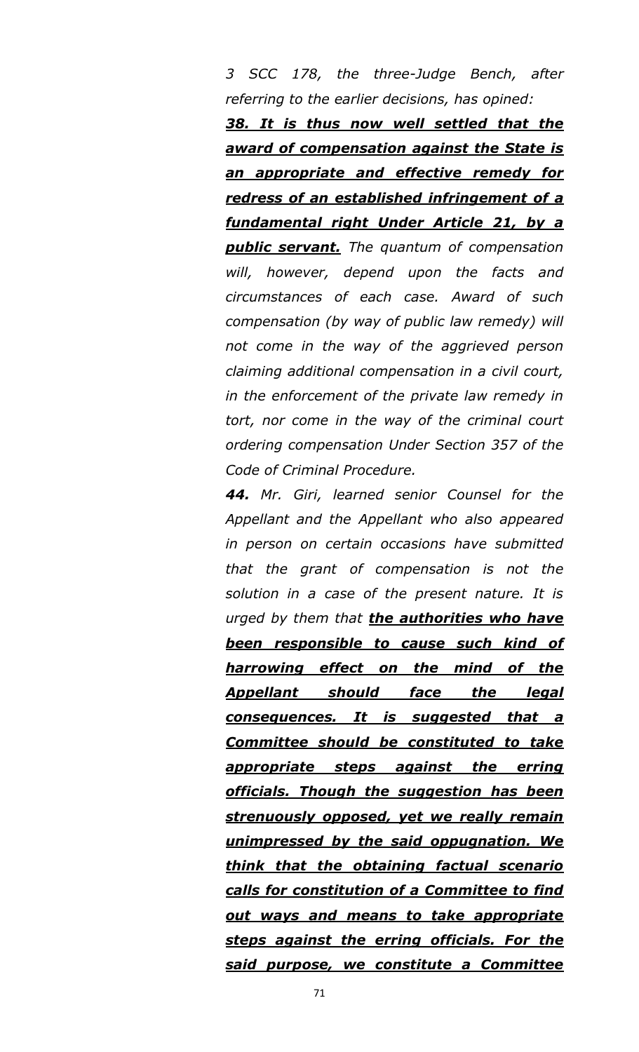*3 SCC 178, the three-Judge Bench, after referring to the earlier decisions, has opined:*

***38. <u>It is thus now well settled that the award of compensation against the State is an appropriate and effective remedy for redress of an established infringement of a fundamental right Under Article 21, by a public servant.</u>*** *The quantum of compensation will, however, depend upon the facts and circumstances of each case. Award of such compensation (by way of public law remedy) will not come in the way of the aggrieved person claiming additional compensation in a civil court, in the enforcement of the private law remedy in tort, nor come in the way of the criminal court ordering compensation Under Section 357 of the Code of Criminal Procedure.*

***44.*** *Mr. Giri, learned senior Counsel for the Appellant and the Appellant who also appeared in person on certain occasions have submitted that the grant of compensation is not the solution in a case of the present nature. It is urged by them that* ***<u>the authorities who have been responsible to cause such kind of harrowing effect on the mind of the Appellant should face the legal consequences. It is suggested that a Committee should be constituted to take appropriate steps against the erring officials. Though the suggestion has been strenuously opposed, yet we really remain unimpressed by the said oppugnation. We think that the obtaining factual scenario calls for constitution of a Committee to find out ways and means to take appropriate steps against the erring officials. For the said purpose, we constitute a Committee</u>***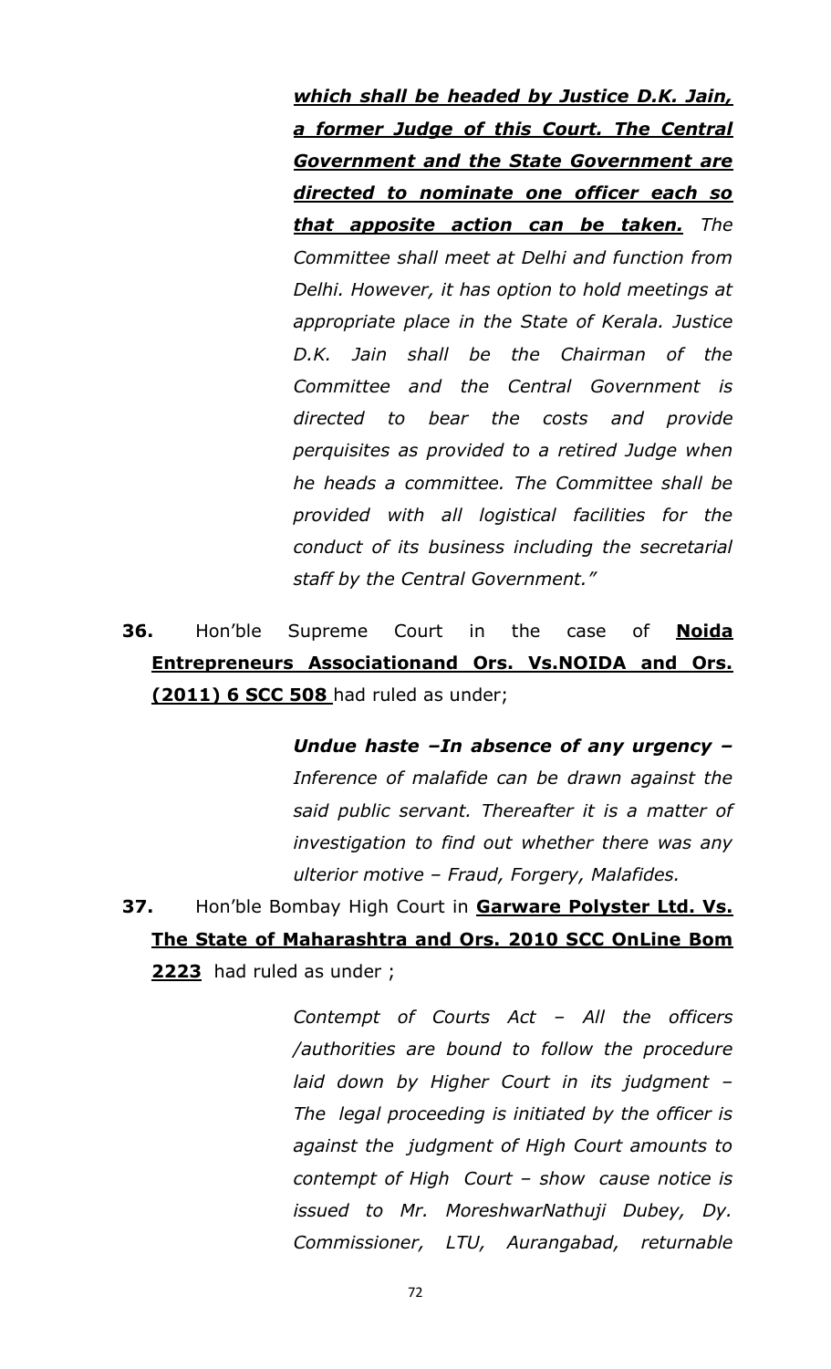> ***which shall be headed by Justice D.K. Jain, a former Judge of this Court. The Central Government and the State Government are directed to nominate one officer each so that apposite action can be taken.*** *The Committee shall meet at Delhi and function from Delhi. However, it has option to hold meetings at appropriate place in the State of Kerala. Justice D.K. Jain shall be the Chairman of the Committee and the Central Government is directed to bear the costs and provide perquisites as provided to a retired Judge when he heads a committee. The Committee shall be provided with all logistical facilities for the conduct of its business including the secretarial staff by the Central Government."*

**36.** Hon'ble Supreme Court in the case of **Noida Entrepreneurs Associationand Ors. Vs.NOIDA and Ors. (2011) 6 SCC 508** had ruled as under;

> ***Undue haste –In absence of any urgency –*** *Inference of malafide can be drawn against the said public servant. Thereafter it is a matter of investigation to find out whether there was any ulterior motive – Fraud, Forgery, Malafides.*

**37.** Hon'ble Bombay High Court in **Garware Polyster Ltd. Vs. The State of Maharashtra and Ors. 2010 SCC OnLine Bom 2223** had ruled as under ;

> *Contempt of Courts Act – All the officers /authorities are bound to follow the procedure laid down by Higher Court in its judgment – The legal proceeding is initiated by the officer is against the judgment of High Court amounts to contempt of High Court – show cause notice is issued to Mr. MoreshwarNathuji Dubey, Dy. Commissioner, LTU, Aurangabad, returnable*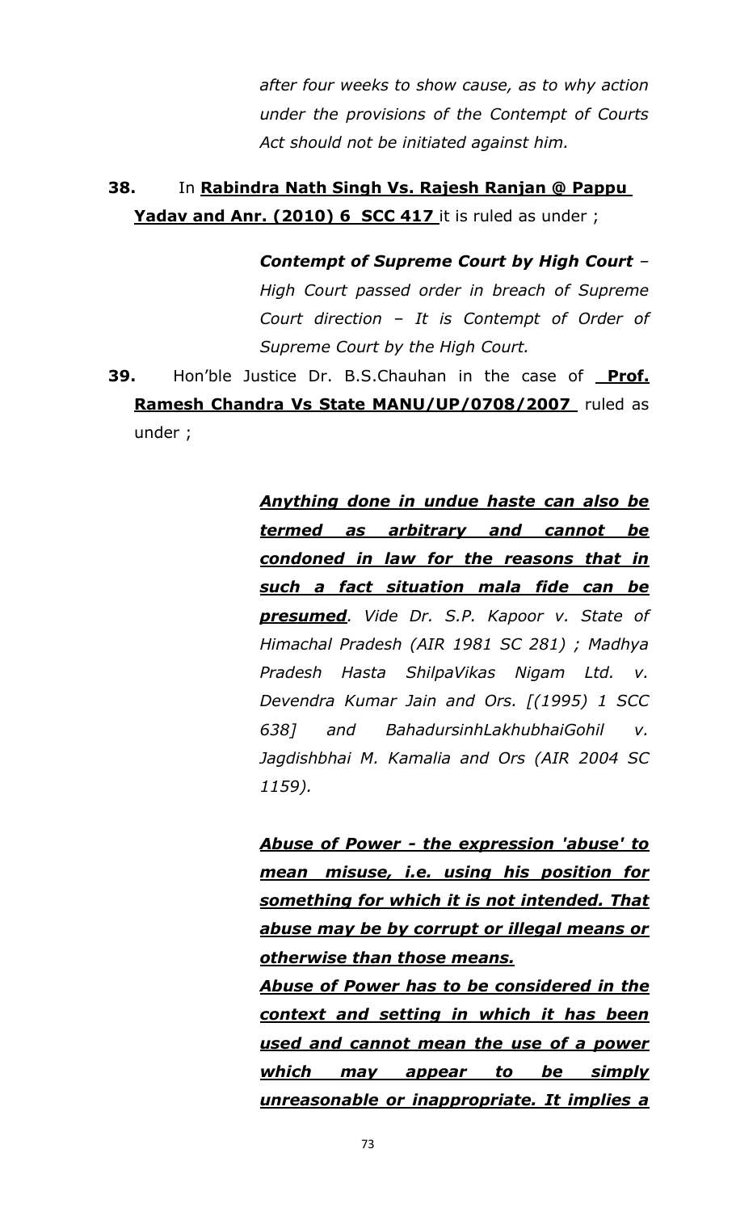*after four weeks to show cause, as to why action under the provisions of the Contempt of Courts Act should not be initiated against him.*

**38.** In **Rabindra Nath Singh Vs. Rajesh Ranjan @ Pappu Yadav and Anr. (2010) 6 SCC 417** it is ruled as under ;

> ***Contempt of Supreme Court by High Court*** *– High Court passed order in breach of Supreme Court direction – It is Contempt of Order of Supreme Court by the High Court.*

**39.** Hon'ble Justice Dr. B.S.Chauhan in the case of **Prof. Ramesh Chandra Vs State MANU/UP/0708/2007** ruled as under ;

> ***Anything done in undue haste can also be termed as arbitrary and cannot be condoned in law for the reasons that in such a fact situation mala fide can be presumed****. Vide Dr. S.P. Kapoor v. State of Himachal Pradesh (AIR 1981 SC 281) ; Madhya Pradesh Hasta ShilpaVikas Nigam Ltd. v. Devendra Kumar Jain and Ors. [(1995) 1 SCC 638] and BahadursinhLakhubhaiGohil v. Jagdishbhai M. Kamalia and Ors (AIR 2004 SC 1159).*
>
> ***Abuse of Power - the expression 'abuse' to mean misuse, i.e. using his position for something for which it is not intended. That abuse may be by corrupt or illegal means or otherwise than those means.***
>
> ***Abuse of Power has to be considered in the context and setting in which it has been used and cannot mean the use of a power which may appear to be simply unreasonable or inappropriate. It implies a***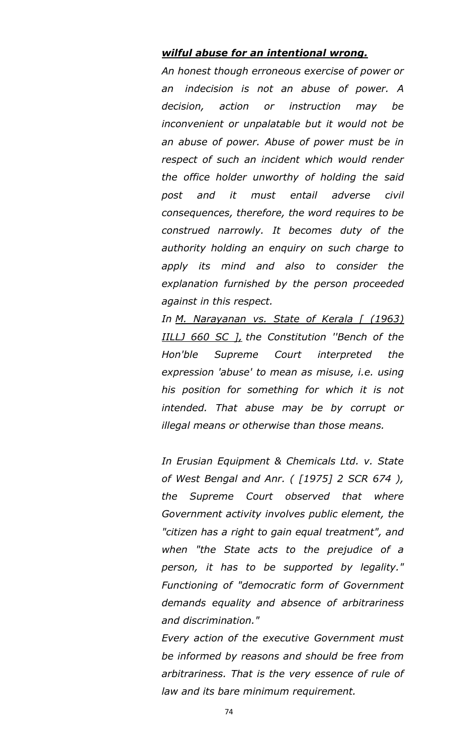***wilful abuse for an intentional wrong.***

*An honest though erroneous exercise of power or an indecision is not an abuse of power. A decision, action or instruction may be inconvenient or unpalatable but it would not be an abuse of power. Abuse of power must be in respect of such an incident which would render the office holder unworthy of holding the said post and it must entail adverse civil consequences, therefore, the word requires to be construed narrowly. It becomes duty of the authority holding an enquiry on such charge to apply its mind and also to consider the explanation furnished by the person proceeded against in this respect.*

*In M. Narayanan vs. State of Kerala [ (1963) IILLJ 660 SC ], the Constitution ''Bench of the Hon'ble Supreme Court interpreted the expression 'abuse' to mean as misuse, i.e. using his position for something for which it is not intended. That abuse may be by corrupt or illegal means or otherwise than those means.*

*In Erusian Equipment & Chemicals Ltd. v. State of West Bengal and Anr. ( [1975] 2 SCR 674 ), the Supreme Court observed that where Government activity involves public element, the "citizen has a right to gain equal treatment", and when "the State acts to the prejudice of a person, it has to be supported by legality." Functioning of "democratic form of Government demands equality and absence of arbitrariness and discrimination."*

*Every action of the executive Government must be informed by reasons and should be free from arbitrariness. That is the very essence of rule of law and its bare minimum requirement.*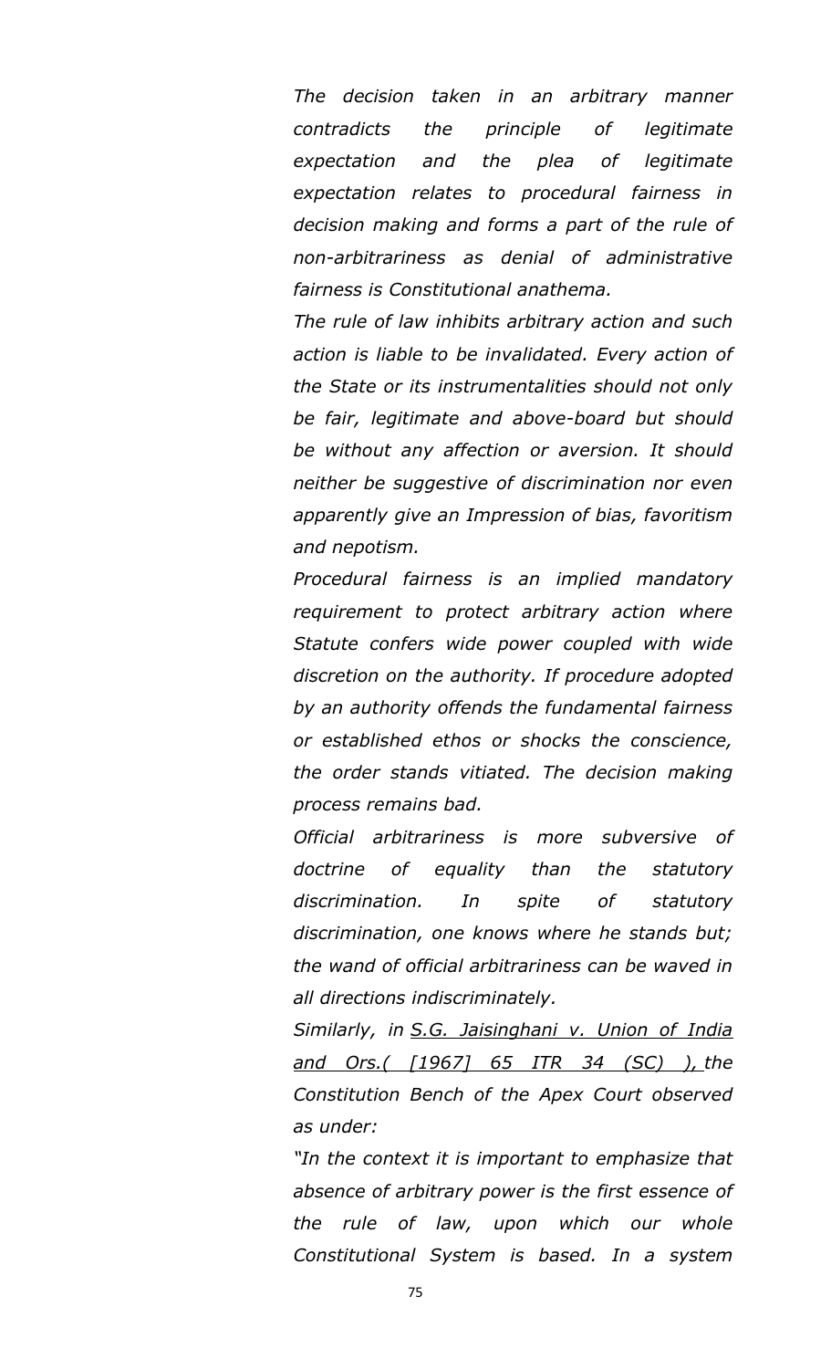*The decision taken in an arbitrary manner contradicts the principle of legitimate expectation and the plea of legitimate expectation relates to procedural fairness in decision making and forms a part of the rule of non-arbitrariness as denial of administrative fairness is Constitutional anathema.*

*The rule of law inhibits arbitrary action and such action is liable to be invalidated. Every action of the State or its instrumentalities should not only be fair, legitimate and above-board but should be without any affection or aversion. It should neither be suggestive of discrimination nor even apparently give an Impression of bias, favoritism and nepotism.*

*Procedural fairness is an implied mandatory requirement to protect arbitrary action where Statute confers wide power coupled with wide discretion on the authority. If procedure adopted by an authority offends the fundamental fairness or established ethos or shocks the conscience, the order stands vitiated. The decision making process remains bad.*

*Official arbitrariness is more subversive of doctrine of equality than the statutory discrimination. In spite of statutory discrimination, one knows where he stands but; the wand of official arbitrariness can be waved in all directions indiscriminately.*

*Similarly, in <u>S.G. Jaisinghani v. Union of India and Ors.( [1967] 65 ITR 34 (SC) ),</u> the Constitution Bench of the Apex Court observed as under:*

*"In the context it is important to emphasize that absence of arbitrary power is the first essence of the rule of law, upon which our whole Constitutional System is based. In a system*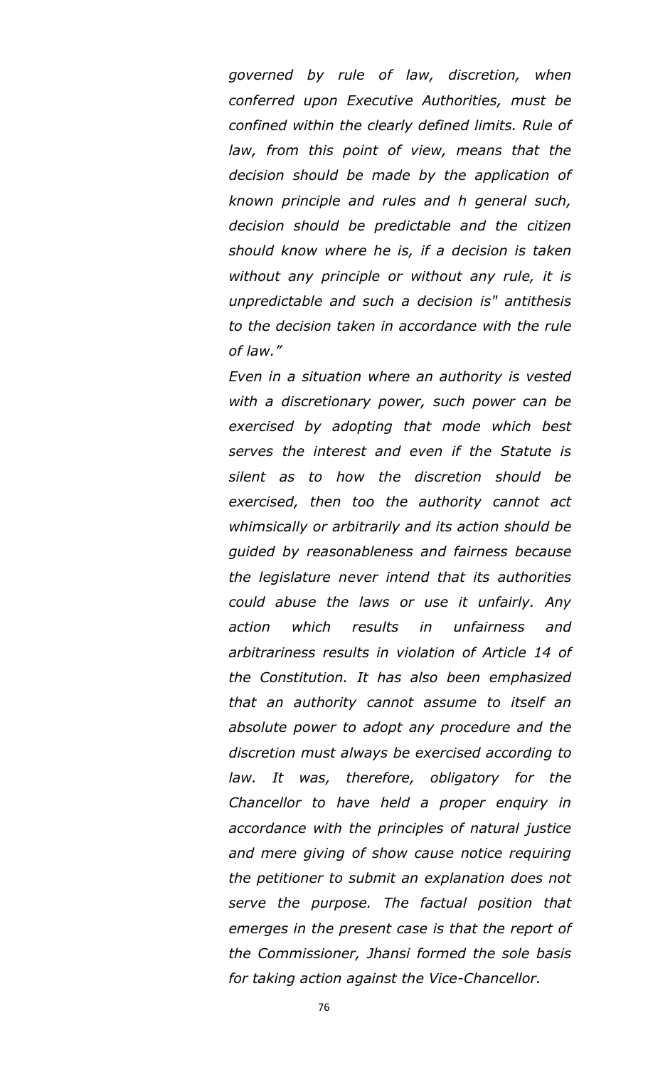*governed by rule of law, discretion, when conferred upon Executive Authorities, must be confined within the clearly defined limits. Rule of law, from this point of view, means that the decision should be made by the application of known principle and rules and h general such, decision should be predictable and the citizen should know where he is, if a decision is taken without any principle or without any rule, it is unpredictable and such a decision is" antithesis to the decision taken in accordance with the rule of law."*

*Even in a situation where an authority is vested with a discretionary power, such power can be exercised by adopting that mode which best serves the interest and even if the Statute is silent as to how the discretion should be exercised, then too the authority cannot act whimsically or arbitrarily and its action should be guided by reasonableness and fairness because the legislature never intend that its authorities could abuse the laws or use it unfairly. Any action which results in unfairness and arbitrariness results in violation of Article 14 of the Constitution. It has also been emphasized that an authority cannot assume to itself an absolute power to adopt any procedure and the discretion must always be exercised according to law. It was, therefore, obligatory for the Chancellor to have held a proper enquiry in accordance with the principles of natural justice and mere giving of show cause notice requiring the petitioner to submit an explanation does not serve the purpose. The factual position that emerges in the present case is that the report of the Commissioner, Jhansi formed the sole basis for taking action against the Vice-Chancellor.*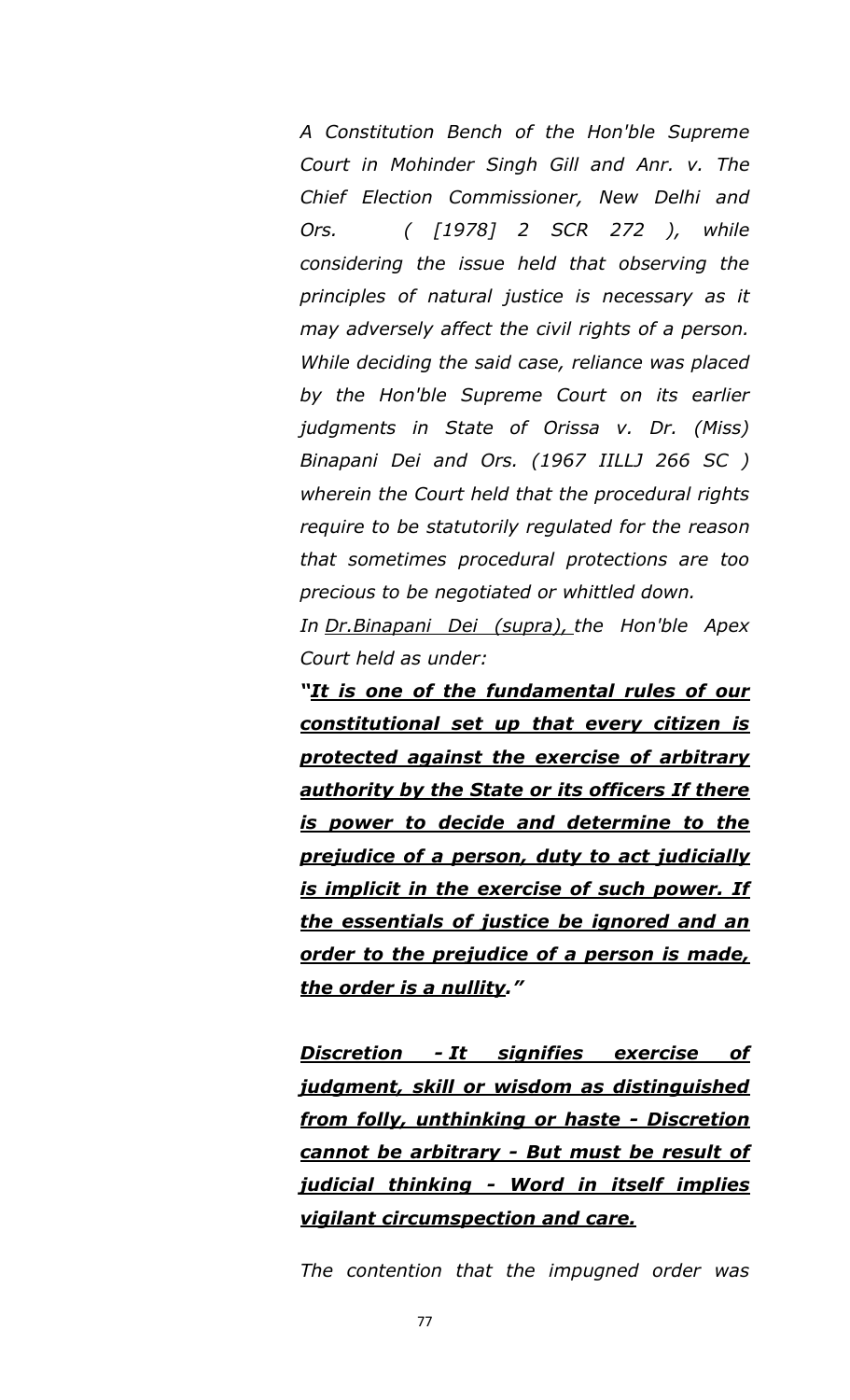*A Constitution Bench of the Hon'ble Supreme Court in Mohinder Singh Gill and Anr. v. The Chief Election Commissioner, New Delhi and Ors. ( [1978] 2 SCR 272 ), while considering the issue held that observing the principles of natural justice is necessary as it may adversely affect the civil rights of a person. While deciding the said case, reliance was placed by the Hon'ble Supreme Court on its earlier judgments in State of Orissa v. Dr. (Miss) Binapani Dei and Ors. (1967 IILLJ 266 SC ) wherein the Court held that the procedural rights require to be statutorily regulated for the reason that sometimes procedural protections are too precious to be negotiated or whittled down.*

*In Dr.Binapani Dei (supra), the Hon'ble Apex Court held as under:*

***"It is one of the fundamental rules of our constitutional set up that every citizen is protected against the exercise of arbitrary authority by the State or its officers If there is power to decide and determine to the prejudice of a person, duty to act judicially is implicit in the exercise of such power. If the essentials of justice be ignored and an order to the prejudice of a person is made, the order is a nullity."***

***Discretion - It signifies exercise of judgment, skill or wisdom as distinguished from folly, unthinking or haste - Discretion cannot be arbitrary - But must be result of judicial thinking - Word in itself implies vigilant circumspection and care.***

*The contention that the impugned order was*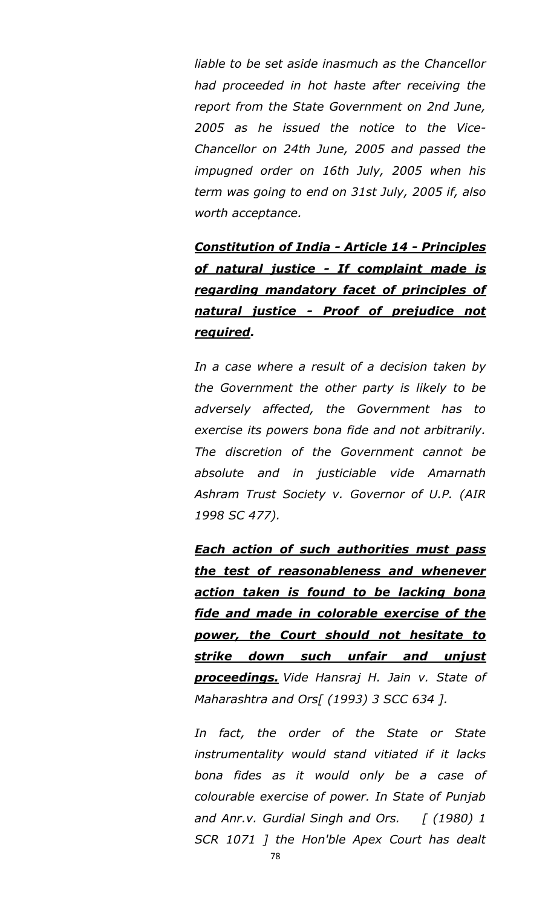*liable to be set aside inasmuch as the Chancellor had proceeded in hot haste after receiving the report from the State Government on 2nd June, 2005 as he issued the notice to the Vice-Chancellor on 24th June, 2005 and passed the impugned order on 16th July, 2005 when his term was going to end on 31st July, 2005 if, also worth acceptance.*

***<u>Constitution of India - Article 14 - Principles of natural justice - If complaint made is regarding mandatory facet of principles of natural justice - Proof of prejudice not required</u>.***

*In a case where a result of a decision taken by the Government the other party is likely to be adversely affected, the Government has to exercise its powers bona fide and not arbitrarily. The discretion of the Government cannot be absolute and in justiciable vide Amarnath Ashram Trust Society v. Governor of U.P. (AIR 1998 SC 477).*

***<u>Each action of such authorities must pass the test of reasonableness and whenever action taken is found to be lacking bona fide and made in colorable exercise of the power, the Court should not hesitate to strike down such unfair and unjust proceedings.</u>*** *Vide Hansraj H. Jain v. State of Maharashtra and Ors[ (1993) 3 SCC 634 ].*

*In fact, the order of the State or State instrumentality would stand vitiated if it lacks bona fides as it would only be a case of colourable exercise of power. In State of Punjab and Anr.v. Gurdial Singh and Ors. [ (1980) 1 SCR 1071 ] the Hon'ble Apex Court has dealt*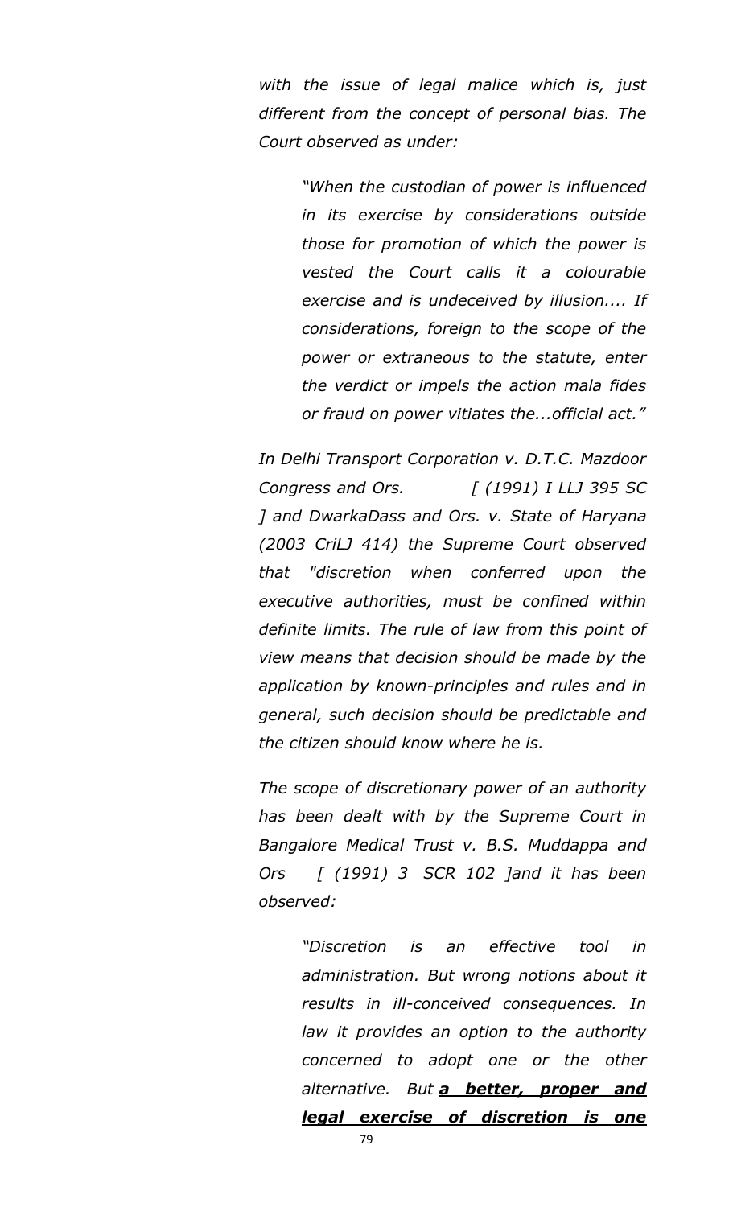*with the issue of legal malice which is, just different from the concept of personal bias. The Court observed as under:*

> *"When the custodian of power is influenced in its exercise by considerations outside those for promotion of which the power is vested the Court calls it a colourable exercise and is undeceived by illusion.... If considerations, foreign to the scope of the power or extraneous to the statute, enter the verdict or impels the action mala fides or fraud on power vitiates the...official act."*

*In Delhi Transport Corporation v. D.T.C. Mazdoor Congress and Ors. [ (1991) I LLJ 395 SC ] and DwarkaDass and Ors. v. State of Haryana (2003 CriLJ 414) the Supreme Court observed that "discretion when conferred upon the executive authorities, must be confined within definite limits. The rule of law from this point of view means that decision should be made by the application by known-principles and rules and in general, such decision should be predictable and the citizen should know where he is.*

*The scope of discretionary power of an authority has been dealt with by the Supreme Court in Bangalore Medical Trust v. B.S. Muddappa and Ors [ (1991) 3 SCR 102 ]and it has been observed:*

> *"Discretion is an effective tool in administration. But wrong notions about it results in ill-conceived consequences. In law it provides an option to the authority concerned to adopt one or the other alternative. But* ***a better, proper and legal exercise of discretion is one***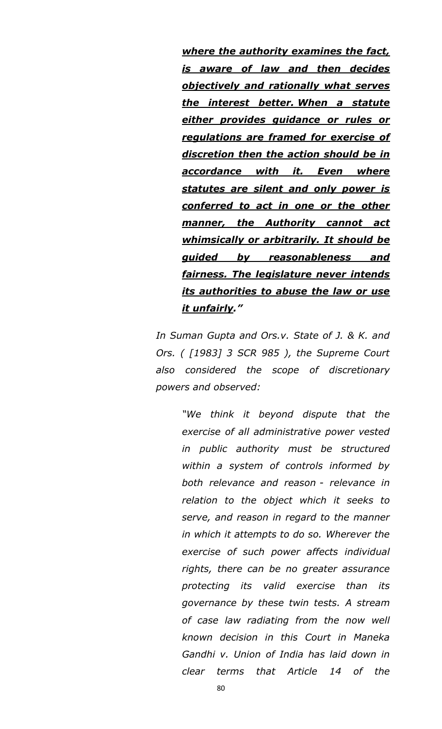> ***where the authority examines the fact, is aware of law and then decides objectively and rationally what serves the interest better. When a statute either provides guidance or rules or regulations are framed for exercise of discretion then the action should be in accordance with it. Even where statutes are silent and only power is conferred to act in one or the other manner, the Authority cannot act whimsically or arbitrarily. It should be guided by reasonableness and fairness. The legislature never intends its authorities to abuse the law or use it unfairly."***

*In Suman Gupta and Ors.v. State of J. & K. and Ors. ( [1983] 3 SCR 985 ), the Supreme Court also considered the scope of discretionary powers and observed:*

> *"We think it beyond dispute that the exercise of all administrative power vested in public authority must be structured within a system of controls informed by both relevance and reason - relevance in relation to the object which it seeks to serve, and reason in regard to the manner in which it attempts to do so. Wherever the exercise of such power affects individual rights, there can be no greater assurance protecting its valid exercise than its governance by these twin tests. A stream of case law radiating from the now well known decision in this Court in Maneka Gandhi v. Union of India has laid down in clear terms that Article 14 of the*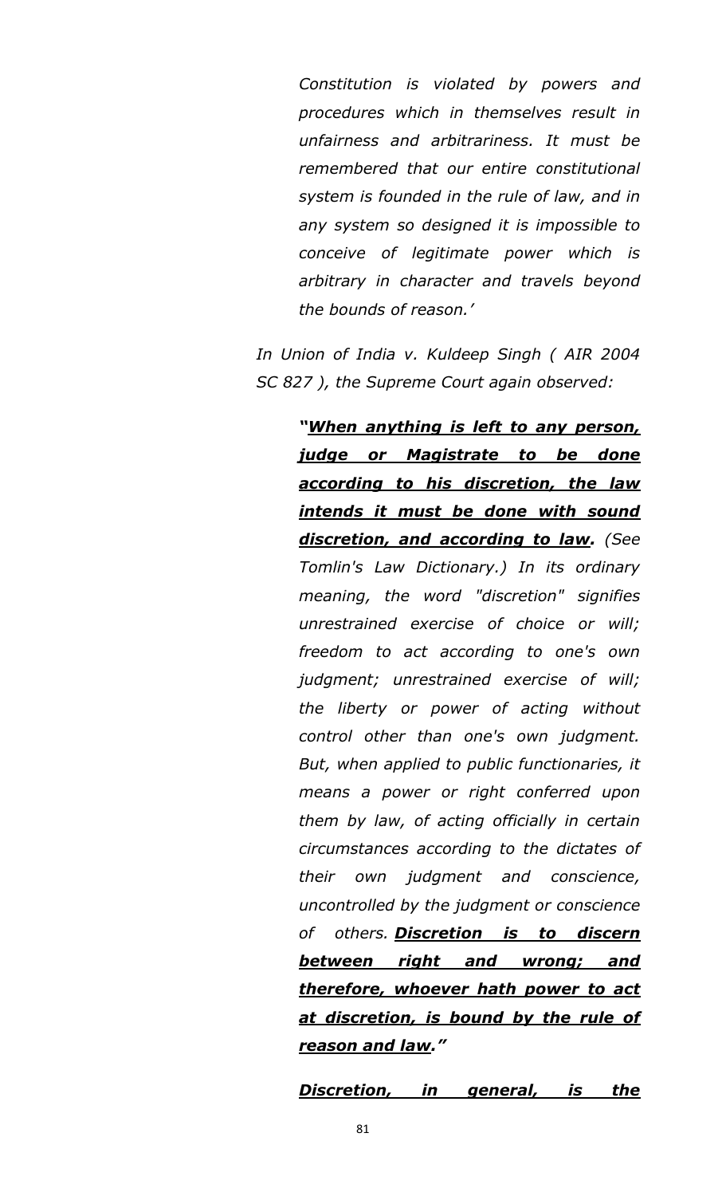> *Constitution is violated by powers and procedures which in themselves result in unfairness and arbitrariness. It must be remembered that our entire constitutional system is founded in the rule of law, and in any system so designed it is impossible to conceive of legitimate power which is arbitrary in character and travels beyond the bounds of reason.'*

*In Union of India v. Kuldeep Singh ( AIR 2004 SC 827 ), the Supreme Court again observed:*

> ***"<u>When anything is left to any person, judge or Magistrate to be done according to his discretion, the law intends it must be done with sound discretion, and according to law</u>.*** *(See Tomlin's Law Dictionary.) In its ordinary meaning, the word "discretion" signifies unrestrained exercise of choice or will; freedom to act according to one's own judgment; unrestrained exercise of will; the liberty or power of acting without control other than one's own judgment. But, when applied to public functionaries, it means a power or right conferred upon them by law, of acting officially in certain circumstances according to the dictates of their own judgment and conscience, uncontrolled by the judgment or conscience of others.* ***<u>Discretion is to discern between right and wrong; and therefore, whoever hath power to act at discretion, is bound by the rule of reason and law</u>."***

***<u>Discretion, in general, is the</u>***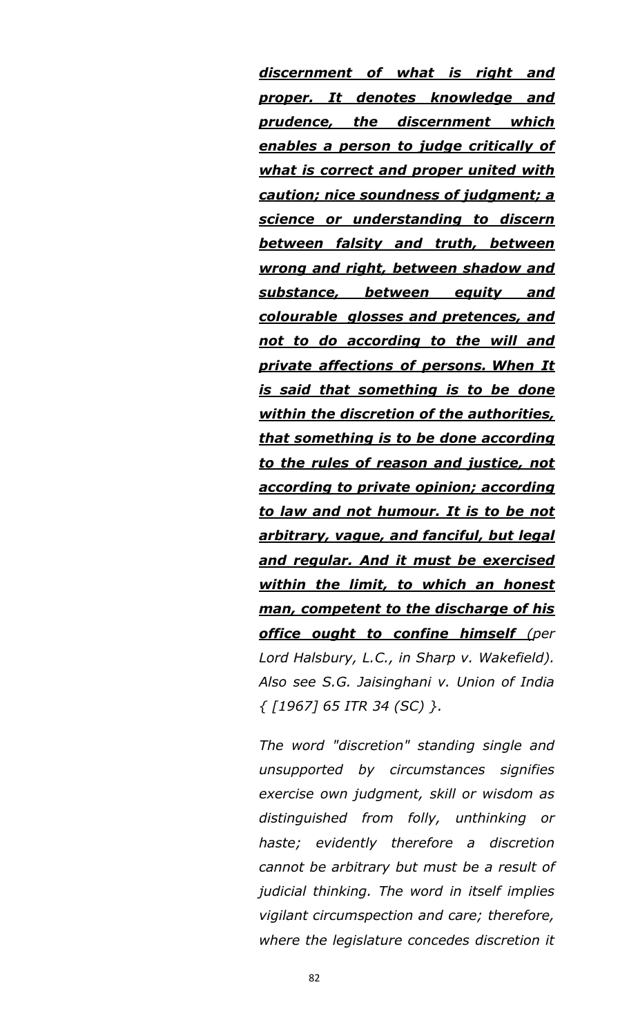***<u>discernment of what is right and proper. It denotes knowledge and prudence, the discernment which enables a person to judge critically of what is correct and proper united with caution; nice soundness of judgment; a science or understanding to discern between falsity and truth, between wrong and right, between shadow and substance, between equity and colourable glosses and pretences, and not to do according to the will and private affections of persons. When It is said that something is to be done within the discretion of the authorities, that something is to be done according to the rules of reason and justice, not according to private opinion; according to law and not humour. It is to be not arbitrary, vague, and fanciful, but legal and regular. And it must be exercised within the limit, to which an honest man, competent to the discharge of his office ought to confine himself</u>*** *(per Lord Halsbury, L.C., in Sharp v. Wakefield). Also see S.G. Jaisinghani v. Union of India { [1967] 65 ITR 34 (SC) }.*

*The word "discretion" standing single and unsupported by circumstances signifies exercise own judgment, skill or wisdom as distinguished from folly, unthinking or haste; evidently therefore a discretion cannot be arbitrary but must be a result of judicial thinking. The word in itself implies vigilant circumspection and care; therefore, where the legislature concedes discretion it*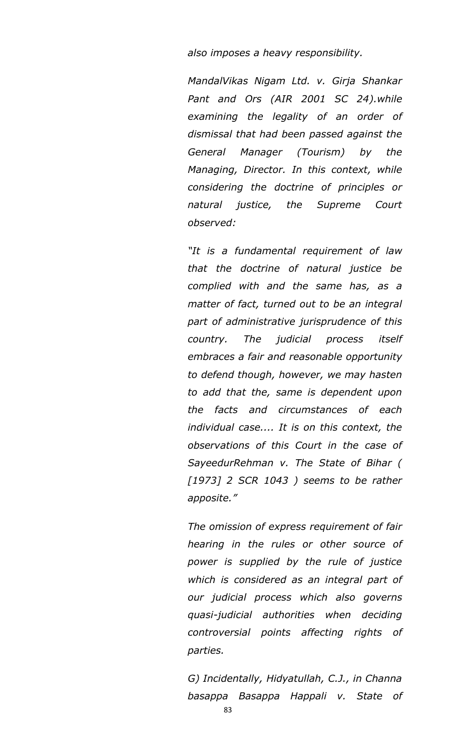*also imposes a heavy responsibility.*

*MandalVikas Nigam Ltd. v. Girja Shankar Pant and Ors (AIR 2001 SC 24).while examining the legality of an order of dismissal that had been passed against the General Manager (Tourism) by the Managing, Director. In this context, while considering the doctrine of principles or natural justice, the Supreme Court observed:*

*"It is a fundamental requirement of law that the doctrine of natural justice be complied with and the same has, as a matter of fact, turned out to be an integral part of administrative jurisprudence of this country. The judicial process itself embraces a fair and reasonable opportunity to defend though, however, we may hasten to add that the, same is dependent upon the facts and circumstances of each individual case.... It is on this context, the observations of this Court in the case of SayeedurRehman v. The State of Bihar ( [1973] 2 SCR 1043 ) seems to be rather apposite."*

*The omission of express requirement of fair hearing in the rules or other source of power is supplied by the rule of justice which is considered as an integral part of our judicial process which also governs quasi-judicial authorities when deciding controversial points affecting rights of parties.*

*G) Incidentally, Hidyatullah, C.J., in Channa basappa Basappa Happali v. State of*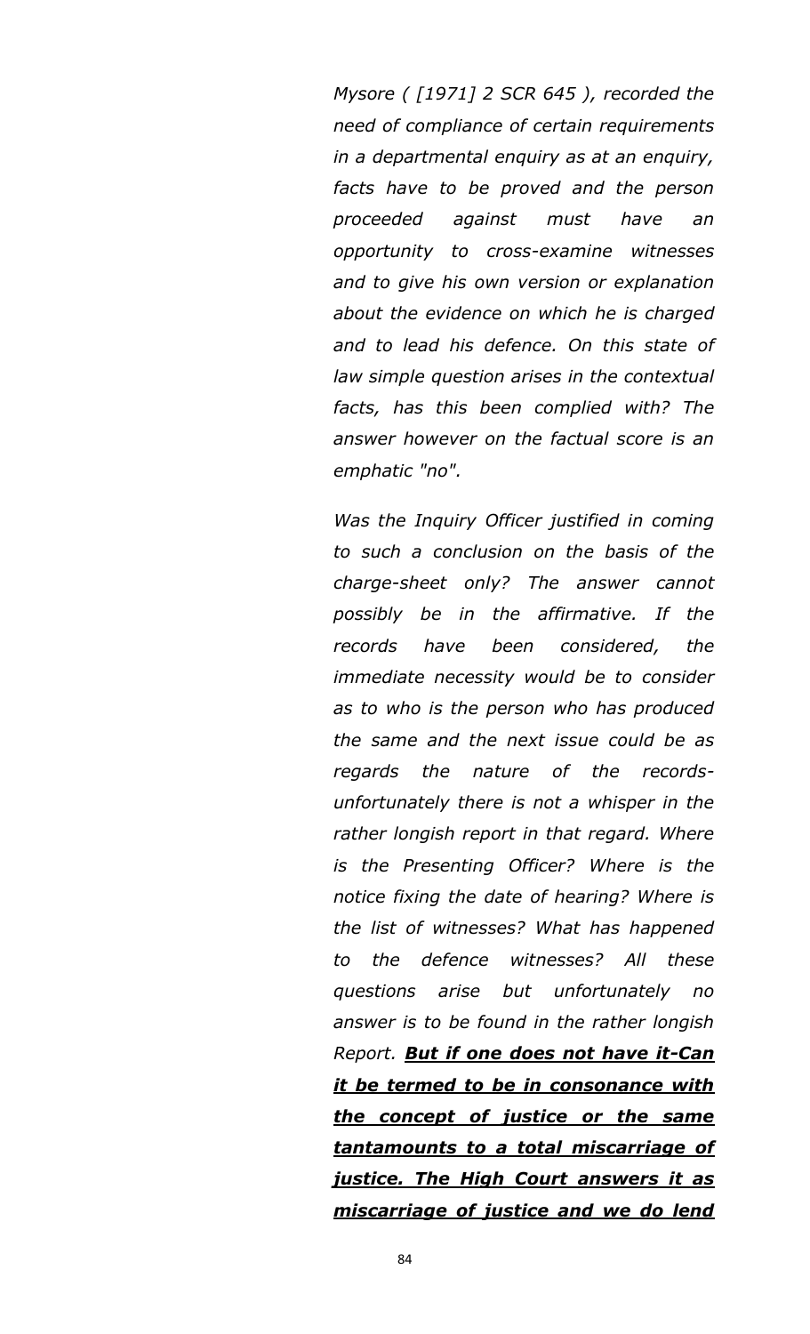*Mysore ( [1971] 2 SCR 645 ), recorded the need of compliance of certain requirements in a departmental enquiry as at an enquiry, facts have to be proved and the person proceeded against must have an opportunity to cross-examine witnesses and to give his own version or explanation about the evidence on which he is charged and to lead his defence. On this state of law simple question arises in the contextual facts, has this been complied with? The answer however on the factual score is an emphatic "no".*

*Was the Inquiry Officer justified in coming to such a conclusion on the basis of the charge-sheet only? The answer cannot possibly be in the affirmative. If the records have been considered, the immediate necessity would be to consider as to who is the person who has produced the same and the next issue could be as regards the nature of the records-unfortunately there is not a whisper in the rather longish report in that regard. Where is the Presenting Officer? Where is the notice fixing the date of hearing? Where is the list of witnesses? What has happened to the defence witnesses? All these questions arise but unfortunately no answer is to be found in the rather longish Report.* ***<u>But if one does not have it-Can it be termed to be in consonance with the concept of justice or the same tantamounts to a total miscarriage of justice. The High Court answers it as miscarriage of justice and we do lend</u>***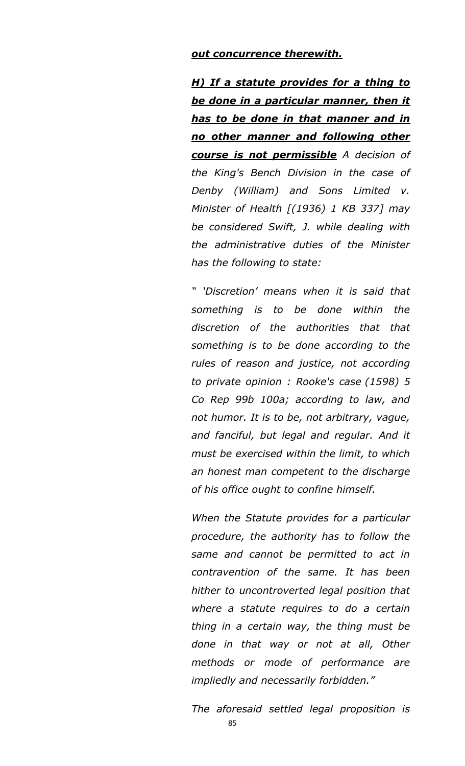***out concurrence therewith.***

***H) If a statute provides for a thing to be done in a particular manner, then it has to be done in that manner and in no other manner and following other course is not permissible*** *A decision of the King's Bench Division in the case of Denby (William) and Sons Limited v. Minister of Health [(1936) 1 KB 337] may be considered Swift, J. while dealing with the administrative duties of the Minister has the following to state:*

*" 'Discretion' means when it is said that something is to be done within the discretion of the authorities that that something is to be done according to the rules of reason and justice, not according to private opinion : Rooke's case (1598) 5 Co Rep 99b 100a; according to law, and not humor. It is to be, not arbitrary, vague, and fanciful, but legal and regular. And it must be exercised within the limit, to which an honest man competent to the discharge of his office ought to confine himself.*

*When the Statute provides for a particular procedure, the authority has to follow the same and cannot be permitted to act in contravention of the same. It has been hither to uncontroverted legal position that where a statute requires to do a certain thing in a certain way, the thing must be done in that way or not at all, Other methods or mode of performance are impliedly and necessarily forbidden."*

*The aforesaid settled legal proposition is*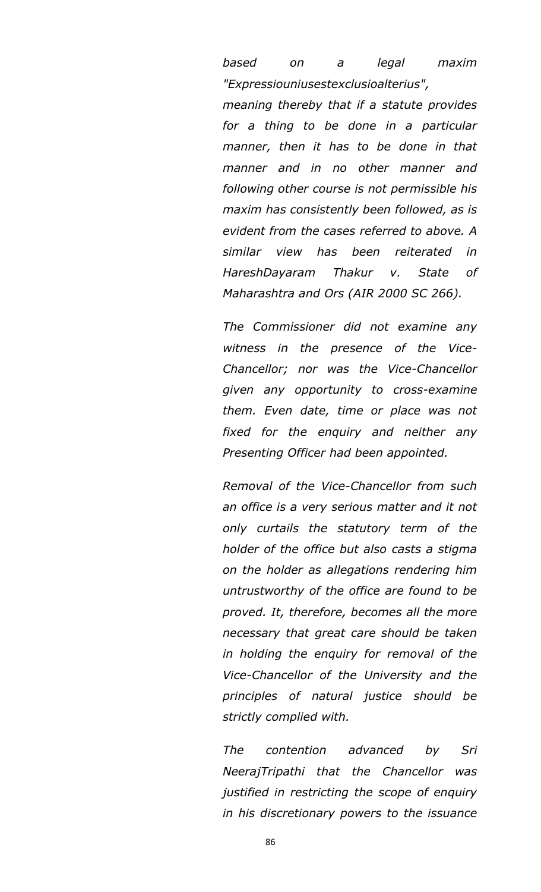*based on a legal maxim "Expressiouniusestexclusioalterius", meaning thereby that if a statute provides for a thing to be done in a particular manner, then it has to be done in that manner and in no other manner and following other course is not permissible his maxim has consistently been followed, as is evident from the cases referred to above. A similar view has been reiterated in HareshDayaram Thakur v. State of Maharashtra and Ors (AIR 2000 SC 266).*

*The Commissioner did not examine any witness in the presence of the Vice-Chancellor; nor was the Vice-Chancellor given any opportunity to cross-examine them. Even date, time or place was not fixed for the enquiry and neither any Presenting Officer had been appointed.*

*Removal of the Vice-Chancellor from such an office is a very serious matter and it not only curtails the statutory term of the holder of the office but also casts a stigma on the holder as allegations rendering him untrustworthy of the office are found to be proved. It, therefore, becomes all the more necessary that great care should be taken in holding the enquiry for removal of the Vice-Chancellor of the University and the principles of natural justice should be strictly complied with.*

*The contention advanced by Sri NeerajTripathi that the Chancellor was justified in restricting the scope of enquiry in his discretionary powers to the issuance*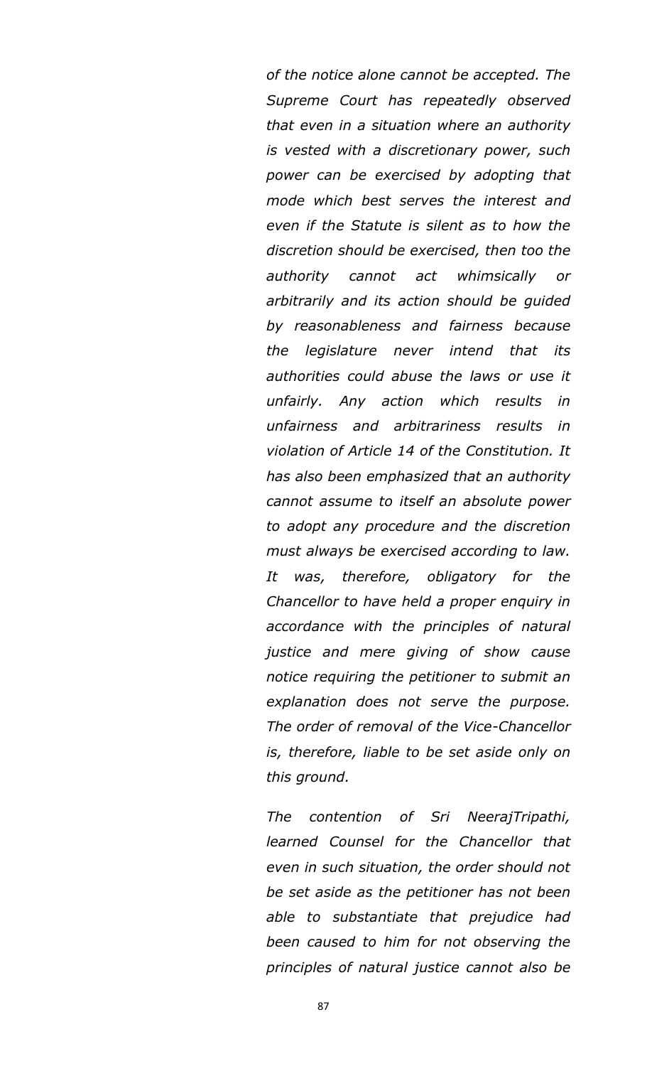*of the notice alone cannot be accepted. The Supreme Court has repeatedly observed that even in a situation where an authority is vested with a discretionary power, such power can be exercised by adopting that mode which best serves the interest and even if the Statute is silent as to how the discretion should be exercised, then too the authority cannot act whimsically or arbitrarily and its action should be guided by reasonableness and fairness because the legislature never intend that its authorities could abuse the laws or use it unfairly. Any action which results in unfairness and arbitrariness results in violation of Article 14 of the Constitution. It has also been emphasized that an authority cannot assume to itself an absolute power to adopt any procedure and the discretion must always be exercised according to law. It was, therefore, obligatory for the Chancellor to have held a proper enquiry in accordance with the principles of natural justice and mere giving of show cause notice requiring the petitioner to submit an explanation does not serve the purpose. The order of removal of the Vice-Chancellor is, therefore, liable to be set aside only on this ground.*

*The contention of Sri NeerajTripathi, learned Counsel for the Chancellor that even in such situation, the order should not be set aside as the petitioner has not been able to substantiate that prejudice had been caused to him for not observing the principles of natural justice cannot also be*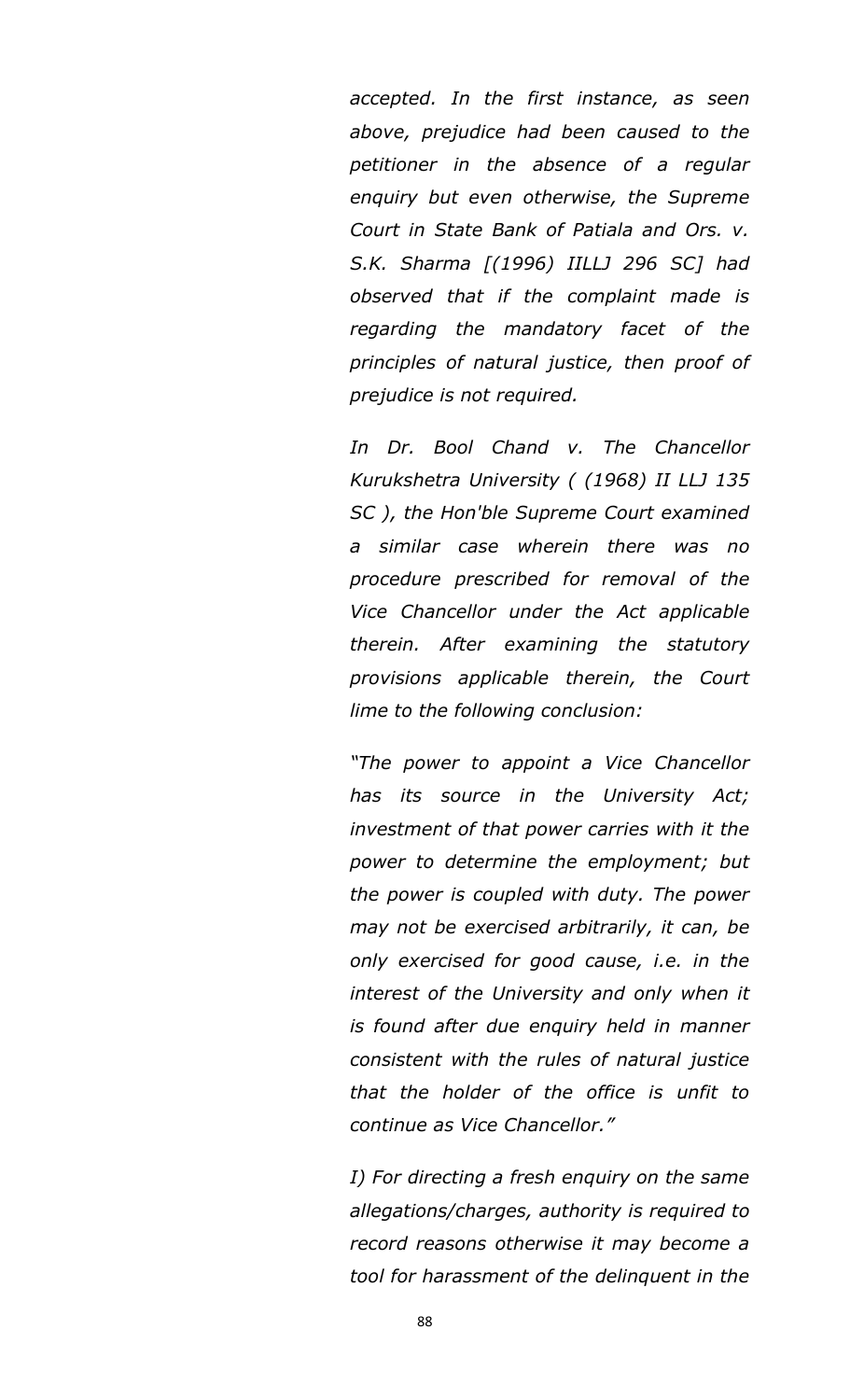*accepted. In the first instance, as seen above, prejudice had been caused to the petitioner in the absence of a regular enquiry but even otherwise, the Supreme Court in State Bank of Patiala and Ors. v. S.K. Sharma [(1996) IILLJ 296 SC] had observed that if the complaint made is regarding the mandatory facet of the principles of natural justice, then proof of prejudice is not required.*

*In Dr. Bool Chand v. The Chancellor Kurukshetra University ( (1968) II LLJ 135 SC ), the Hon'ble Supreme Court examined a similar case wherein there was no procedure prescribed for removal of the Vice Chancellor under the Act applicable therein. After examining the statutory provisions applicable therein, the Court lime to the following conclusion:*

*"The power to appoint a Vice Chancellor has its source in the University Act; investment of that power carries with it the power to determine the employment; but the power is coupled with duty. The power may not be exercised arbitrarily, it can, be only exercised for good cause, i.e. in the interest of the University and only when it is found after due enquiry held in manner consistent with the rules of natural justice that the holder of the office is unfit to continue as Vice Chancellor."*

*I) For directing a fresh enquiry on the same allegations/charges, authority is required to record reasons otherwise it may become a tool for harassment of the delinquent in the*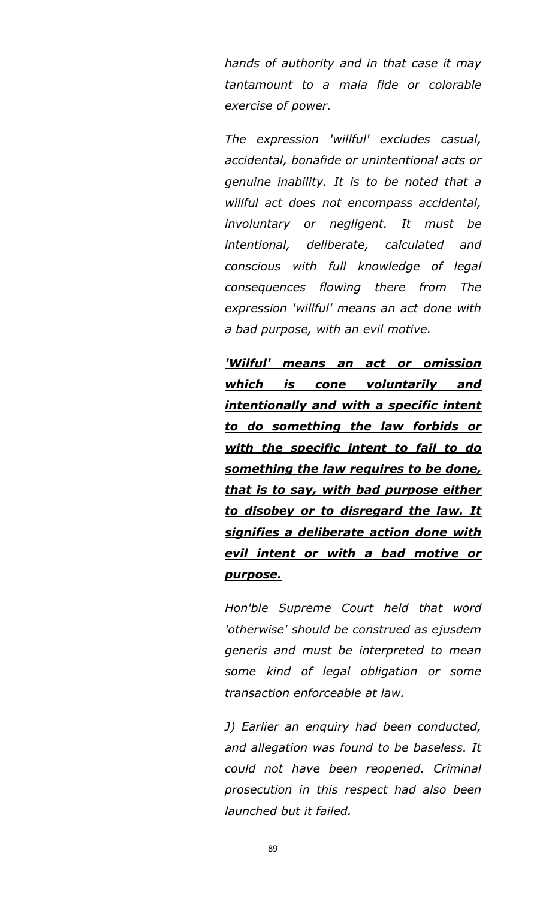*hands of authority and in that case it may tantamount to a mala fide or colorable exercise of power.*

*The expression 'willful' excludes casual, accidental, bonafide or unintentional acts or genuine inability. It is to be noted that a willful act does not encompass accidental, involuntary or negligent. It must be intentional, deliberate, calculated and conscious with full knowledge of legal consequences flowing there from The expression 'willful' means an act done with a bad purpose, with an evil motive.*

***<u>'Wilful' means an act or omission which is cone voluntarily and intentionally and with a specific intent to do something the law forbids or with the specific intent to fail to do something the law requires to be done, that is to say, with bad purpose either to disobey or to disregard the law. It signifies a deliberate action done with evil intent or with a bad motive or purpose.</u>***

*Hon'ble Supreme Court held that word 'otherwise' should be construed as ejusdem generis and must be interpreted to mean some kind of legal obligation or some transaction enforceable at law.*

*J) Earlier an enquiry had been conducted, and allegation was found to be baseless. It could not have been reopened. Criminal prosecution in this respect had also been launched but it failed.*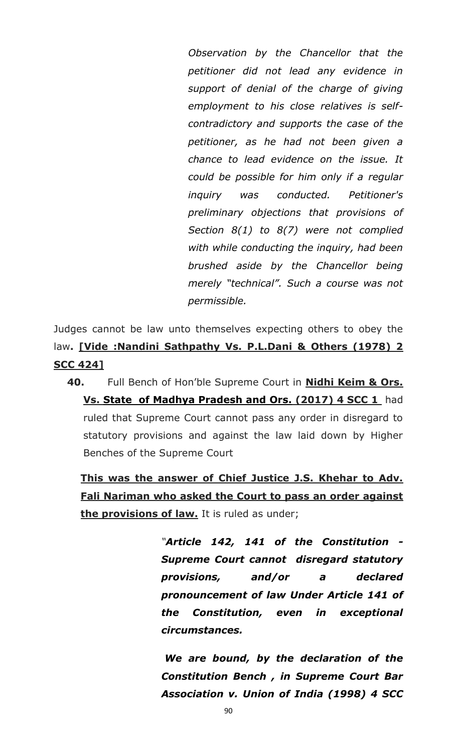> *Observation by the Chancellor that the petitioner did not lead any evidence in support of denial of the charge of giving employment to his close relatives is self-contradictory and supports the case of the petitioner, as he had not been given a chance to lead evidence on the issue. It could be possible for him only if a regular inquiry was conducted. Petitioner's preliminary objections that provisions of Section 8(1) to 8(7) were not complied with while conducting the inquiry, had been brushed aside by the Chancellor being merely "technical". Such a course was not permissible.*

Judges cannot be law unto themselves expecting others to obey the law**. [Vide :Nandini Sathpathy Vs. P.L.Dani & Others (1978) 2 SCC 424]**

**40.** Full Bench of Hon'ble Supreme Court in **Nidhi Keim & Ors. Vs. State of Madhya Pradesh and Ors. (2017) 4 SCC 1** had ruled that Supreme Court cannot pass any order in disregard to statutory provisions and against the law laid down by Higher Benches of the Supreme Court

**This was the answer of Chief Justice J.S. Khehar to Adv. Fali Nariman who asked the Court to pass an order against the provisions of law.** It is ruled as under;

> ***"Article 142, 141 of the Constitution - Supreme Court cannot disregard statutory provisions, and/or a declared pronouncement of law Under Article 141 of the Constitution, even in exceptional circumstances.***
>
> ***We are bound, by the declaration of the Constitution Bench , in Supreme Court Bar Association v. Union of India (1998) 4 SCC***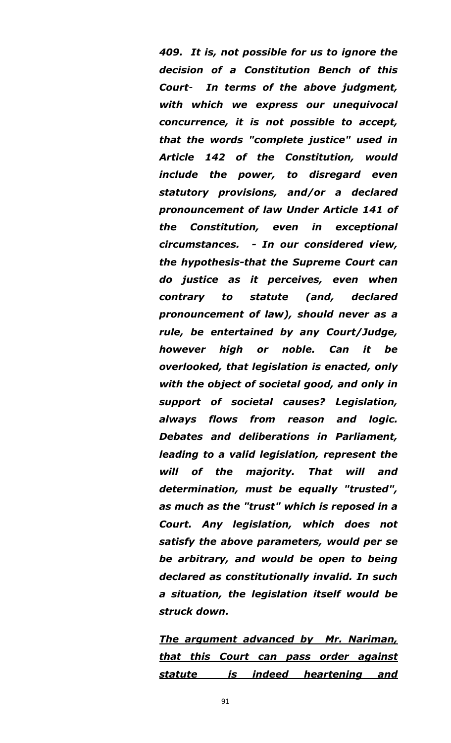***409. It is, not possible for us to ignore the decision of a Constitution Bench of this Court- In terms of the above judgment, with which we express our unequivocal concurrence, it is not possible to accept, that the words "complete justice" used in Article 142 of the Constitution, would include the power, to disregard even statutory provisions, and/or a declared pronouncement of law Under Article 141 of the Constitution, even in exceptional circumstances. - In our considered view, the hypothesis-that the Supreme Court can do justice as it perceives, even when contrary to statute (and, declared pronouncement of law), should never as a rule, be entertained by any Court/Judge, however high or noble. Can it be overlooked, that legislation is enacted, only with the object of societal good, and only in support of societal causes? Legislation, always flows from reason and logic. Debates and deliberations in Parliament, leading to a valid legislation, represent the will of the majority. That will and determination, must be equally "trusted", as much as the "trust" which is reposed in a Court. Any legislation, which does not satisfy the above parameters, would per se be arbitrary, and would be open to being declared as constitutionally invalid. In such a situation, the legislation itself would be struck down.***

***<u>The argument advanced by Mr. Nariman, that this Court can pass order against statute is indeed heartening and</u>***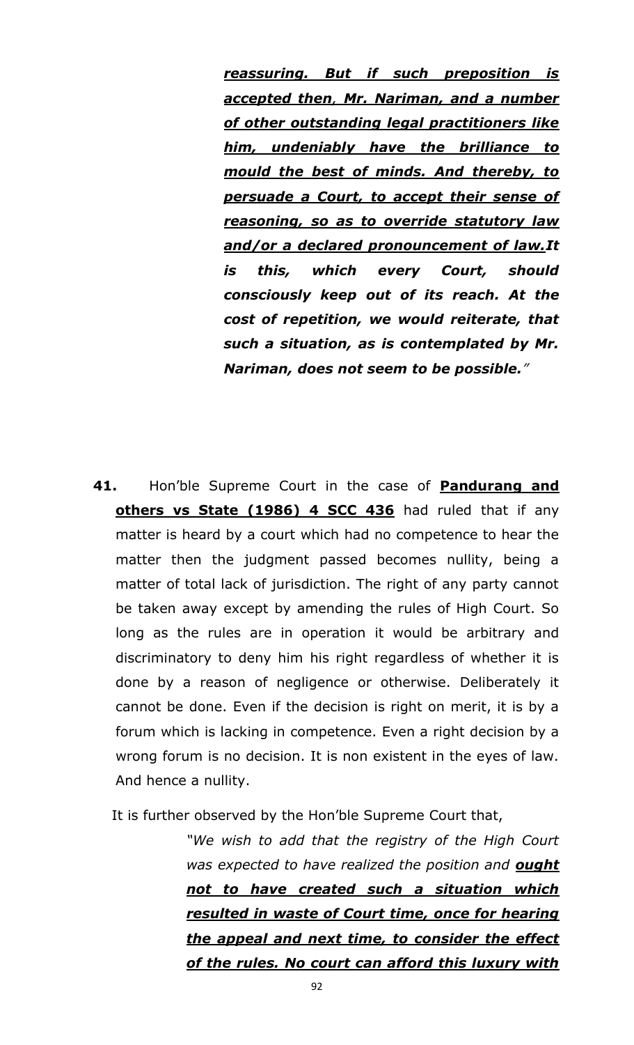> ***reassuring. But if such preposition is accepted then, Mr. Nariman, and a number of other outstanding legal practitioners like him, undeniably have the brilliance to mould the best of minds. And thereby, to persuade a Court, to accept their sense of reasoning, so as to override statutory law and/or a declared pronouncement of law.*** ***It is this, which every Court, should consciously keep out of its reach. At the cost of repetition, we would reiterate, that such a situation, as is contemplated by Mr. Nariman, does not seem to be possible."***

**41.** Hon'ble Supreme Court in the case of **Pandurang and others vs State (1986) 4 SCC 436** had ruled that if any matter is heard by a court which had no competence to hear the matter then the judgment passed becomes nullity, being a matter of total lack of jurisdiction. The right of any party cannot be taken away except by amending the rules of High Court. So long as the rules are in operation it would be arbitrary and discriminatory to deny him his right regardless of whether it is done by a reason of negligence or otherwise. Deliberately it cannot be done. Even if the decision is right on merit, it is by a forum which is lacking in competence. Even a right decision by a wrong forum is no decision. It is non existent in the eyes of law. And hence a nullity.

It is further observed by the Hon'ble Supreme Court that,

> *"We wish to add that the registry of the High Court was expected to have realized the position and* ***ought not to have created such a situation which resulted in waste of Court time, once for hearing the appeal and next time, to consider the effect of the rules. No court can afford this luxury with***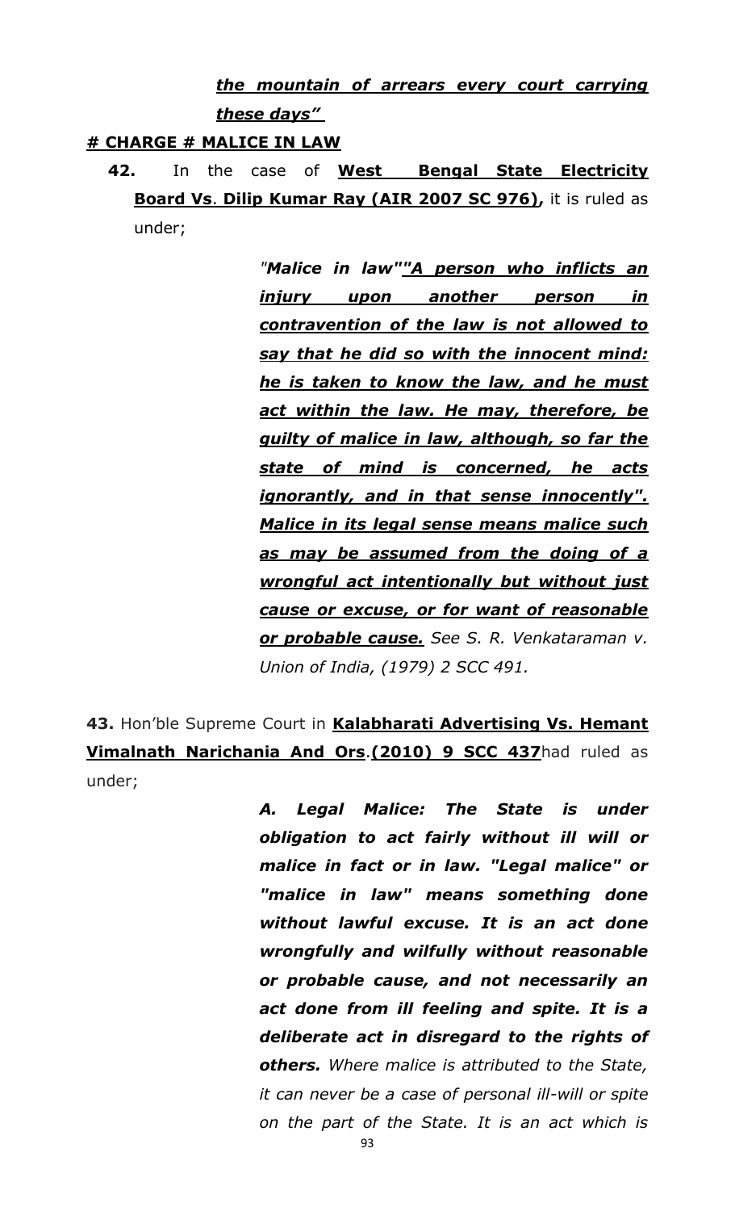***the mountain of arrears every court carrying these days"***

**# CHARGE # MALICE IN LAW**

**42.** In the case of **West Bengal State Electricity Board Vs. Dilip Kumar Ray (AIR 2007 SC 976),** it is ruled as under;

> *"**Malice in law"**"**A person who inflicts an injury upon another person in contravention of the law is not allowed to say that he did so with the innocent mind: he is taken to know the law, and he must act within the law. He may, therefore, be guilty of malice in law, although, so far the state of mind is concerned, he acts ignorantly, and in that sense innocently". Malice in its legal sense means malice such as may be assumed from the doing of a wrongful act intentionally but without just cause or excuse, or for want of reasonable or probable cause.** See S. R. Venkataraman v. Union of India, (1979) 2 SCC 491.*

**43.** Hon'ble Supreme Court in **Kalabharati Advertising Vs. Hemant Vimalnath Narichania And Ors.(2010) 9 SCC 437** had ruled as under;

> ***A. Legal Malice: The State is under obligation to act fairly without ill will or malice in fact or in law. "Legal malice" or "malice in law" means something done without lawful excuse. It is an act done wrongfully and wilfully without reasonable or probable cause, and not necessarily an act done from ill feeling and spite. It is a deliberate act in disregard to the rights of others.*** *Where malice is attributed to the State, it can never be a case of personal ill-will or spite on the part of the State. It is an act which is*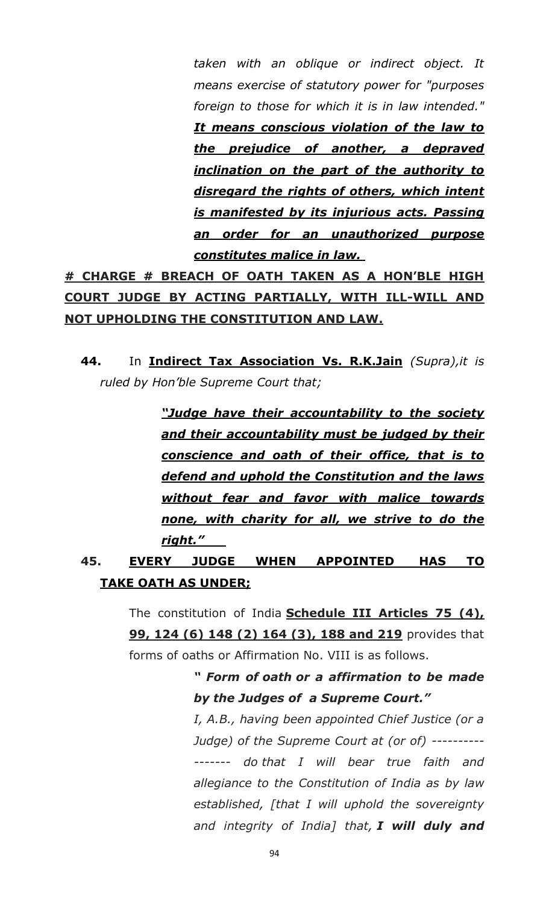*taken with an oblique or indirect object. It means exercise of statutory power for "purposes foreign to those for which it is in law intended."* ***It means conscious violation of the law to the prejudice of another, a depraved inclination on the part of the authority to disregard the rights of others, which intent is manifested by its injurious acts. Passing an order for an unauthorized purpose constitutes malice in law.***

**# CHARGE # BREACH OF OATH TAKEN AS A HON'BLE HIGH COURT JUDGE BY ACTING PARTIALLY, WITH ILL-WILL AND NOT UPHOLDING THE CONSTITUTION AND LAW.**

**44.** In **Indirect Tax Association Vs. R.K.Jain** *(Supra),it is ruled by Hon'ble Supreme Court that;*

> ***"Judge have their accountability to the society and their accountability must be judged by their conscience and oath of their office, that is to defend and uphold the Constitution and the laws without fear and favor with malice towards none, with charity for all, we strive to do the right."***

**45. EVERY JUDGE WHEN APPOINTED HAS TO TAKE OATH AS UNDER;**

The constitution of India **Schedule III Articles 75 (4), 99, 124 (6) 148 (2) 164 (3), 188 and 219** provides that forms of oaths or Affirmation No. VIII is as follows.

> ***" Form of oath or a affirmation to be made by the Judges of a Supreme Court."***
>
> *I, A.B., having been appointed Chief Justice (or a Judge) of the Supreme Court at (or of) ----------------- do that I will bear true faith and allegiance to the Constitution of India as by law established, [that I will uphold the sovereignty and integrity of India] that,* ***I will duly and***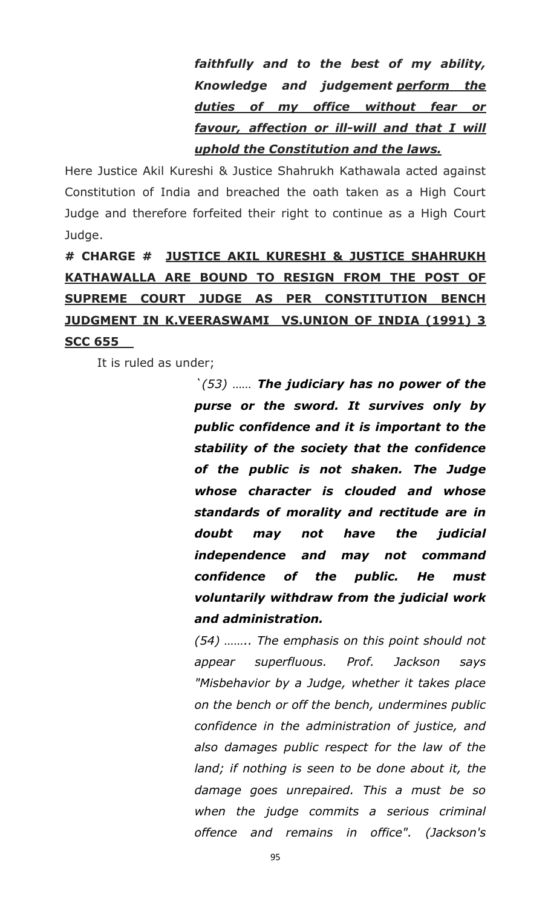> ***faithfully and to the best of my ability, Knowledge and judgement <u>perform the duties of my office without fear or favour, affection or ill-will and that I will uphold the Constitution and the laws.</u>***

Here Justice Akil Kureshi & Justice Shahrukh Kathawala acted against Constitution of India and breached the oath taken as a High Court Judge and therefore forfeited their right to continue as a High Court Judge.

**# CHARGE # <u>JUSTICE AKIL KURESHI & JUSTICE SHAHRUKH KATHAWALLA ARE BOUND TO RESIGN FROM THE POST OF SUPREME COURT JUDGE AS PER CONSTITUTION BENCH JUDGMENT IN K.VEERASWAMI VS.UNION OF INDIA (1991) 3 SCC 655</u>**

It is ruled as under;

> *`(53) …… **The judiciary has no power of the purse or the sword. It survives only by public confidence and it is important to the stability of the society that the confidence of the public is not shaken. The Judge whose character is clouded and whose standards of morality and rectitude are in doubt may not have the judicial independence and may not command confidence of the public. He must voluntarily withdraw from the judicial work and administration.***
>
> *(54) …….. The emphasis on this point should not appear superfluous. Prof. Jackson says "Misbehavior by a Judge, whether it takes place on the bench or off the bench, undermines public confidence in the administration of justice, and also damages public respect for the law of the land; if nothing is seen to be done about it, the damage goes unrepaired. This a must be so when the judge commits a serious criminal offence and remains in office". (Jackson's*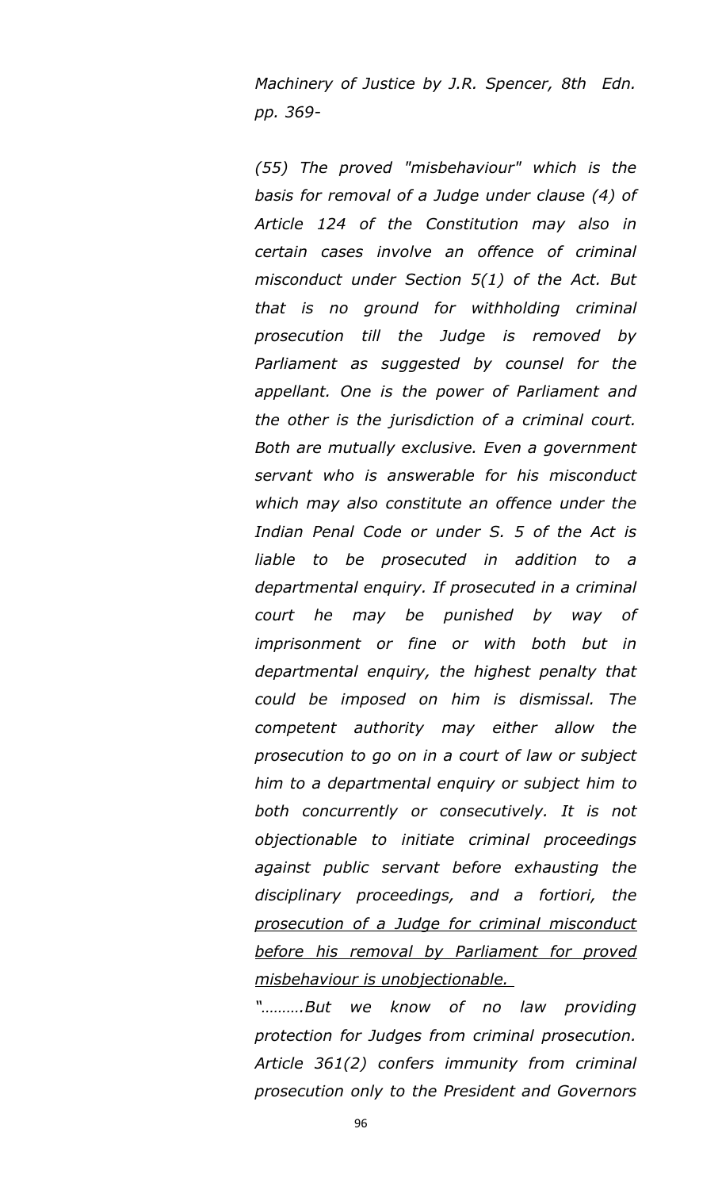*Machinery of Justice by J.R. Spencer, 8th Edn. pp. 369-*

*(55) The proved "misbehaviour" which is the basis for removal of a Judge under clause (4) of Article 124 of the Constitution may also in certain cases involve an offence of criminal misconduct under Section 5(1) of the Act. But that is no ground for withholding criminal prosecution till the Judge is removed by Parliament as suggested by counsel for the appellant. One is the power of Parliament and the other is the jurisdiction of a criminal court. Both are mutually exclusive. Even a government servant who is answerable for his misconduct which may also constitute an offence under the Indian Penal Code or under S. 5 of the Act is liable to be prosecuted in addition to a departmental enquiry. If prosecuted in a criminal court he may be punished by way of imprisonment or fine or with both but in departmental enquiry, the highest penalty that could be imposed on him is dismissal. The competent authority may either allow the prosecution to go on in a court of law or subject him to a departmental enquiry or subject him to both concurrently or consecutively. It is not objectionable to initiate criminal proceedings against public servant before exhausting the disciplinary proceedings, and a fortiori, the <u>prosecution of a Judge for criminal misconduct before his removal by Parliament for proved misbehaviour is unobjectionable.</u>*

*"……….But we know of no law providing protection for Judges from criminal prosecution. Article 361(2) confers immunity from criminal prosecution only to the President and Governors*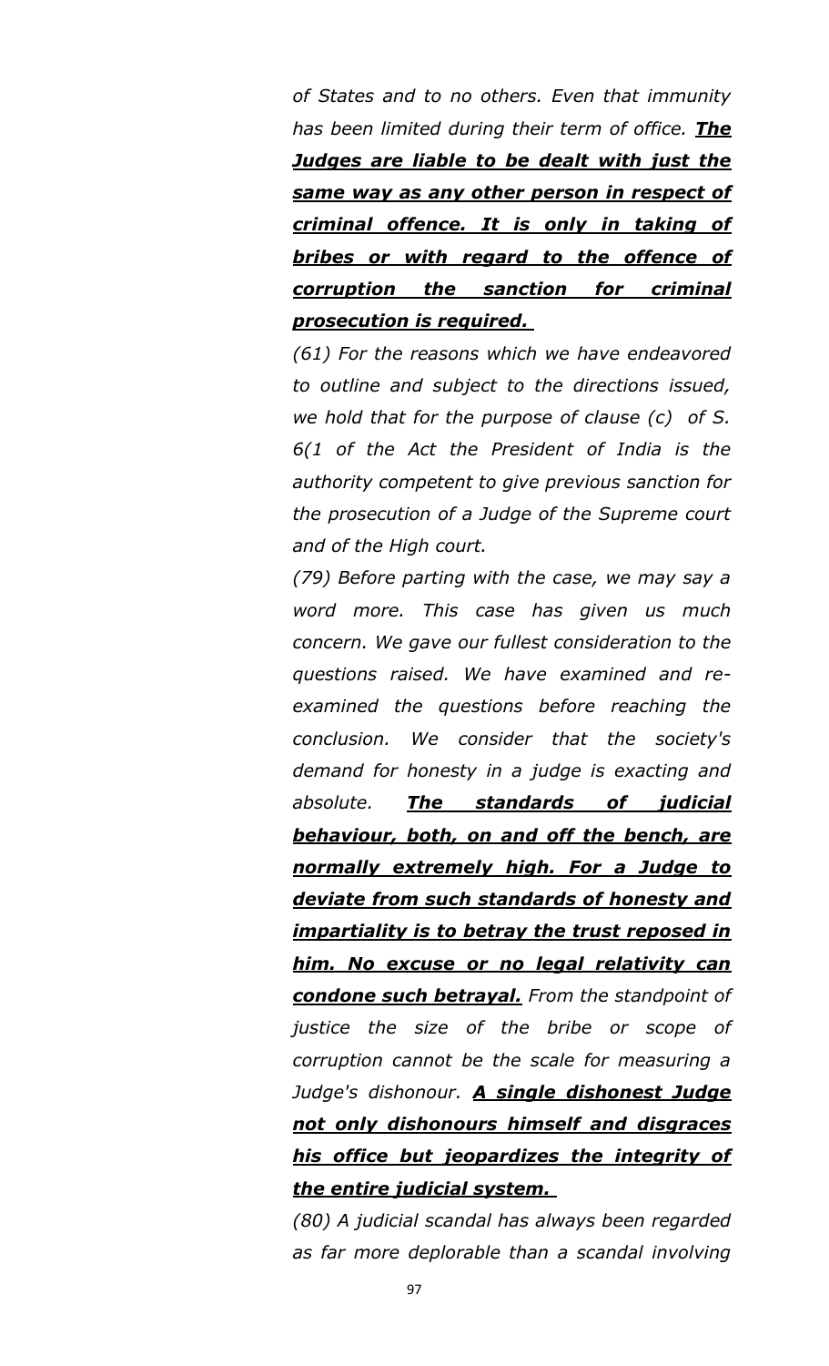*of States and to no others. Even that immunity has been limited during their term of office.* ***<u>The Judges are liable to be dealt with just the same way as any other person in respect of criminal offence. It is only in taking of bribes or with regard to the offence of corruption the sanction for criminal prosecution is required.</u>***

*(61) For the reasons which we have endeavored to outline and subject to the directions issued, we hold that for the purpose of clause (c) of S. 6(1 of the Act the President of India is the authority competent to give previous sanction for the prosecution of a Judge of the Supreme court and of the High court.*

*(79) Before parting with the case, we may say a word more. This case has given us much concern. We gave our fullest consideration to the questions raised. We have examined and re-examined the questions before reaching the conclusion. We consider that the society's demand for honesty in a judge is exacting and absolute.* ***<u>The standards of judicial behaviour, both, on and off the bench, are normally extremely high. For a Judge to deviate from such standards of honesty and impartiality is to betray the trust reposed in him. No excuse or no legal relativity can condone such betrayal.</u>*** *From the standpoint of justice the size of the bribe or scope of corruption cannot be the scale for measuring a Judge's dishonour.* ***<u>A single dishonest Judge not only dishonours himself and disgraces his office but jeopardizes the integrity of the entire judicial system.</u>***

*(80) A judicial scandal has always been regarded as far more deplorable than a scandal involving*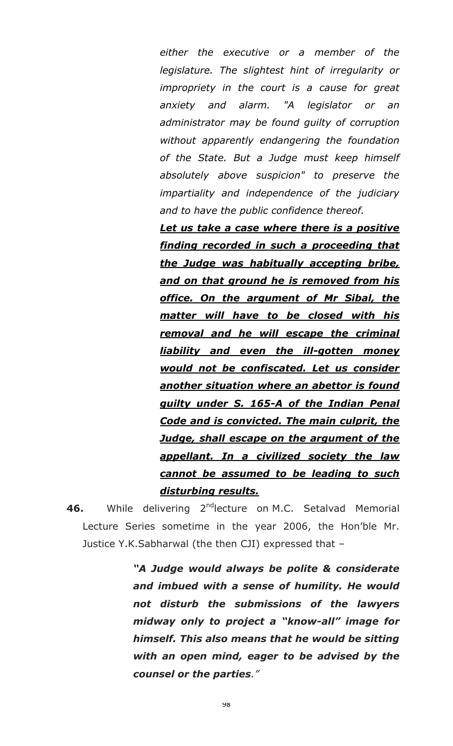> *either the executive or a member of the legislature. The slightest hint of irregularity or impropriety in the court is a cause for great anxiety and alarm. "A legislator or an administrator may be found guilty of corruption without apparently endangering the foundation of the State. But a Judge must keep himself absolutely above suspicion" to preserve the impartiality and independence of the judiciary and to have the public confidence thereof.*
>
> ***<u>Let us take a case where there is a positive finding recorded in such a proceeding that the Judge was habitually accepting bribe, and on that ground he is removed from his office. On the argument of Mr Sibal, the matter will have to be closed with his removal and he will escape the criminal liability and even the ill-gotten money would not be confiscated. Let us consider another situation where an abettor is found guilty under S. 165-A of the Indian Penal Code and is convicted. The main culprit, the Judge, shall escape on the argument of the appellant. In a civilized society the law cannot be assumed to be leading to such disturbing results.</u>***

**46.** While delivering 2nd lecture on M.C. Setalvad Memorial Lecture Series sometime in the year 2006, the Hon'ble Mr. Justice Y.K.Sabharwal (the then CJI) expressed that –

> ***"A Judge would always be polite & considerate and imbued with a sense of humility. He would not disturb the submissions of the lawyers midway only to project a "know-all" image for himself. This also means that he would be sitting with an open mind, eager to be advised by the counsel or the parties."***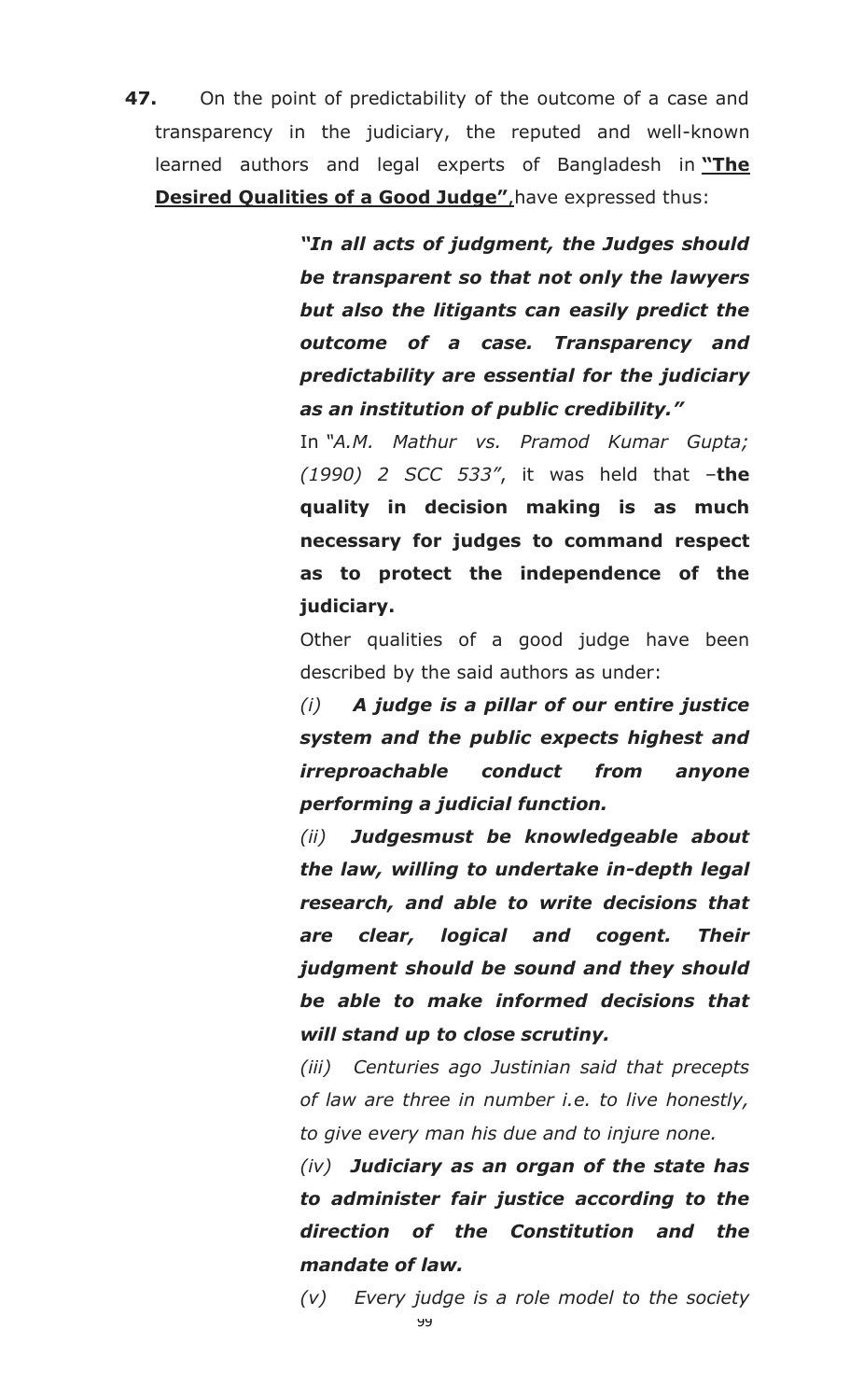**47.** On the point of predictability of the outcome of a case and transparency in the judiciary, the reputed and well-known learned authors and legal experts of Bangladesh in **"The Desired Qualities of a Good Judge"**, have expressed thus:

> ***"In all acts of judgment, the Judges should be transparent so that not only the lawyers but also the litigants can easily predict the outcome of a case. Transparency and predictability are essential for the judiciary as an institution of public credibility."***
>
> In *"A.M. Mathur vs. Pramod Kumar Gupta; (1990) 2 SCC 533"*, it was held that –**the quality in decision making is as much necessary for judges to command respect as to protect the independence of the judiciary.**
>
> Other qualities of a good judge have been described by the said authors as under:
>
> *(i)* ***A judge is a pillar of our entire justice system and the public expects highest and irreproachable conduct from anyone performing a judicial function.***
>
> *(ii)* ***Judgesmust be knowledgeable about the law, willing to undertake in-depth legal research, and able to write decisions that are clear, logical and cogent. Their judgment should be sound and they should be able to make informed decisions that will stand up to close scrutiny.***
>
> *(iii) Centuries ago Justinian said that precepts of law are three in number i.e. to live honestly, to give every man his due and to injure none.*
>
> *(iv)* ***Judiciary as an organ of the state has to administer fair justice according to the direction of the Constitution and the mandate of law.***
>
> *(v) Every judge is a role model to the society*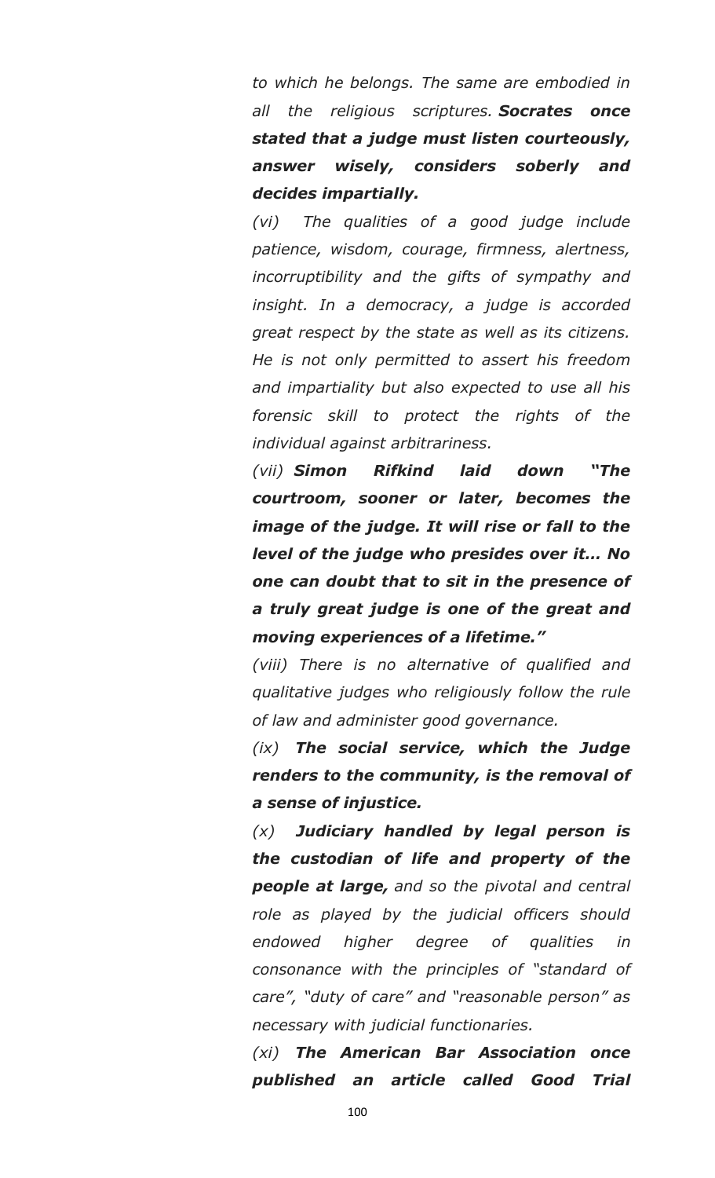*to which he belongs. The same are embodied in all the religious scriptures.* ***Socrates once stated that a judge must listen courteously, answer wisely, considers soberly and decides impartially.***

*(vi) The qualities of a good judge include patience, wisdom, courage, firmness, alertness, incorruptibility and the gifts of sympathy and insight. In a democracy, a judge is accorded great respect by the state as well as its citizens. He is not only permitted to assert his freedom and impartiality but also expected to use all his forensic skill to protect the rights of the individual against arbitrariness.*

*(vii)* ***Simon Rifkind laid down "The courtroom, sooner or later, becomes the image of the judge. It will rise or fall to the level of the judge who presides over it... No one can doubt that to sit in the presence of a truly great judge is one of the great and moving experiences of a lifetime."***

*(viii) There is no alternative of qualified and qualitative judges who religiously follow the rule of law and administer good governance.*

*(ix)* ***The social service, which the Judge renders to the community, is the removal of a sense of injustice.***

*(x)* ***Judiciary handled by legal person is the custodian of life and property of the people at large,*** *and so the pivotal and central role as played by the judicial officers should endowed higher degree of qualities in consonance with the principles of "standard of care", "duty of care" and "reasonable person" as necessary with judicial functionaries.*

*(xi)* ***The American Bar Association once published an article called Good Trial***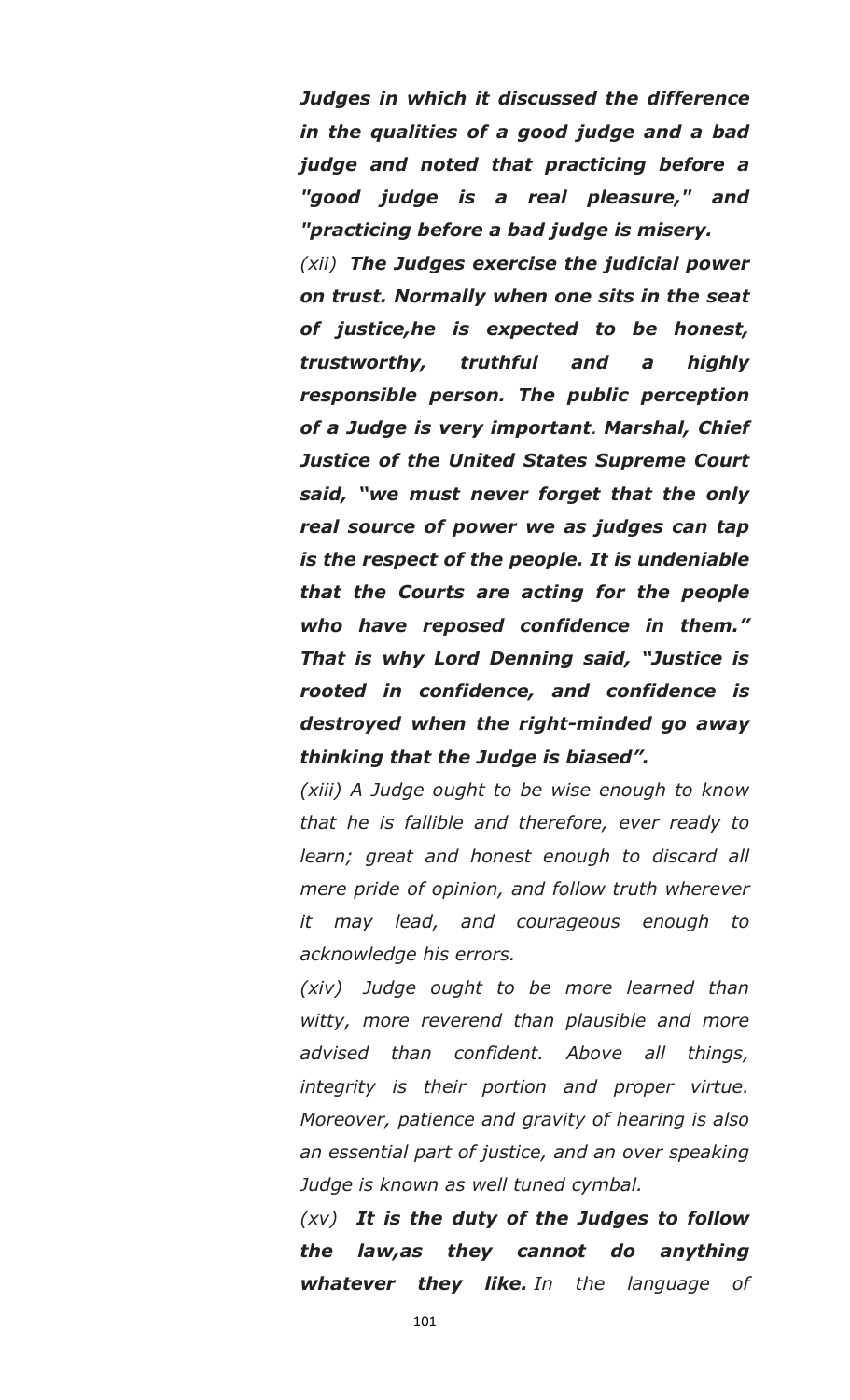***Judges in which it discussed the difference in the qualities of a good judge and a bad judge and noted that practicing before a "good judge is a real pleasure," and "practicing before a bad judge is misery.***

*(xii)* ***The Judges exercise the judicial power on trust. Normally when one sits in the seat of justice,he is expected to be honest, trustworthy, truthful and a highly responsible person. The public perception of a Judge is very important*. *Marshal, Chief Justice of the United States Supreme Court said, "we must never forget that the only real source of power we as judges can tap is the respect of the people. It is undeniable that the Courts are acting for the people who have reposed confidence in them." That is why Lord Denning said, "Justice is rooted in confidence, and confidence is destroyed when the right-minded go away thinking that the Judge is biased".***

*(xiii) A Judge ought to be wise enough to know that he is fallible and therefore, ever ready to learn; great and honest enough to discard all mere pride of opinion, and follow truth wherever it may lead, and courageous enough to acknowledge his errors.*

*(xiv) Judge ought to be more learned than witty, more reverend than plausible and more advised than confident. Above all things, integrity is their portion and proper virtue. Moreover, patience and gravity of hearing is also an essential part of justice, and an over speaking Judge is known as well tuned cymbal.*

*(xv)* ***It is the duty of the Judges to follow the law,as they cannot do anything whatever they like.*** *In the language of*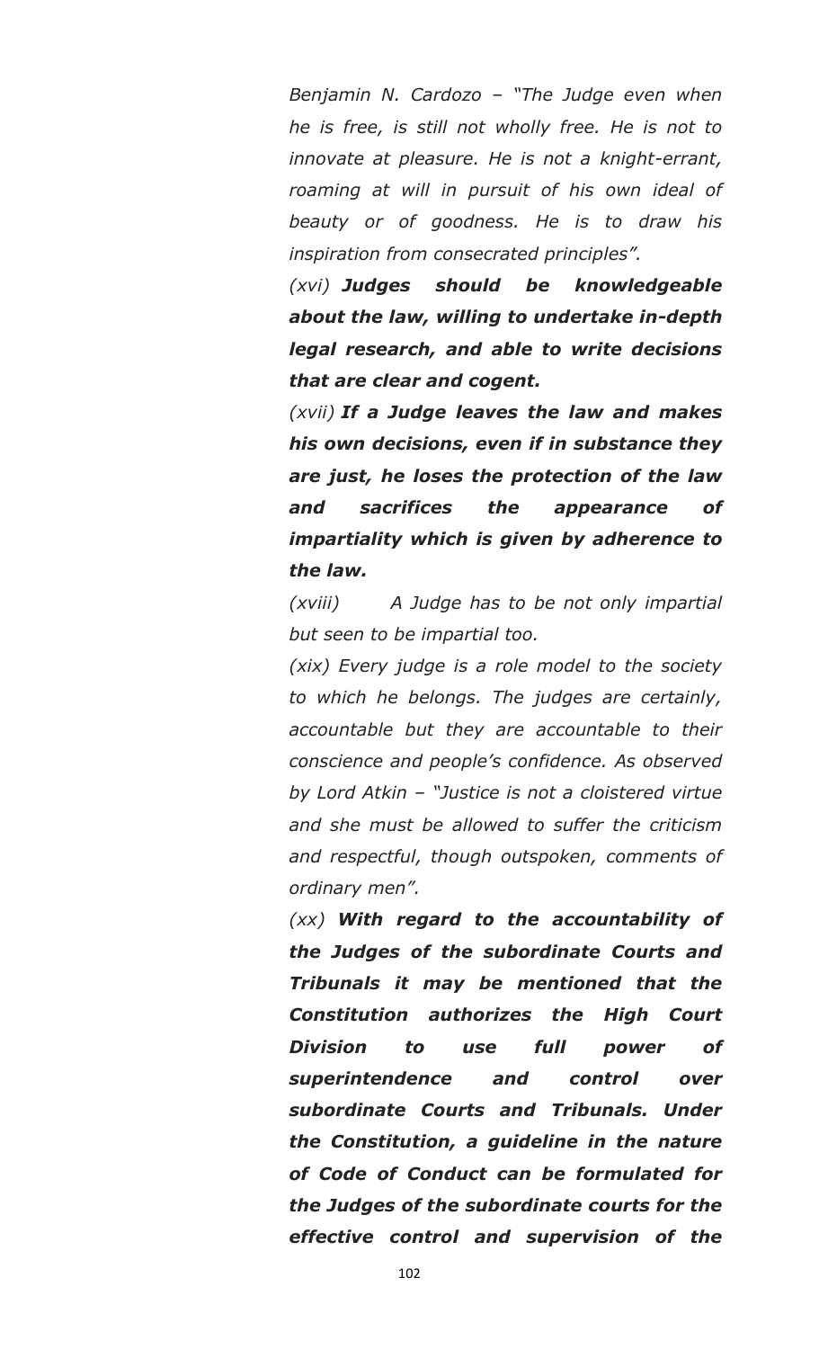*Benjamin N. Cardozo – "The Judge even when he is free, is still not wholly free. He is not to innovate at pleasure. He is not a knight-errant, roaming at will in pursuit of his own ideal of beauty or of goodness. He is to draw his inspiration from consecrated principles".*

*(xvi)* ***Judges should be knowledgeable about the law, willing to undertake in-depth legal research, and able to write decisions that are clear and cogent.***

*(xvii)* ***If a Judge leaves the law and makes his own decisions, even if in substance they are just, he loses the protection of the law and sacrifices the appearance of impartiality which is given by adherence to the law.***

*(xviii) A Judge has to be not only impartial but seen to be impartial too.*

*(xix) Every judge is a role model to the society to which he belongs. The judges are certainly, accountable but they are accountable to their conscience and people's confidence. As observed by Lord Atkin – "Justice is not a cloistered virtue and she must be allowed to suffer the criticism and respectful, though outspoken, comments of ordinary men".*

*(xx)* ***With regard to the accountability of the Judges of the subordinate Courts and Tribunals it may be mentioned that the Constitution authorizes the High Court Division to use full power of superintendence and control over subordinate Courts and Tribunals. Under the Constitution, a guideline in the nature of Code of Conduct can be formulated for the Judges of the subordinate courts for the effective control and supervision of the***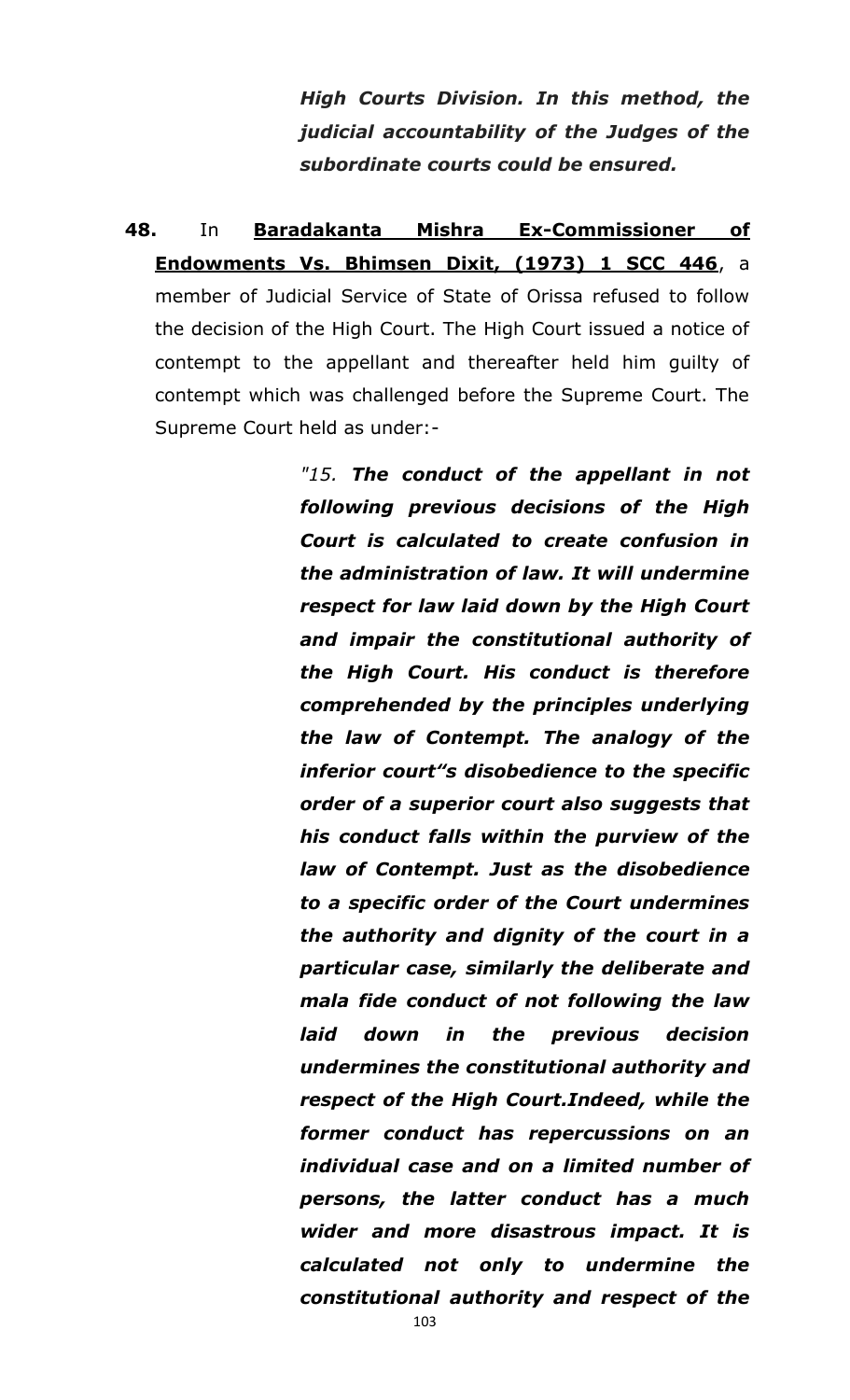***High Courts Division. In this method, the judicial accountability of the Judges of the subordinate courts could be ensured.***

**48.** In **<u>Baradakanta Mishra Ex-Commissioner of Endowments Vs. Bhimsen Dixit, (1973) 1 SCC 446</u>**, a member of Judicial Service of State of Orissa refused to follow the decision of the High Court. The High Court issued a notice of contempt to the appellant and thereafter held him guilty of contempt which was challenged before the Supreme Court. The Supreme Court held as under:-

> *"15.* ***The conduct of the appellant in not following previous decisions of the High Court is calculated to create confusion in the administration of law. It will undermine respect for law laid down by the High Court and impair the constitutional authority of the High Court. His conduct is therefore comprehended by the principles underlying the law of Contempt. The analogy of the inferior court"s disobedience to the specific order of a superior court also suggests that his conduct falls within the purview of the law of Contempt. Just as the disobedience to a specific order of the Court undermines the authority and dignity of the court in a particular case, similarly the deliberate and mala fide conduct of not following the law laid down in the previous decision undermines the constitutional authority and respect of the High Court.Indeed, while the former conduct has repercussions on an individual case and on a limited number of persons, the latter conduct has a much wider and more disastrous impact. It is calculated not only to undermine the constitutional authority and respect of the***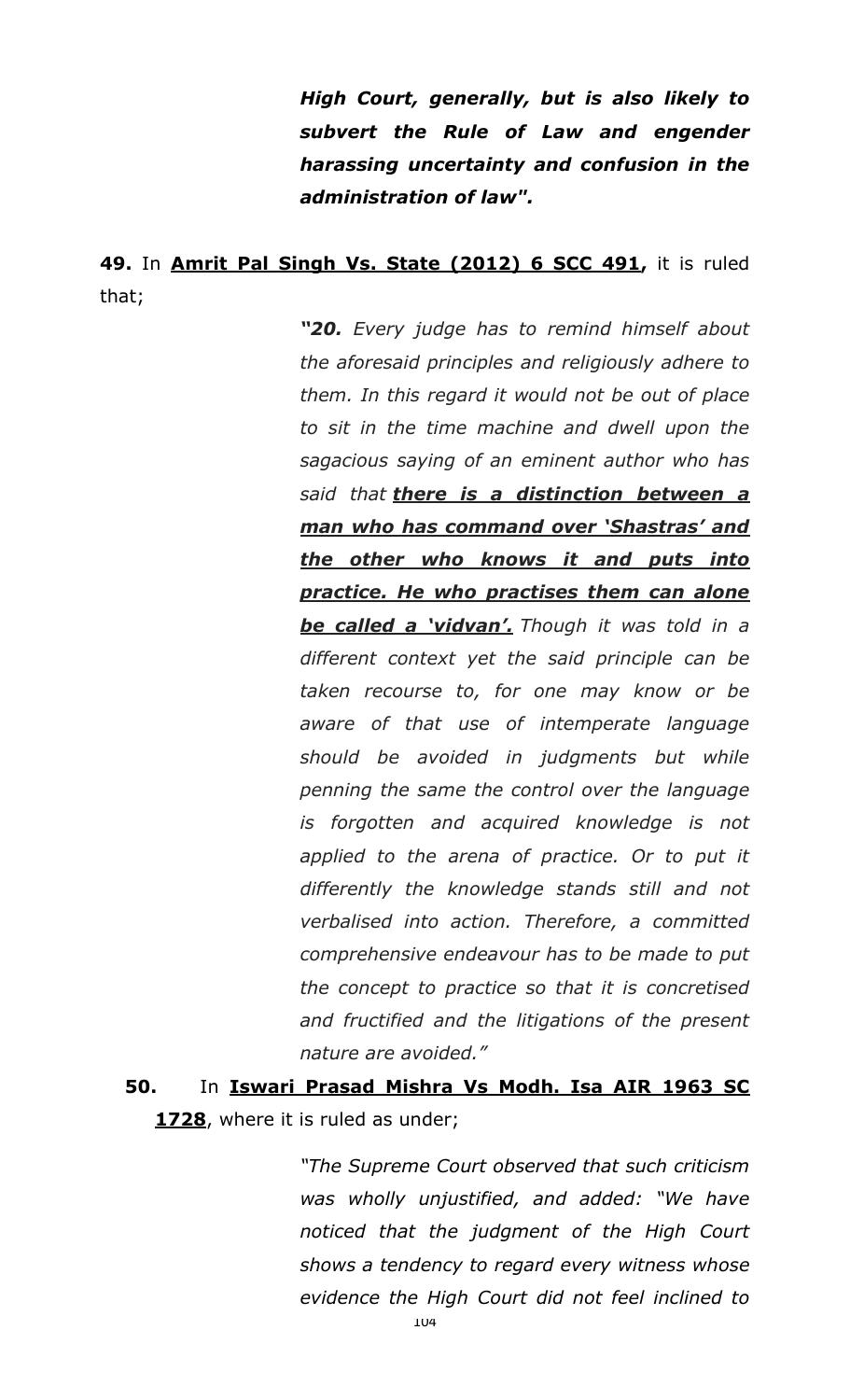> ***High Court, generally, but is also likely to subvert the Rule of Law and engender harassing uncertainty and confusion in the administration of law".***

**49.** In **Amrit Pal Singh Vs. State (2012) 6 SCC 491,** it is ruled that;

> ***"20.*** *Every judge has to remind himself about the aforesaid principles and religiously adhere to them. In this regard it would not be out of place to sit in the time machine and dwell upon the sagacious saying of an eminent author who has said that* ***there is a distinction between a man who has command over 'Shastras' and the other who knows it and puts into practice. He who practises them can alone be called a 'vidvan'.*** *Though it was told in a different context yet the said principle can be taken recourse to, for one may know or be aware of that use of intemperate language should be avoided in judgments but while penning the same the control over the language is forgotten and acquired knowledge is not applied to the arena of practice. Or to put it differently the knowledge stands still and not verbalised into action. Therefore, a committed comprehensive endeavour has to be made to put the concept to practice so that it is concretised and fructified and the litigations of the present nature are avoided."*

**50.** In **Iswari Prasad Mishra Vs Modh. Isa AIR 1963 SC 1728**, where it is ruled as under;

> *"The Supreme Court observed that such criticism was wholly unjustified, and added: "We have noticed that the judgment of the High Court shows a tendency to regard every witness whose evidence the High Court did not feel inclined to*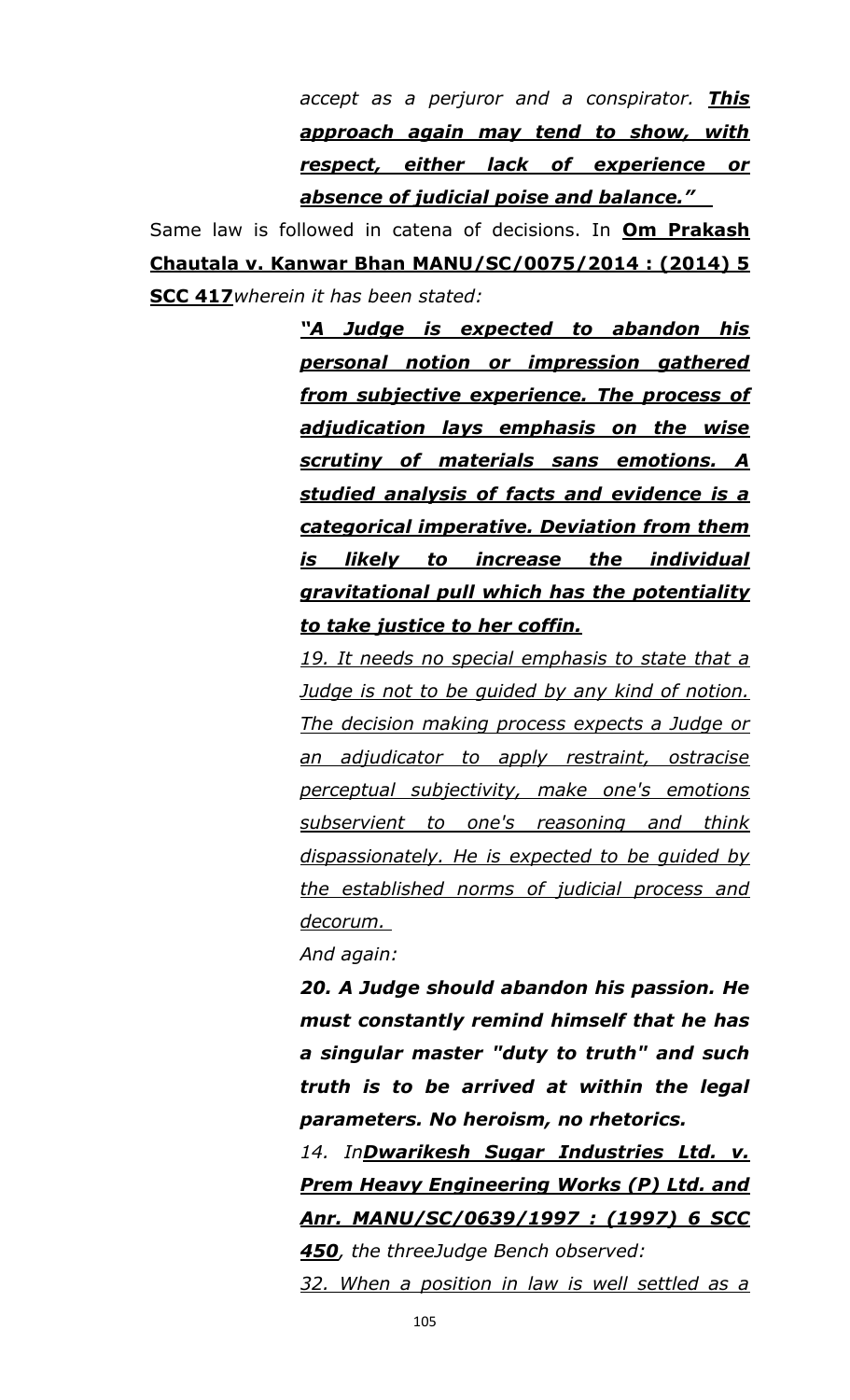*accept as a perjuror and a conspirator.* ***This approach again may tend to show, with respect, either lack of experience or absence of judicial poise and balance."***

Same law is followed in catena of decisions. In **Om Prakash Chautala v. Kanwar Bhan MANU/SC/0075/2014 : (2014) 5 SCC 417***wherein it has been stated:*

> ***"A Judge is expected to abandon his personal notion or impression gathered from subjective experience. The process of adjudication lays emphasis on the wise scrutiny of materials sans emotions. A studied analysis of facts and evidence is a categorical imperative. Deviation from them is likely to increase the individual gravitational pull which has the potentiality to take justice to her coffin.***
>
> *19. It needs no special emphasis to state that a Judge is not to be guided by any kind of notion. The decision making process expects a Judge or an adjudicator to apply restraint, ostracise perceptual subjectivity, make one's emotions subservient to one's reasoning and think dispassionately. He is expected to be guided by the established norms of judicial process and decorum.*
>
> *And again:*
>
> ***20. A Judge should abandon his passion. He must constantly remind himself that he has a singular master "duty to truth" and such truth is to be arrived at within the legal parameters. No heroism, no rhetorics.***
>
> *14. In**Dwarikesh Sugar Industries Ltd. v. Prem Heavy Engineering Works (P) Ltd. and Anr. MANU/SC/0639/1997 : (1997) 6 SCC 450**, the threeJudge Bench observed:*
>
> *32. When a position in law is well settled as a*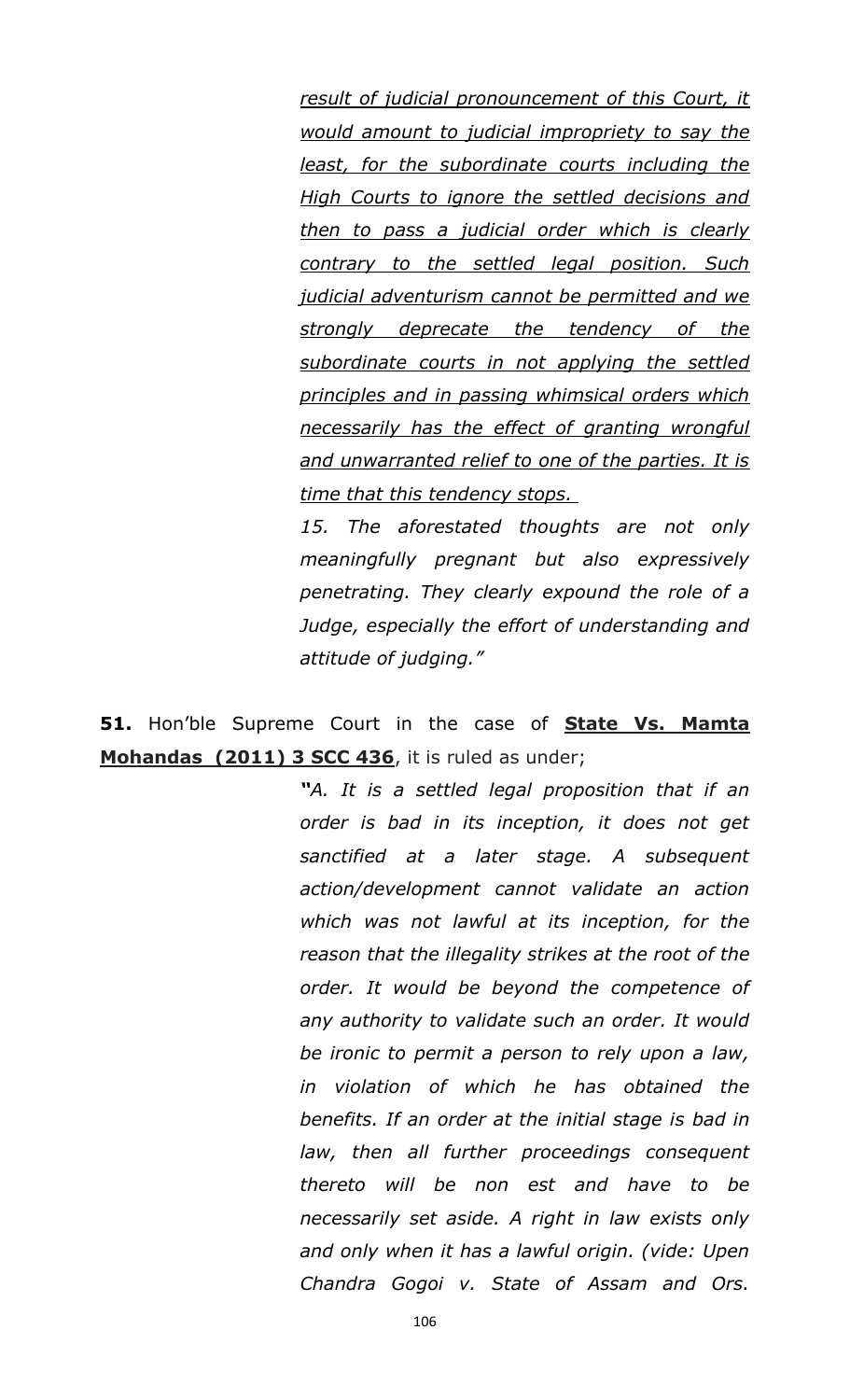*<u>result of judicial pronouncement of this Court, it would amount to judicial impropriety to say the least, for the subordinate courts including the High Courts to ignore the settled decisions and then to pass a judicial order which is clearly contrary to the settled legal position. Such judicial adventurism cannot be permitted and we strongly deprecate the tendency of the subordinate courts in not applying the settled principles and in passing whimsical orders which necessarily has the effect of granting wrongful and unwarranted relief to one of the parties. It is time that this tendency stops.</u>*

*15. The aforestated thoughts are not only meaningfully pregnant but also expressively penetrating. They clearly expound the role of a Judge, especially the effort of understanding and attitude of judging."*

**51.** Hon'ble Supreme Court in the case of **<u>State Vs. Mamta Mohandas (2011) 3 SCC 436</u>**, it is ruled as under;

> *"A. It is a settled legal proposition that if an order is bad in its inception, it does not get sanctified at a later stage. A subsequent action/development cannot validate an action which was not lawful at its inception, for the reason that the illegality strikes at the root of the order. It would be beyond the competence of any authority to validate such an order. It would be ironic to permit a person to rely upon a law, in violation of which he has obtained the benefits. If an order at the initial stage is bad in law, then all further proceedings consequent thereto will be non est and have to be necessarily set aside. A right in law exists only and only when it has a lawful origin. (vide: Upen Chandra Gogoi v. State of Assam and Ors.*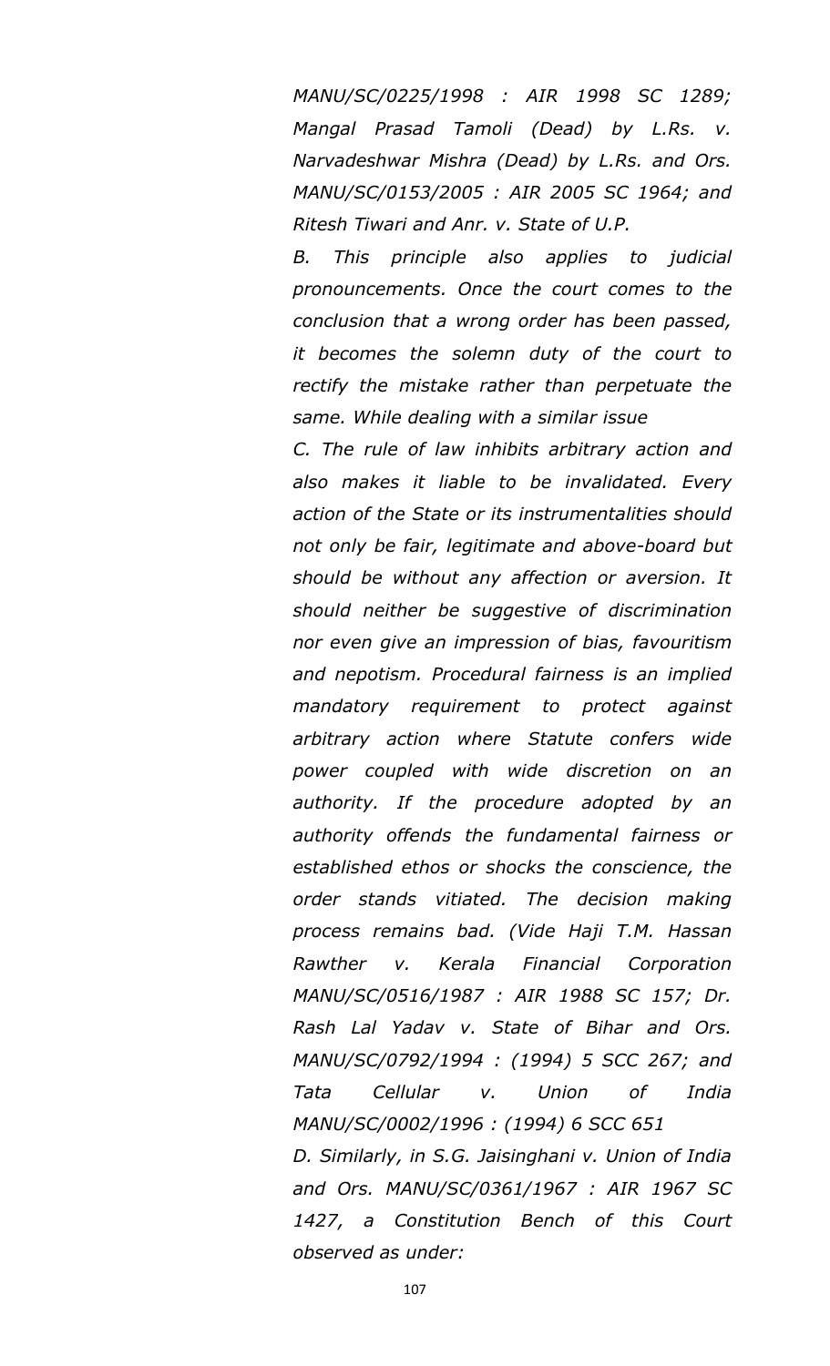*MANU/SC/0225/1998 : AIR 1998 SC 1289; Mangal Prasad Tamoli (Dead) by L.Rs. v. Narvadeshwar Mishra (Dead) by L.Rs. and Ors. MANU/SC/0153/2005 : AIR 2005 SC 1964; and Ritesh Tiwari and Anr. v. State of U.P.*

*B. This principle also applies to judicial pronouncements. Once the court comes to the conclusion that a wrong order has been passed, it becomes the solemn duty of the court to rectify the mistake rather than perpetuate the same. While dealing with a similar issue*

*C. The rule of law inhibits arbitrary action and also makes it liable to be invalidated. Every action of the State or its instrumentalities should not only be fair, legitimate and above-board but should be without any affection or aversion. It should neither be suggestive of discrimination nor even give an impression of bias, favouritism and nepotism. Procedural fairness is an implied mandatory requirement to protect against arbitrary action where Statute confers wide power coupled with wide discretion on an authority. If the procedure adopted by an authority offends the fundamental fairness or established ethos or shocks the conscience, the order stands vitiated. The decision making process remains bad. (Vide Haji T.M. Hassan Rawther v. Kerala Financial Corporation MANU/SC/0516/1987 : AIR 1988 SC 157; Dr. Rash Lal Yadav v. State of Bihar and Ors. MANU/SC/0792/1994 : (1994) 5 SCC 267; and Tata Cellular v. Union of India MANU/SC/0002/1996 : (1994) 6 SCC 651*

*D. Similarly, in S.G. Jaisinghani v. Union of India and Ors. MANU/SC/0361/1967 : AIR 1967 SC 1427, a Constitution Bench of this Court observed as under:*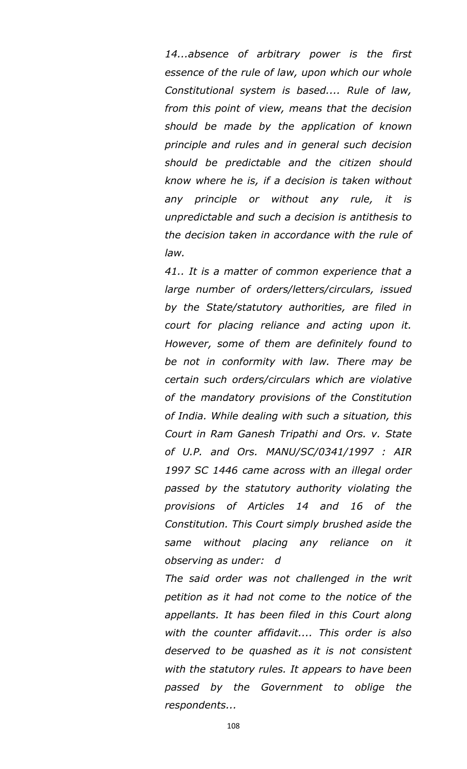*14...absence of arbitrary power is the first essence of the rule of law, upon which our whole Constitutional system is based.... Rule of law, from this point of view, means that the decision should be made by the application of known principle and rules and in general such decision should be predictable and the citizen should know where he is, if a decision is taken without any principle or without any rule, it is unpredictable and such a decision is antithesis to the decision taken in accordance with the rule of law.*

*41.. It is a matter of common experience that a large number of orders/letters/circulars, issued by the State/statutory authorities, are filed in court for placing reliance and acting upon it. However, some of them are definitely found to be not in conformity with law. There may be certain such orders/circulars which are violative of the mandatory provisions of the Constitution of India. While dealing with such a situation, this Court in Ram Ganesh Tripathi and Ors. v. State of U.P. and Ors. MANU/SC/0341/1997 : AIR 1997 SC 1446 came across with an illegal order passed by the statutory authority violating the provisions of Articles 14 and 16 of the Constitution. This Court simply brushed aside the same without placing any reliance on it observing as under: d*

*The said order was not challenged in the writ petition as it had not come to the notice of the appellants. It has been filed in this Court along with the counter affidavit.... This order is also deserved to be quashed as it is not consistent with the statutory rules. It appears to have been passed by the Government to oblige the respondents...*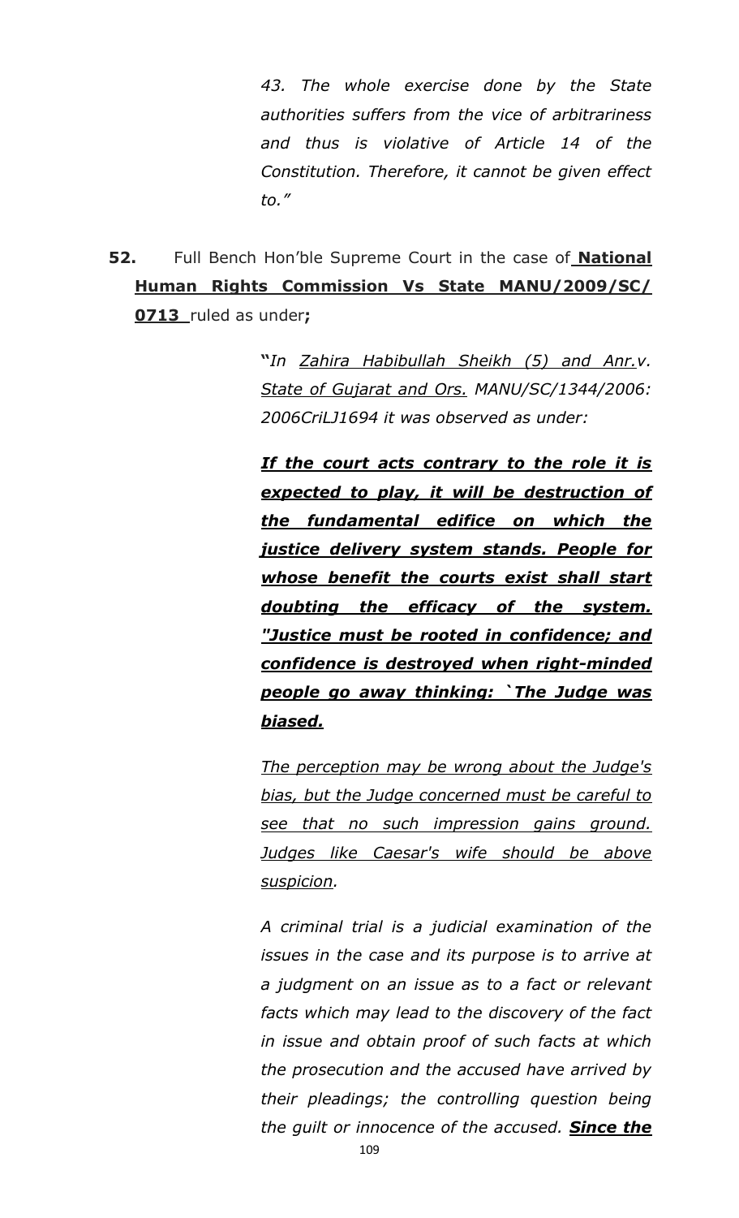*43. The whole exercise done by the State authorities suffers from the vice of arbitrariness and thus is violative of Article 14 of the Constitution. Therefore, it cannot be given effect to."*

**52.** Full Bench Hon'ble Supreme Court in the case of **National Human Rights Commission Vs State MANU/2009/SC/ 0713** ruled as under**;**

> **"***In Zahira Habibullah Sheikh (5) and Anr.v. State of Gujarat and Ors. MANU/SC/1344/2006: 2006CriLJ1694 it was observed as under:*
>
> ***If the court acts contrary to the role it is expected to play, it will be destruction of the fundamental edifice on which the justice delivery system stands. People for whose benefit the courts exist shall start doubting the efficacy of the system. "Justice must be rooted in confidence; and confidence is destroyed when right-minded people go away thinking: `The Judge was biased.***
>
> *The perception may be wrong about the Judge's bias, but the Judge concerned must be careful to see that no such impression gains ground. Judges like Caesar's wife should be above suspicion.*
>
> *A criminal trial is a judicial examination of the issues in the case and its purpose is to arrive at a judgment on an issue as to a fact or relevant facts which may lead to the discovery of the fact in issue and obtain proof of such facts at which the prosecution and the accused have arrived by their pleadings; the controlling question being the guilt or innocence of the accused.* ***Since the***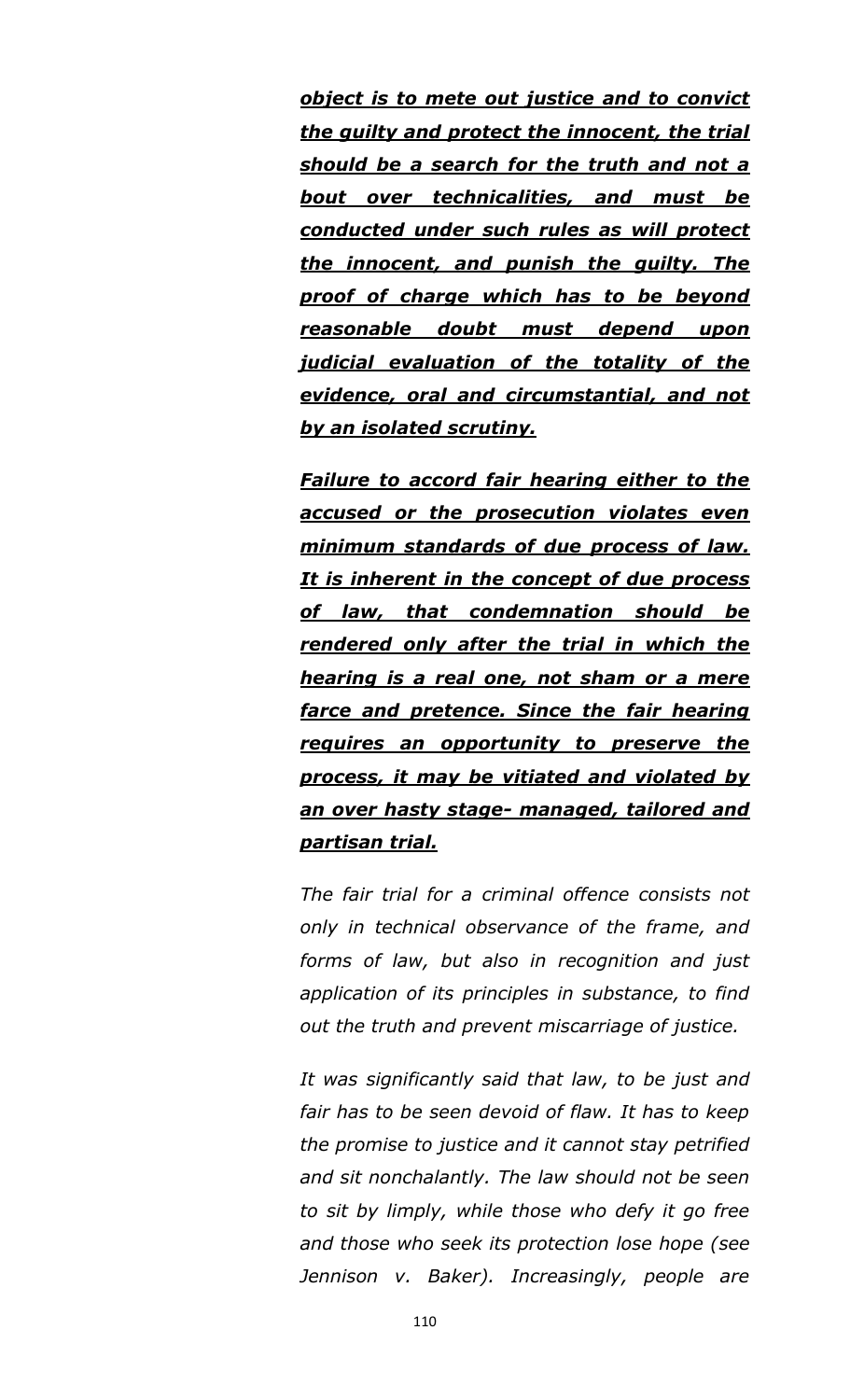***<u>object is to mete out justice and to convict the guilty and protect the innocent, the trial should be a search for the truth and not a bout over technicalities, and must be conducted under such rules as will protect the innocent, and punish the guilty. The proof of charge which has to be beyond reasonable doubt must depend upon judicial evaluation of the totality of the evidence, oral and circumstantial, and not by an isolated scrutiny.</u>***

***<u>Failure to accord fair hearing either to the accused or the prosecution violates even minimum standards of due process of law. It is inherent in the concept of due process of law, that condemnation should be rendered only after the trial in which the hearing is a real one, not sham or a mere farce and pretence. Since the fair hearing requires an opportunity to preserve the process, it may be vitiated and violated by an over hasty stage- managed, tailored and partisan trial.</u>***

*The fair trial for a criminal offence consists not only in technical observance of the frame, and forms of law, but also in recognition and just application of its principles in substance, to find out the truth and prevent miscarriage of justice.*

*It was significantly said that law, to be just and fair has to be seen devoid of flaw. It has to keep the promise to justice and it cannot stay petrified and sit nonchalantly. The law should not be seen to sit by limply, while those who defy it go free and those who seek its protection lose hope (see Jennison v. Baker). Increasingly, people are*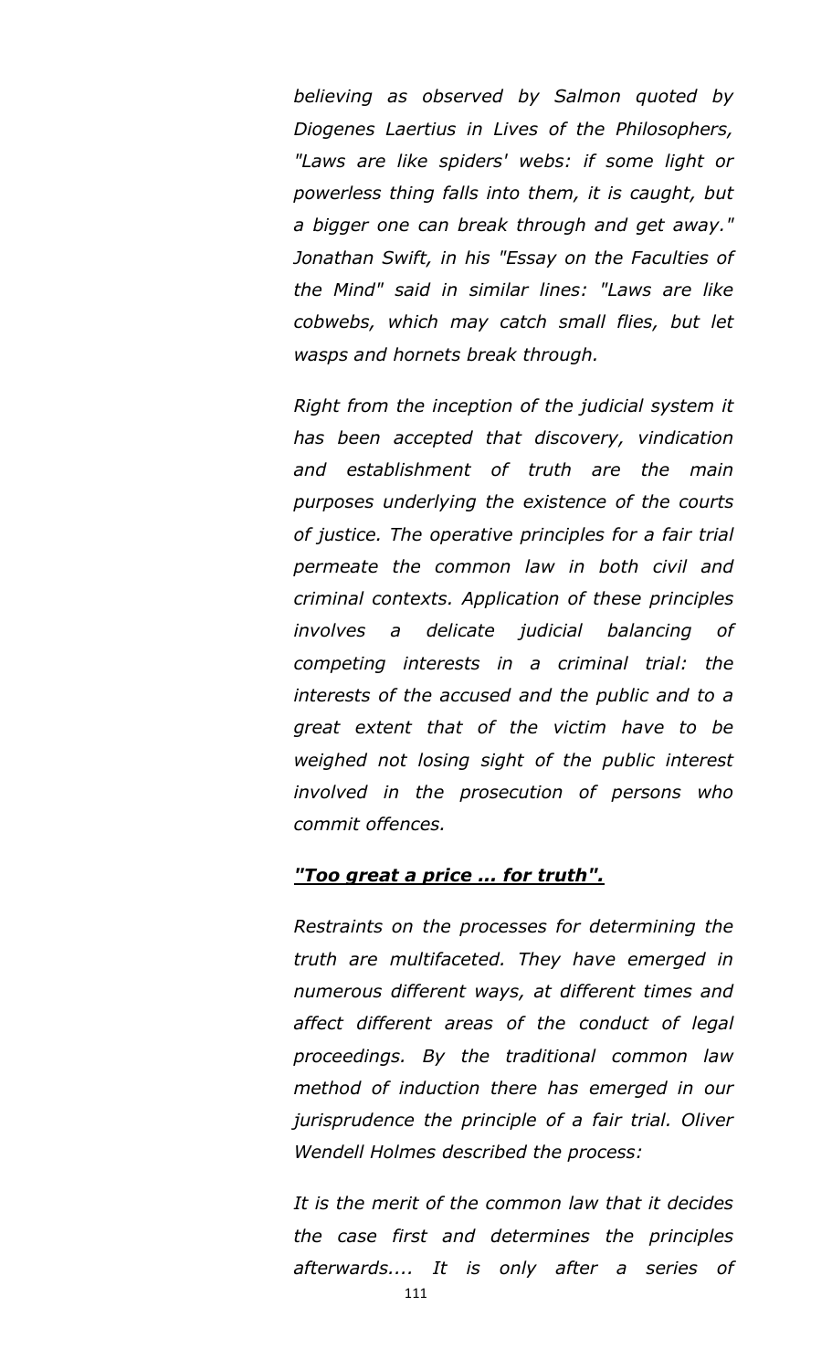*believing as observed by Salmon quoted by Diogenes Laertius in Lives of the Philosophers, "Laws are like spiders' webs: if some light or powerless thing falls into them, it is caught, but a bigger one can break through and get away." Jonathan Swift, in his "Essay on the Faculties of the Mind" said in similar lines: "Laws are like cobwebs, which may catch small flies, but let wasps and hornets break through.*

*Right from the inception of the judicial system it has been accepted that discovery, vindication and establishment of truth are the main purposes underlying the existence of the courts of justice. The operative principles for a fair trial permeate the common law in both civil and criminal contexts. Application of these principles involves a delicate judicial balancing of competing interests in a criminal trial: the interests of the accused and the public and to a great extent that of the victim have to be weighed not losing sight of the public interest involved in the prosecution of persons who commit offences.*

***<u>"Too great a price ... for truth".</u>***

*Restraints on the processes for determining the truth are multifaceted. They have emerged in numerous different ways, at different times and affect different areas of the conduct of legal proceedings. By the traditional common law method of induction there has emerged in our jurisprudence the principle of a fair trial. Oliver Wendell Holmes described the process:*

*It is the merit of the common law that it decides the case first and determines the principles afterwards.... It is only after a series of*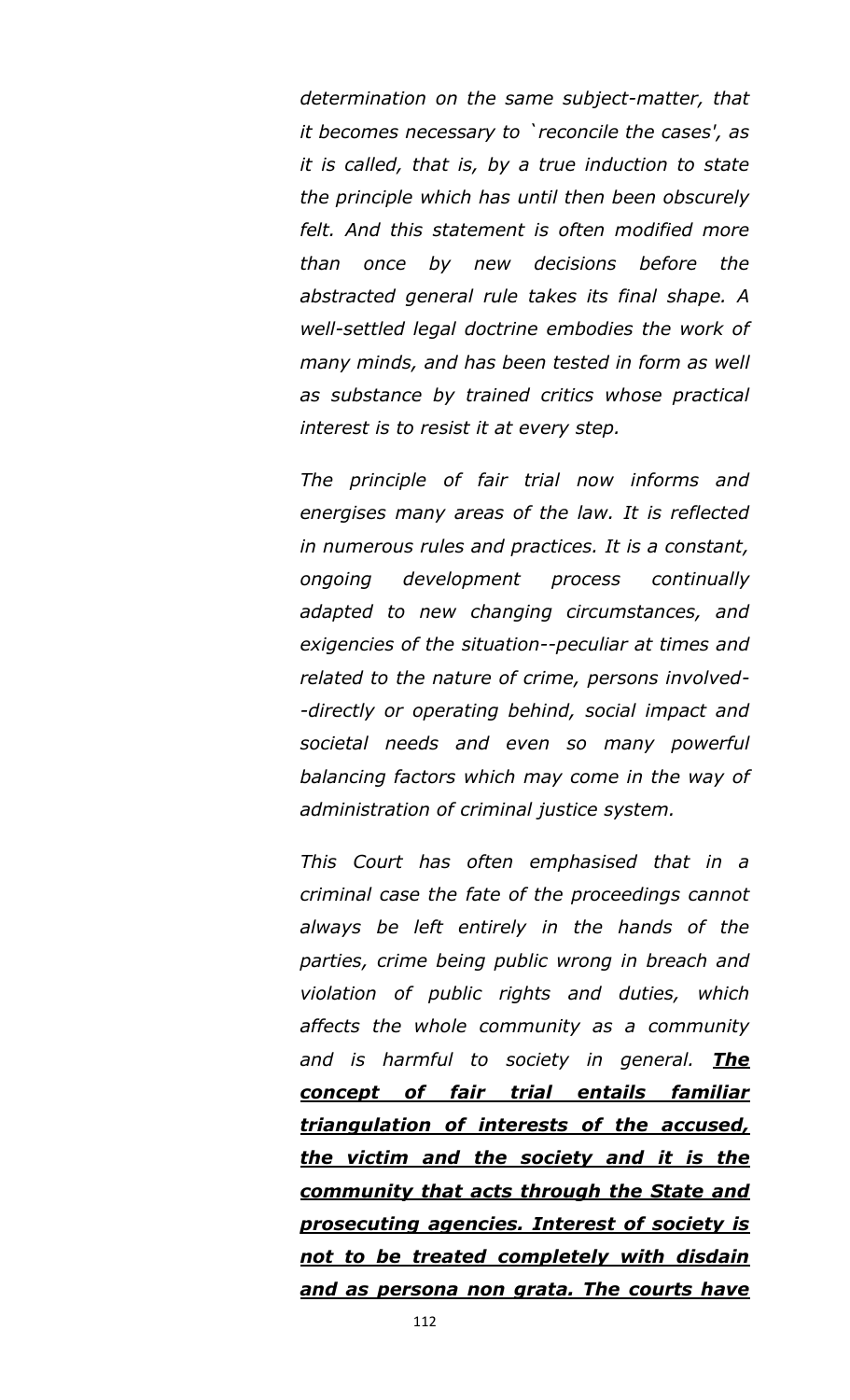*determination on the same subject-matter, that it becomes necessary to `reconcile the cases', as it is called, that is, by a true induction to state the principle which has until then been obscurely felt. And this statement is often modified more than once by new decisions before the abstracted general rule takes its final shape. A well-settled legal doctrine embodies the work of many minds, and has been tested in form as well as substance by trained critics whose practical interest is to resist it at every step.*

*The principle of fair trial now informs and energises many areas of the law. It is reflected in numerous rules and practices. It is a constant, ongoing development process continually adapted to new changing circumstances, and exigencies of the situation--peculiar at times and related to the nature of crime, persons involved--directly or operating behind, social impact and societal needs and even so many powerful balancing factors which may come in the way of administration of criminal justice system.*

*This Court has often emphasised that in a criminal case the fate of the proceedings cannot always be left entirely in the hands of the parties, crime being public wrong in breach and violation of public rights and duties, which affects the whole community as a community and is harmful to society in general.* ***<u>The concept of fair trial entails familiar triangulation of interests of the accused, the victim and the society and it is the community that acts through the State and prosecuting agencies. Interest of society is not to be treated completely with disdain and as persona non grata. The courts have</u>***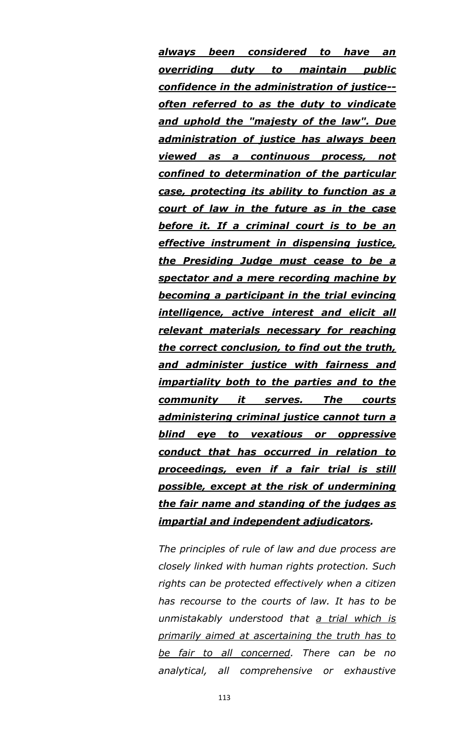***<u>always been considered to have an overriding duty to maintain public confidence in the administration of justice--often referred to as the duty to vindicate and uphold the "majesty of the law". Due administration of justice has always been viewed as a continuous process, not confined to determination of the particular case, protecting its ability to function as a court of law in the future as in the case before it. If a criminal court is to be an effective instrument in dispensing justice, the Presiding Judge must cease to be a spectator and a mere recording machine by becoming a participant in the trial evincing intelligence, active interest and elicit all relevant materials necessary for reaching the correct conclusion, to find out the truth, and administer justice with fairness and impartiality both to the parties and to the community it serves. The courts administering criminal justice cannot turn a blind eye to vexatious or oppressive conduct that has occurred in relation to proceedings, even if a fair trial is still possible, except at the risk of undermining the fair name and standing of the judges as impartial and independent adjudicators</u>.***

*The principles of rule of law and due process are closely linked with human rights protection. Such rights can be protected effectively when a citizen has recourse to the courts of law. It has to be unmistakably understood that <u>a trial which is primarily aimed at ascertaining the truth has to be fair to all concerned</u>. There can be no analytical, all comprehensive or exhaustive*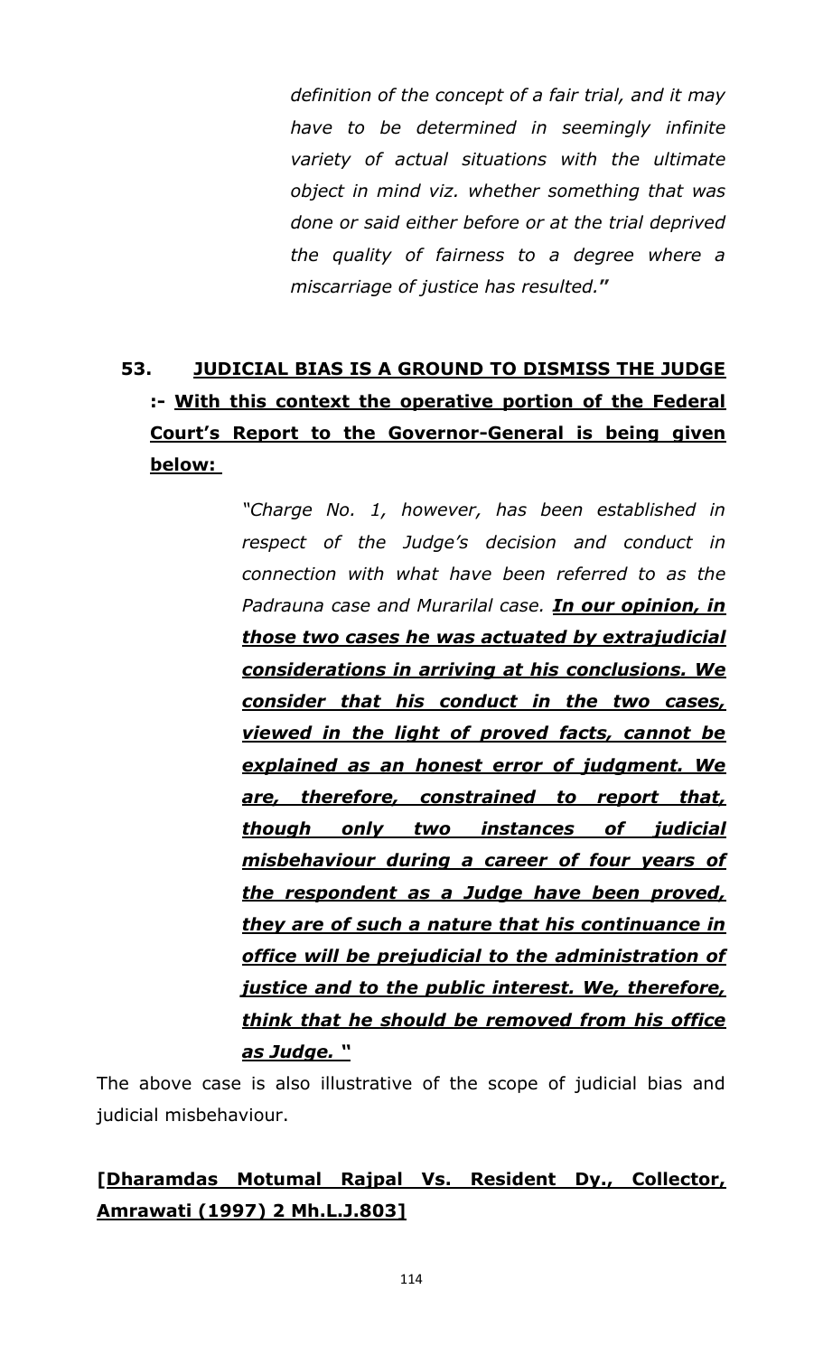*definition of the concept of a fair trial, and it may have to be determined in seemingly infinite variety of actual situations with the ultimate object in mind viz. whether something that was done or said either before or at the trial deprived the quality of fairness to a degree where a miscarriage of justice has resulted.*"

**53. <u>JUDICIAL BIAS IS A GROUND TO DISMISS THE JUDGE</u> :- <u>With this context the operative portion of the Federal Court's Report to the Governor-General is being given below:</u>**

> *"Charge No. 1, however, has been established in respect of the Judge's decision and conduct in connection with what have been referred to as the Padrauna case and Murarilal case.* ***<u>In our opinion, in those two cases he was actuated by extrajudicial considerations in arriving at his conclusions. We consider that his conduct in the two cases, viewed in the light of proved facts, cannot be explained as an honest error of judgment. We are, therefore, constrained to report that, though only two instances of judicial misbehaviour during a career of four years of the respondent as a Judge have been proved, they are of such a nature that his continuance in office will be prejudicial to the administration of justice and to the public interest. We, therefore, think that he should be removed from his office as Judge. "</u>***

The above case is also illustrative of the scope of judicial bias and judicial misbehaviour.

**[<u>Dharamdas Motumal Rajpal Vs. Resident Dy., Collector, Amrawati (1997) 2 Mh.L.J.803]</u>**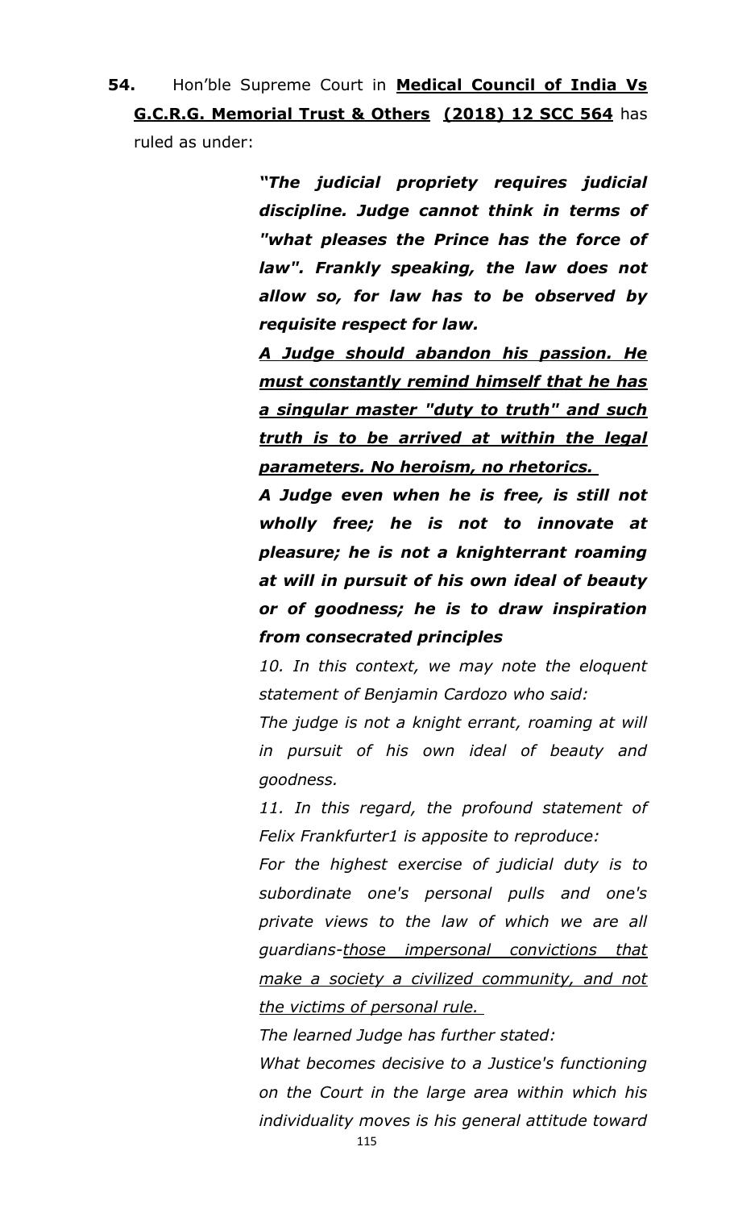**54.** Hon'ble Supreme Court in **Medical Council of India Vs G.C.R.G. Memorial Trust & Others (2018) 12 SCC 564** has ruled as under:

> ***"The judicial propriety requires judicial discipline. Judge cannot think in terms of "what pleases the Prince has the force of law". Frankly speaking, the law does not allow so, for law has to be observed by requisite respect for law.***
>
> ***A Judge should abandon his passion. He must constantly remind himself that he has a singular master "duty to truth" and such truth is to be arrived at within the legal parameters. No heroism, no rhetorics.***
>
> ***A Judge even when he is free, is still not wholly free; he is not to innovate at pleasure; he is not a knighterrant roaming at will in pursuit of his own ideal of beauty or of goodness; he is to draw inspiration from consecrated principles***
>
> *10. In this context, we may note the eloquent statement of Benjamin Cardozo who said:*
>
> *The judge is not a knight errant, roaming at will in pursuit of his own ideal of beauty and goodness.*
>
> *11. In this regard, the profound statement of Felix Frankfurter1 is apposite to reproduce:*
>
> *For the highest exercise of judicial duty is to subordinate one's personal pulls and one's private views to the law of which we are all guardians-those impersonal convictions that make a society a civilized community, and not the victims of personal rule.*
>
> *The learned Judge has further stated:*
>
> *What becomes decisive to a Justice's functioning on the Court in the large area within which his individuality moves is his general attitude toward*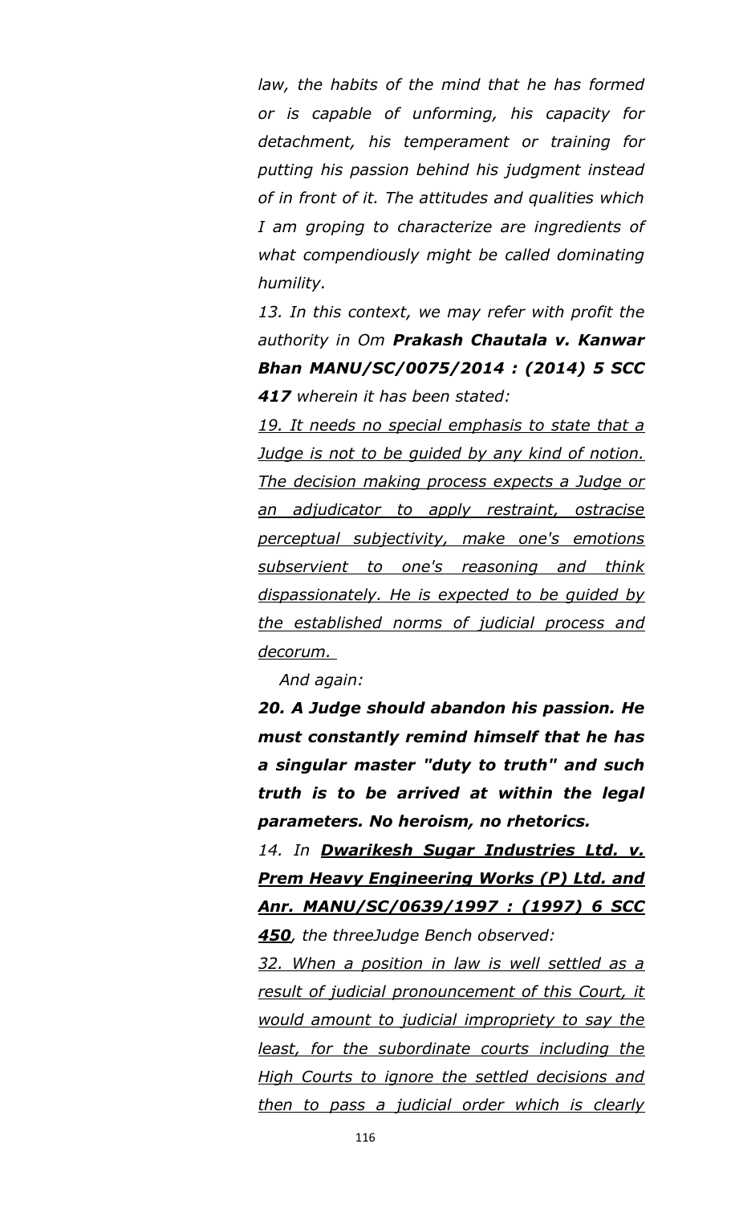*law, the habits of the mind that he has formed or is capable of unforming, his capacity for detachment, his temperament or training for putting his passion behind his judgment instead of in front of it. The attitudes and qualities which I am groping to characterize are ingredients of what compendiously might be called dominating humility.*

*13. In this context, we may refer with profit the authority in Om* ***Prakash Chautala v. Kanwar Bhan MANU/SC/0075/2014 : (2014) 5 SCC 417*** *wherein it has been stated:*

*<u>19. It needs no special emphasis to state that a Judge is not to be guided by any kind of notion. The decision making process expects a Judge or an adjudicator to apply restraint, ostracise perceptual subjectivity, make one's emotions subservient to one's reasoning and think dispassionately. He is expected to be guided by the established norms of judicial process and decorum.</u>*

*And again:*

***20. A Judge should abandon his passion. He must constantly remind himself that he has a singular master "duty to truth" and such truth is to be arrived at within the legal parameters. No heroism, no rhetorics.***

*14. In* ***<u>Dwarikesh Sugar Industries Ltd. v. Prem Heavy Engineering Works (P) Ltd. and Anr. MANU/SC/0639/1997 : (1997) 6 SCC 450</u>****, the threeJudge Bench observed:*

*<u>32. When a position in law is well settled as a result of judicial pronouncement of this Court, it would amount to judicial impropriety to say the least, for the subordinate courts including the High Courts to ignore the settled decisions and then to pass a judicial order which is clearly</u>*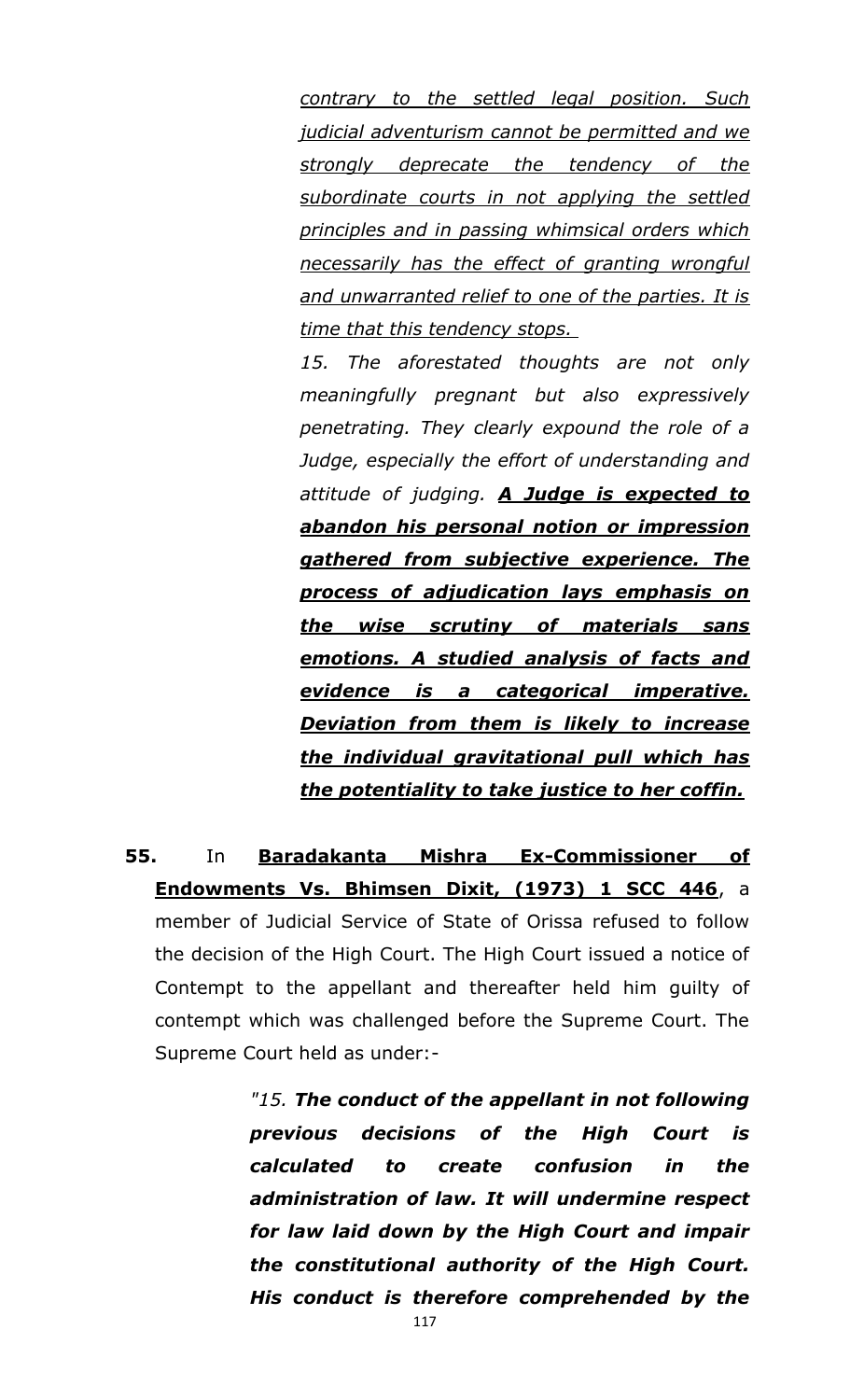> *contrary to the settled legal position. Such judicial adventurism cannot be permitted and we strongly deprecate the tendency of the subordinate courts in not applying the settled principles and in passing whimsical orders which necessarily has the effect of granting wrongful and unwarranted relief to one of the parties. It is time that this tendency stops.*
>
> *15. The aforestated thoughts are not only meaningfully pregnant but also expressively penetrating. They clearly expound the role of a Judge, especially the effort of understanding and attitude of judging.* ***A Judge is expected to abandon his personal notion or impression gathered from subjective experience. The process of adjudication lays emphasis on the wise scrutiny of materials sans emotions. A studied analysis of facts and evidence is a categorical imperative. Deviation from them is likely to increase the individual gravitational pull which has the potentiality to take justice to her coffin.***

**55.** In **Baradakanta Mishra Ex-Commissioner of Endowments Vs. Bhimsen Dixit, (1973) 1 SCC 446**, a member of Judicial Service of State of Orissa refused to follow the decision of the High Court. The High Court issued a notice of Contempt to the appellant and thereafter held him guilty of contempt which was challenged before the Supreme Court. The Supreme Court held as under:-

> *"15.* ***The conduct of the appellant in not following previous decisions of the High Court is calculated to create confusion in the administration of law. It will undermine respect for law laid down by the High Court and impair the constitutional authority of the High Court. His conduct is therefore comprehended by the***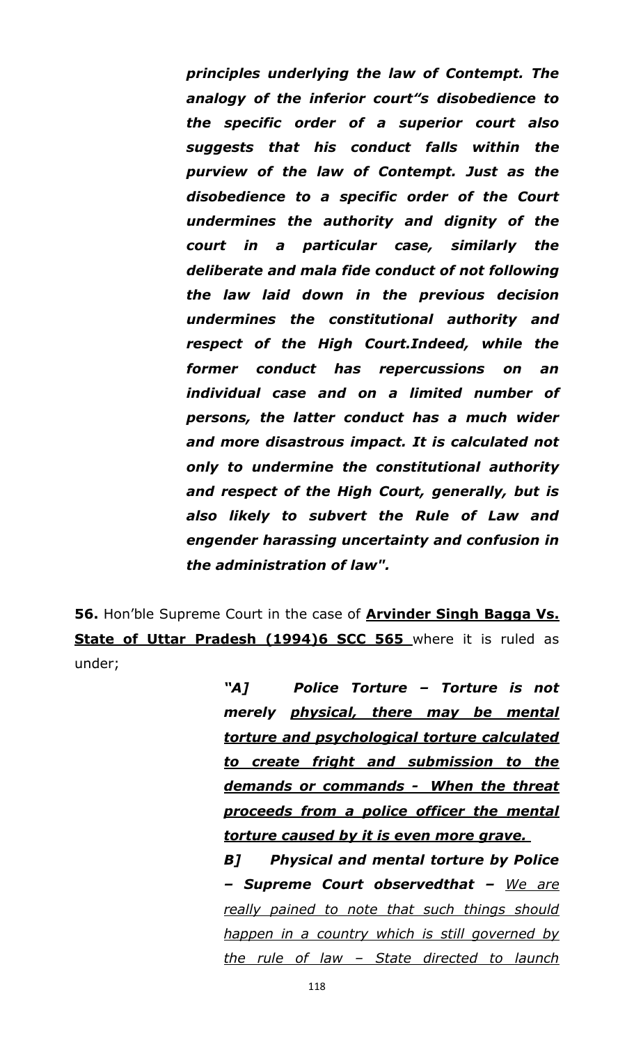> ***principles underlying the law of Contempt. The analogy of the inferior court"s disobedience to the specific order of a superior court also suggests that his conduct falls within the purview of the law of Contempt. Just as the disobedience to a specific order of the Court undermines the authority and dignity of the court in a particular case, similarly the deliberate and mala fide conduct of not following the law laid down in the previous decision undermines the constitutional authority and respect of the High Court.Indeed, while the former conduct has repercussions on an individual case and on a limited number of persons, the latter conduct has a much wider and more disastrous impact. It is calculated not only to undermine the constitutional authority and respect of the High Court, generally, but is also likely to subvert the Rule of Law and engender harassing uncertainty and confusion in the administration of law".***

**56.** Hon'ble Supreme Court in the case of **Arvinder Singh Bagga Vs. State of Uttar Pradesh (1994)6 SCC 565** where it is ruled as under;

> ***"A] Police Torture – Torture is not merely <u>physical, there may be mental torture and psychological torture calculated to create fright and submission to the demands or commands - When the threat proceeds from a police officer the mental torture caused by it is even more grave.</u>***
>
> ***B] Physical and mental torture by Police – Supreme Court observedthat –*** *<u>We are really pained to note that such things should happen in a country which is still governed by the rule of law – State directed to launch</u>*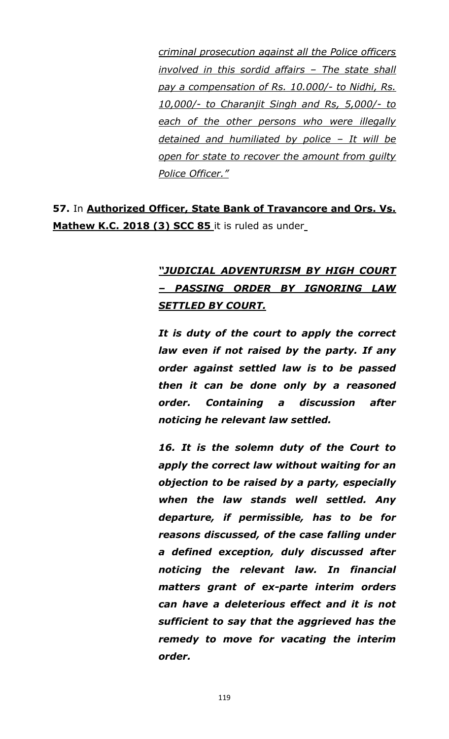*criminal prosecution against all the Police officers involved in this sordid affairs – The state shall pay a compensation of Rs. 10.000/- to Nidhi, Rs. 10,000/- to Charanjit Singh and Rs, 5,000/- to each of the other persons who were illegally detained and humiliated by police – It will be open for state to recover the amount from guilty Police Officer."*

**57.** In **Authorized Officer, State Bank of Travancore and Ors. Vs. Mathew K.C. 2018 (3) SCC 85** it is ruled as under

***"JUDICIAL ADVENTURISM BY HIGH COURT – PASSING ORDER BY IGNORING LAW SETTLED BY COURT.***

***It is duty of the court to apply the correct law even if not raised by the party. If any order against settled law is to be passed then it can be done only by a reasoned order. Containing a discussion after noticing he relevant law settled.***

***16. It is the solemn duty of the Court to apply the correct law without waiting for an objection to be raised by a party, especially when the law stands well settled. Any departure, if permissible, has to be for reasons discussed, of the case falling under a defined exception, duly discussed after noticing the relevant law. In financial matters grant of ex-parte interim orders can have a deleterious effect and it is not sufficient to say that the aggrieved has the remedy to move for vacating the interim order.***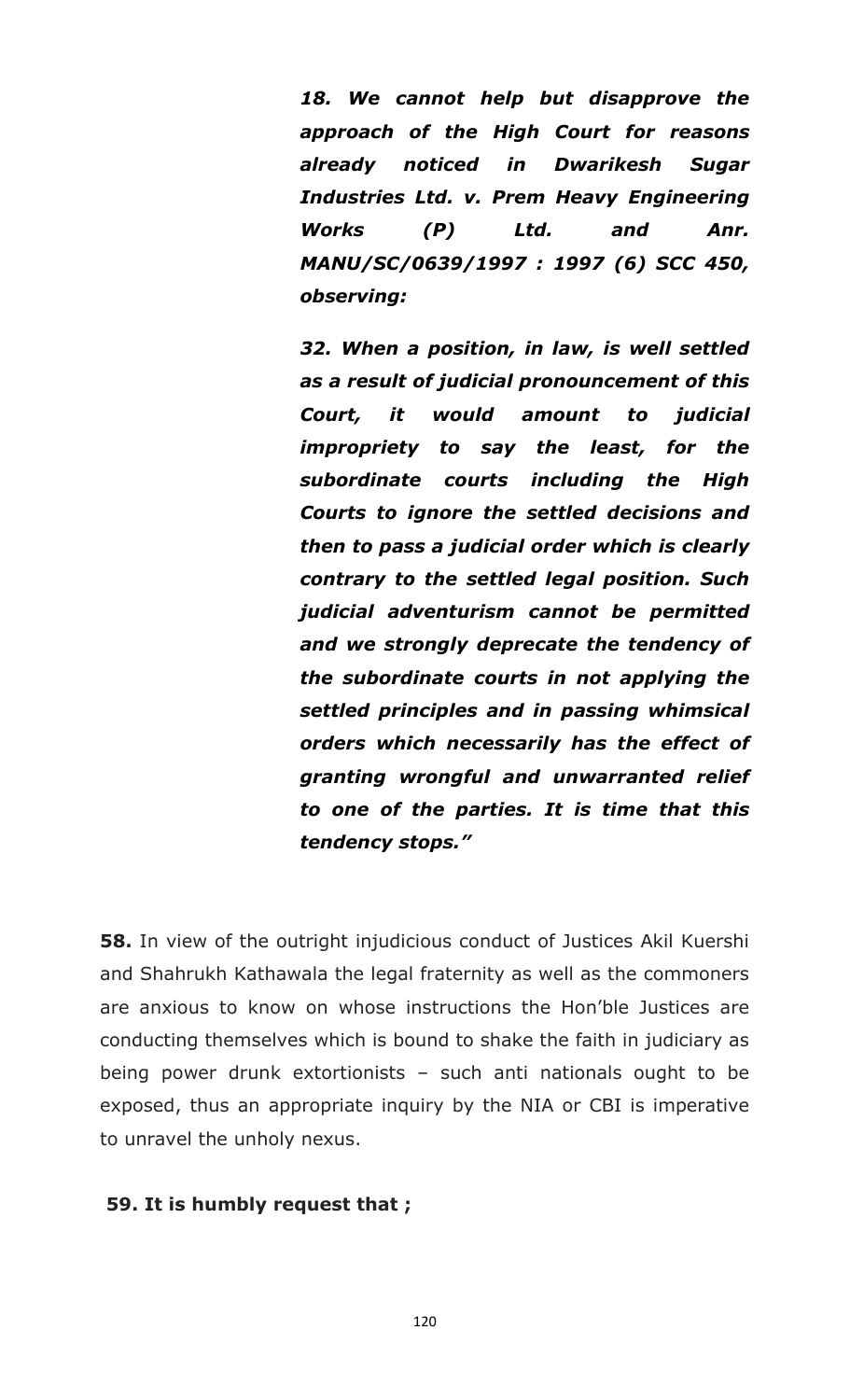> ***18. We cannot help but disapprove the approach of the High Court for reasons already noticed in Dwarikesh Sugar Industries Ltd. v. Prem Heavy Engineering Works (P) Ltd. and Anr. MANU/SC/0639/1997 : 1997 (6) SCC 450, observing:***
>
> ***32. When a position, in law, is well settled as a result of judicial pronouncement of this Court, it would amount to judicial impropriety to say the least, for the subordinate courts including the High Courts to ignore the settled decisions and then to pass a judicial order which is clearly contrary to the settled legal position. Such judicial adventurism cannot be permitted and we strongly deprecate the tendency of the subordinate courts in not applying the settled principles and in passing whimsical orders which necessarily has the effect of granting wrongful and unwarranted relief to one of the parties. It is time that this tendency stops."***

**58.** In view of the outright injudicious conduct of Justices Akil Kuershi and Shahrukh Kathawala the legal fraternity as well as the commoners are anxious to know on whose instructions the Hon'ble Justices are conducting themselves which is bound to shake the faith in judiciary as being power drunk extortionists – such anti nationals ought to be exposed, thus an appropriate inquiry by the NIA or CBI is imperative to unravel the unholy nexus.

**59. It is humbly request that ;**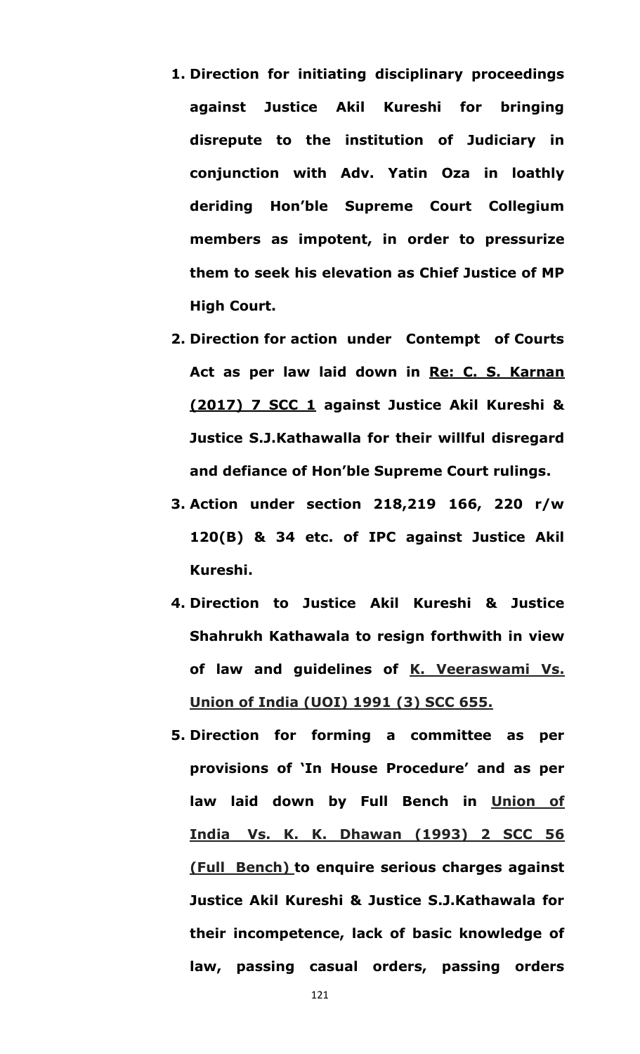1. **Direction for initiating disciplinary proceedings against Justice Akil Kureshi for bringing disrepute to the institution of Judiciary in conjunction with Adv. Yatin Oza in loathly deriding Hon'ble Supreme Court Collegium members as impotent, in order to pressurize them to seek his elevation as Chief Justice of MP High Court.**

2. **Direction for action under Contempt of Courts Act as per law laid down in <u>Re: C. S. Karnan (2017) 7 SCC 1</u> against Justice Akil Kureshi & Justice S.J.Kathawalla for their willful disregard and defiance of Hon'ble Supreme Court rulings.**

3. **Action under section 218,219 166, 220 r/w 120(B) & 34 etc. of IPC against Justice Akil Kureshi.**

4. **Direction to Justice Akil Kureshi & Justice Shahrukh Kathawala to resign forthwith in view of law and guidelines of <u>K. Veeraswami Vs. Union of India (UOI) 1991 (3) SCC 655.</u>**

5. **Direction for forming a committee as per provisions of 'In House Procedure' and as per law laid down by Full Bench in <u>Union of India Vs. K. K. Dhawan (1993) 2 SCC 56 (Full Bench)</u> to enquire serious charges against Justice Akil Kureshi & Justice S.J.Kathawala for their incompetence, lack of basic knowledge of law, passing casual orders, passing orders**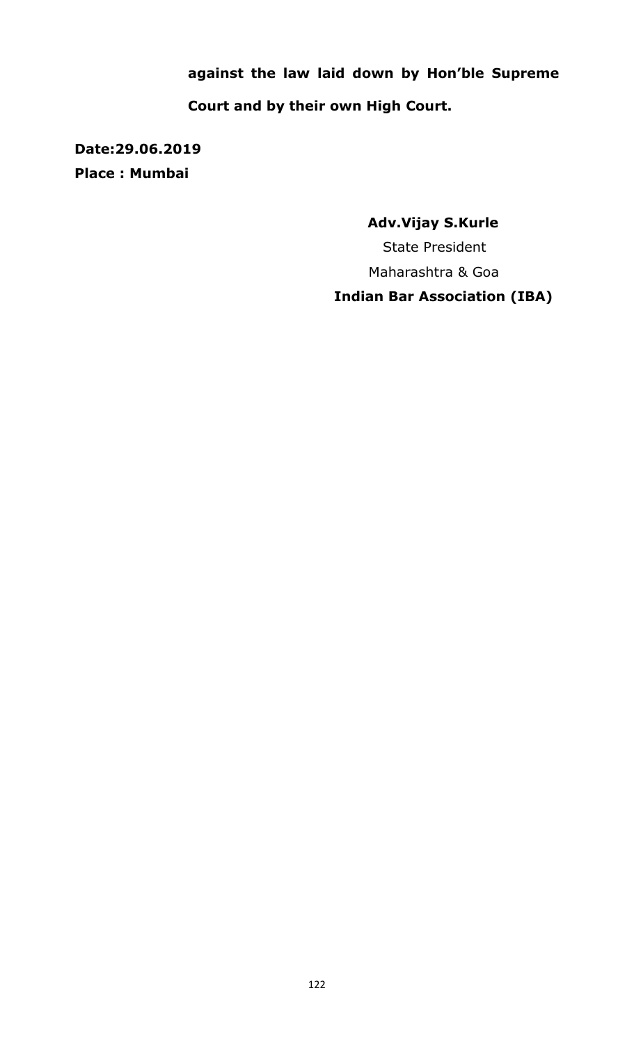**against the law laid down by Hon'ble Supreme Court and by their own High Court.**

**Date:29.06.2019**
**Place : Mumbai**

**Adv.Vijay S.Kurle**
State President
Maharashtra & Goa
**Indian Bar Association (IBA)**